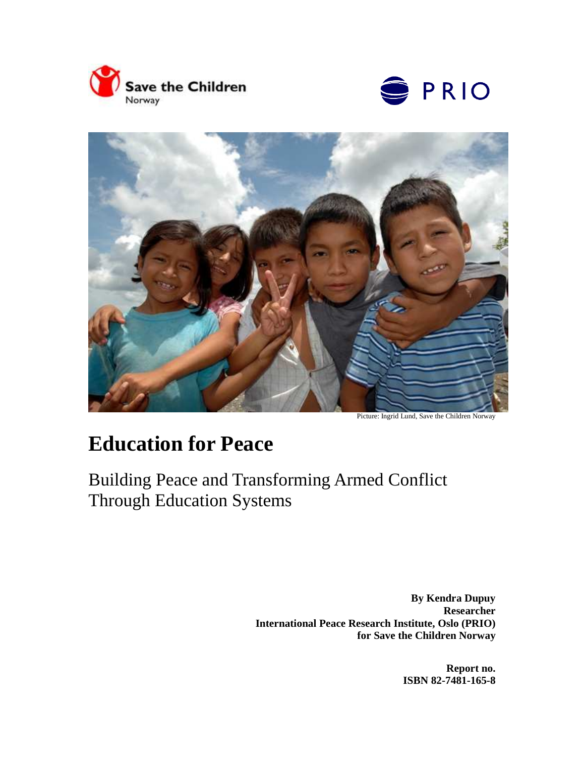Save the Children Norway

PRIO

Picture: Ingrid Lund, Save the Children Norway

# Education for Peace

## Building Peace and Transforming Armed Conflict Through Education Systems

**By Kendra Dupuy**
**Researcher**
**International Peace Research Institute, Oslo (PRIO)**
**for Save the Children Norway**

**Report no.**
**ISBN 82-7481-165-8**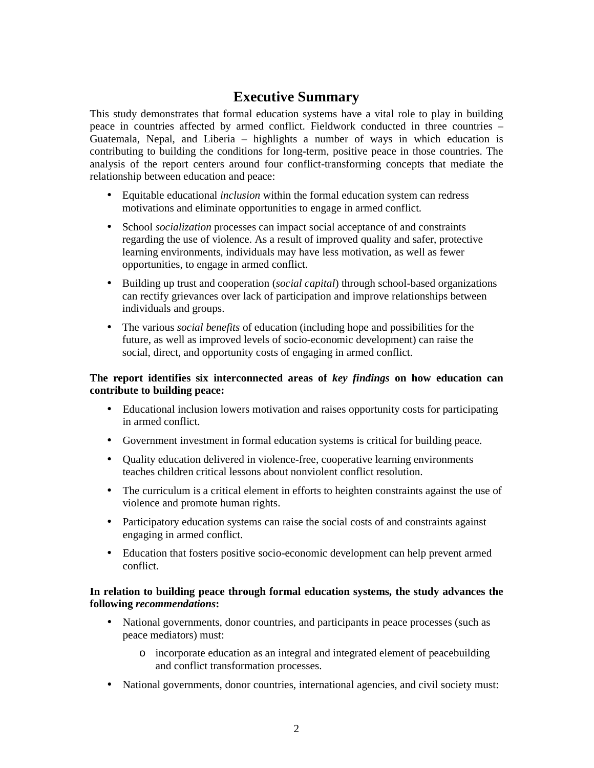# Executive Summary

This study demonstrates that formal education systems have a vital role to play in building peace in countries affected by armed conflict. Fieldwork conducted in three countries – Guatemala, Nepal, and Liberia – highlights a number of ways in which education is contributing to building the conditions for long-term, positive peace in those countries. The analysis of the report centers around four conflict-transforming concepts that mediate the relationship between education and peace:

- Equitable educational *inclusion* within the formal education system can redress motivations and eliminate opportunities to engage in armed conflict.
- School *socialization* processes can impact social acceptance of and constraints regarding the use of violence. As a result of improved quality and safer, protective learning environments, individuals may have less motivation, as well as fewer opportunities, to engage in armed conflict.
- Building up trust and cooperation (*social capital*) through school-based organizations can rectify grievances over lack of participation and improve relationships between individuals and groups.
- The various *social benefits* of education (including hope and possibilities for the future, as well as improved levels of socio-economic development) can raise the social, direct, and opportunity costs of engaging in armed conflict.

**The report identifies six interconnected areas of *key findings* on how education can contribute to building peace:**

- Educational inclusion lowers motivation and raises opportunity costs for participating in armed conflict.
- Government investment in formal education systems is critical for building peace.
- Quality education delivered in violence-free, cooperative learning environments teaches children critical lessons about nonviolent conflict resolution.
- The curriculum is a critical element in efforts to heighten constraints against the use of violence and promote human rights.
- Participatory education systems can raise the social costs of and constraints against engaging in armed conflict.
- Education that fosters positive socio-economic development can help prevent armed conflict.

**In relation to building peace through formal education systems, the study advances the following *recommendations*:**

- National governments, donor countries, and participants in peace processes (such as peace mediators) must:
  - incorporate education as an integral and integrated element of peacebuilding and conflict transformation processes.
- National governments, donor countries, international agencies, and civil society must: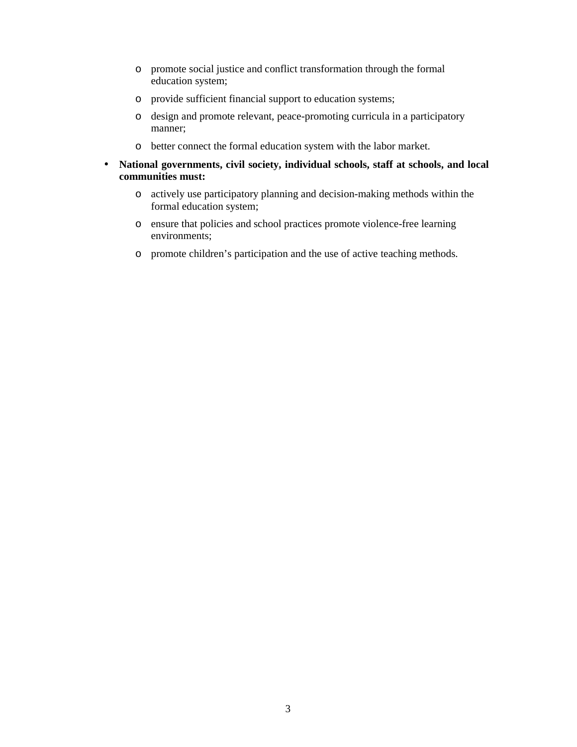- promote social justice and conflict transformation through the formal education system;
  - provide sufficient financial support to education systems;
  - design and promote relevant, peace-promoting curricula in a participatory manner;
  - better connect the formal education system with the labor market.

- **National governments, civil society, individual schools, staff at schools, and local communities must:**
  - actively use participatory planning and decision-making methods within the formal education system;
  - ensure that policies and school practices promote violence-free learning environments;
  - promote children's participation and the use of active teaching methods.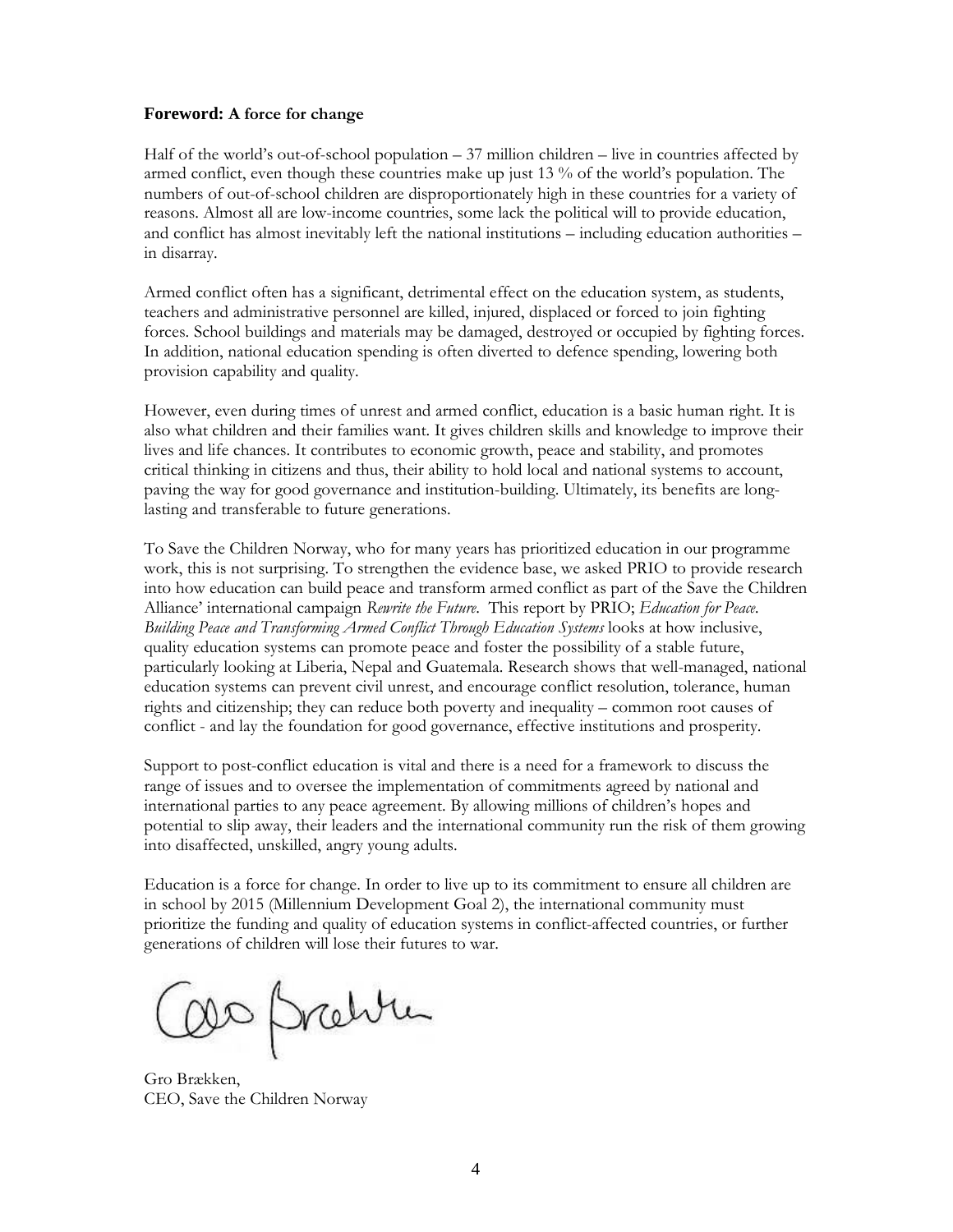## **Foreword:** A force for change

Half of the world's out-of-school population – 37 million children – live in countries affected by armed conflict, even though these countries make up just 13 % of the world's population. The numbers of out-of-school children are disproportionately high in these countries for a variety of reasons. Almost all are low-income countries, some lack the political will to provide education, and conflict has almost inevitably left the national institutions – including education authorities – in disarray.

Armed conflict often has a significant, detrimental effect on the education system, as students, teachers and administrative personnel are killed, injured, displaced or forced to join fighting forces. School buildings and materials may be damaged, destroyed or occupied by fighting forces. In addition, national education spending is often diverted to defence spending, lowering both provision capability and quality.

However, even during times of unrest and armed conflict, education is a basic human right. It is also what children and their families want. It gives children skills and knowledge to improve their lives and life chances. It contributes to economic growth, peace and stability, and promotes critical thinking in citizens and thus, their ability to hold local and national systems to account, paving the way for good governance and institution-building. Ultimately, its benefits are long-lasting and transferable to future generations.

To Save the Children Norway, who for many years has prioritized education in our programme work, this is not surprising. To strengthen the evidence base, we asked PRIO to provide research into how education can build peace and transform armed conflict as part of the Save the Children Alliance' international campaign *Rewrite the Future*. This report by PRIO; *Education for Peace. Building Peace and Transforming Armed Conflict Through Education Systems* looks at how inclusive, quality education systems can promote peace and foster the possibility of a stable future, particularly looking at Liberia, Nepal and Guatemala. Research shows that well-managed, national education systems can prevent civil unrest, and encourage conflict resolution, tolerance, human rights and citizenship; they can reduce both poverty and inequality – common root causes of conflict - and lay the foundation for good governance, effective institutions and prosperity.

Support to post-conflict education is vital and there is a need for a framework to discuss the range of issues and to oversee the implementation of commitments agreed by national and international parties to any peace agreement. By allowing millions of children's hopes and potential to slip away, their leaders and the international community run the risk of them growing into disaffected, unskilled, angry young adults.

Education is a force for change. In order to live up to its commitment to ensure all children are in school by 2015 (Millennium Development Goal 2), the international community must prioritize the funding and quality of education systems in conflict-affected countries, or further generations of children will lose their futures to war.

Gro Brækken,
CEO, Save the Children Norway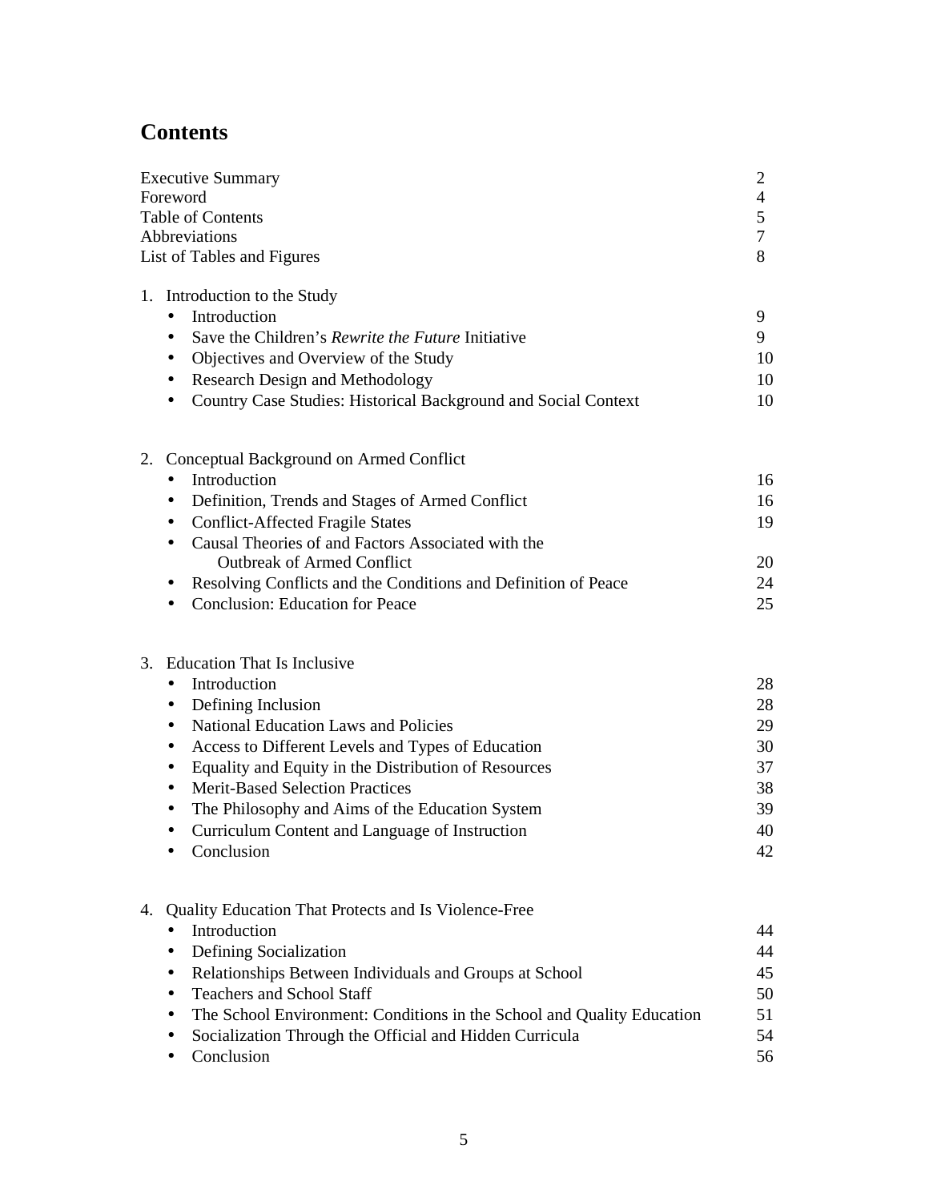# Contents

| | |
|---|---|
| Executive Summary | 2 |
| Foreword | 4 |
| Table of Contents | 5 |
| Abbreviations | 7 |
| List of Tables and Figures | 8 |

1. Introduction to the Study
   - Introduction 9
   - Save the Children's *Rewrite the Future* Initiative 9
   - Objectives and Overview of the Study 10
   - Research Design and Methodology 10
   - Country Case Studies: Historical Background and Social Context 10

2. Conceptual Background on Armed Conflict
   - Introduction 16
   - Definition, Trends and Stages of Armed Conflict 16
   - Conflict-Affected Fragile States 19
   - Causal Theories of and Factors Associated with the Outbreak of Armed Conflict 20
   - Resolving Conflicts and the Conditions and Definition of Peace 24
   - Conclusion: Education for Peace 25

3. Education That Is Inclusive
   - Introduction 28
   - Defining Inclusion 28
   - National Education Laws and Policies 29
   - Access to Different Levels and Types of Education 30
   - Equality and Equity in the Distribution of Resources 37
   - Merit-Based Selection Practices 38
   - The Philosophy and Aims of the Education System 39
   - Curriculum Content and Language of Instruction 40
   - Conclusion 42

4. Quality Education That Protects and Is Violence-Free
   - Introduction 44
   - Defining Socialization 44
   - Relationships Between Individuals and Groups at School 45
   - Teachers and School Staff 50
   - The School Environment: Conditions in the School and Quality Education 51
   - Socialization Through the Official and Hidden Curricula 54
   - Conclusion 56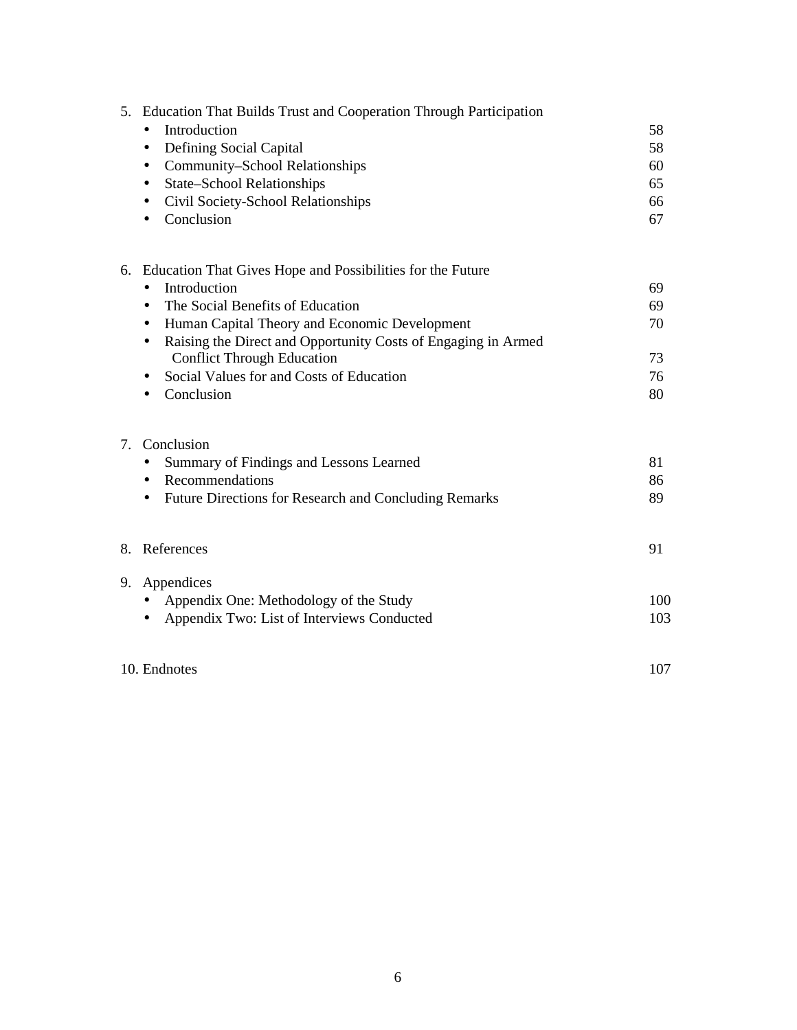5. Education That Builds Trust and Cooperation Through Participation
   - Introduction 58
   - Defining Social Capital 58
   - Community–School Relationships 60
   - State–School Relationships 65
   - Civil Society-School Relationships 66
   - Conclusion 67

6. Education That Gives Hope and Possibilities for the Future
   - Introduction 69
   - The Social Benefits of Education 69
   - Human Capital Theory and Economic Development 70
   - Raising the Direct and Opportunity Costs of Engaging in Armed Conflict Through Education 73
   - Social Values for and Costs of Education 76
   - Conclusion 80

7. Conclusion
   - Summary of Findings and Lessons Learned 81
   - Recommendations 86
   - Future Directions for Research and Concluding Remarks 89

8. References 91

9. Appendices
   - Appendix One: Methodology of the Study 100
   - Appendix Two: List of Interviews Conducted 103

10. Endnotes 107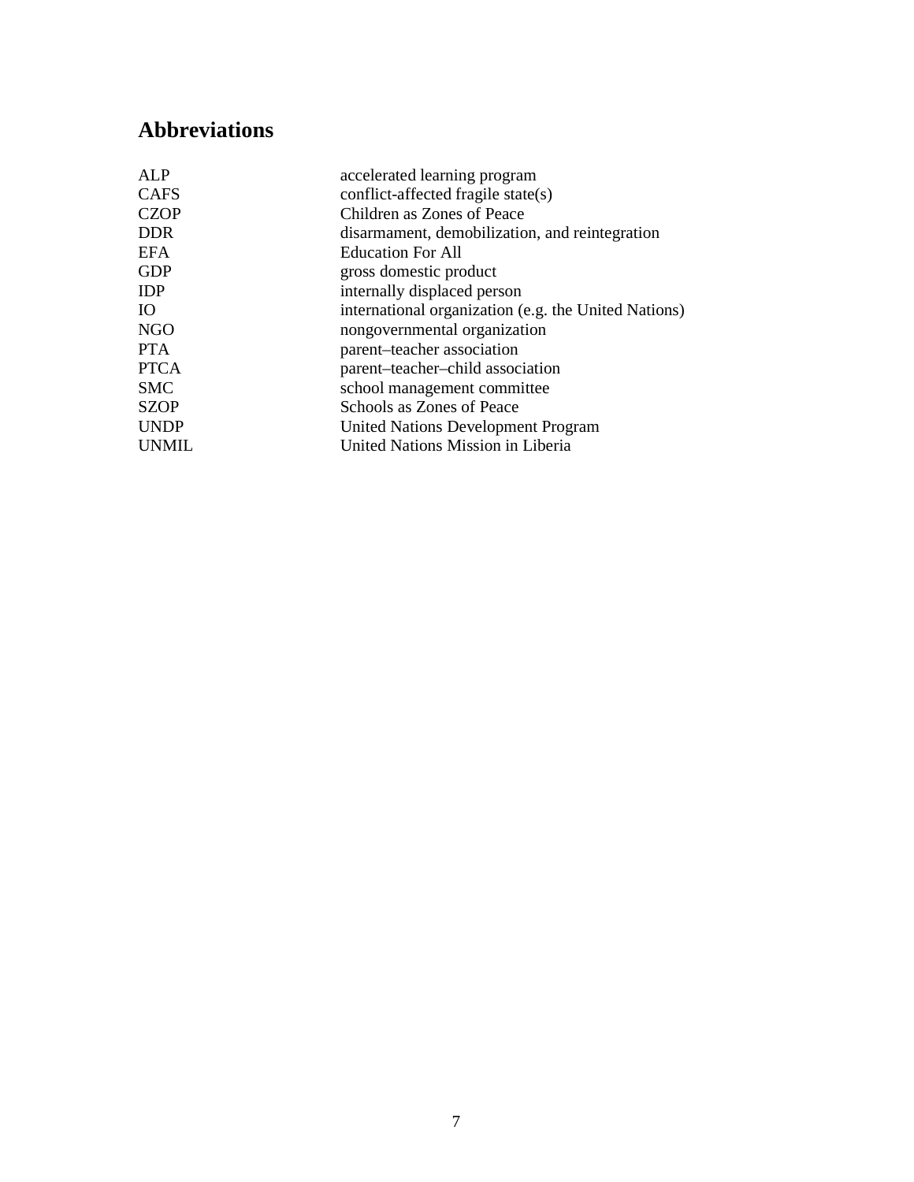## Abbreviations

| | |
|---|---|
| ALP | accelerated learning program |
| CAFS | conflict-affected fragile state(s) |
| CZOP | Children as Zones of Peace |
| DDR | disarmament, demobilization, and reintegration |
| EFA | Education For All |
| GDP | gross domestic product |
| IDP | internally displaced person |
| IO | international organization (e.g. the United Nations) |
| NGO | nongovernmental organization |
| PTA | parent–teacher association |
| PTCA | parent–teacher–child association |
| SMC | school management committee |
| SZOP | Schools as Zones of Peace |
| UNDP | United Nations Development Program |
| UNMIL | United Nations Mission in Liberia |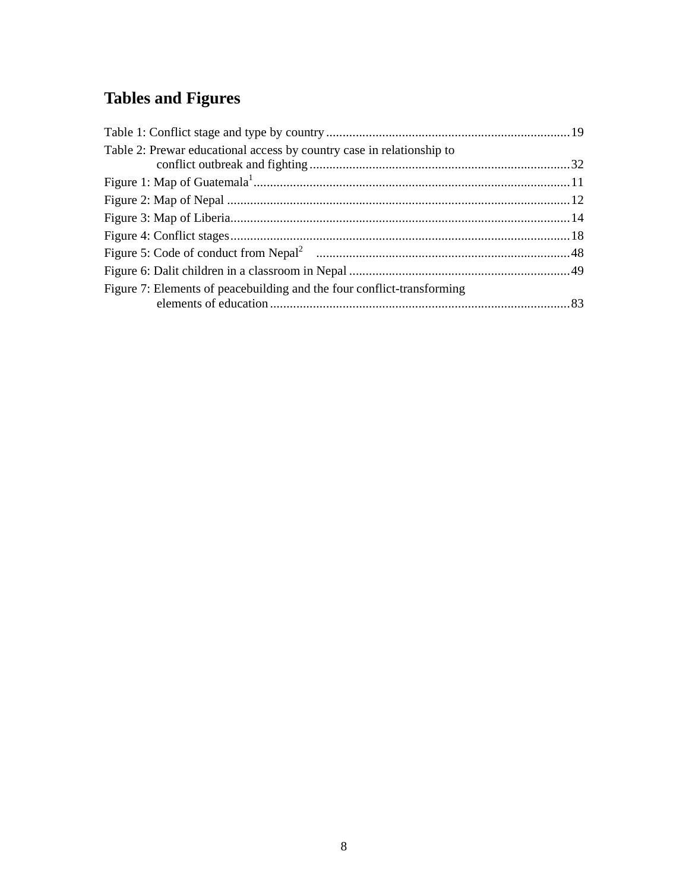## Tables and Figures

Table 1: Conflict stage and type by country .......................................................................... 19

Table 2: Prewar educational access by country case in relationship to conflict outbreak and fighting ............................................................................... 32

Figure 1: Map of Guatemala[1] ................................................................................................ 11

Figure 2: Map of Nepal ........................................................................................................ 12

Figure 3: Map of Liberia ...................................................................................................... 14

Figure 4: Conflict stages ...................................................................................................... 18

Figure 5: Code of conduct from Nepal[2] ............................................................................. 48

Figure 6: Dalit children in a classroom in Nepal ................................................................... 49

Figure 7: Elements of peacebuilding and the four conflict-transforming elements of education ........................................................................................... 83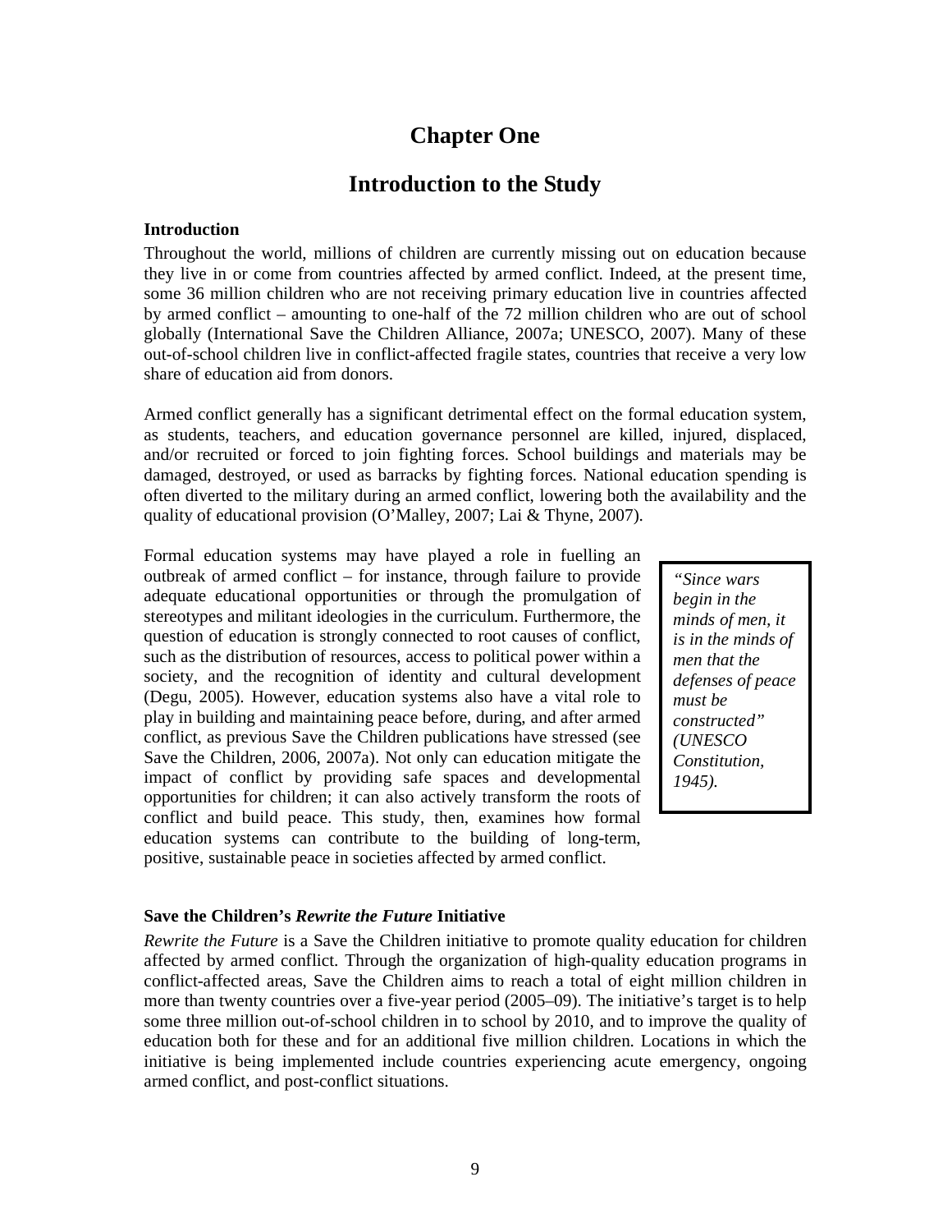# Chapter One

# Introduction to the Study

### Introduction

Throughout the world, millions of children are currently missing out on education because they live in or come from countries affected by armed conflict. Indeed, at the present time, some 36 million children who are not receiving primary education live in countries affected by armed conflict – amounting to one-half of the 72 million children who are out of school globally (International Save the Children Alliance, 2007a; UNESCO, 2007). Many of these out-of-school children live in conflict-affected fragile states, countries that receive a very low share of education aid from donors.

Armed conflict generally has a significant detrimental effect on the formal education system, as students, teachers, and education governance personnel are killed, injured, displaced, and/or recruited or forced to join fighting forces. School buildings and materials may be damaged, destroyed, or used as barracks by fighting forces. National education spending is often diverted to the military during an armed conflict, lowering both the availability and the quality of educational provision (O'Malley, 2007; Lai & Thyne, 2007).

Formal education systems may have played a role in fuelling an outbreak of armed conflict – for instance, through failure to provide adequate educational opportunities or through the promulgation of stereotypes and militant ideologies in the curriculum. Furthermore, the question of education is strongly connected to root causes of conflict, such as the distribution of resources, access to political power within a society, and the recognition of identity and cultural development (Degu, 2005). However, education systems also have a vital role to play in building and maintaining peace before, during, and after armed conflict, as previous Save the Children publications have stressed (see Save the Children, 2006, 2007a). Not only can education mitigate the impact of conflict by providing safe spaces and developmental opportunities for children; it can also actively transform the roots of conflict and build peace. This study, then, examines how formal education systems can contribute to the building of long-term, positive, sustainable peace in societies affected by armed conflict.

> *"Since wars begin in the minds of men, it is in the minds of men that the defenses of peace must be constructed" (UNESCO Constitution, 1945).*

### Save the Children's *Rewrite the Future* Initiative

*Rewrite the Future* is a Save the Children initiative to promote quality education for children affected by armed conflict. Through the organization of high-quality education programs in conflict-affected areas, Save the Children aims to reach a total of eight million children in more than twenty countries over a five-year period (2005–09). The initiative's target is to help some three million out-of-school children in to school by 2010, and to improve the quality of education both for these and for an additional five million children. Locations in which the initiative is being implemented include countries experiencing acute emergency, ongoing armed conflict, and post-conflict situations.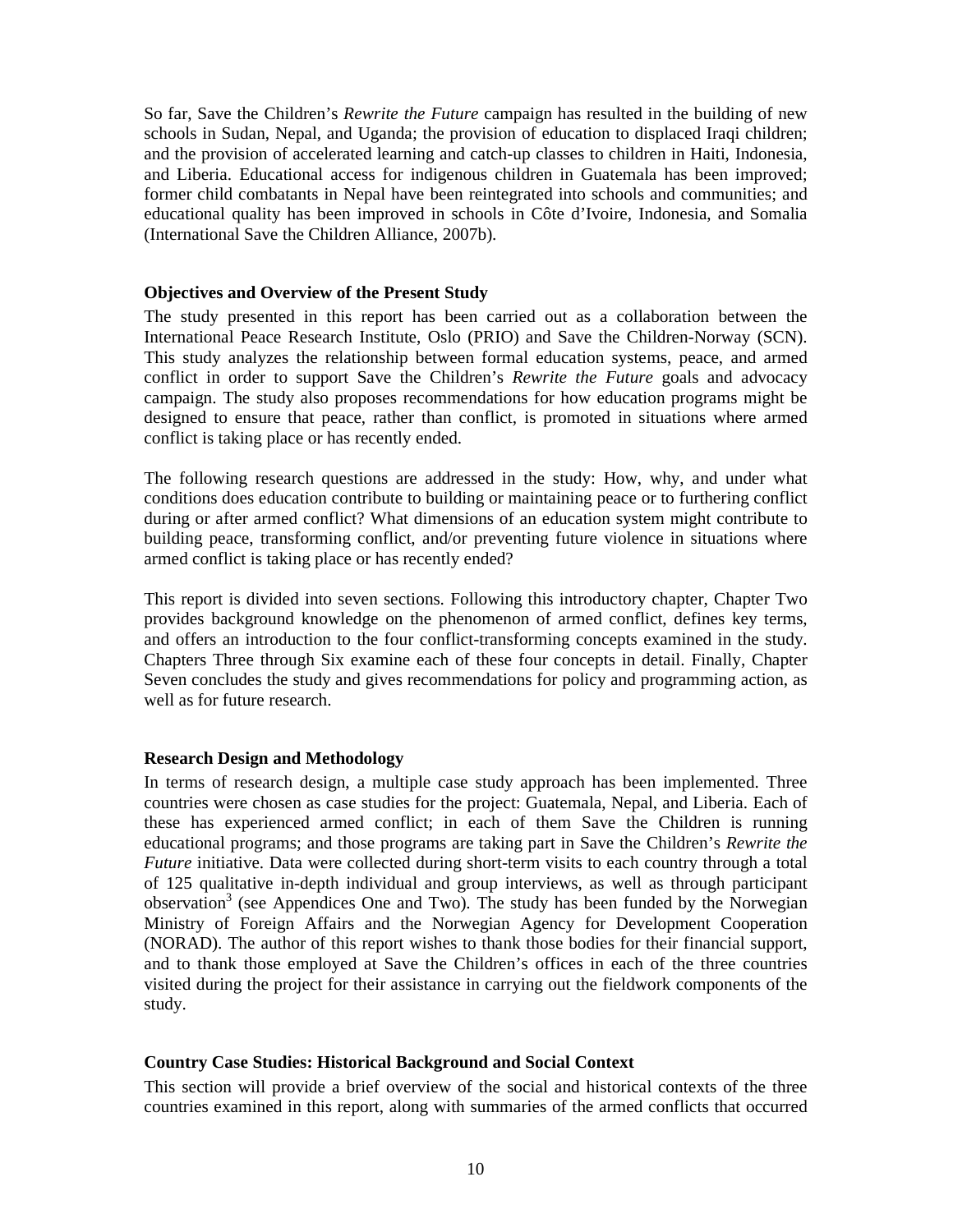So far, Save the Children's *Rewrite the Future* campaign has resulted in the building of new schools in Sudan, Nepal, and Uganda; the provision of education to displaced Iraqi children; and the provision of accelerated learning and catch-up classes to children in Haiti, Indonesia, and Liberia. Educational access for indigenous children in Guatemala has been improved; former child combatants in Nepal have been reintegrated into schools and communities; and educational quality has been improved in schools in Côte d'Ivoire, Indonesia, and Somalia (International Save the Children Alliance, 2007b).

**Objectives and Overview of the Present Study**

The study presented in this report has been carried out as a collaboration between the International Peace Research Institute, Oslo (PRIO) and Save the Children-Norway (SCN). This study analyzes the relationship between formal education systems, peace, and armed conflict in order to support Save the Children's *Rewrite the Future* goals and advocacy campaign. The study also proposes recommendations for how education programs might be designed to ensure that peace, rather than conflict, is promoted in situations where armed conflict is taking place or has recently ended.

The following research questions are addressed in the study: How, why, and under what conditions does education contribute to building or maintaining peace or to furthering conflict during or after armed conflict? What dimensions of an education system might contribute to building peace, transforming conflict, and/or preventing future violence in situations where armed conflict is taking place or has recently ended?

This report is divided into seven sections. Following this introductory chapter, Chapter Two provides background knowledge on the phenomenon of armed conflict, defines key terms, and offers an introduction to the four conflict-transforming concepts examined in the study. Chapters Three through Six examine each of these four concepts in detail. Finally, Chapter Seven concludes the study and gives recommendations for policy and programming action, as well as for future research.

**Research Design and Methodology**

In terms of research design, a multiple case study approach has been implemented. Three countries were chosen as case studies for the project: Guatemala, Nepal, and Liberia. Each of these has experienced armed conflict; in each of them Save the Children is running educational programs; and those programs are taking part in Save the Children's *Rewrite the Future* initiative. Data were collected during short-term visits to each country through a total of 125 qualitative in-depth individual and group interviews, as well as through participant observation[3] (see Appendices One and Two). The study has been funded by the Norwegian Ministry of Foreign Affairs and the Norwegian Agency for Development Cooperation (NORAD). The author of this report wishes to thank those bodies for their financial support, and to thank those employed at Save the Children's offices in each of the three countries visited during the project for their assistance in carrying out the fieldwork components of the study.

**Country Case Studies: Historical Background and Social Context**

This section will provide a brief overview of the social and historical contexts of the three countries examined in this report, along with summaries of the armed conflicts that occurred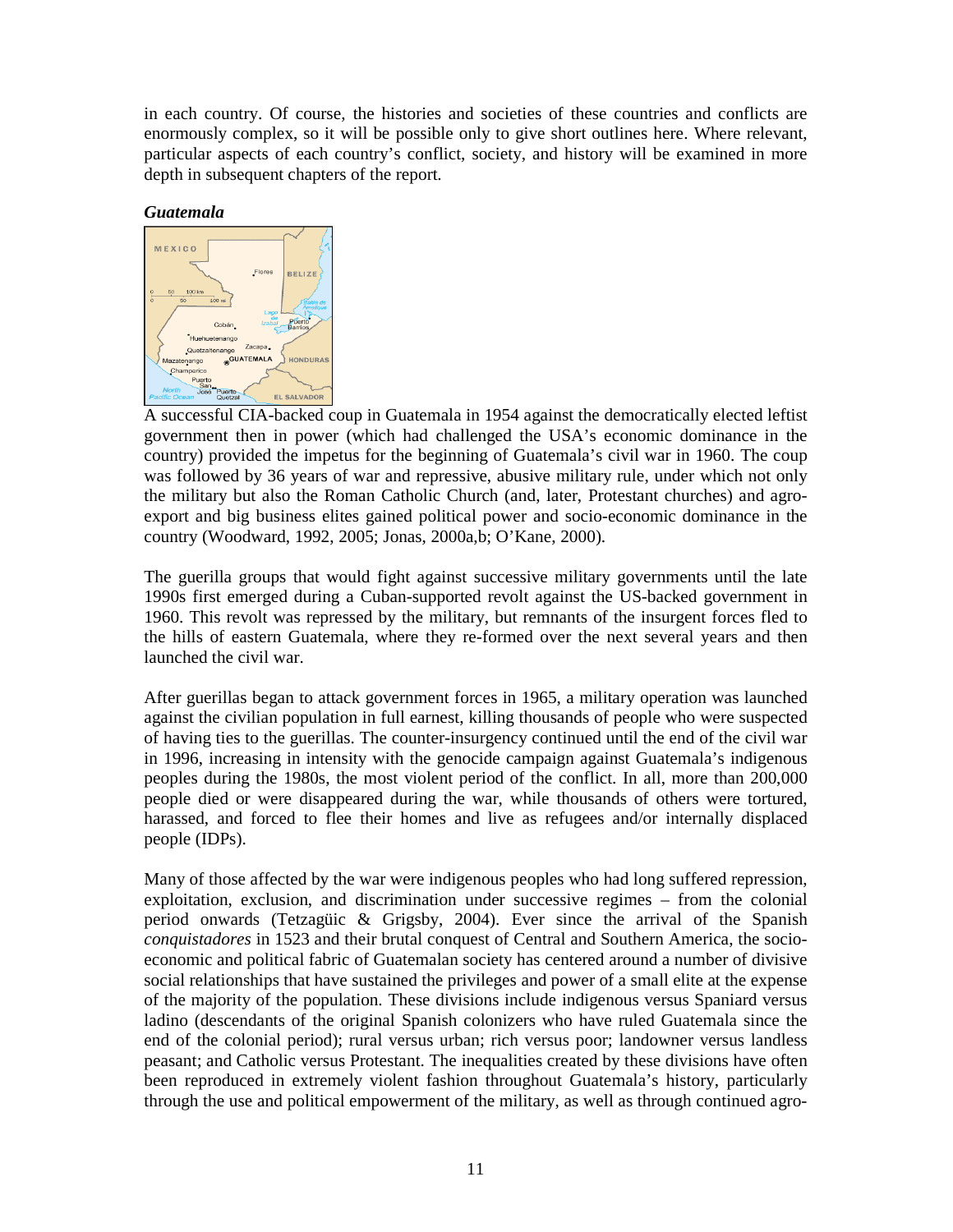in each country. Of course, the histories and societies of these countries and conflicts are enormously complex, so it will be possible only to give short outlines here. Where relevant, particular aspects of each country's conflict, society, and history will be examined in more depth in subsequent chapters of the report.

***Guatemala***

A successful CIA-backed coup in Guatemala in 1954 against the democratically elected leftist government then in power (which had challenged the USA's economic dominance in the country) provided the impetus for the beginning of Guatemala's civil war in 1960. The coup was followed by 36 years of war and repressive, abusive military rule, under which not only the military but also the Roman Catholic Church (and, later, Protestant churches) and agro-export and big business elites gained political power and socio-economic dominance in the country (Woodward, 1992, 2005; Jonas, 2000a,b; O'Kane, 2000).

The guerilla groups that would fight against successive military governments until the late 1990s first emerged during a Cuban-supported revolt against the US-backed government in 1960. This revolt was repressed by the military, but remnants of the insurgent forces fled to the hills of eastern Guatemala, where they re-formed over the next several years and then launched the civil war.

After guerillas began to attack government forces in 1965, a military operation was launched against the civilian population in full earnest, killing thousands of people who were suspected of having ties to the guerillas. The counter-insurgency continued until the end of the civil war in 1996, increasing in intensity with the genocide campaign against Guatemala's indigenous peoples during the 1980s, the most violent period of the conflict. In all, more than 200,000 people died or were disappeared during the war, while thousands of others were tortured, harassed, and forced to flee their homes and live as refugees and/or internally displaced people (IDPs).

Many of those affected by the war were indigenous peoples who had long suffered repression, exploitation, exclusion, and discrimination under successive regimes – from the colonial period onwards (Tetzagüic & Grigsby, 2004). Ever since the arrival of the Spanish *conquistadores* in 1523 and their brutal conquest of Central and Southern America, the socio-economic and political fabric of Guatemalan society has centered around a number of divisive social relationships that have sustained the privileges and power of a small elite at the expense of the majority of the population. These divisions include indigenous versus Spaniard versus ladino (descendants of the original Spanish colonizers who have ruled Guatemala since the end of the colonial period); rural versus urban; rich versus poor; landowner versus landless peasant; and Catholic versus Protestant. The inequalities created by these divisions have often been reproduced in extremely violent fashion throughout Guatemala's history, particularly through the use and political empowerment of the military, as well as through continued agro-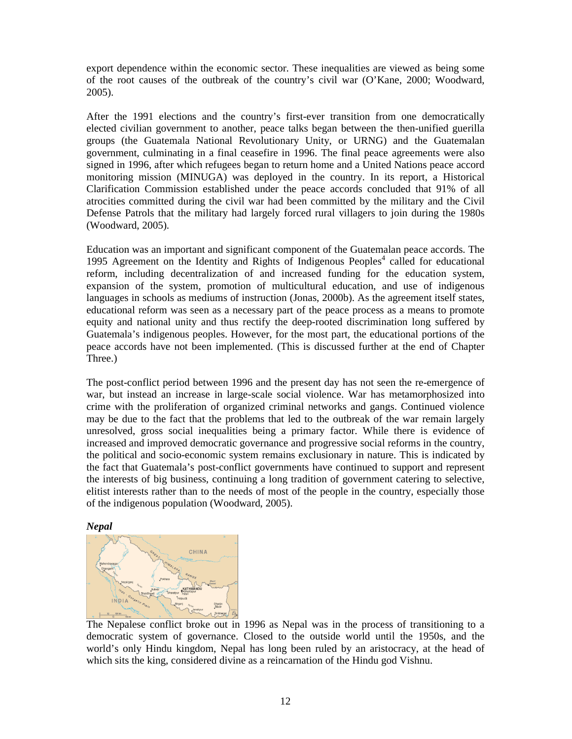export dependence within the economic sector. These inequalities are viewed as being some of the root causes of the outbreak of the country's civil war (O'Kane, 2000; Woodward, 2005).

After the 1991 elections and the country's first-ever transition from one democratically elected civilian government to another, peace talks began between the then-unified guerilla groups (the Guatemala National Revolutionary Unity, or URNG) and the Guatemalan government, culminating in a final ceasefire in 1996. The final peace agreements were also signed in 1996, after which refugees began to return home and a United Nations peace accord monitoring mission (MINUGA) was deployed in the country. In its report, a Historical Clarification Commission established under the peace accords concluded that 91% of all atrocities committed during the civil war had been committed by the military and the Civil Defense Patrols that the military had largely forced rural villagers to join during the 1980s (Woodward, 2005).

Education was an important and significant component of the Guatemalan peace accords. The 1995 Agreement on the Identity and Rights of Indigenous Peoples[4] called for educational reform, including decentralization of and increased funding for the education system, expansion of the system, promotion of multicultural education, and use of indigenous languages in schools as mediums of instruction (Jonas, 2000b). As the agreement itself states, educational reform was seen as a necessary part of the peace process as a means to promote equity and national unity and thus rectify the deep-rooted discrimination long suffered by Guatemala's indigenous peoples. However, for the most part, the educational portions of the peace accords have not been implemented. (This is discussed further at the end of Chapter Three.)

The post-conflict period between 1996 and the present day has not seen the re-emergence of war, but instead an increase in large-scale social violence. War has metamorphosized into crime with the proliferation of organized criminal networks and gangs. Continued violence may be due to the fact that the problems that led to the outbreak of the war remain largely unresolved, gross social inequalities being a primary factor. While there is evidence of increased and improved democratic governance and progressive social reforms in the country, the political and socio-economic system remains exclusionary in nature. This is indicated by the fact that Guatemala's post-conflict governments have continued to support and represent the interests of big business, continuing a long tradition of government catering to selective, elitist interests rather than to the needs of most of the people in the country, especially those of the indigenous population (Woodward, 2005).

***Nepal***

The Nepalese conflict broke out in 1996 as Nepal was in the process of transitioning to a democratic system of governance. Closed to the outside world until the 1950s, and the world's only Hindu kingdom, Nepal has long been ruled by an aristocracy, at the head of which sits the king, considered divine as a reincarnation of the Hindu god Vishnu.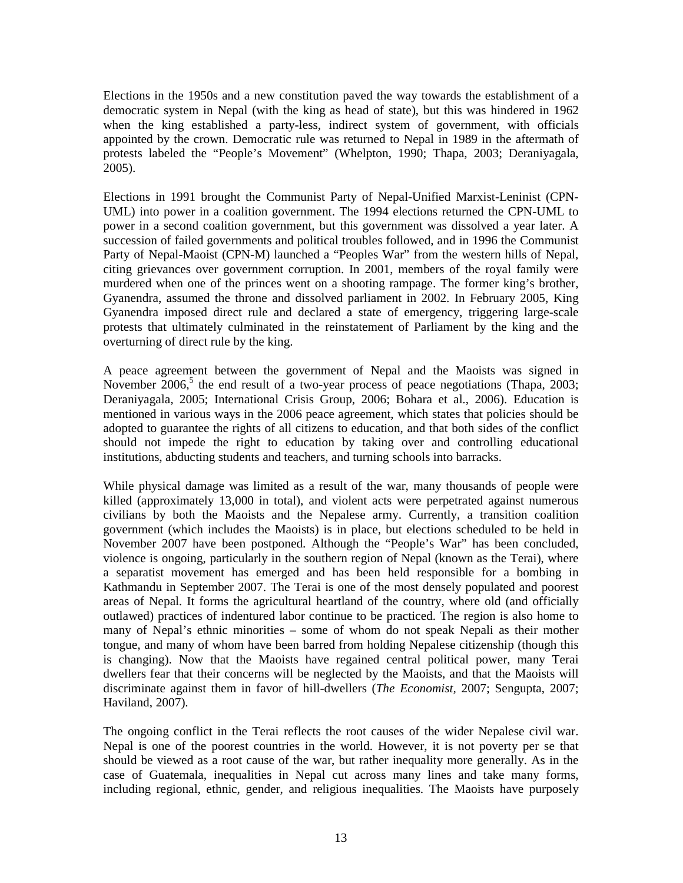Elections in the 1950s and a new constitution paved the way towards the establishment of a democratic system in Nepal (with the king as head of state), but this was hindered in 1962 when the king established a party-less, indirect system of government, with officials appointed by the crown. Democratic rule was returned to Nepal in 1989 in the aftermath of protests labeled the "People's Movement" (Whelpton, 1990; Thapa, 2003; Deraniyagala, 2005).

Elections in 1991 brought the Communist Party of Nepal-Unified Marxist-Leninist (CPN-UML) into power in a coalition government. The 1994 elections returned the CPN-UML to power in a second coalition government, but this government was dissolved a year later. A succession of failed governments and political troubles followed, and in 1996 the Communist Party of Nepal-Maoist (CPN-M) launched a "Peoples War" from the western hills of Nepal, citing grievances over government corruption. In 2001, members of the royal family were murdered when one of the princes went on a shooting rampage. The former king's brother, Gyanendra, assumed the throne and dissolved parliament in 2002. In February 2005, King Gyanendra imposed direct rule and declared a state of emergency, triggering large-scale protests that ultimately culminated in the reinstatement of Parliament by the king and the overturning of direct rule by the king.

A peace agreement between the government of Nepal and the Maoists was signed in November 2006,[5] the end result of a two-year process of peace negotiations (Thapa, 2003; Deraniyagala, 2005; International Crisis Group, 2006; Bohara et al., 2006). Education is mentioned in various ways in the 2006 peace agreement, which states that policies should be adopted to guarantee the rights of all citizens to education, and that both sides of the conflict should not impede the right to education by taking over and controlling educational institutions, abducting students and teachers, and turning schools into barracks.

While physical damage was limited as a result of the war, many thousands of people were killed (approximately 13,000 in total), and violent acts were perpetrated against numerous civilians by both the Maoists and the Nepalese army. Currently, a transition coalition government (which includes the Maoists) is in place, but elections scheduled to be held in November 2007 have been postponed. Although the "People's War" has been concluded, violence is ongoing, particularly in the southern region of Nepal (known as the Terai), where a separatist movement has emerged and has been held responsible for a bombing in Kathmandu in September 2007. The Terai is one of the most densely populated and poorest areas of Nepal. It forms the agricultural heartland of the country, where old (and officially outlawed) practices of indentured labor continue to be practiced. The region is also home to many of Nepal's ethnic minorities – some of whom do not speak Nepali as their mother tongue, and many of whom have been barred from holding Nepalese citizenship (though this is changing). Now that the Maoists have regained central political power, many Terai dwellers fear that their concerns will be neglected by the Maoists, and that the Maoists will discriminate against them in favor of hill-dwellers (*The Economist*, 2007; Sengupta, 2007; Haviland, 2007).

The ongoing conflict in the Terai reflects the root causes of the wider Nepalese civil war. Nepal is one of the poorest countries in the world. However, it is not poverty per se that should be viewed as a root cause of the war, but rather inequality more generally. As in the case of Guatemala, inequalities in Nepal cut across many lines and take many forms, including regional, ethnic, gender, and religious inequalities. The Maoists have purposely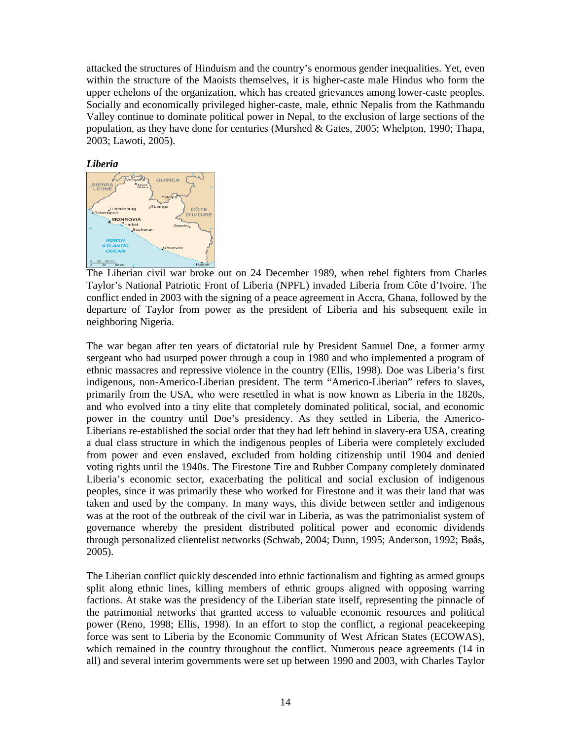attacked the structures of Hinduism and the country's enormous gender inequalities. Yet, even within the structure of the Maoists themselves, it is higher-caste male Hindus who form the upper echelons of the organization, which has created grievances among lower-caste peoples. Socially and economically privileged higher-caste, male, ethnic Nepalis from the Kathmandu Valley continue to dominate political power in Nepal, to the exclusion of large sections of the population, as they have done for centuries (Murshed & Gates, 2005; Whelpton, 1990; Thapa, 2003; Lawoti, 2005).

***Liberia***

The Liberian civil war broke out on 24 December 1989, when rebel fighters from Charles Taylor's National Patriotic Front of Liberia (NPFL) invaded Liberia from Côte d'Ivoire. The conflict ended in 2003 with the signing of a peace agreement in Accra, Ghana, followed by the departure of Taylor from power as the president of Liberia and his subsequent exile in neighboring Nigeria.

The war began after ten years of dictatorial rule by President Samuel Doe, a former army sergeant who had usurped power through a coup in 1980 and who implemented a program of ethnic massacres and repressive violence in the country (Ellis, 1998). Doe was Liberia's first indigenous, non-Americo-Liberian president. The term "Americo-Liberian" refers to slaves, primarily from the USA, who were resettled in what is now known as Liberia in the 1820s, and who evolved into a tiny elite that completely dominated political, social, and economic power in the country until Doe's presidency. As they settled in Liberia, the Americo-Liberians re-established the social order that they had left behind in slavery-era USA, creating a dual class structure in which the indigenous peoples of Liberia were completely excluded from power and even enslaved, excluded from holding citizenship until 1904 and denied voting rights until the 1940s. The Firestone Tire and Rubber Company completely dominated Liberia's economic sector, exacerbating the political and social exclusion of indigenous peoples, since it was primarily these who worked for Firestone and it was their land that was taken and used by the company. In many ways, this divide between settler and indigenous was at the root of the outbreak of the civil war in Liberia, as was the patrimonialist system of governance whereby the president distributed political power and economic dividends through personalized clientelist networks (Schwab, 2004; Dunn, 1995; Anderson, 1992; Bøås, 2005).

The Liberian conflict quickly descended into ethnic factionalism and fighting as armed groups split along ethnic lines, killing members of ethnic groups aligned with opposing warring factions. At stake was the presidency of the Liberian state itself, representing the pinnacle of the patrimonial networks that granted access to valuable economic resources and political power (Reno, 1998; Ellis, 1998). In an effort to stop the conflict, a regional peacekeeping force was sent to Liberia by the Economic Community of West African States (ECOWAS), which remained in the country throughout the conflict. Numerous peace agreements (14 in all) and several interim governments were set up between 1990 and 2003, with Charles Taylor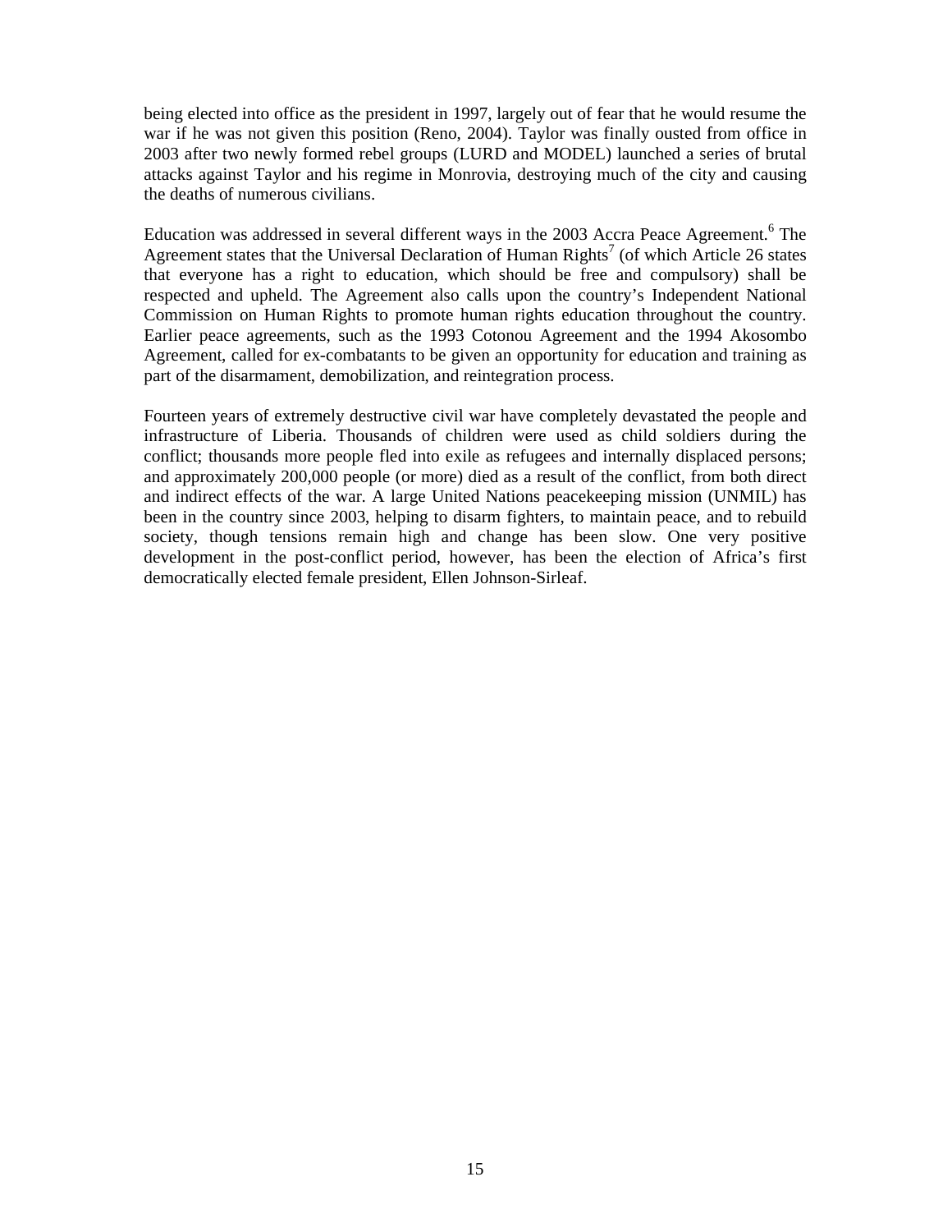being elected into office as the president in 1997, largely out of fear that he would resume the war if he was not given this position (Reno, 2004). Taylor was finally ousted from office in 2003 after two newly formed rebel groups (LURD and MODEL) launched a series of brutal attacks against Taylor and his regime in Monrovia, destroying much of the city and causing the deaths of numerous civilians.

Education was addressed in several different ways in the 2003 Accra Peace Agreement.[6] The Agreement states that the Universal Declaration of Human Rights[7] (of which Article 26 states that everyone has a right to education, which should be free and compulsory) shall be respected and upheld. The Agreement also calls upon the country's Independent National Commission on Human Rights to promote human rights education throughout the country. Earlier peace agreements, such as the 1993 Cotonou Agreement and the 1994 Akosombo Agreement, called for ex-combatants to be given an opportunity for education and training as part of the disarmament, demobilization, and reintegration process.

Fourteen years of extremely destructive civil war have completely devastated the people and infrastructure of Liberia. Thousands of children were used as child soldiers during the conflict; thousands more people fled into exile as refugees and internally displaced persons; and approximately 200,000 people (or more) died as a result of the conflict, from both direct and indirect effects of the war. A large United Nations peacekeeping mission (UNMIL) has been in the country since 2003, helping to disarm fighters, to maintain peace, and to rebuild society, though tensions remain high and change has been slow. One very positive development in the post-conflict period, however, has been the election of Africa's first democratically elected female president, Ellen Johnson-Sirleaf.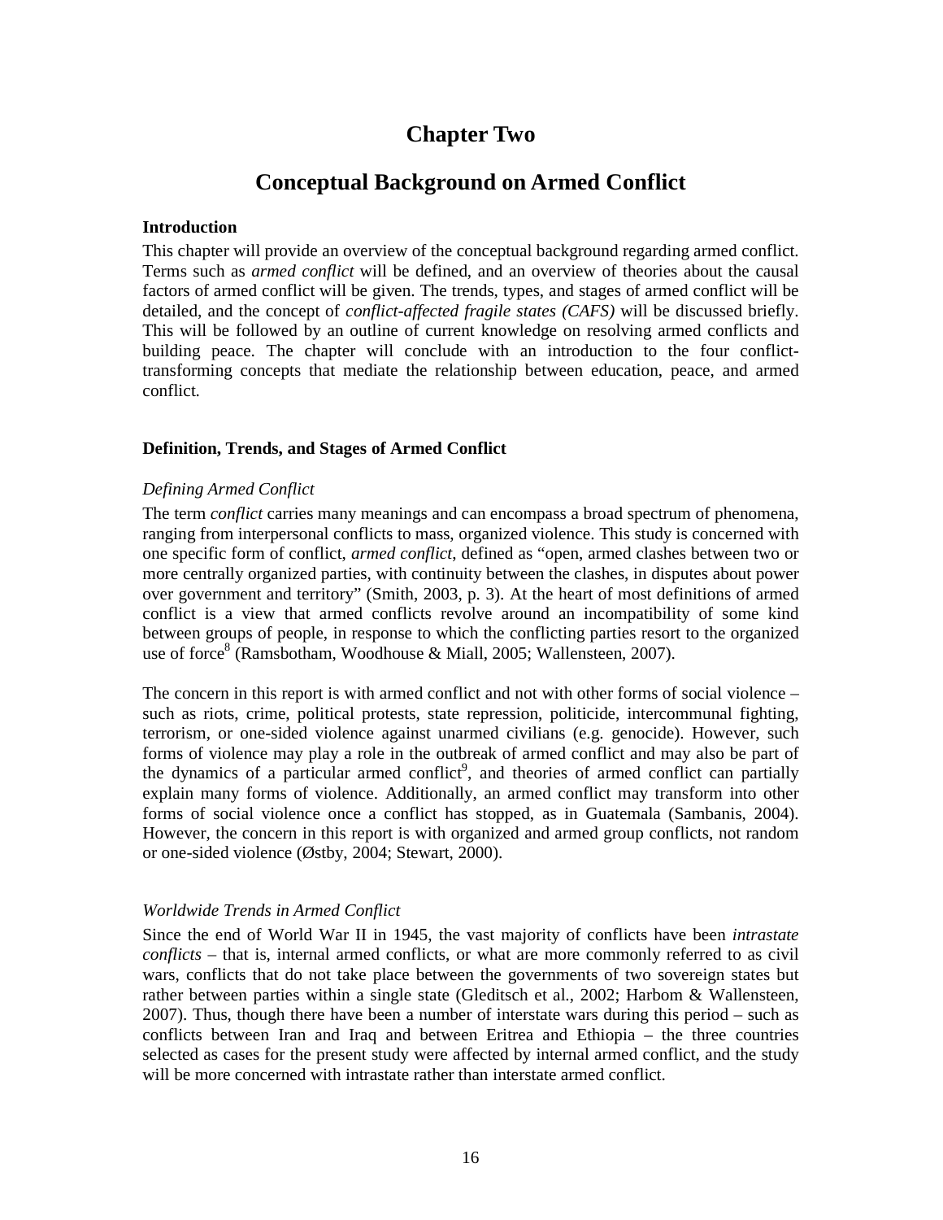# Chapter Two

# Conceptual Background on Armed Conflict

**Introduction**

This chapter will provide an overview of the conceptual background regarding armed conflict. Terms such as *armed conflict* will be defined, and an overview of theories about the causal factors of armed conflict will be given. The trends, types, and stages of armed conflict will be detailed, and the concept of *conflict-affected fragile states (CAFS)* will be discussed briefly. This will be followed by an outline of current knowledge on resolving armed conflicts and building peace. The chapter will conclude with an introduction to the four conflict-transforming concepts that mediate the relationship between education, peace, and armed conflict.

## Definition, Trends, and Stages of Armed Conflict

### *Defining Armed Conflict*

The term *conflict* carries many meanings and can encompass a broad spectrum of phenomena, ranging from interpersonal conflicts to mass, organized violence. This study is concerned with one specific form of conflict, *armed conflict*, defined as "open, armed clashes between two or more centrally organized parties, with continuity between the clashes, in disputes about power over government and territory" (Smith, 2003, p. 3). At the heart of most definitions of armed conflict is a view that armed conflicts revolve around an incompatibility of some kind between groups of people, in response to which the conflicting parties resort to the organized use of force[8] (Ramsbotham, Woodhouse & Miall, 2005; Wallensteen, 2007).

The concern in this report is with armed conflict and not with other forms of social violence – such as riots, crime, political protests, state repression, politicide, intercommunal fighting, terrorism, or one-sided violence against unarmed civilians (e.g. genocide). However, such forms of violence may play a role in the outbreak of armed conflict and may also be part of the dynamics of a particular armed conflict[9], and theories of armed conflict can partially explain many forms of violence. Additionally, an armed conflict may transform into other forms of social violence once a conflict has stopped, as in Guatemala (Sambanis, 2004). However, the concern in this report is with organized and armed group conflicts, not random or one-sided violence (Østby, 2004; Stewart, 2000).

### *Worldwide Trends in Armed Conflict*

Since the end of World War II in 1945, the vast majority of conflicts have been *intrastate conflicts* – that is, internal armed conflicts, or what are more commonly referred to as civil wars, conflicts that do not take place between the governments of two sovereign states but rather between parties within a single state (Gleditsch et al., 2002; Harbom & Wallensteen, 2007). Thus, though there have been a number of interstate wars during this period – such as conflicts between Iran and Iraq and between Eritrea and Ethiopia – the three countries selected as cases for the present study were affected by internal armed conflict, and the study will be more concerned with intrastate rather than interstate armed conflict.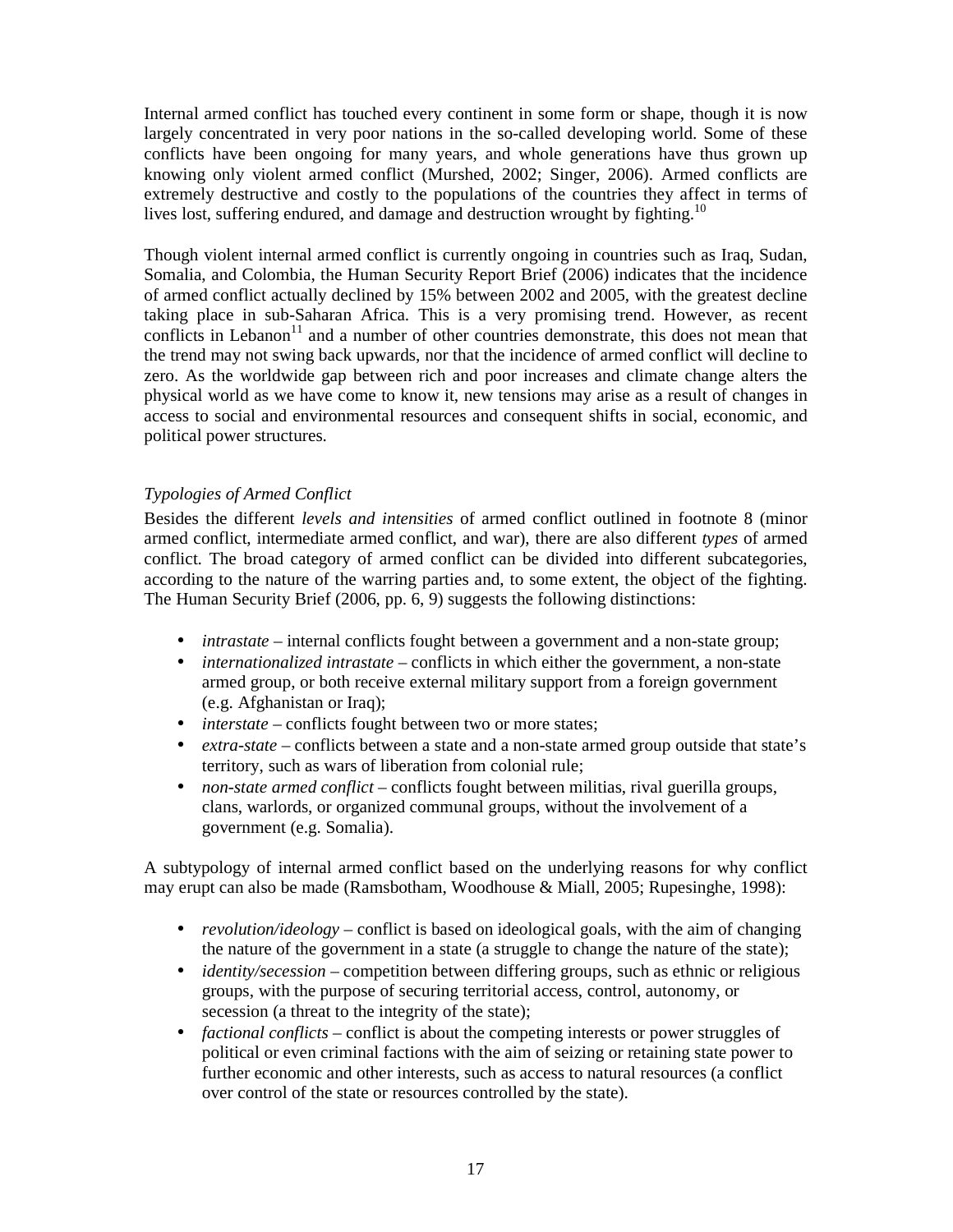Internal armed conflict has touched every continent in some form or shape, though it is now largely concentrated in very poor nations in the so-called developing world. Some of these conflicts have been ongoing for many years, and whole generations have thus grown up knowing only violent armed conflict (Murshed, 2002; Singer, 2006). Armed conflicts are extremely destructive and costly to the populations of the countries they affect in terms of lives lost, suffering endured, and damage and destruction wrought by fighting.[10]

Though violent internal armed conflict is currently ongoing in countries such as Iraq, Sudan, Somalia, and Colombia, the Human Security Report Brief (2006) indicates that the incidence of armed conflict actually declined by 15% between 2002 and 2005, with the greatest decline taking place in sub-Saharan Africa. This is a very promising trend. However, as recent conflicts in Lebanon[11] and a number of other countries demonstrate, this does not mean that the trend may not swing back upwards, nor that the incidence of armed conflict will decline to zero. As the worldwide gap between rich and poor increases and climate change alters the physical world as we have come to know it, new tensions may arise as a result of changes in access to social and environmental resources and consequent shifts in social, economic, and political power structures.

### *Typologies of Armed Conflict*

Besides the different *levels and intensities* of armed conflict outlined in footnote 8 (minor armed conflict, intermediate armed conflict, and war), there are also different *types* of armed conflict. The broad category of armed conflict can be divided into different subcategories, according to the nature of the warring parties and, to some extent, the object of the fighting. The Human Security Brief (2006, pp. 6, 9) suggests the following distinctions:

- *intrastate* – internal conflicts fought between a government and a non-state group;
- *internationalized intrastate* – conflicts in which either the government, a non-state armed group, or both receive external military support from a foreign government (e.g. Afghanistan or Iraq);
- *interstate* – conflicts fought between two or more states;
- *extra-state* – conflicts between a state and a non-state armed group outside that state's territory, such as wars of liberation from colonial rule;
- *non-state armed conflict* – conflicts fought between militias, rival guerilla groups, clans, warlords, or organized communal groups, without the involvement of a government (e.g. Somalia).

A subtypology of internal armed conflict based on the underlying reasons for why conflict may erupt can also be made (Ramsbotham, Woodhouse & Miall, 2005; Rupesinghe, 1998):

- *revolution/ideology* – conflict is based on ideological goals, with the aim of changing the nature of the government in a state (a struggle to change the nature of the state);
- *identity/secession* – competition between differing groups, such as ethnic or religious groups, with the purpose of securing territorial access, control, autonomy, or secession (a threat to the integrity of the state);
- *factional conflicts* – conflict is about the competing interests or power struggles of political or even criminal factions with the aim of seizing or retaining state power to further economic and other interests, such as access to natural resources (a conflict over control of the state or resources controlled by the state).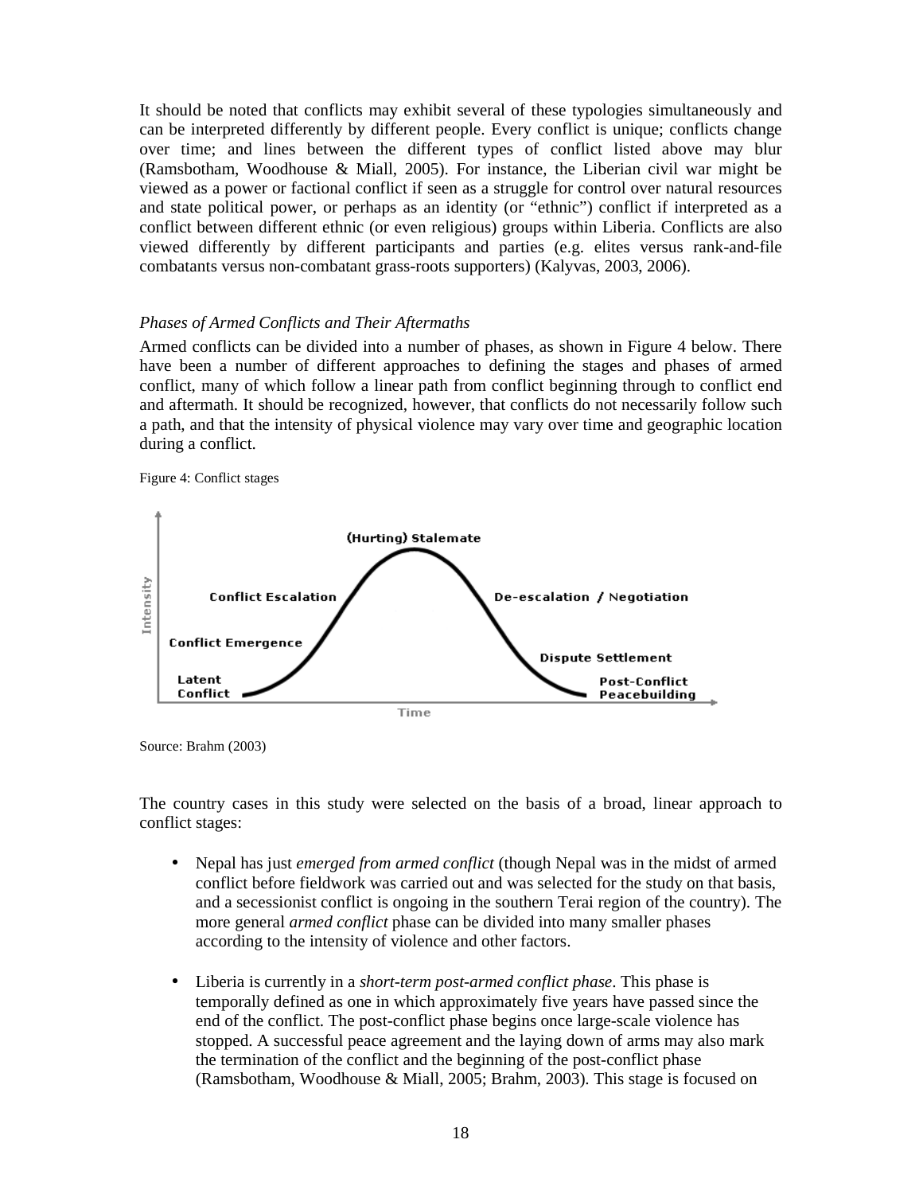It should be noted that conflicts may exhibit several of these typologies simultaneously and can be interpreted differently by different people. Every conflict is unique; conflicts change over time; and lines between the different types of conflict listed above may blur (Ramsbotham, Woodhouse & Miall, 2005). For instance, the Liberian civil war might be viewed as a power or factional conflict if seen as a struggle for control over natural resources and state political power, or perhaps as an identity (or "ethnic") conflict if interpreted as a conflict between different ethnic (or even religious) groups within Liberia. Conflicts are also viewed differently by different participants and parties (e.g. elites versus rank-and-file combatants versus non-combatant grass-roots supporters) (Kalyvas, 2003, 2006).

### *Phases of Armed Conflicts and Their Aftermaths*

Armed conflicts can be divided into a number of phases, as shown in Figure 4 below. There have been a number of different approaches to defining the stages and phases of armed conflict, many of which follow a linear path from conflict beginning through to conflict end and aftermath. It should be recognized, however, that conflicts do not necessarily follow such a path, and that the intensity of physical violence may vary over time and geographic location during a conflict.

Figure 4: Conflict stages

(Hurting) Stalemate; Conflict Escalation; De-escalation / Negotiation; Conflict Emergence; Dispute Settlement; Latent Conflict; Post-Conflict Peacebuilding; Intensity; Time

Source: Brahm (2003)

The country cases in this study were selected on the basis of a broad, linear approach to conflict stages:

- Nepal has just *emerged from armed conflict* (though Nepal was in the midst of armed conflict before fieldwork was carried out and was selected for the study on that basis, and a secessionist conflict is ongoing in the southern Terai region of the country). The more general *armed conflict* phase can be divided into many smaller phases according to the intensity of violence and other factors.

- Liberia is currently in a *short-term post-armed conflict phase*. This phase is temporally defined as one in which approximately five years have passed since the end of the conflict. The post-conflict phase begins once large-scale violence has stopped. A successful peace agreement and the laying down of arms may also mark the termination of the conflict and the beginning of the post-conflict phase (Ramsbotham, Woodhouse & Miall, 2005; Brahm, 2003). This stage is focused on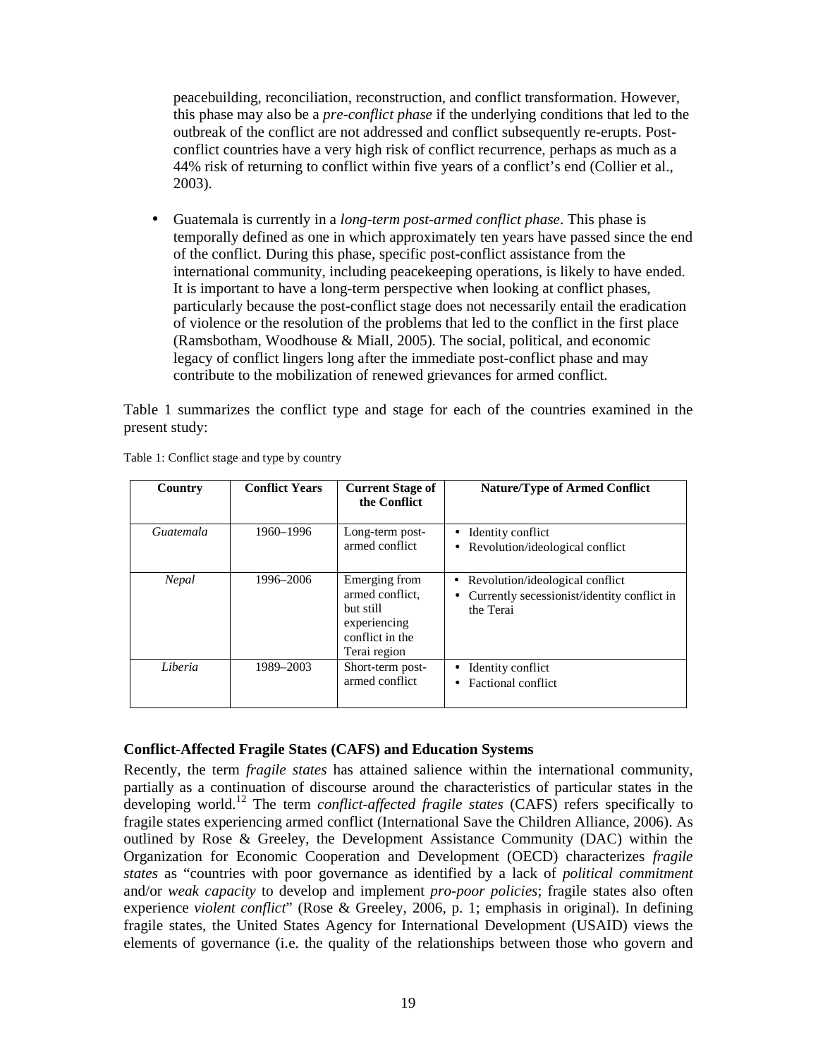peacebuilding, reconciliation, reconstruction, and conflict transformation. However, this phase may also be a *pre-conflict phase* if the underlying conditions that led to the outbreak of the conflict are not addressed and conflict subsequently re-erupts. Post-conflict countries have a very high risk of conflict recurrence, perhaps as much as a 44% risk of returning to conflict within five years of a conflict's end (Collier et al., 2003).

- Guatemala is currently in a *long-term post-armed conflict phase*. This phase is temporally defined as one in which approximately ten years have passed since the end of the conflict. During this phase, specific post-conflict assistance from the international community, including peacekeeping operations, is likely to have ended. It is important to have a long-term perspective when looking at conflict phases, particularly because the post-conflict stage does not necessarily entail the eradication of violence or the resolution of the problems that led to the conflict in the first place (Ramsbotham, Woodhouse & Miall, 2005). The social, political, and economic legacy of conflict lingers long after the immediate post-conflict phase and may contribute to the mobilization of renewed grievances for armed conflict.

Table 1 summarizes the conflict type and stage for each of the countries examined in the present study:

Table 1: Conflict stage and type by country

| Country | Conflict Years | Current Stage of the Conflict | Nature/Type of Armed Conflict |
|---|---|---|---|
| *Guatemala* | 1960–1996 | Long-term post-armed conflict | • Identity conflict<br>• Revolution/ideological conflict |
| *Nepal* | 1996–2006 | Emerging from armed conflict, but still experiencing conflict in the Terai region | • Revolution/ideological conflict<br>• Currently secessionist/identity conflict in the Terai |
| *Liberia* | 1989–2003 | Short-term post-armed conflict | • Identity conflict<br>• Factional conflict |

## Conflict-Affected Fragile States (CAFS) and Education Systems

Recently, the term *fragile states* has attained salience within the international community, partially as a continuation of discourse around the characteristics of particular states in the developing world.[12] The term *conflict-affected fragile states* (CAFS) refers specifically to fragile states experiencing armed conflict (International Save the Children Alliance, 2006). As outlined by Rose & Greeley, the Development Assistance Community (DAC) within the Organization for Economic Cooperation and Development (OECD) characterizes *fragile states* as "countries with poor governance as identified by a lack of *political commitment* and/or *weak capacity* to develop and implement *pro-poor policies*; fragile states also often experience *violent conflict*" (Rose & Greeley, 2006, p. 1; emphasis in original). In defining fragile states, the United States Agency for International Development (USAID) views the elements of governance (i.e. the quality of the relationships between those who govern and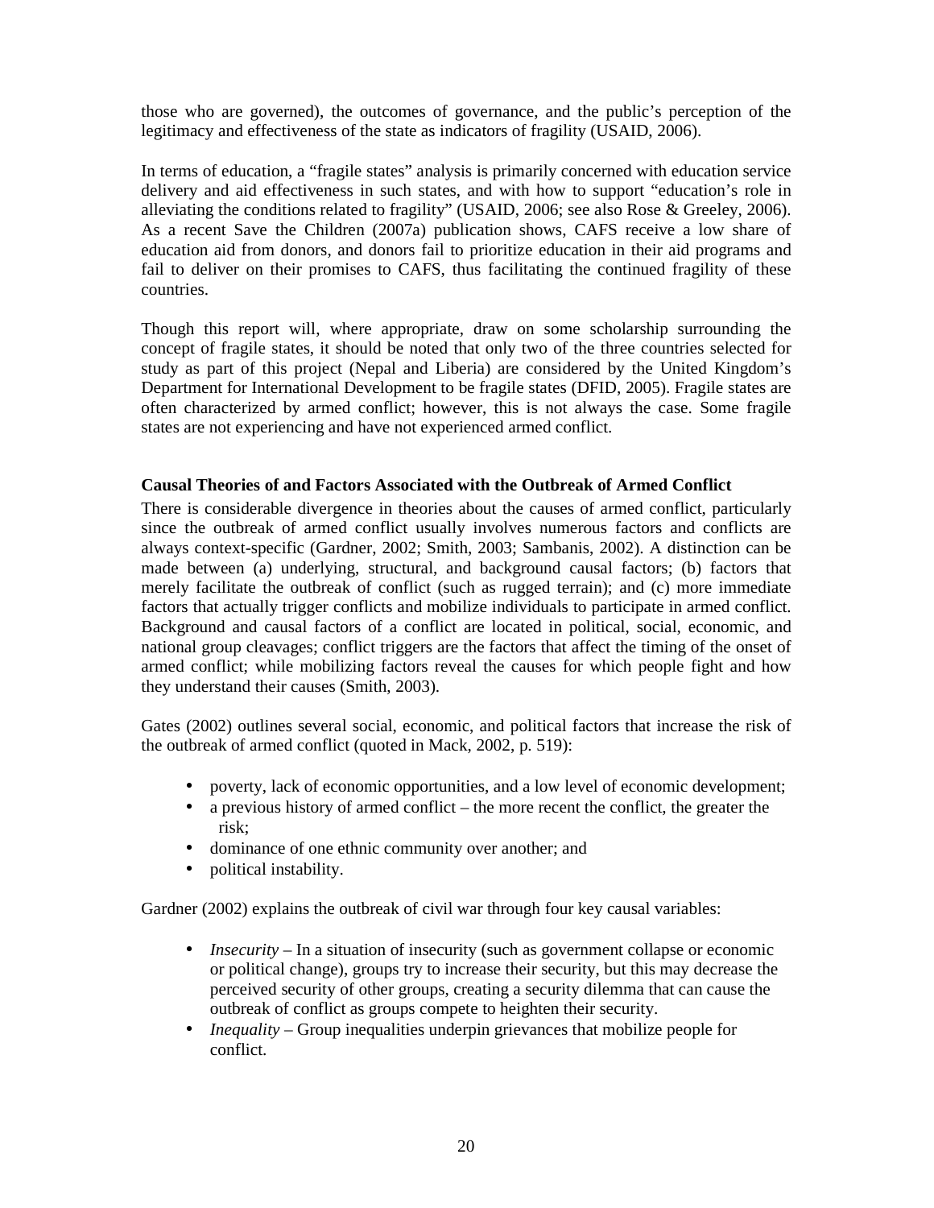those who are governed), the outcomes of governance, and the public's perception of the legitimacy and effectiveness of the state as indicators of fragility (USAID, 2006).

In terms of education, a "fragile states" analysis is primarily concerned with education service delivery and aid effectiveness in such states, and with how to support "education's role in alleviating the conditions related to fragility" (USAID, 2006; see also Rose & Greeley, 2006). As a recent Save the Children (2007a) publication shows, CAFS receive a low share of education aid from donors, and donors fail to prioritize education in their aid programs and fail to deliver on their promises to CAFS, thus facilitating the continued fragility of these countries.

Though this report will, where appropriate, draw on some scholarship surrounding the concept of fragile states, it should be noted that only two of the three countries selected for study as part of this project (Nepal and Liberia) are considered by the United Kingdom's Department for International Development to be fragile states (DFID, 2005). Fragile states are often characterized by armed conflict; however, this is not always the case. Some fragile states are not experiencing and have not experienced armed conflict.

### Causal Theories of and Factors Associated with the Outbreak of Armed Conflict

There is considerable divergence in theories about the causes of armed conflict, particularly since the outbreak of armed conflict usually involves numerous factors and conflicts are always context-specific (Gardner, 2002; Smith, 2003; Sambanis, 2002). A distinction can be made between (a) underlying, structural, and background causal factors; (b) factors that merely facilitate the outbreak of conflict (such as rugged terrain); and (c) more immediate factors that actually trigger conflicts and mobilize individuals to participate in armed conflict. Background and causal factors of a conflict are located in political, social, economic, and national group cleavages; conflict triggers are the factors that affect the timing of the onset of armed conflict; while mobilizing factors reveal the causes for which people fight and how they understand their causes (Smith, 2003).

Gates (2002) outlines several social, economic, and political factors that increase the risk of the outbreak of armed conflict (quoted in Mack, 2002, p. 519):

- poverty, lack of economic opportunities, and a low level of economic development;
- a previous history of armed conflict – the more recent the conflict, the greater the risk;
- dominance of one ethnic community over another; and
- political instability.

Gardner (2002) explains the outbreak of civil war through four key causal variables:

- *Insecurity* – In a situation of insecurity (such as government collapse or economic or political change), groups try to increase their security, but this may decrease the perceived security of other groups, creating a security dilemma that can cause the outbreak of conflict as groups compete to heighten their security.
- *Inequality* – Group inequalities underpin grievances that mobilize people for conflict.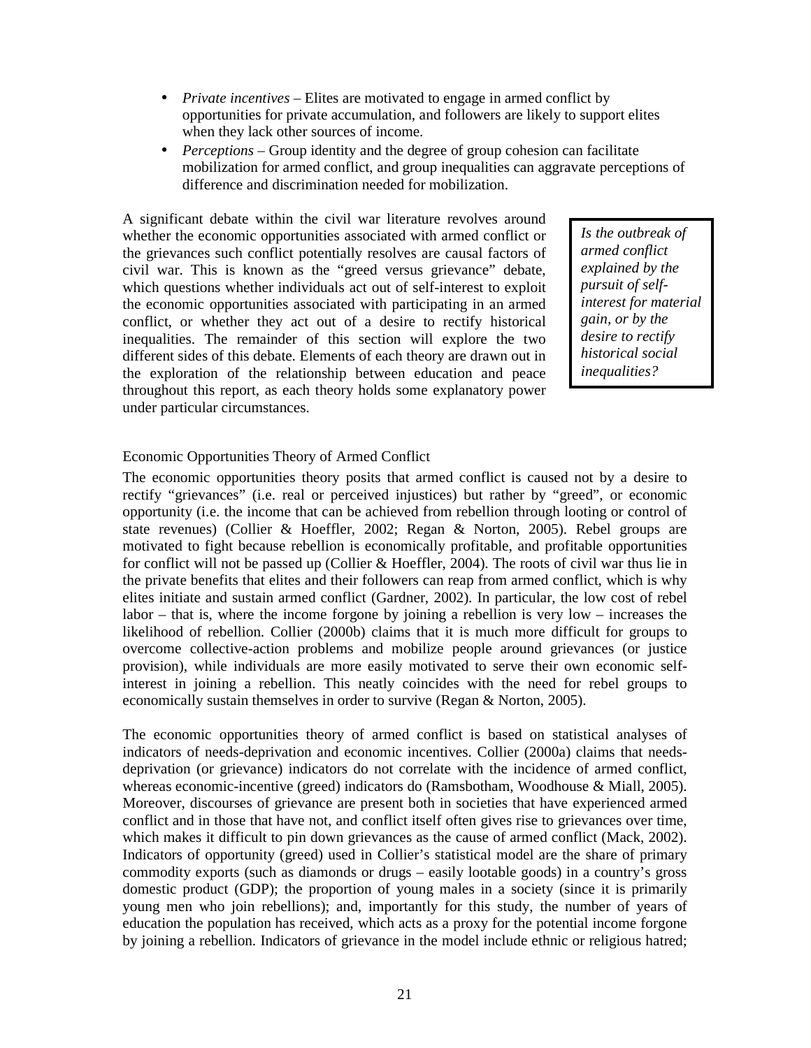- *Private incentives* – Elites are motivated to engage in armed conflict by opportunities for private accumulation, and followers are likely to support elites when they lack other sources of income.
- *Perceptions* – Group identity and the degree of group cohesion can facilitate mobilization for armed conflict, and group inequalities can aggravate perceptions of difference and discrimination needed for mobilization.

A significant debate within the civil war literature revolves around whether the economic opportunities associated with armed conflict or the grievances such conflict potentially resolves are causal factors of civil war. This is known as the "greed versus grievance" debate, which questions whether individuals act out of self-interest to exploit the economic opportunities associated with participating in an armed conflict, or whether they act out of a desire to rectify historical inequalities. The remainder of this section will explore the two different sides of this debate. Elements of each theory are drawn out in the exploration of the relationship between education and peace throughout this report, as each theory holds some explanatory power under particular circumstances.

> *Is the outbreak of armed conflict explained by the pursuit of self-interest for material gain, or by the desire to rectify historical social inequalities?*

### Economic Opportunities Theory of Armed Conflict

The economic opportunities theory posits that armed conflict is caused not by a desire to rectify "grievances" (i.e. real or perceived injustices) but rather by "greed", or economic opportunity (i.e. the income that can be achieved from rebellion through looting or control of state revenues) (Collier & Hoeffler, 2002; Regan & Norton, 2005). Rebel groups are motivated to fight because rebellion is economically profitable, and profitable opportunities for conflict will not be passed up (Collier & Hoeffler, 2004). The roots of civil war thus lie in the private benefits that elites and their followers can reap from armed conflict, which is why elites initiate and sustain armed conflict (Gardner, 2002). In particular, the low cost of rebel labor – that is, where the income forgone by joining a rebellion is very low – increases the likelihood of rebellion. Collier (2000b) claims that it is much more difficult for groups to overcome collective-action problems and mobilize people around grievances (or justice provision), while individuals are more easily motivated to serve their own economic self-interest in joining a rebellion. This neatly coincides with the need for rebel groups to economically sustain themselves in order to survive (Regan & Norton, 2005).

The economic opportunities theory of armed conflict is based on statistical analyses of indicators of needs-deprivation and economic incentives. Collier (2000a) claims that needs-deprivation (or grievance) indicators do not correlate with the incidence of armed conflict, whereas economic-incentive (greed) indicators do (Ramsbotham, Woodhouse & Miall, 2005). Moreover, discourses of grievance are present both in societies that have experienced armed conflict and in those that have not, and conflict itself often gives rise to grievances over time, which makes it difficult to pin down grievances as the cause of armed conflict (Mack, 2002). Indicators of opportunity (greed) used in Collier's statistical model are the share of primary commodity exports (such as diamonds or drugs – easily lootable goods) in a country's gross domestic product (GDP); the proportion of young males in a society (since it is primarily young men who join rebellions); and, importantly for this study, the number of years of education the population has received, which acts as a proxy for the potential income forgone by joining a rebellion. Indicators of grievance in the model include ethnic or religious hatred;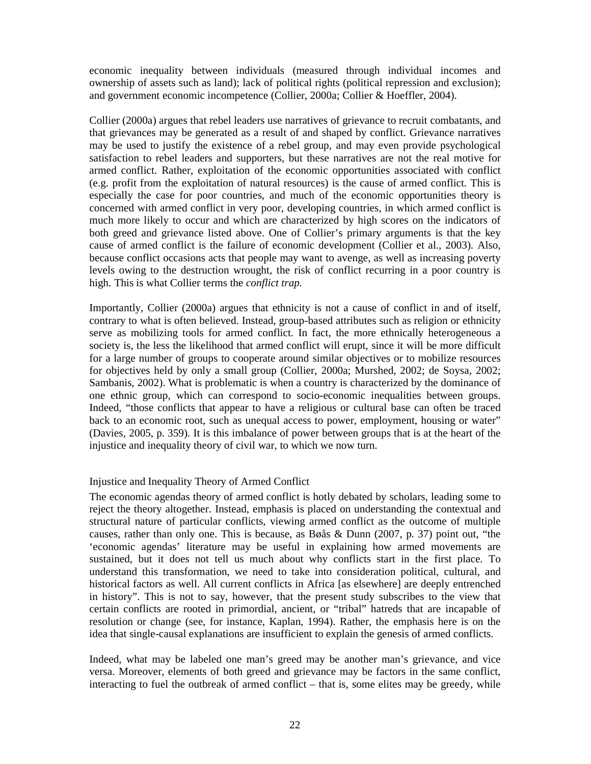economic inequality between individuals (measured through individual incomes and ownership of assets such as land); lack of political rights (political repression and exclusion); and government economic incompetence (Collier, 2000a; Collier & Hoeffler, 2004).

Collier (2000a) argues that rebel leaders use narratives of grievance to recruit combatants, and that grievances may be generated as a result of and shaped by conflict. Grievance narratives may be used to justify the existence of a rebel group, and may even provide psychological satisfaction to rebel leaders and supporters, but these narratives are not the real motive for armed conflict. Rather, exploitation of the economic opportunities associated with conflict (e.g. profit from the exploitation of natural resources) is the cause of armed conflict. This is especially the case for poor countries, and much of the economic opportunities theory is concerned with armed conflict in very poor, developing countries, in which armed conflict is much more likely to occur and which are characterized by high scores on the indicators of both greed and grievance listed above. One of Collier's primary arguments is that the key cause of armed conflict is the failure of economic development (Collier et al., 2003). Also, because conflict occasions acts that people may want to avenge, as well as increasing poverty levels owing to the destruction wrought, the risk of conflict recurring in a poor country is high. This is what Collier terms the *conflict trap.*

Importantly, Collier (2000a) argues that ethnicity is not a cause of conflict in and of itself, contrary to what is often believed. Instead, group-based attributes such as religion or ethnicity serve as mobilizing tools for armed conflict. In fact, the more ethnically heterogeneous a society is, the less the likelihood that armed conflict will erupt, since it will be more difficult for a large number of groups to cooperate around similar objectives or to mobilize resources for objectives held by only a small group (Collier, 2000a; Murshed, 2002; de Soysa, 2002; Sambanis, 2002). What is problematic is when a country is characterized by the dominance of one ethnic group, which can correspond to socio-economic inequalities between groups. Indeed, "those conflicts that appear to have a religious or cultural base can often be traced back to an economic root, such as unequal access to power, employment, housing or water" (Davies, 2005, p. 359). It is this imbalance of power between groups that is at the heart of the injustice and inequality theory of civil war, to which we now turn.

## Injustice and Inequality Theory of Armed Conflict

The economic agendas theory of armed conflict is hotly debated by scholars, leading some to reject the theory altogether. Instead, emphasis is placed on understanding the contextual and structural nature of particular conflicts, viewing armed conflict as the outcome of multiple causes, rather than only one. This is because, as Bøås & Dunn (2007, p. 37) point out, "the 'economic agendas' literature may be useful in explaining how armed movements are sustained, but it does not tell us much about why conflicts start in the first place. To understand this transformation, we need to take into consideration political, cultural, and historical factors as well. All current conflicts in Africa [as elsewhere] are deeply entrenched in history". This is not to say, however, that the present study subscribes to the view that certain conflicts are rooted in primordial, ancient, or "tribal" hatreds that are incapable of resolution or change (see, for instance, Kaplan, 1994). Rather, the emphasis here is on the idea that single-causal explanations are insufficient to explain the genesis of armed conflicts.

Indeed, what may be labeled one man's greed may be another man's grievance, and vice versa. Moreover, elements of both greed and grievance may be factors in the same conflict, interacting to fuel the outbreak of armed conflict – that is, some elites may be greedy, while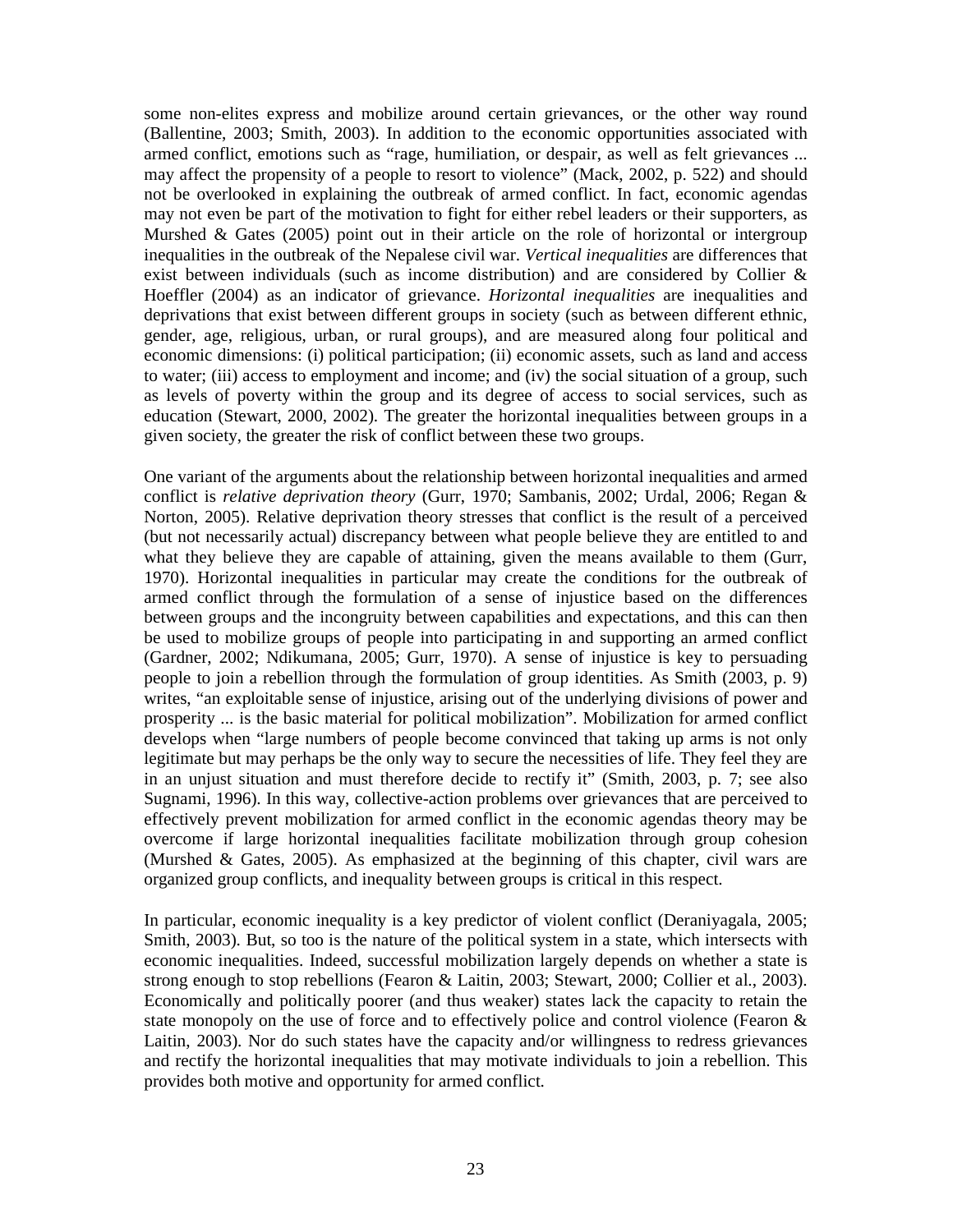some non-elites express and mobilize around certain grievances, or the other way round (Ballentine, 2003; Smith, 2003). In addition to the economic opportunities associated with armed conflict, emotions such as "rage, humiliation, or despair, as well as felt grievances ... may affect the propensity of a people to resort to violence" (Mack, 2002, p. 522) and should not be overlooked in explaining the outbreak of armed conflict. In fact, economic agendas may not even be part of the motivation to fight for either rebel leaders or their supporters, as Murshed & Gates (2005) point out in their article on the role of horizontal or intergroup inequalities in the outbreak of the Nepalese civil war. *Vertical inequalities* are differences that exist between individuals (such as income distribution) and are considered by Collier & Hoeffler (2004) as an indicator of grievance. *Horizontal inequalities* are inequalities and deprivations that exist between different groups in society (such as between different ethnic, gender, age, religious, urban, or rural groups), and are measured along four political and economic dimensions: (i) political participation; (ii) economic assets, such as land and access to water; (iii) access to employment and income; and (iv) the social situation of a group, such as levels of poverty within the group and its degree of access to social services, such as education (Stewart, 2000, 2002). The greater the horizontal inequalities between groups in a given society, the greater the risk of conflict between these two groups.

One variant of the arguments about the relationship between horizontal inequalities and armed conflict is *relative deprivation theory* (Gurr, 1970; Sambanis, 2002; Urdal, 2006; Regan & Norton, 2005). Relative deprivation theory stresses that conflict is the result of a perceived (but not necessarily actual) discrepancy between what people believe they are entitled to and what they believe they are capable of attaining, given the means available to them (Gurr, 1970). Horizontal inequalities in particular may create the conditions for the outbreak of armed conflict through the formulation of a sense of injustice based on the differences between groups and the incongruity between capabilities and expectations, and this can then be used to mobilize groups of people into participating in and supporting an armed conflict (Gardner, 2002; Ndikumana, 2005; Gurr, 1970). A sense of injustice is key to persuading people to join a rebellion through the formulation of group identities. As Smith (2003, p. 9) writes, "an exploitable sense of injustice, arising out of the underlying divisions of power and prosperity ... is the basic material for political mobilization". Mobilization for armed conflict develops when "large numbers of people become convinced that taking up arms is not only legitimate but may perhaps be the only way to secure the necessities of life. They feel they are in an unjust situation and must therefore decide to rectify it" (Smith, 2003, p. 7; see also Sugnami, 1996). In this way, collective-action problems over grievances that are perceived to effectively prevent mobilization for armed conflict in the economic agendas theory may be overcome if large horizontal inequalities facilitate mobilization through group cohesion (Murshed & Gates, 2005). As emphasized at the beginning of this chapter, civil wars are organized group conflicts, and inequality between groups is critical in this respect.

In particular, economic inequality is a key predictor of violent conflict (Deraniyagala, 2005; Smith, 2003). But, so too is the nature of the political system in a state, which intersects with economic inequalities. Indeed, successful mobilization largely depends on whether a state is strong enough to stop rebellions (Fearon & Laitin, 2003; Stewart, 2000; Collier et al., 2003). Economically and politically poorer (and thus weaker) states lack the capacity to retain the state monopoly on the use of force and to effectively police and control violence (Fearon & Laitin, 2003). Nor do such states have the capacity and/or willingness to redress grievances and rectify the horizontal inequalities that may motivate individuals to join a rebellion. This provides both motive and opportunity for armed conflict.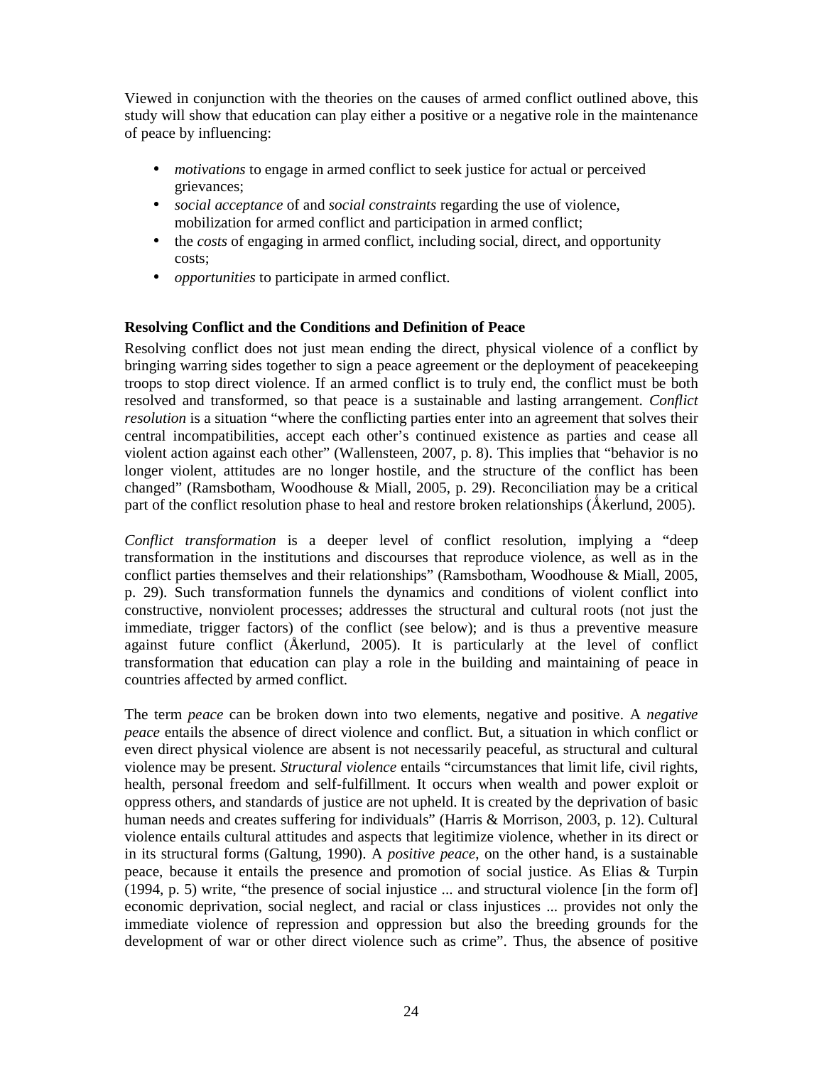Viewed in conjunction with the theories on the causes of armed conflict outlined above, this study will show that education can play either a positive or a negative role in the maintenance of peace by influencing:

- *motivations* to engage in armed conflict to seek justice for actual or perceived grievances;
- *social acceptance* of and *social constraints* regarding the use of violence, mobilization for armed conflict and participation in armed conflict;
- the *costs* of engaging in armed conflict, including social, direct, and opportunity costs;
- *opportunities* to participate in armed conflict.

**Resolving Conflict and the Conditions and Definition of Peace**

Resolving conflict does not just mean ending the direct, physical violence of a conflict by bringing warring sides together to sign a peace agreement or the deployment of peacekeeping troops to stop direct violence. If an armed conflict is to truly end, the conflict must be both resolved and transformed, so that peace is a sustainable and lasting arrangement. *Conflict resolution* is a situation "where the conflicting parties enter into an agreement that solves their central incompatibilities, accept each other's continued existence as parties and cease all violent action against each other" (Wallensteen, 2007, p. 8). This implies that "behavior is no longer violent, attitudes are no longer hostile, and the structure of the conflict has been changed" (Ramsbotham, Woodhouse & Miall, 2005, p. 29). Reconciliation may be a critical part of the conflict resolution phase to heal and restore broken relationships (Åkerlund, 2005).

*Conflict transformation* is a deeper level of conflict resolution, implying a "deep transformation in the institutions and discourses that reproduce violence, as well as in the conflict parties themselves and their relationships" (Ramsbotham, Woodhouse & Miall, 2005, p. 29). Such transformation funnels the dynamics and conditions of violent conflict into constructive, nonviolent processes; addresses the structural and cultural roots (not just the immediate, trigger factors) of the conflict (see below); and is thus a preventive measure against future conflict (Åkerlund, 2005). It is particularly at the level of conflict transformation that education can play a role in the building and maintaining of peace in countries affected by armed conflict.

The term *peace* can be broken down into two elements, negative and positive. A *negative peace* entails the absence of direct violence and conflict. But, a situation in which conflict or even direct physical violence are absent is not necessarily peaceful, as structural and cultural violence may be present. *Structural violence* entails "circumstances that limit life, civil rights, health, personal freedom and self-fulfillment. It occurs when wealth and power exploit or oppress others, and standards of justice are not upheld. It is created by the deprivation of basic human needs and creates suffering for individuals" (Harris & Morrison, 2003, p. 12). Cultural violence entails cultural attitudes and aspects that legitimize violence, whether in its direct or in its structural forms (Galtung, 1990). A *positive peace*, on the other hand, is a sustainable peace, because it entails the presence and promotion of social justice. As Elias & Turpin (1994, p. 5) write, "the presence of social injustice ... and structural violence [in the form of] economic deprivation, social neglect, and racial or class injustices ... provides not only the immediate violence of repression and oppression but also the breeding grounds for the development of war or other direct violence such as crime". Thus, the absence of positive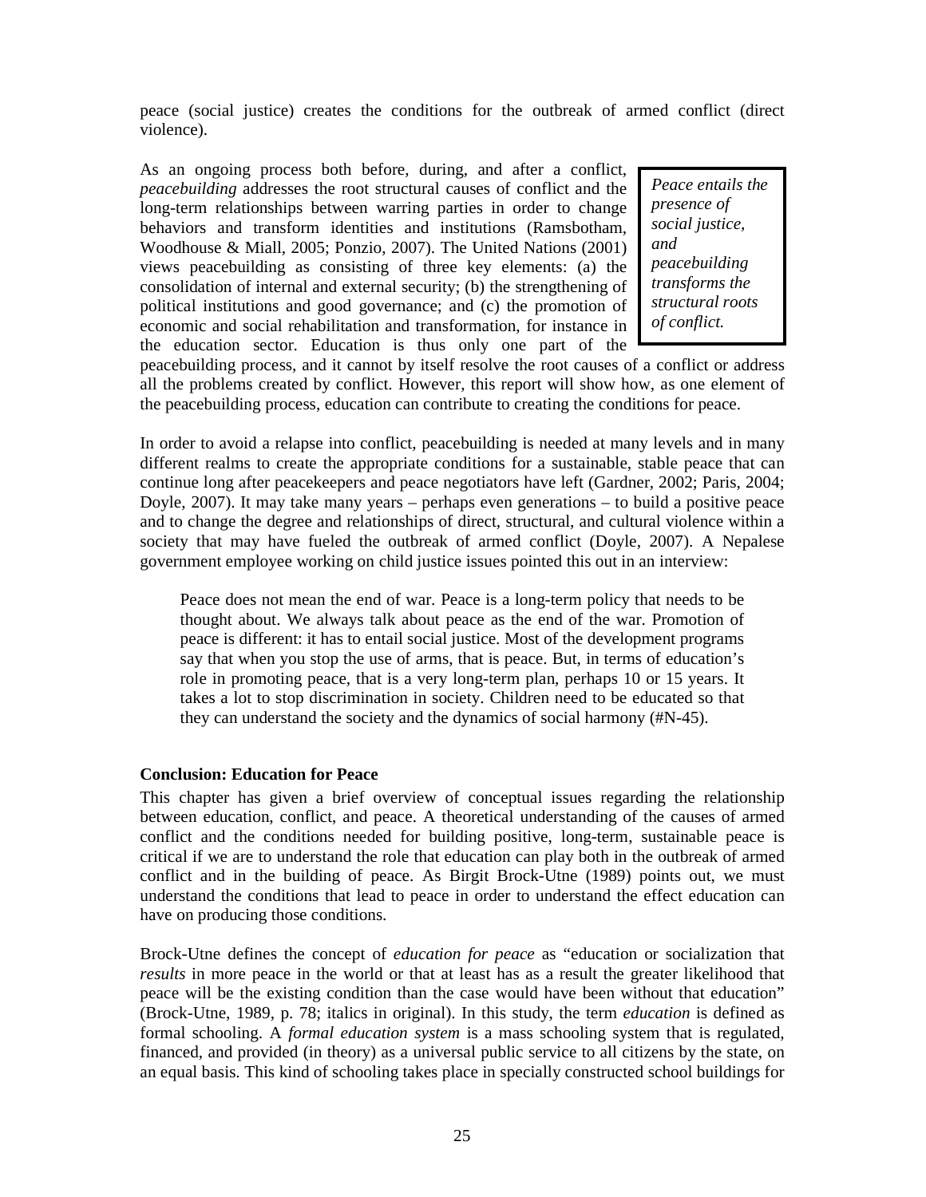peace (social justice) creates the conditions for the outbreak of armed conflict (direct violence).

As an ongoing process both before, during, and after a conflict, *peacebuilding* addresses the root structural causes of conflict and the long-term relationships between warring parties in order to change behaviors and transform identities and institutions (Ramsbotham, Woodhouse & Miall, 2005; Ponzio, 2007). The United Nations (2001) views peacebuilding as consisting of three key elements: (a) the consolidation of internal and external security; (b) the strengthening of political institutions and good governance; and (c) the promotion of economic and social rehabilitation and transformation, for instance in the education sector. Education is thus only one part of the peacebuilding process, and it cannot by itself resolve the root causes of a conflict or address all the problems created by conflict. However, this report will show how, as one element of the peacebuilding process, education can contribute to creating the conditions for peace.

> *Peace entails the presence of social justice, and peacebuilding transforms the structural roots of conflict.*

In order to avoid a relapse into conflict, peacebuilding is needed at many levels and in many different realms to create the appropriate conditions for a sustainable, stable peace that can continue long after peacekeepers and peace negotiators have left (Gardner, 2002; Paris, 2004; Doyle, 2007). It may take many years – perhaps even generations – to build a positive peace and to change the degree and relationships of direct, structural, and cultural violence within a society that may have fueled the outbreak of armed conflict (Doyle, 2007). A Nepalese government employee working on child justice issues pointed this out in an interview:

> Peace does not mean the end of war. Peace is a long-term policy that needs to be thought about. We always talk about peace as the end of the war. Promotion of peace is different: it has to entail social justice. Most of the development programs say that when you stop the use of arms, that is peace. But, in terms of education's role in promoting peace, that is a very long-term plan, perhaps 10 or 15 years. It takes a lot to stop discrimination in society. Children need to be educated so that they can understand the society and the dynamics of social harmony (#N-45).

**Conclusion: Education for Peace**

This chapter has given a brief overview of conceptual issues regarding the relationship between education, conflict, and peace. A theoretical understanding of the causes of armed conflict and the conditions needed for building positive, long-term, sustainable peace is critical if we are to understand the role that education can play both in the outbreak of armed conflict and in the building of peace. As Birgit Brock-Utne (1989) points out, we must understand the conditions that lead to peace in order to understand the effect education can have on producing those conditions.

Brock-Utne defines the concept of *education for peace* as "education or socialization that *results* in more peace in the world or that at least has as a result the greater likelihood that peace will be the existing condition than the case would have been without that education" (Brock-Utne, 1989, p. 78; italics in original). In this study, the term *education* is defined as formal schooling. A *formal education system* is a mass schooling system that is regulated, financed, and provided (in theory) as a universal public service to all citizens by the state, on an equal basis. This kind of schooling takes place in specially constructed school buildings for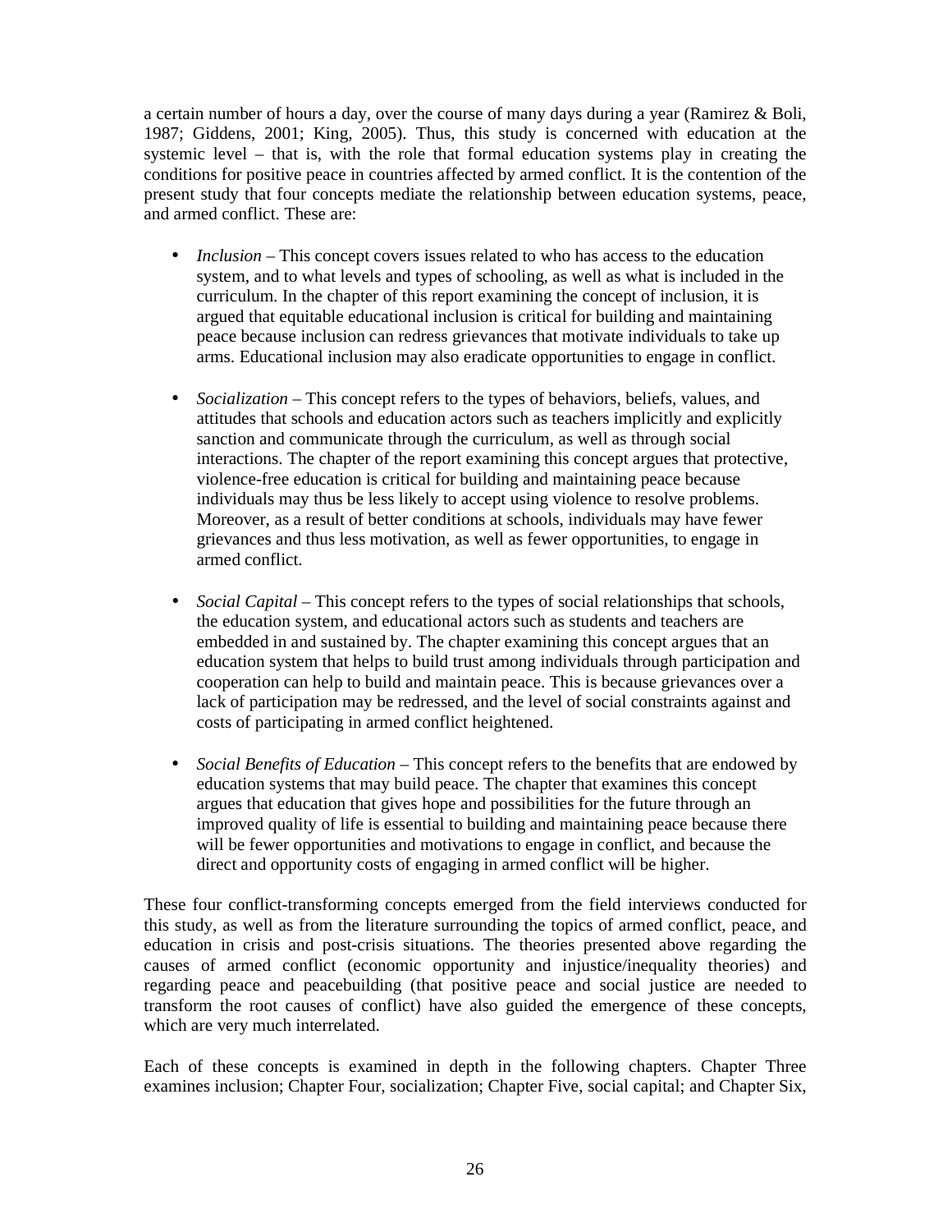a certain number of hours a day, over the course of many days during a year (Ramirez & Boli, 1987; Giddens, 2001; King, 2005). Thus, this study is concerned with education at the systemic level – that is, with the role that formal education systems play in creating the conditions for positive peace in countries affected by armed conflict. It is the contention of the present study that four concepts mediate the relationship between education systems, peace, and armed conflict. These are:

- *Inclusion* – This concept covers issues related to who has access to the education system, and to what levels and types of schooling, as well as what is included in the curriculum. In the chapter of this report examining the concept of inclusion, it is argued that equitable educational inclusion is critical for building and maintaining peace because inclusion can redress grievances that motivate individuals to take up arms. Educational inclusion may also eradicate opportunities to engage in conflict.

- *Socialization* – This concept refers to the types of behaviors, beliefs, values, and attitudes that schools and education actors such as teachers implicitly and explicitly sanction and communicate through the curriculum, as well as through social interactions. The chapter of the report examining this concept argues that protective, violence-free education is critical for building and maintaining peace because individuals may thus be less likely to accept using violence to resolve problems. Moreover, as a result of better conditions at schools, individuals may have fewer grievances and thus less motivation, as well as fewer opportunities, to engage in armed conflict.

- *Social Capital* – This concept refers to the types of social relationships that schools, the education system, and educational actors such as students and teachers are embedded in and sustained by. The chapter examining this concept argues that an education system that helps to build trust among individuals through participation and cooperation can help to build and maintain peace. This is because grievances over a lack of participation may be redressed, and the level of social constraints against and costs of participating in armed conflict heightened.

- *Social Benefits of Education* – This concept refers to the benefits that are endowed by education systems that may build peace. The chapter that examines this concept argues that education that gives hope and possibilities for the future through an improved quality of life is essential to building and maintaining peace because there will be fewer opportunities and motivations to engage in conflict, and because the direct and opportunity costs of engaging in armed conflict will be higher.

These four conflict-transforming concepts emerged from the field interviews conducted for this study, as well as from the literature surrounding the topics of armed conflict, peace, and education in crisis and post-crisis situations. The theories presented above regarding the causes of armed conflict (economic opportunity and injustice/inequality theories) and regarding peace and peacebuilding (that positive peace and social justice are needed to transform the root causes of conflict) have also guided the emergence of these concepts, which are very much interrelated.

Each of these concepts is examined in depth in the following chapters. Chapter Three examines inclusion; Chapter Four, socialization; Chapter Five, social capital; and Chapter Six,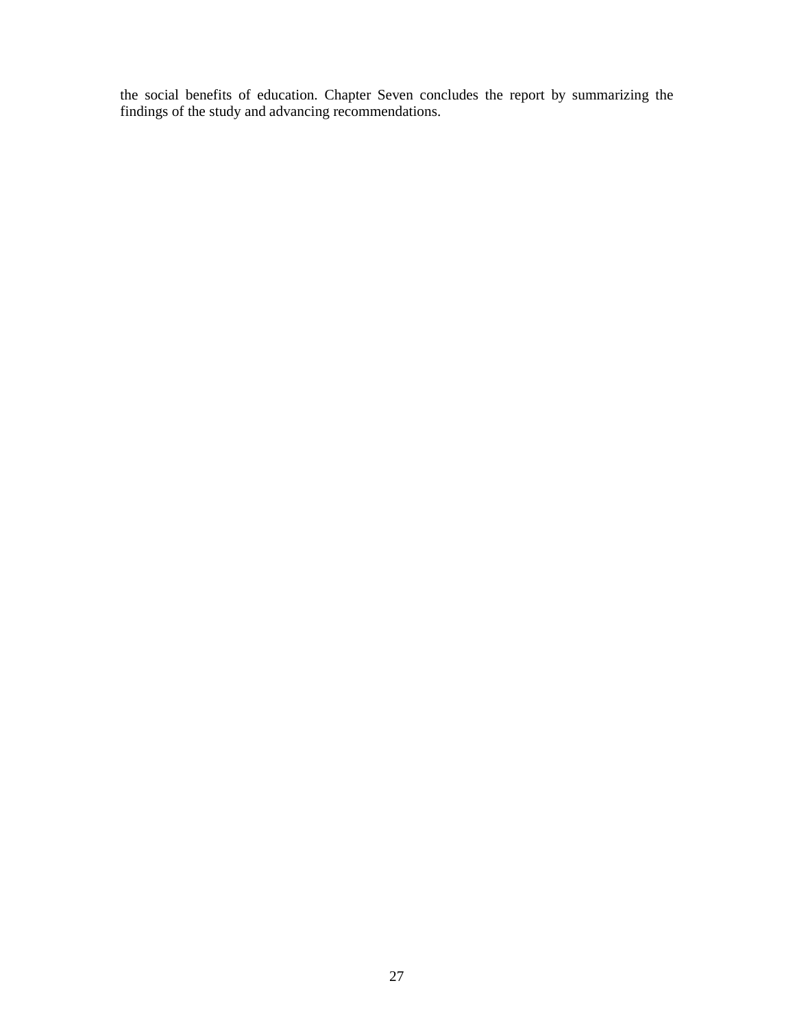the social benefits of education. Chapter Seven concludes the report by summarizing the findings of the study and advancing recommendations.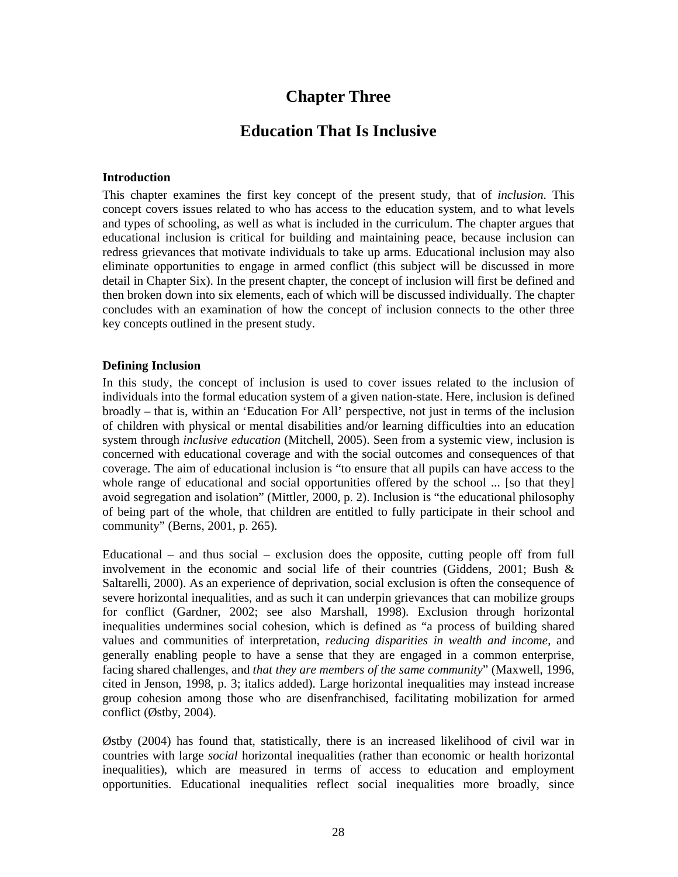# Chapter Three

# Education That Is Inclusive

### Introduction

This chapter examines the first key concept of the present study, that of *inclusion*. This concept covers issues related to who has access to the education system, and to what levels and types of schooling, as well as what is included in the curriculum. The chapter argues that educational inclusion is critical for building and maintaining peace, because inclusion can redress grievances that motivate individuals to take up arms. Educational inclusion may also eliminate opportunities to engage in armed conflict (this subject will be discussed in more detail in Chapter Six). In the present chapter, the concept of inclusion will first be defined and then broken down into six elements, each of which will be discussed individually. The chapter concludes with an examination of how the concept of inclusion connects to the other three key concepts outlined in the present study.

### Defining Inclusion

In this study, the concept of inclusion is used to cover issues related to the inclusion of individuals into the formal education system of a given nation-state. Here, inclusion is defined broadly – that is, within an 'Education For All' perspective, not just in terms of the inclusion of children with physical or mental disabilities and/or learning difficulties into an education system through *inclusive education* (Mitchell, 2005). Seen from a systemic view, inclusion is concerned with educational coverage and with the social outcomes and consequences of that coverage. The aim of educational inclusion is "to ensure that all pupils can have access to the whole range of educational and social opportunities offered by the school ... [so that they] avoid segregation and isolation" (Mittler, 2000, p. 2). Inclusion is "the educational philosophy of being part of the whole, that children are entitled to fully participate in their school and community" (Berns, 2001, p. 265).

Educational – and thus social – exclusion does the opposite, cutting people off from full involvement in the economic and social life of their countries (Giddens, 2001; Bush & Saltarelli, 2000). As an experience of deprivation, social exclusion is often the consequence of severe horizontal inequalities, and as such it can underpin grievances that can mobilize groups for conflict (Gardner, 2002; see also Marshall, 1998). Exclusion through horizontal inequalities undermines social cohesion, which is defined as "a process of building shared values and communities of interpretation, *reducing disparities in wealth and income*, and generally enabling people to have a sense that they are engaged in a common enterprise, facing shared challenges, and *that they are members of the same community*" (Maxwell, 1996, cited in Jenson, 1998, p. 3; italics added). Large horizontal inequalities may instead increase group cohesion among those who are disenfranchised, facilitating mobilization for armed conflict (Østby, 2004).

Østby (2004) has found that, statistically, there is an increased likelihood of civil war in countries with large *social* horizontal inequalities (rather than economic or health horizontal inequalities), which are measured in terms of access to education and employment opportunities. Educational inequalities reflect social inequalities more broadly, since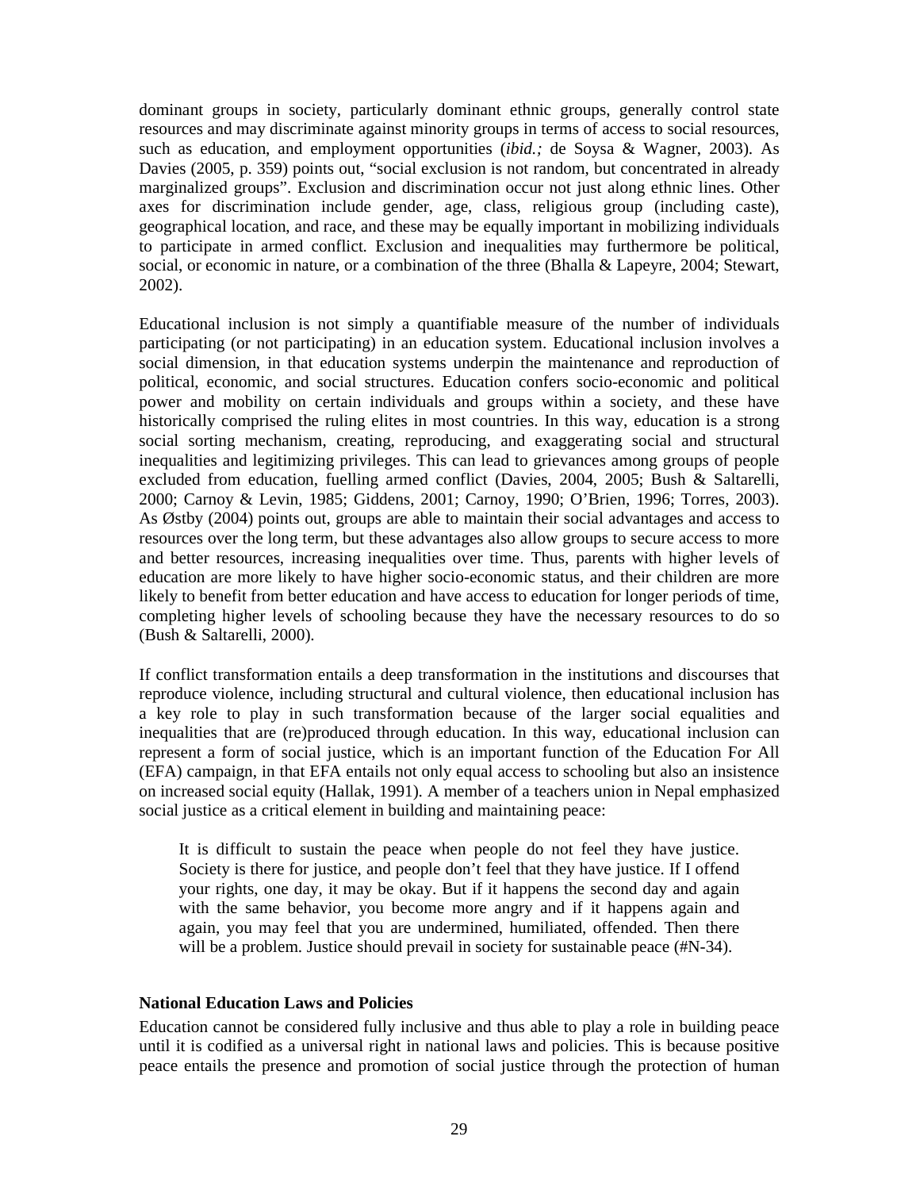dominant groups in society, particularly dominant ethnic groups, generally control state resources and may discriminate against minority groups in terms of access to social resources, such as education, and employment opportunities (*ibid.;* de Soysa & Wagner, 2003). As Davies (2005, p. 359) points out, "social exclusion is not random, but concentrated in already marginalized groups". Exclusion and discrimination occur not just along ethnic lines. Other axes for discrimination include gender, age, class, religious group (including caste), geographical location, and race, and these may be equally important in mobilizing individuals to participate in armed conflict. Exclusion and inequalities may furthermore be political, social, or economic in nature, or a combination of the three (Bhalla & Lapeyre, 2004; Stewart, 2002).

Educational inclusion is not simply a quantifiable measure of the number of individuals participating (or not participating) in an education system. Educational inclusion involves a social dimension, in that education systems underpin the maintenance and reproduction of political, economic, and social structures. Education confers socio-economic and political power and mobility on certain individuals and groups within a society, and these have historically comprised the ruling elites in most countries. In this way, education is a strong social sorting mechanism, creating, reproducing, and exaggerating social and structural inequalities and legitimizing privileges. This can lead to grievances among groups of people excluded from education, fuelling armed conflict (Davies, 2004, 2005; Bush & Saltarelli, 2000; Carnoy & Levin, 1985; Giddens, 2001; Carnoy, 1990; O'Brien, 1996; Torres, 2003). As Østby (2004) points out, groups are able to maintain their social advantages and access to resources over the long term, but these advantages also allow groups to secure access to more and better resources, increasing inequalities over time. Thus, parents with higher levels of education are more likely to have higher socio-economic status, and their children are more likely to benefit from better education and have access to education for longer periods of time, completing higher levels of schooling because they have the necessary resources to do so (Bush & Saltarelli, 2000).

If conflict transformation entails a deep transformation in the institutions and discourses that reproduce violence, including structural and cultural violence, then educational inclusion has a key role to play in such transformation because of the larger social equalities and inequalities that are (re)produced through education. In this way, educational inclusion can represent a form of social justice, which is an important function of the Education For All (EFA) campaign, in that EFA entails not only equal access to schooling but also an insistence on increased social equity (Hallak, 1991). A member of a teachers union in Nepal emphasized social justice as a critical element in building and maintaining peace:

> It is difficult to sustain the peace when people do not feel they have justice. Society is there for justice, and people don't feel that they have justice. If I offend your rights, one day, it may be okay. But if it happens the second day and again with the same behavior, you become more angry and if it happens again and again, you may feel that you are undermined, humiliated, offended. Then there will be a problem. Justice should prevail in society for sustainable peace (#N-34).

**National Education Laws and Policies**

Education cannot be considered fully inclusive and thus able to play a role in building peace until it is codified as a universal right in national laws and policies. This is because positive peace entails the presence and promotion of social justice through the protection of human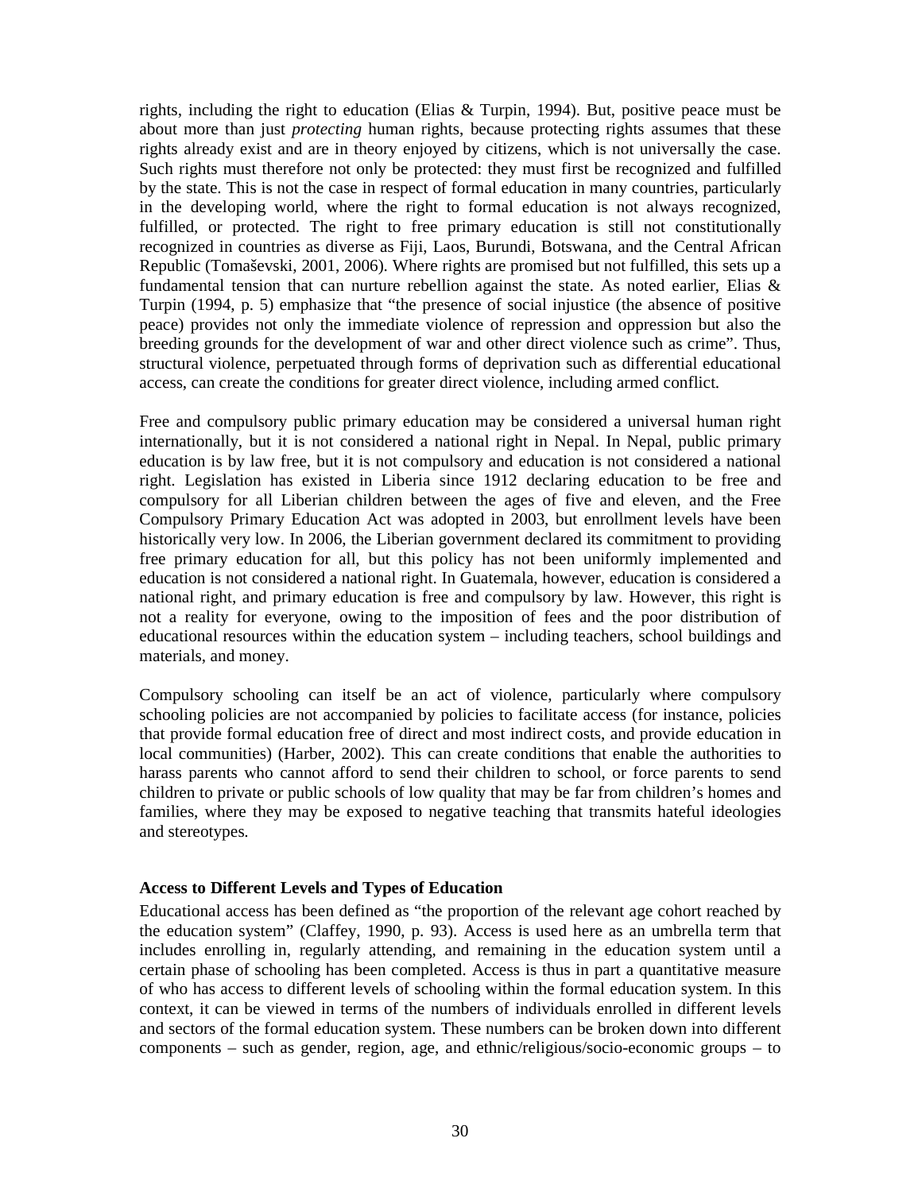rights, including the right to education (Elias & Turpin, 1994). But, positive peace must be about more than just *protecting* human rights, because protecting rights assumes that these rights already exist and are in theory enjoyed by citizens, which is not universally the case. Such rights must therefore not only be protected: they must first be recognized and fulfilled by the state. This is not the case in respect of formal education in many countries, particularly in the developing world, where the right to formal education is not always recognized, fulfilled, or protected. The right to free primary education is still not constitutionally recognized in countries as diverse as Fiji, Laos, Burundi, Botswana, and the Central African Republic (Tomaševski, 2001, 2006). Where rights are promised but not fulfilled, this sets up a fundamental tension that can nurture rebellion against the state. As noted earlier, Elias & Turpin (1994, p. 5) emphasize that "the presence of social injustice (the absence of positive peace) provides not only the immediate violence of repression and oppression but also the breeding grounds for the development of war and other direct violence such as crime". Thus, structural violence, perpetuated through forms of deprivation such as differential educational access, can create the conditions for greater direct violence, including armed conflict.

Free and compulsory public primary education may be considered a universal human right internationally, but it is not considered a national right in Nepal. In Nepal, public primary education is by law free, but it is not compulsory and education is not considered a national right. Legislation has existed in Liberia since 1912 declaring education to be free and compulsory for all Liberian children between the ages of five and eleven, and the Free Compulsory Primary Education Act was adopted in 2003, but enrollment levels have been historically very low. In 2006, the Liberian government declared its commitment to providing free primary education for all, but this policy has not been uniformly implemented and education is not considered a national right. In Guatemala, however, education is considered a national right, and primary education is free and compulsory by law. However, this right is not a reality for everyone, owing to the imposition of fees and the poor distribution of educational resources within the education system – including teachers, school buildings and materials, and money.

Compulsory schooling can itself be an act of violence, particularly where compulsory schooling policies are not accompanied by policies to facilitate access (for instance, policies that provide formal education free of direct and most indirect costs, and provide education in local communities) (Harber, 2002). This can create conditions that enable the authorities to harass parents who cannot afford to send their children to school, or force parents to send children to private or public schools of low quality that may be far from children's homes and families, where they may be exposed to negative teaching that transmits hateful ideologies and stereotypes.

**Access to Different Levels and Types of Education**

Educational access has been defined as "the proportion of the relevant age cohort reached by the education system" (Claffey, 1990, p. 93). Access is used here as an umbrella term that includes enrolling in, regularly attending, and remaining in the education system until a certain phase of schooling has been completed. Access is thus in part a quantitative measure of who has access to different levels of schooling within the formal education system. In this context, it can be viewed in terms of the numbers of individuals enrolled in different levels and sectors of the formal education system. These numbers can be broken down into different components – such as gender, region, age, and ethnic/religious/socio-economic groups – to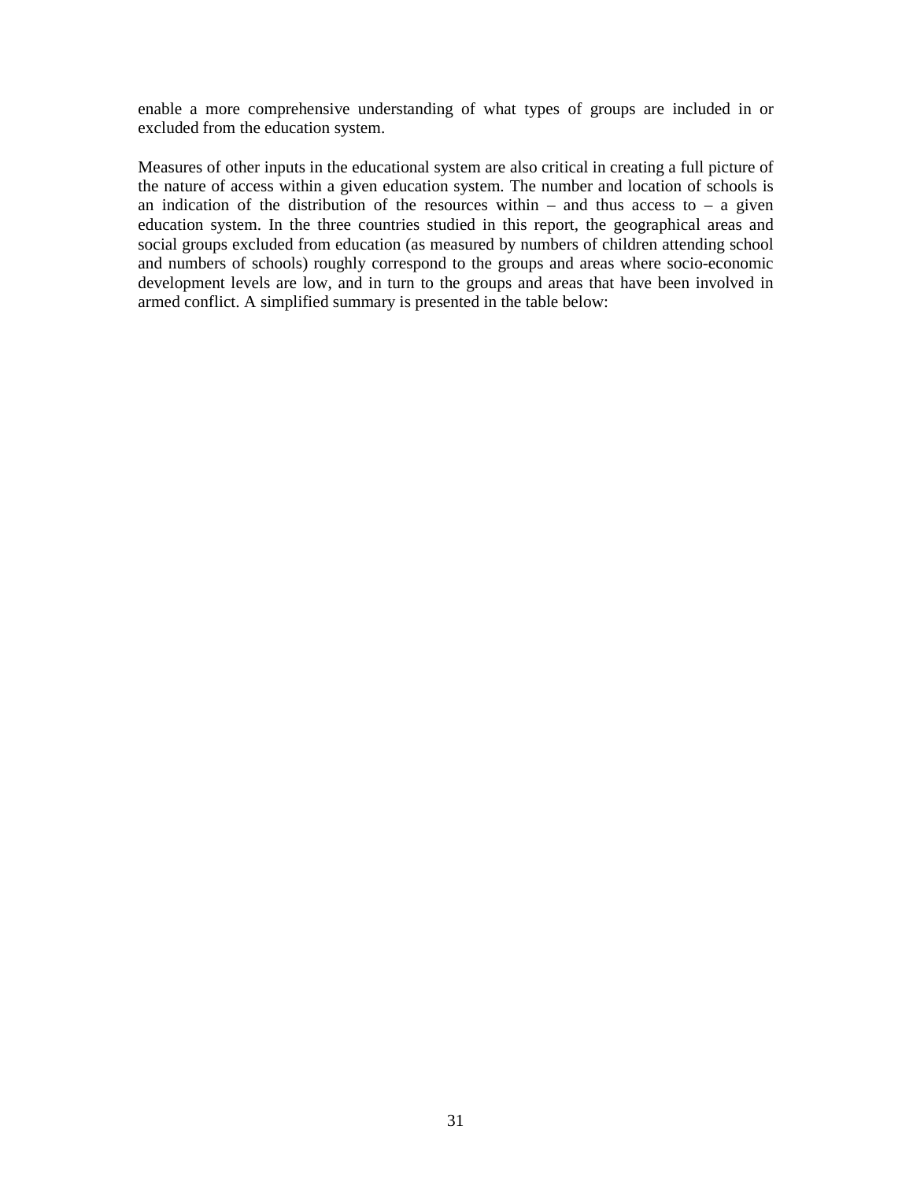enable a more comprehensive understanding of what types of groups are included in or excluded from the education system.

Measures of other inputs in the educational system are also critical in creating a full picture of the nature of access within a given education system. The number and location of schools is an indication of the distribution of the resources within – and thus access to – a given education system. In the three countries studied in this report, the geographical areas and social groups excluded from education (as measured by numbers of children attending school and numbers of schools) roughly correspond to the groups and areas where socio-economic development levels are low, and in turn to the groups and areas that have been involved in armed conflict. A simplified summary is presented in the table below: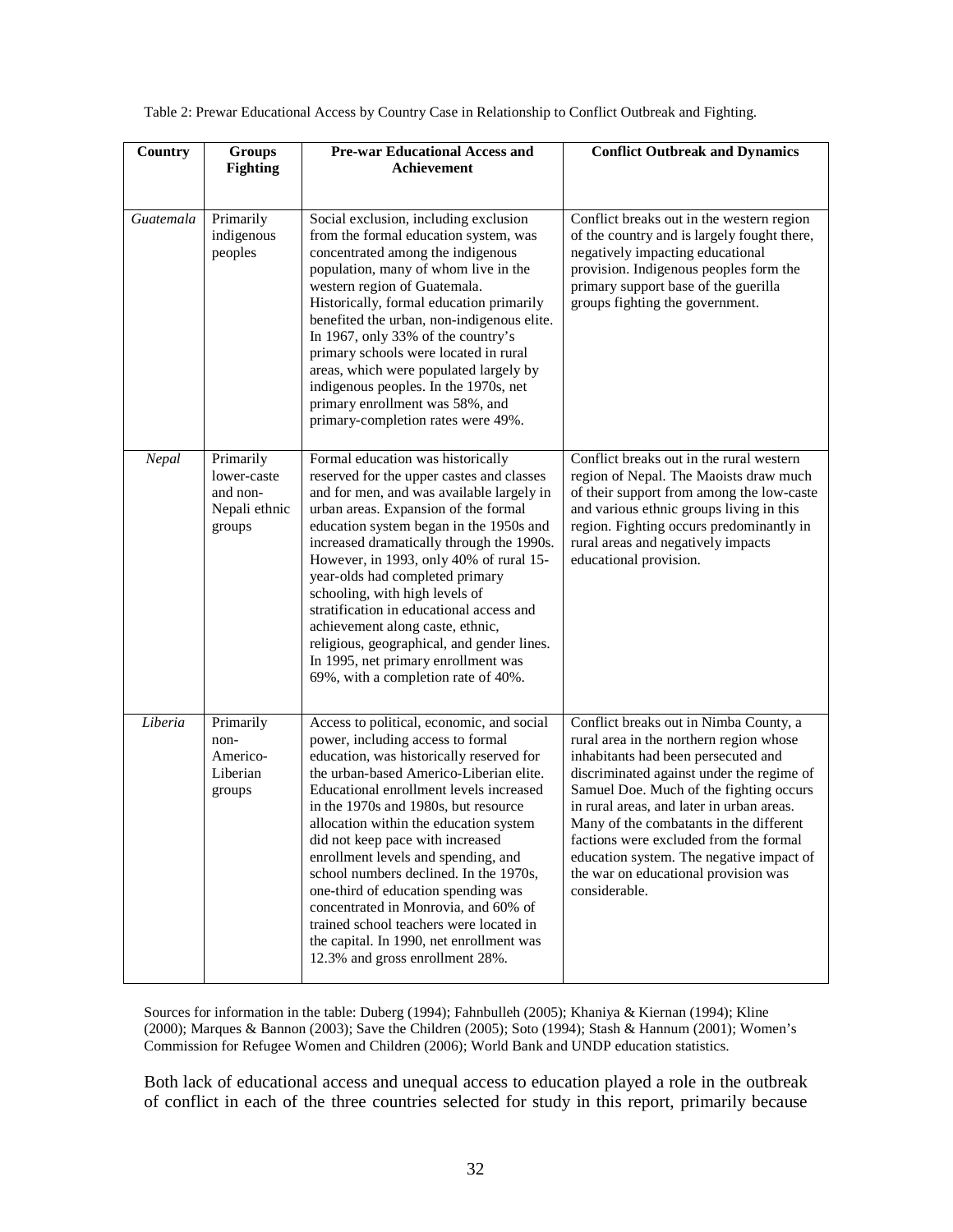Table 2: Prewar Educational Access by Country Case in Relationship to Conflict Outbreak and Fighting.

| Country | Groups Fighting | Pre-war Educational Access and Achievement | Conflict Outbreak and Dynamics |
|---|---|---|---|
| *Guatemala* | Primarily indigenous peoples | Social exclusion, including exclusion from the formal education system, was concentrated among the indigenous population, many of whom live in the western region of Guatemala. Historically, formal education primarily benefited the urban, non-indigenous elite. In 1967, only 33% of the country's primary schools were located in rural areas, which were populated largely by indigenous peoples. In the 1970s, net primary enrollment was 58%, and primary-completion rates were 49%. | Conflict breaks out in the western region of the country and is largely fought there, negatively impacting educational provision. Indigenous peoples form the primary support base of the guerilla groups fighting the government. |
| *Nepal* | Primarily lower-caste and non-Nepali ethnic groups | Formal education was historically reserved for the upper castes and classes and for men, and was available largely in urban areas. Expansion of the formal education system began in the 1950s and increased dramatically through the 1990s. However, in 1993, only 40% of rural 15-year-olds had completed primary schooling, with high levels of stratification in educational access and achievement along caste, ethnic, religious, geographical, and gender lines. In 1995, net primary enrollment was 69%, with a completion rate of 40%. | Conflict breaks out in the rural western region of Nepal. The Maoists draw much of their support from among the low-caste and various ethnic groups living in this region. Fighting occurs predominantly in rural areas and negatively impacts educational provision. |
| *Liberia* | Primarily non-Americo-Liberian groups | Access to political, economic, and social power, including access to formal education, was historically reserved for the urban-based Americo-Liberian elite. Educational enrollment levels increased in the 1970s and 1980s, but resource allocation within the education system did not keep pace with increased enrollment levels and spending, and school numbers declined. In the 1970s, one-third of education spending was concentrated in Monrovia, and 60% of trained school teachers were located in the capital. In 1990, net enrollment was 12.3% and gross enrollment 28%. | Conflict breaks out in Nimba County, a rural area in the northern region whose inhabitants had been persecuted and discriminated against under the regime of Samuel Doe. Much of the fighting occurs in rural areas, and later in urban areas. Many of the combatants in the different factions were excluded from the formal education system. The negative impact of the war on educational provision was considerable. |

Sources for information in the table: Duberg (1994); Fahnbulleh (2005); Khaniya & Kiernan (1994); Kline (2000); Marques & Bannon (2003); Save the Children (2005); Soto (1994); Stash & Hannum (2001); Women's Commission for Refugee Women and Children (2006); World Bank and UNDP education statistics.

Both lack of educational access and unequal access to education played a role in the outbreak of conflict in each of the three countries selected for study in this report, primarily because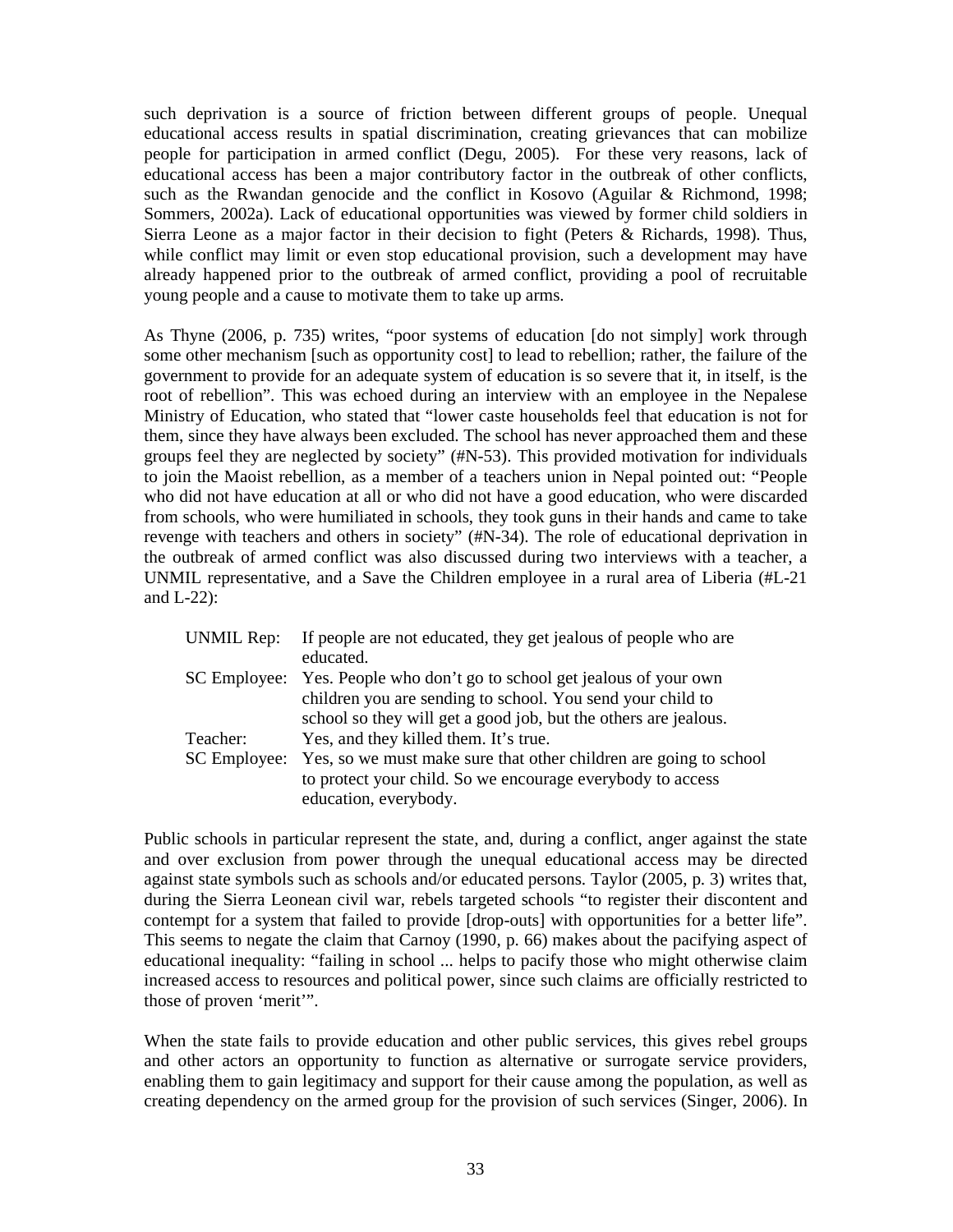such deprivation is a source of friction between different groups of people. Unequal educational access results in spatial discrimination, creating grievances that can mobilize people for participation in armed conflict (Degu, 2005). For these very reasons, lack of educational access has been a major contributory factor in the outbreak of other conflicts, such as the Rwandan genocide and the conflict in Kosovo (Aguilar & Richmond, 1998; Sommers, 2002a). Lack of educational opportunities was viewed by former child soldiers in Sierra Leone as a major factor in their decision to fight (Peters & Richards, 1998). Thus, while conflict may limit or even stop educational provision, such a development may have already happened prior to the outbreak of armed conflict, providing a pool of recruitable young people and a cause to motivate them to take up arms.

As Thyne (2006, p. 735) writes, "poor systems of education [do not simply] work through some other mechanism [such as opportunity cost] to lead to rebellion; rather, the failure of the government to provide for an adequate system of education is so severe that it, in itself, is the root of rebellion". This was echoed during an interview with an employee in the Nepalese Ministry of Education, who stated that "lower caste households feel that education is not for them, since they have always been excluded. The school has never approached them and these groups feel they are neglected by society" (#N-53). This provided motivation for individuals to join the Maoist rebellion, as a member of a teachers union in Nepal pointed out: "People who did not have education at all or who did not have a good education, who were discarded from schools, who were humiliated in schools, they took guns in their hands and came to take revenge with teachers and others in society" (#N-34). The role of educational deprivation in the outbreak of armed conflict was also discussed during two interviews with a teacher, a UNMIL representative, and a Save the Children employee in a rural area of Liberia (#L-21 and L-22):

> UNMIL Rep: If people are not educated, they get jealous of people who are educated.
>
> SC Employee: Yes. People who don't go to school get jealous of your own children you are sending to school. You send your child to school so they will get a good job, but the others are jealous.
>
> Teacher: Yes, and they killed them. It's true.
>
> SC Employee: Yes, so we must make sure that other children are going to school to protect your child. So we encourage everybody to access education, everybody.

Public schools in particular represent the state, and, during a conflict, anger against the state and over exclusion from power through the unequal educational access may be directed against state symbols such as schools and/or educated persons. Taylor (2005, p. 3) writes that, during the Sierra Leonean civil war, rebels targeted schools "to register their discontent and contempt for a system that failed to provide [drop-outs] with opportunities for a better life". This seems to negate the claim that Carnoy (1990, p. 66) makes about the pacifying aspect of educational inequality: "failing in school ... helps to pacify those who might otherwise claim increased access to resources and political power, since such claims are officially restricted to those of proven 'merit'".

When the state fails to provide education and other public services, this gives rebel groups and other actors an opportunity to function as alternative or surrogate service providers, enabling them to gain legitimacy and support for their cause among the population, as well as creating dependency on the armed group for the provision of such services (Singer, 2006). In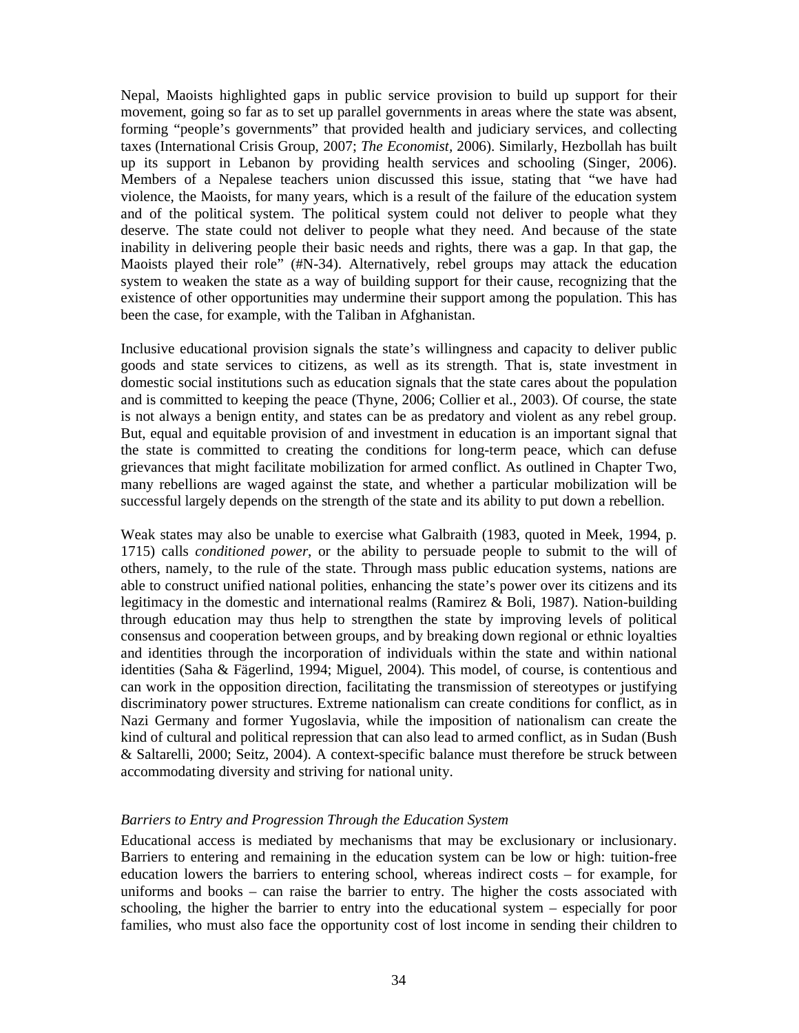Nepal, Maoists highlighted gaps in public service provision to build up support for their movement, going so far as to set up parallel governments in areas where the state was absent, forming "people's governments" that provided health and judiciary services, and collecting taxes (International Crisis Group, 2007; *The Economist*, 2006). Similarly, Hezbollah has built up its support in Lebanon by providing health services and schooling (Singer, 2006). Members of a Nepalese teachers union discussed this issue, stating that "we have had violence, the Maoists, for many years, which is a result of the failure of the education system and of the political system. The political system could not deliver to people what they deserve. The state could not deliver to people what they need. And because of the state inability in delivering people their basic needs and rights, there was a gap. In that gap, the Maoists played their role" (#N-34). Alternatively, rebel groups may attack the education system to weaken the state as a way of building support for their cause, recognizing that the existence of other opportunities may undermine their support among the population. This has been the case, for example, with the Taliban in Afghanistan.

Inclusive educational provision signals the state's willingness and capacity to deliver public goods and state services to citizens, as well as its strength. That is, state investment in domestic social institutions such as education signals that the state cares about the population and is committed to keeping the peace (Thyne, 2006; Collier et al., 2003). Of course, the state is not always a benign entity, and states can be as predatory and violent as any rebel group. But, equal and equitable provision of and investment in education is an important signal that the state is committed to creating the conditions for long-term peace, which can defuse grievances that might facilitate mobilization for armed conflict. As outlined in Chapter Two, many rebellions are waged against the state, and whether a particular mobilization will be successful largely depends on the strength of the state and its ability to put down a rebellion.

Weak states may also be unable to exercise what Galbraith (1983, quoted in Meek, 1994, p. 1715) calls *conditioned power*, or the ability to persuade people to submit to the will of others, namely, to the rule of the state. Through mass public education systems, nations are able to construct unified national polities, enhancing the state's power over its citizens and its legitimacy in the domestic and international realms (Ramirez & Boli, 1987). Nation-building through education may thus help to strengthen the state by improving levels of political consensus and cooperation between groups, and by breaking down regional or ethnic loyalties and identities through the incorporation of individuals within the state and within national identities (Saha & Fägerlind, 1994; Miguel, 2004). This model, of course, is contentious and can work in the opposition direction, facilitating the transmission of stereotypes or justifying discriminatory power structures. Extreme nationalism can create conditions for conflict, as in Nazi Germany and former Yugoslavia, while the imposition of nationalism can create the kind of cultural and political repression that can also lead to armed conflict, as in Sudan (Bush & Saltarelli, 2000; Seitz, 2004). A context-specific balance must therefore be struck between accommodating diversity and striving for national unity.

### *Barriers to Entry and Progression Through the Education System*

Educational access is mediated by mechanisms that may be exclusionary or inclusionary. Barriers to entering and remaining in the education system can be low or high: tuition-free education lowers the barriers to entering school, whereas indirect costs – for example, for uniforms and books – can raise the barrier to entry. The higher the costs associated with schooling, the higher the barrier to entry into the educational system – especially for poor families, who must also face the opportunity cost of lost income in sending their children to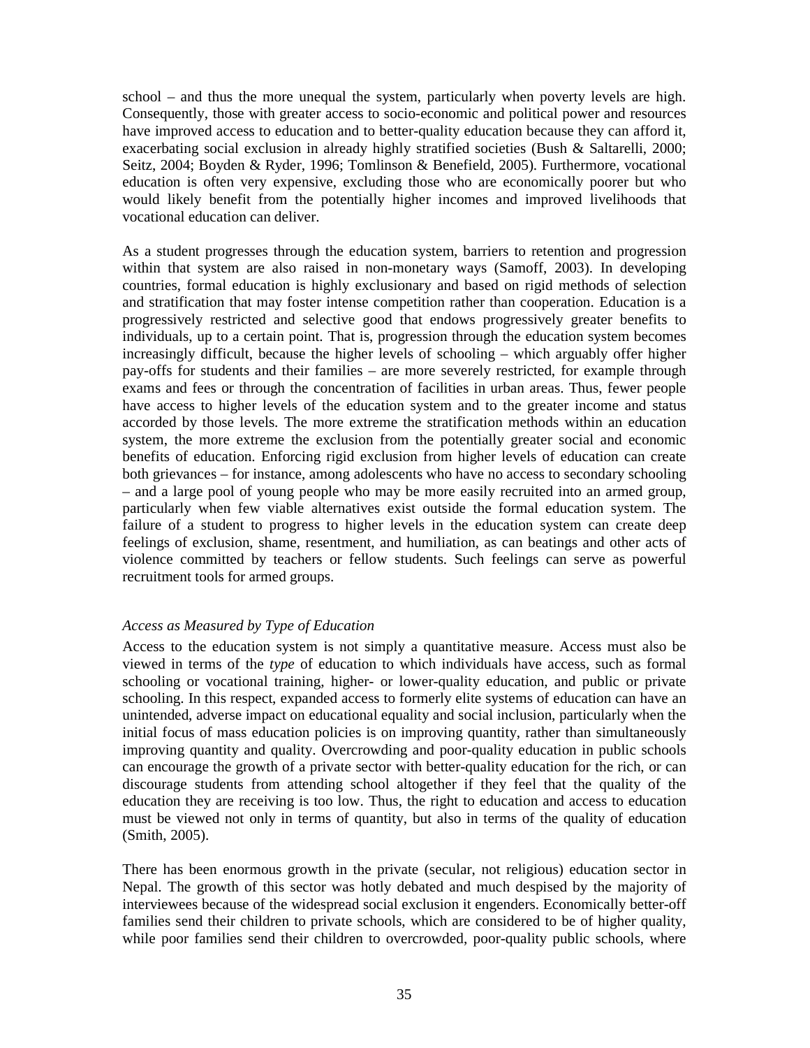school – and thus the more unequal the system, particularly when poverty levels are high. Consequently, those with greater access to socio-economic and political power and resources have improved access to education and to better-quality education because they can afford it, exacerbating social exclusion in already highly stratified societies (Bush & Saltarelli, 2000; Seitz, 2004; Boyden & Ryder, 1996; Tomlinson & Benefield, 2005). Furthermore, vocational education is often very expensive, excluding those who are economically poorer but who would likely benefit from the potentially higher incomes and improved livelihoods that vocational education can deliver.

As a student progresses through the education system, barriers to retention and progression within that system are also raised in non-monetary ways (Samoff, 2003). In developing countries, formal education is highly exclusionary and based on rigid methods of selection and stratification that may foster intense competition rather than cooperation. Education is a progressively restricted and selective good that endows progressively greater benefits to individuals, up to a certain point. That is, progression through the education system becomes increasingly difficult, because the higher levels of schooling – which arguably offer higher pay-offs for students and their families – are more severely restricted, for example through exams and fees or through the concentration of facilities in urban areas. Thus, fewer people have access to higher levels of the education system and to the greater income and status accorded by those levels. The more extreme the stratification methods within an education system, the more extreme the exclusion from the potentially greater social and economic benefits of education. Enforcing rigid exclusion from higher levels of education can create both grievances – for instance, among adolescents who have no access to secondary schooling – and a large pool of young people who may be more easily recruited into an armed group, particularly when few viable alternatives exist outside the formal education system. The failure of a student to progress to higher levels in the education system can create deep feelings of exclusion, shame, resentment, and humiliation, as can beatings and other acts of violence committed by teachers or fellow students. Such feelings can serve as powerful recruitment tools for armed groups.

*Access as Measured by Type of Education*

Access to the education system is not simply a quantitative measure. Access must also be viewed in terms of the *type* of education to which individuals have access, such as formal schooling or vocational training, higher- or lower-quality education, and public or private schooling. In this respect, expanded access to formerly elite systems of education can have an unintended, adverse impact on educational equality and social inclusion, particularly when the initial focus of mass education policies is on improving quantity, rather than simultaneously improving quantity and quality. Overcrowding and poor-quality education in public schools can encourage the growth of a private sector with better-quality education for the rich, or can discourage students from attending school altogether if they feel that the quality of the education they are receiving is too low. Thus, the right to education and access to education must be viewed not only in terms of quantity, but also in terms of the quality of education (Smith, 2005).

There has been enormous growth in the private (secular, not religious) education sector in Nepal. The growth of this sector was hotly debated and much despised by the majority of interviewees because of the widespread social exclusion it engenders. Economically better-off families send their children to private schools, which are considered to be of higher quality, while poor families send their children to overcrowded, poor-quality public schools, where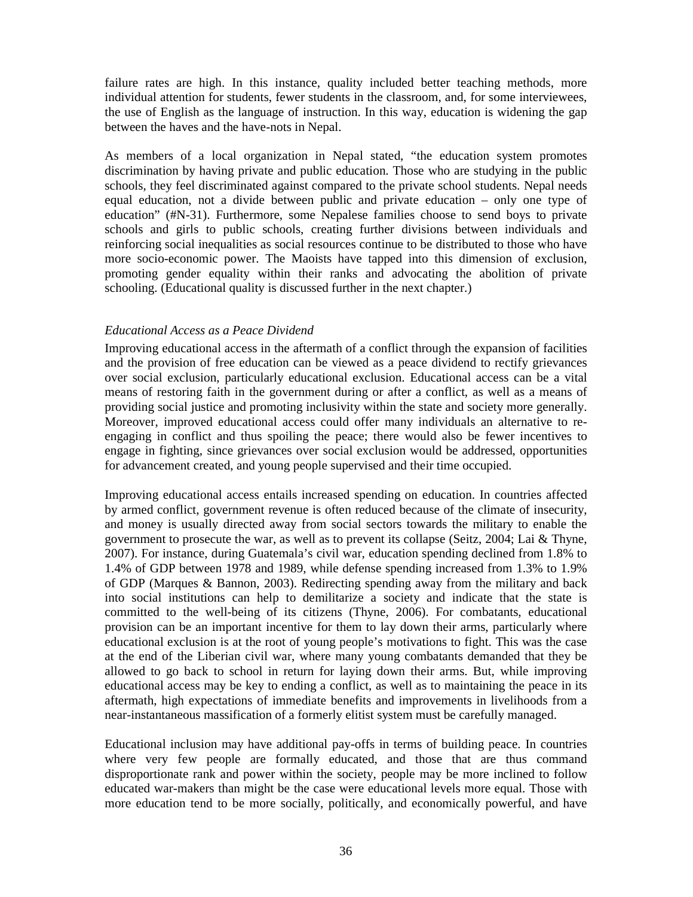failure rates are high. In this instance, quality included better teaching methods, more individual attention for students, fewer students in the classroom, and, for some interviewees, the use of English as the language of instruction. In this way, education is widening the gap between the haves and the have-nots in Nepal.

As members of a local organization in Nepal stated, "the education system promotes discrimination by having private and public education. Those who are studying in the public schools, they feel discriminated against compared to the private school students. Nepal needs equal education, not a divide between public and private education – only one type of education" (#N-31). Furthermore, some Nepalese families choose to send boys to private schools and girls to public schools, creating further divisions between individuals and reinforcing social inequalities as social resources continue to be distributed to those who have more socio-economic power. The Maoists have tapped into this dimension of exclusion, promoting gender equality within their ranks and advocating the abolition of private schooling. (Educational quality is discussed further in the next chapter.)

*Educational Access as a Peace Dividend*

Improving educational access in the aftermath of a conflict through the expansion of facilities and the provision of free education can be viewed as a peace dividend to rectify grievances over social exclusion, particularly educational exclusion. Educational access can be a vital means of restoring faith in the government during or after a conflict, as well as a means of providing social justice and promoting inclusivity within the state and society more generally. Moreover, improved educational access could offer many individuals an alternative to re-engaging in conflict and thus spoiling the peace; there would also be fewer incentives to engage in fighting, since grievances over social exclusion would be addressed, opportunities for advancement created, and young people supervised and their time occupied.

Improving educational access entails increased spending on education. In countries affected by armed conflict, government revenue is often reduced because of the climate of insecurity, and money is usually directed away from social sectors towards the military to enable the government to prosecute the war, as well as to prevent its collapse (Seitz, 2004; Lai & Thyne, 2007). For instance, during Guatemala's civil war, education spending declined from 1.8% to 1.4% of GDP between 1978 and 1989, while defense spending increased from 1.3% to 1.9% of GDP (Marques & Bannon, 2003). Redirecting spending away from the military and back into social institutions can help to demilitarize a society and indicate that the state is committed to the well-being of its citizens (Thyne, 2006). For combatants, educational provision can be an important incentive for them to lay down their arms, particularly where educational exclusion is at the root of young people's motivations to fight. This was the case at the end of the Liberian civil war, where many young combatants demanded that they be allowed to go back to school in return for laying down their arms. But, while improving educational access may be key to ending a conflict, as well as to maintaining the peace in its aftermath, high expectations of immediate benefits and improvements in livelihoods from a near-instantaneous massification of a formerly elitist system must be carefully managed.

Educational inclusion may have additional pay-offs in terms of building peace. In countries where very few people are formally educated, and those that are thus command disproportionate rank and power within the society, people may be more inclined to follow educated war-makers than might be the case were educational levels more equal. Those with more education tend to be more socially, politically, and economically powerful, and have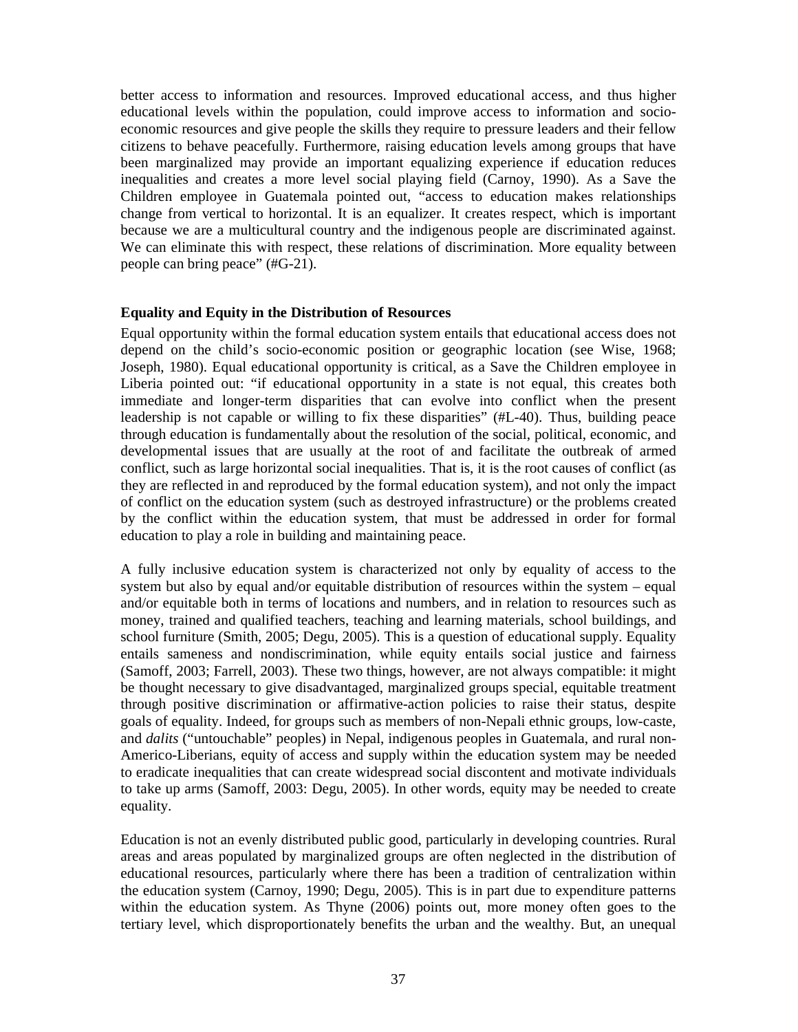better access to information and resources. Improved educational access, and thus higher educational levels within the population, could improve access to information and socio-economic resources and give people the skills they require to pressure leaders and their fellow citizens to behave peacefully. Furthermore, raising education levels among groups that have been marginalized may provide an important equalizing experience if education reduces inequalities and creates a more level social playing field (Carnoy, 1990). As a Save the Children employee in Guatemala pointed out, "access to education makes relationships change from vertical to horizontal. It is an equalizer. It creates respect, which is important because we are a multicultural country and the indigenous people are discriminated against. We can eliminate this with respect, these relations of discrimination. More equality between people can bring peace" (#G-21).

### Equality and Equity in the Distribution of Resources

Equal opportunity within the formal education system entails that educational access does not depend on the child's socio-economic position or geographic location (see Wise, 1968; Joseph, 1980). Equal educational opportunity is critical, as a Save the Children employee in Liberia pointed out: "if educational opportunity in a state is not equal, this creates both immediate and longer-term disparities that can evolve into conflict when the present leadership is not capable or willing to fix these disparities" (#L-40). Thus, building peace through education is fundamentally about the resolution of the social, political, economic, and developmental issues that are usually at the root of and facilitate the outbreak of armed conflict, such as large horizontal social inequalities. That is, it is the root causes of conflict (as they are reflected in and reproduced by the formal education system), and not only the impact of conflict on the education system (such as destroyed infrastructure) or the problems created by the conflict within the education system, that must be addressed in order for formal education to play a role in building and maintaining peace.

A fully inclusive education system is characterized not only by equality of access to the system but also by equal and/or equitable distribution of resources within the system – equal and/or equitable both in terms of locations and numbers, and in relation to resources such as money, trained and qualified teachers, teaching and learning materials, school buildings, and school furniture (Smith, 2005; Degu, 2005). This is a question of educational supply. Equality entails sameness and nondiscrimination, while equity entails social justice and fairness (Samoff, 2003; Farrell, 2003). These two things, however, are not always compatible: it might be thought necessary to give disadvantaged, marginalized groups special, equitable treatment through positive discrimination or affirmative-action policies to raise their status, despite goals of equality. Indeed, for groups such as members of non-Nepali ethnic groups, low-caste, and *dalits* ("untouchable" peoples) in Nepal, indigenous peoples in Guatemala, and rural non-Americo-Liberians, equity of access and supply within the education system may be needed to eradicate inequalities that can create widespread social discontent and motivate individuals to take up arms (Samoff, 2003: Degu, 2005). In other words, equity may be needed to create equality.

Education is not an evenly distributed public good, particularly in developing countries. Rural areas and areas populated by marginalized groups are often neglected in the distribution of educational resources, particularly where there has been a tradition of centralization within the education system (Carnoy, 1990; Degu, 2005). This is in part due to expenditure patterns within the education system. As Thyne (2006) points out, more money often goes to the tertiary level, which disproportionately benefits the urban and the wealthy. But, an unequal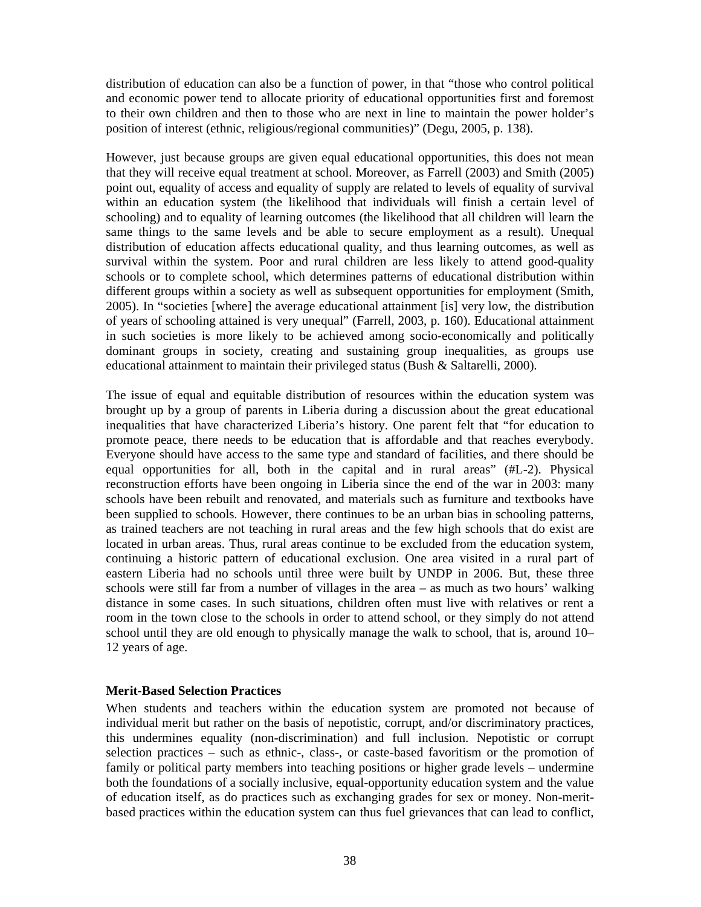distribution of education can also be a function of power, in that "those who control political and economic power tend to allocate priority of educational opportunities first and foremost to their own children and then to those who are next in line to maintain the power holder's position of interest (ethnic, religious/regional communities)" (Degu, 2005, p. 138).

However, just because groups are given equal educational opportunities, this does not mean that they will receive equal treatment at school. Moreover, as Farrell (2003) and Smith (2005) point out, equality of access and equality of supply are related to levels of equality of survival within an education system (the likelihood that individuals will finish a certain level of schooling) and to equality of learning outcomes (the likelihood that all children will learn the same things to the same levels and be able to secure employment as a result). Unequal distribution of education affects educational quality, and thus learning outcomes, as well as survival within the system. Poor and rural children are less likely to attend good-quality schools or to complete school, which determines patterns of educational distribution within different groups within a society as well as subsequent opportunities for employment (Smith, 2005). In "societies [where] the average educational attainment [is] very low, the distribution of years of schooling attained is very unequal" (Farrell, 2003, p. 160). Educational attainment in such societies is more likely to be achieved among socio-economically and politically dominant groups in society, creating and sustaining group inequalities, as groups use educational attainment to maintain their privileged status (Bush & Saltarelli, 2000).

The issue of equal and equitable distribution of resources within the education system was brought up by a group of parents in Liberia during a discussion about the great educational inequalities that have characterized Liberia's history. One parent felt that "for education to promote peace, there needs to be education that is affordable and that reaches everybody. Everyone should have access to the same type and standard of facilities, and there should be equal opportunities for all, both in the capital and in rural areas" (#L-2). Physical reconstruction efforts have been ongoing in Liberia since the end of the war in 2003: many schools have been rebuilt and renovated, and materials such as furniture and textbooks have been supplied to schools. However, there continues to be an urban bias in schooling patterns, as trained teachers are not teaching in rural areas and the few high schools that do exist are located in urban areas. Thus, rural areas continue to be excluded from the education system, continuing a historic pattern of educational exclusion. One area visited in a rural part of eastern Liberia had no schools until three were built by UNDP in 2006. But, these three schools were still far from a number of villages in the area – as much as two hours' walking distance in some cases. In such situations, children often must live with relatives or rent a room in the town close to the schools in order to attend school, or they simply do not attend school until they are old enough to physically manage the walk to school, that is, around 10–12 years of age.

### Merit-Based Selection Practices

When students and teachers within the education system are promoted not because of individual merit but rather on the basis of nepotistic, corrupt, and/or discriminatory practices, this undermines equality (non-discrimination) and full inclusion. Nepotistic or corrupt selection practices – such as ethnic-, class-, or caste-based favoritism or the promotion of family or political party members into teaching positions or higher grade levels – undermine both the foundations of a socially inclusive, equal-opportunity education system and the value of education itself, as do practices such as exchanging grades for sex or money. Non-merit-based practices within the education system can thus fuel grievances that can lead to conflict,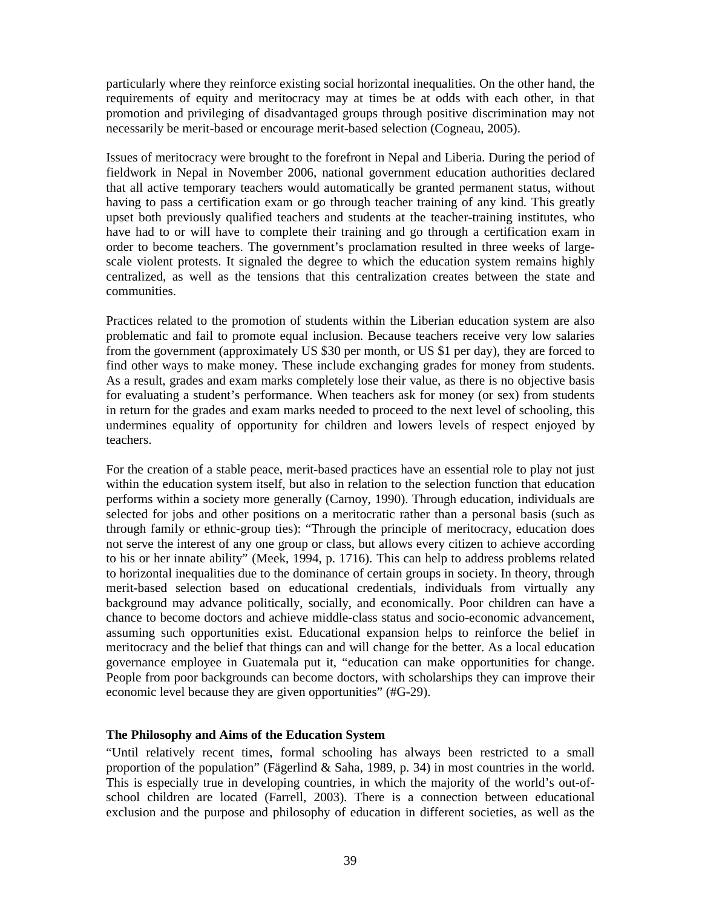particularly where they reinforce existing social horizontal inequalities. On the other hand, the requirements of equity and meritocracy may at times be at odds with each other, in that promotion and privileging of disadvantaged groups through positive discrimination may not necessarily be merit-based or encourage merit-based selection (Cogneau, 2005).

Issues of meritocracy were brought to the forefront in Nepal and Liberia. During the period of fieldwork in Nepal in November 2006, national government education authorities declared that all active temporary teachers would automatically be granted permanent status, without having to pass a certification exam or go through teacher training of any kind. This greatly upset both previously qualified teachers and students at the teacher-training institutes, who have had to or will have to complete their training and go through a certification exam in order to become teachers. The government's proclamation resulted in three weeks of large-scale violent protests. It signaled the degree to which the education system remains highly centralized, as well as the tensions that this centralization creates between the state and communities.

Practices related to the promotion of students within the Liberian education system are also problematic and fail to promote equal inclusion. Because teachers receive very low salaries from the government (approximately US $30 per month, or US $1 per day), they are forced to find other ways to make money. These include exchanging grades for money from students. As a result, grades and exam marks completely lose their value, as there is no objective basis for evaluating a student's performance. When teachers ask for money (or sex) from students in return for the grades and exam marks needed to proceed to the next level of schooling, this undermines equality of opportunity for children and lowers levels of respect enjoyed by teachers.

For the creation of a stable peace, merit-based practices have an essential role to play not just within the education system itself, but also in relation to the selection function that education performs within a society more generally (Carnoy, 1990). Through education, individuals are selected for jobs and other positions on a meritocratic rather than a personal basis (such as through family or ethnic-group ties): "Through the principle of meritocracy, education does not serve the interest of any one group or class, but allows every citizen to achieve according to his or her innate ability" (Meek, 1994, p. 1716). This can help to address problems related to horizontal inequalities due to the dominance of certain groups in society. In theory, through merit-based selection based on educational credentials, individuals from virtually any background may advance politically, socially, and economically. Poor children can have a chance to become doctors and achieve middle-class status and socio-economic advancement, assuming such opportunities exist. Educational expansion helps to reinforce the belief in meritocracy and the belief that things can and will change for the better. As a local education governance employee in Guatemala put it, "education can make opportunities for change. People from poor backgrounds can become doctors, with scholarships they can improve their economic level because they are given opportunities" (#G-29).

### The Philosophy and Aims of the Education System

"Until relatively recent times, formal schooling has always been restricted to a small proportion of the population" (Fägerlind & Saha, 1989, p. 34) in most countries in the world. This is especially true in developing countries, in which the majority of the world's out-of-school children are located (Farrell, 2003). There is a connection between educational exclusion and the purpose and philosophy of education in different societies, as well as the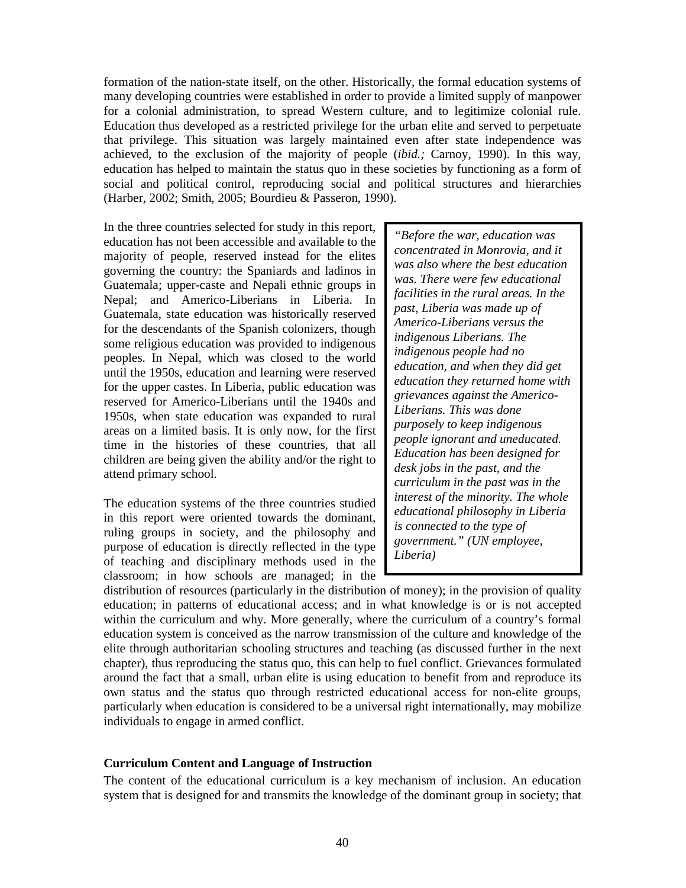formation of the nation-state itself, on the other. Historically, the formal education systems of many developing countries were established in order to provide a limited supply of manpower for a colonial administration, to spread Western culture, and to legitimize colonial rule. Education thus developed as a restricted privilege for the urban elite and served to perpetuate that privilege. This situation was largely maintained even after state independence was achieved, to the exclusion of the majority of people (*ibid.;* Carnoy, 1990). In this way, education has helped to maintain the status quo in these societies by functioning as a form of social and political control, reproducing social and political structures and hierarchies (Harber, 2002; Smith, 2005; Bourdieu & Passeron, 1990).

In the three countries selected for study in this report, education has not been accessible and available to the majority of people, reserved instead for the elites governing the country: the Spaniards and ladinos in Guatemala; upper-caste and Nepali ethnic groups in Nepal; and Americo-Liberians in Liberia. In Guatemala, state education was historically reserved for the descendants of the Spanish colonizers, though some religious education was provided to indigenous peoples. In Nepal, which was closed to the world until the 1950s, education and learning were reserved for the upper castes. In Liberia, public education was reserved for Americo-Liberians until the 1940s and 1950s, when state education was expanded to rural areas on a limited basis. It is only now, for the first time in the histories of these countries, that all children are being given the ability and/or the right to attend primary school.

> *"Before the war, education was concentrated in Monrovia, and it was also where the best education was. There were few educational facilities in the rural areas. In the past, Liberia was made up of Americo-Liberians versus the indigenous Liberians. The indigenous people had no education, and when they did get education they returned home with grievances against the Americo-Liberians. This was done purposely to keep indigenous people ignorant and uneducated. Education has been designed for desk jobs in the past, and the curriculum in the past was in the interest of the minority. The whole educational philosophy in Liberia is connected to the type of government." (UN employee, Liberia)*

The education systems of the three countries studied in this report were oriented towards the dominant, ruling groups in society, and the philosophy and purpose of education is directly reflected in the type of teaching and disciplinary methods used in the classroom; in how schools are managed; in the distribution of resources (particularly in the distribution of money); in the provision of quality education; in patterns of educational access; and in what knowledge is or is not accepted within the curriculum and why. More generally, where the curriculum of a country's formal education system is conceived as the narrow transmission of the culture and knowledge of the elite through authoritarian schooling structures and teaching (as discussed further in the next chapter), thus reproducing the status quo, this can help to fuel conflict. Grievances formulated around the fact that a small, urban elite is using education to benefit from and reproduce its own status and the status quo through restricted educational access for non-elite groups, particularly when education is considered to be a universal right internationally, may mobilize individuals to engage in armed conflict.

**Curriculum Content and Language of Instruction**

The content of the educational curriculum is a key mechanism of inclusion. An education system that is designed for and transmits the knowledge of the dominant group in society; that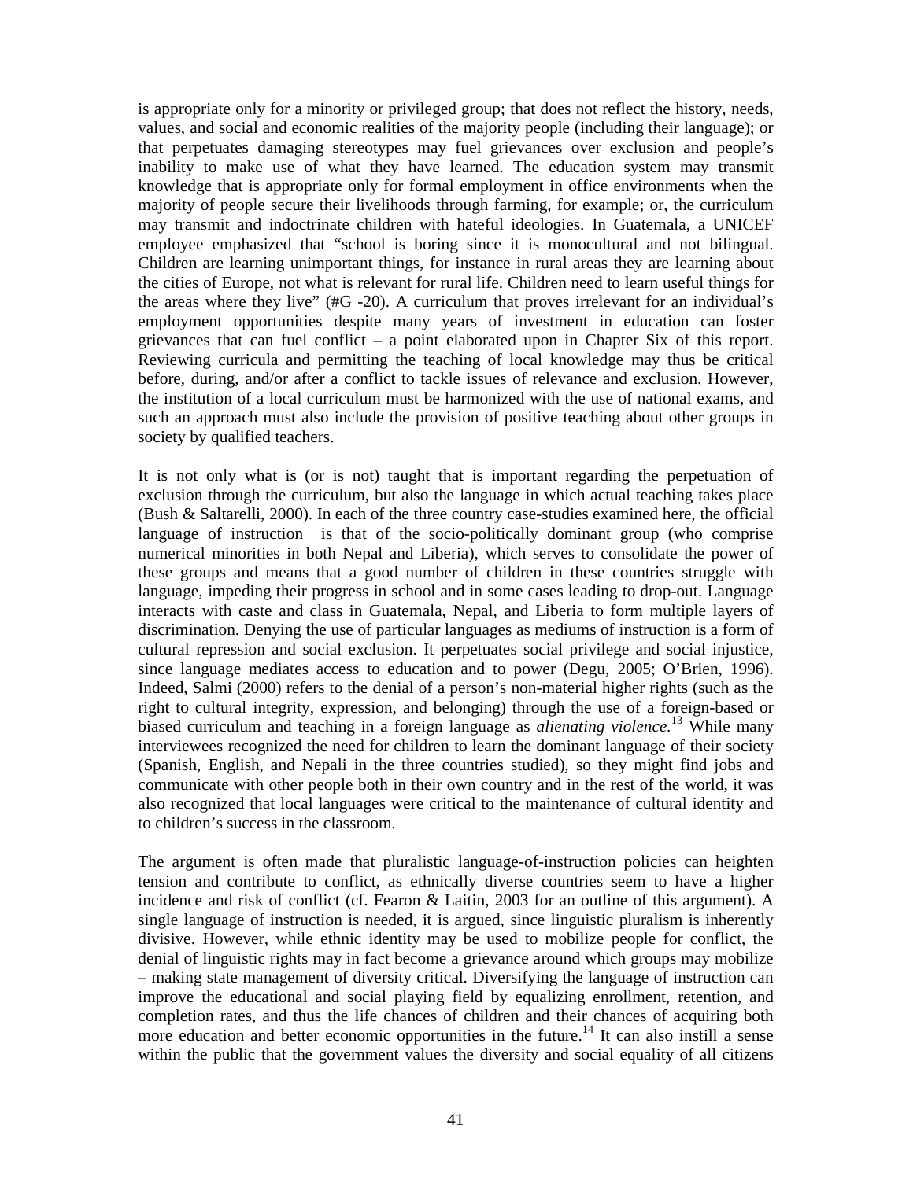is appropriate only for a minority or privileged group; that does not reflect the history, needs, values, and social and economic realities of the majority people (including their language); or that perpetuates damaging stereotypes may fuel grievances over exclusion and people's inability to make use of what they have learned. The education system may transmit knowledge that is appropriate only for formal employment in office environments when the majority of people secure their livelihoods through farming, for example; or, the curriculum may transmit and indoctrinate children with hateful ideologies. In Guatemala, a UNICEF employee emphasized that "school is boring since it is monocultural and not bilingual. Children are learning unimportant things, for instance in rural areas they are learning about the cities of Europe, not what is relevant for rural life. Children need to learn useful things for the areas where they live" (#G -20). A curriculum that proves irrelevant for an individual's employment opportunities despite many years of investment in education can foster grievances that can fuel conflict – a point elaborated upon in Chapter Six of this report. Reviewing curricula and permitting the teaching of local knowledge may thus be critical before, during, and/or after a conflict to tackle issues of relevance and exclusion. However, the institution of a local curriculum must be harmonized with the use of national exams, and such an approach must also include the provision of positive teaching about other groups in society by qualified teachers.

It is not only what is (or is not) taught that is important regarding the perpetuation of exclusion through the curriculum, but also the language in which actual teaching takes place (Bush & Saltarelli, 2000). In each of the three country case-studies examined here, the official language of instruction is that of the socio-politically dominant group (who comprise numerical minorities in both Nepal and Liberia), which serves to consolidate the power of these groups and means that a good number of children in these countries struggle with language, impeding their progress in school and in some cases leading to drop-out. Language interacts with caste and class in Guatemala, Nepal, and Liberia to form multiple layers of discrimination. Denying the use of particular languages as mediums of instruction is a form of cultural repression and social exclusion. It perpetuates social privilege and social injustice, since language mediates access to education and to power (Degu, 2005; O'Brien, 1996). Indeed, Salmi (2000) refers to the denial of a person's non-material higher rights (such as the right to cultural integrity, expression, and belonging) through the use of a foreign-based or biased curriculum and teaching in a foreign language as *alienating violence*.[13] While many interviewees recognized the need for children to learn the dominant language of their society (Spanish, English, and Nepali in the three countries studied), so they might find jobs and communicate with other people both in their own country and in the rest of the world, it was also recognized that local languages were critical to the maintenance of cultural identity and to children's success in the classroom.

The argument is often made that pluralistic language-of-instruction policies can heighten tension and contribute to conflict, as ethnically diverse countries seem to have a higher incidence and risk of conflict (cf. Fearon & Laitin, 2003 for an outline of this argument). A single language of instruction is needed, it is argued, since linguistic pluralism is inherently divisive. However, while ethnic identity may be used to mobilize people for conflict, the denial of linguistic rights may in fact become a grievance around which groups may mobilize – making state management of diversity critical. Diversifying the language of instruction can improve the educational and social playing field by equalizing enrollment, retention, and completion rates, and thus the life chances of children and their chances of acquiring both more education and better economic opportunities in the future.[14] It can also instill a sense within the public that the government values the diversity and social equality of all citizens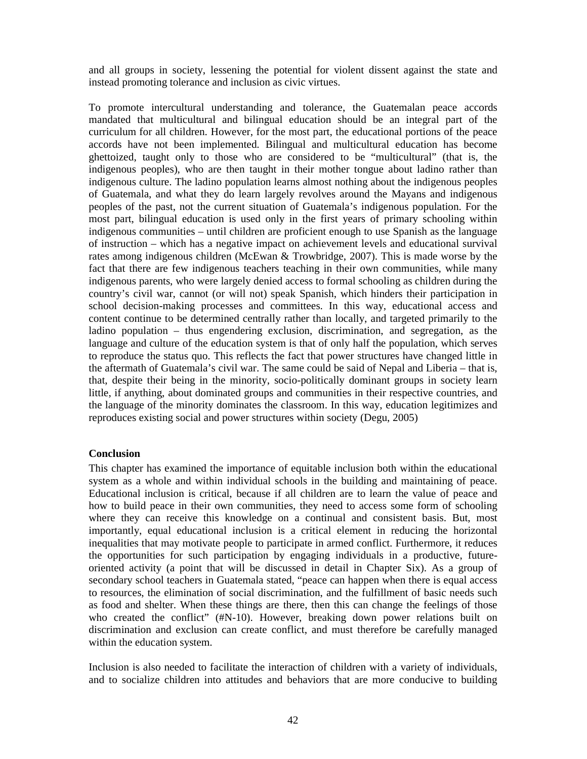and all groups in society, lessening the potential for violent dissent against the state and instead promoting tolerance and inclusion as civic virtues.

To promote intercultural understanding and tolerance, the Guatemalan peace accords mandated that multicultural and bilingual education should be an integral part of the curriculum for all children. However, for the most part, the educational portions of the peace accords have not been implemented. Bilingual and multicultural education has become ghettoized, taught only to those who are considered to be "multicultural" (that is, the indigenous peoples), who are then taught in their mother tongue about ladino rather than indigenous culture. The ladino population learns almost nothing about the indigenous peoples of Guatemala, and what they do learn largely revolves around the Mayans and indigenous peoples of the past, not the current situation of Guatemala's indigenous population. For the most part, bilingual education is used only in the first years of primary schooling within indigenous communities – until children are proficient enough to use Spanish as the language of instruction – which has a negative impact on achievement levels and educational survival rates among indigenous children (McEwan & Trowbridge, 2007). This is made worse by the fact that there are few indigenous teachers teaching in their own communities, while many indigenous parents, who were largely denied access to formal schooling as children during the country's civil war, cannot (or will not) speak Spanish, which hinders their participation in school decision-making processes and committees. In this way, educational access and content continue to be determined centrally rather than locally, and targeted primarily to the ladino population – thus engendering exclusion, discrimination, and segregation, as the language and culture of the education system is that of only half the population, which serves to reproduce the status quo. This reflects the fact that power structures have changed little in the aftermath of Guatemala's civil war. The same could be said of Nepal and Liberia – that is, that, despite their being in the minority, socio-politically dominant groups in society learn little, if anything, about dominated groups and communities in their respective countries, and the language of the minority dominates the classroom. In this way, education legitimizes and reproduces existing social and power structures within society (Degu, 2005)

**Conclusion**

This chapter has examined the importance of equitable inclusion both within the educational system as a whole and within individual schools in the building and maintaining of peace. Educational inclusion is critical, because if all children are to learn the value of peace and how to build peace in their own communities, they need to access some form of schooling where they can receive this knowledge on a continual and consistent basis. But, most importantly, equal educational inclusion is a critical element in reducing the horizontal inequalities that may motivate people to participate in armed conflict. Furthermore, it reduces the opportunities for such participation by engaging individuals in a productive, future-oriented activity (a point that will be discussed in detail in Chapter Six). As a group of secondary school teachers in Guatemala stated, "peace can happen when there is equal access to resources, the elimination of social discrimination, and the fulfillment of basic needs such as food and shelter. When these things are there, then this can change the feelings of those who created the conflict" (#N-10). However, breaking down power relations built on discrimination and exclusion can create conflict, and must therefore be carefully managed within the education system.

Inclusion is also needed to facilitate the interaction of children with a variety of individuals, and to socialize children into attitudes and behaviors that are more conducive to building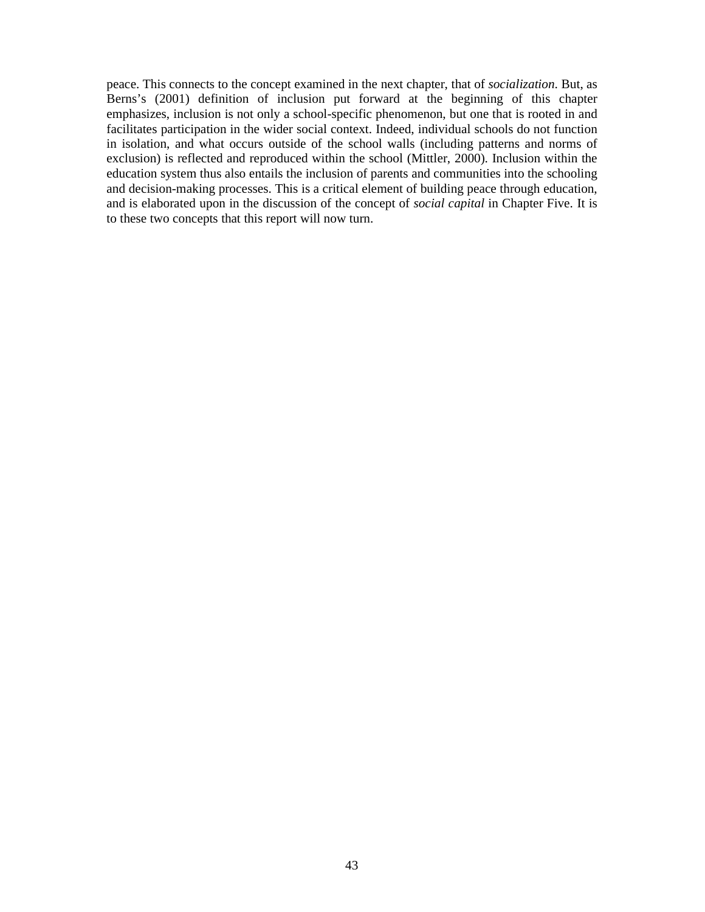peace. This connects to the concept examined in the next chapter, that of *socialization*. But, as Berns's (2001) definition of inclusion put forward at the beginning of this chapter emphasizes, inclusion is not only a school-specific phenomenon, but one that is rooted in and facilitates participation in the wider social context. Indeed, individual schools do not function in isolation, and what occurs outside of the school walls (including patterns and norms of exclusion) is reflected and reproduced within the school (Mittler, 2000). Inclusion within the education system thus also entails the inclusion of parents and communities into the schooling and decision-making processes. This is a critical element of building peace through education, and is elaborated upon in the discussion of the concept of *social capital* in Chapter Five. It is to these two concepts that this report will now turn.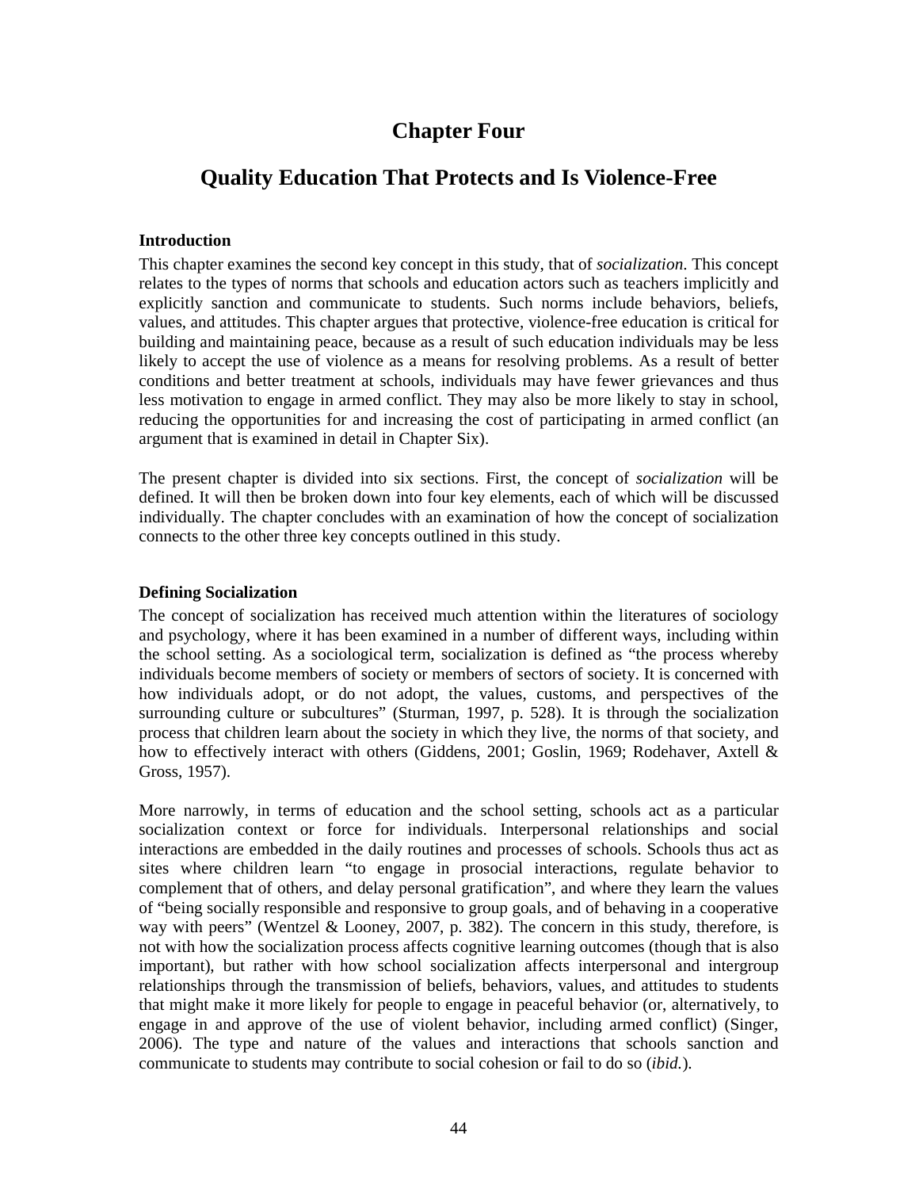# Chapter Four

# Quality Education That Protects and Is Violence-Free

### Introduction

This chapter examines the second key concept in this study, that of *socialization*. This concept relates to the types of norms that schools and education actors such as teachers implicitly and explicitly sanction and communicate to students. Such norms include behaviors, beliefs, values, and attitudes. This chapter argues that protective, violence-free education is critical for building and maintaining peace, because as a result of such education individuals may be less likely to accept the use of violence as a means for resolving problems. As a result of better conditions and better treatment at schools, individuals may have fewer grievances and thus less motivation to engage in armed conflict. They may also be more likely to stay in school, reducing the opportunities for and increasing the cost of participating in armed conflict (an argument that is examined in detail in Chapter Six).

The present chapter is divided into six sections. First, the concept of *socialization* will be defined. It will then be broken down into four key elements, each of which will be discussed individually. The chapter concludes with an examination of how the concept of socialization connects to the other three key concepts outlined in this study.

### Defining Socialization

The concept of socialization has received much attention within the literatures of sociology and psychology, where it has been examined in a number of different ways, including within the school setting. As a sociological term, socialization is defined as "the process whereby individuals become members of society or members of sectors of society. It is concerned with how individuals adopt, or do not adopt, the values, customs, and perspectives of the surrounding culture or subcultures" (Sturman, 1997, p. 528). It is through the socialization process that children learn about the society in which they live, the norms of that society, and how to effectively interact with others (Giddens, 2001; Goslin, 1969; Rodehaver, Axtell & Gross, 1957).

More narrowly, in terms of education and the school setting, schools act as a particular socialization context or force for individuals. Interpersonal relationships and social interactions are embedded in the daily routines and processes of schools. Schools thus act as sites where children learn "to engage in prosocial interactions, regulate behavior to complement that of others, and delay personal gratification", and where they learn the values of "being socially responsible and responsive to group goals, and of behaving in a cooperative way with peers" (Wentzel & Looney, 2007, p. 382). The concern in this study, therefore, is not with how the socialization process affects cognitive learning outcomes (though that is also important), but rather with how school socialization affects interpersonal and intergroup relationships through the transmission of beliefs, behaviors, values, and attitudes to students that might make it more likely for people to engage in peaceful behavior (or, alternatively, to engage in and approve of the use of violent behavior, including armed conflict) (Singer, 2006). The type and nature of the values and interactions that schools sanction and communicate to students may contribute to social cohesion or fail to do so (*ibid.*).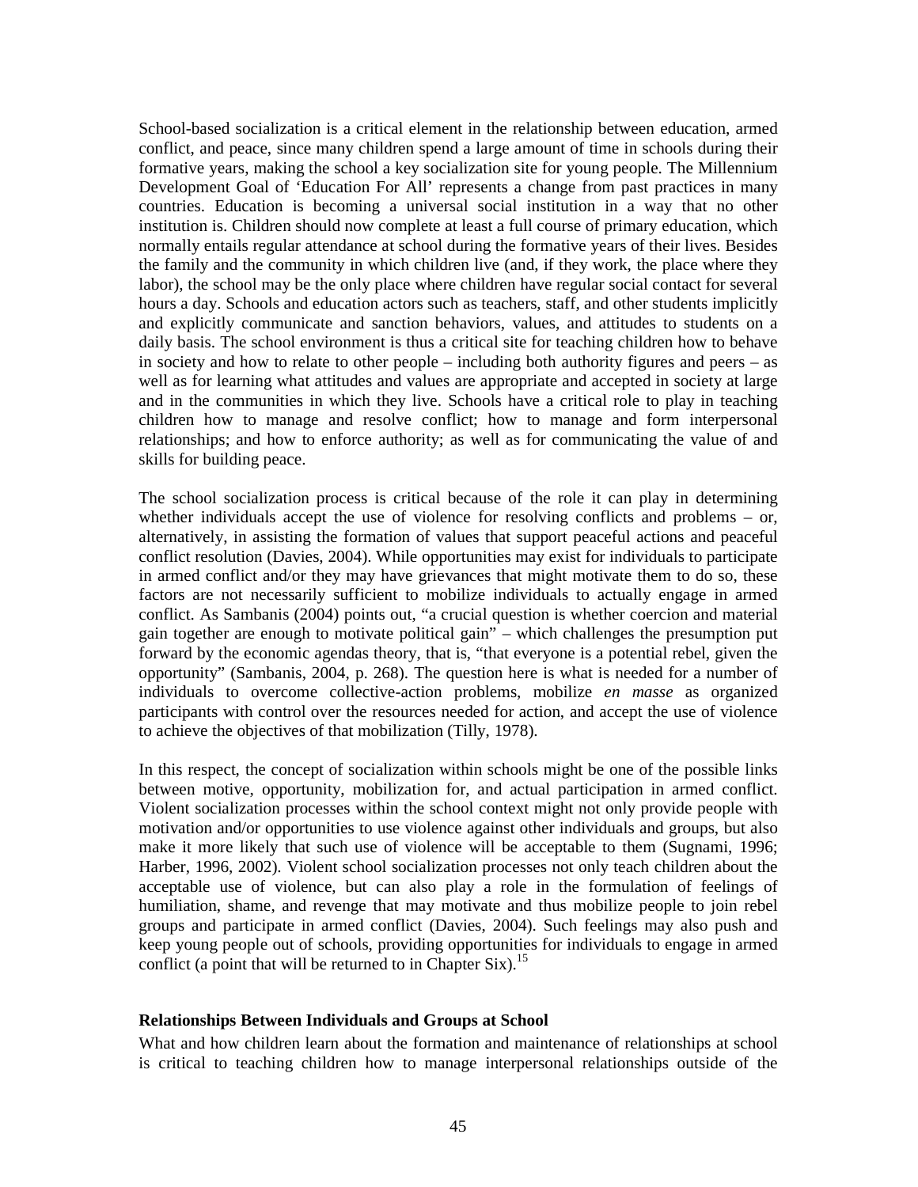School-based socialization is a critical element in the relationship between education, armed conflict, and peace, since many children spend a large amount of time in schools during their formative years, making the school a key socialization site for young people. The Millennium Development Goal of 'Education For All' represents a change from past practices in many countries. Education is becoming a universal social institution in a way that no other institution is. Children should now complete at least a full course of primary education, which normally entails regular attendance at school during the formative years of their lives. Besides the family and the community in which children live (and, if they work, the place where they labor), the school may be the only place where children have regular social contact for several hours a day. Schools and education actors such as teachers, staff, and other students implicitly and explicitly communicate and sanction behaviors, values, and attitudes to students on a daily basis. The school environment is thus a critical site for teaching children how to behave in society and how to relate to other people – including both authority figures and peers – as well as for learning what attitudes and values are appropriate and accepted in society at large and in the communities in which they live. Schools have a critical role to play in teaching children how to manage and resolve conflict; how to manage and form interpersonal relationships; and how to enforce authority; as well as for communicating the value of and skills for building peace.

The school socialization process is critical because of the role it can play in determining whether individuals accept the use of violence for resolving conflicts and problems – or, alternatively, in assisting the formation of values that support peaceful actions and peaceful conflict resolution (Davies, 2004). While opportunities may exist for individuals to participate in armed conflict and/or they may have grievances that might motivate them to do so, these factors are not necessarily sufficient to mobilize individuals to actually engage in armed conflict. As Sambanis (2004) points out, "a crucial question is whether coercion and material gain together are enough to motivate political gain" – which challenges the presumption put forward by the economic agendas theory, that is, "that everyone is a potential rebel, given the opportunity" (Sambanis, 2004, p. 268). The question here is what is needed for a number of individuals to overcome collective-action problems, mobilize *en masse* as organized participants with control over the resources needed for action, and accept the use of violence to achieve the objectives of that mobilization (Tilly, 1978).

In this respect, the concept of socialization within schools might be one of the possible links between motive, opportunity, mobilization for, and actual participation in armed conflict. Violent socialization processes within the school context might not only provide people with motivation and/or opportunities to use violence against other individuals and groups, but also make it more likely that such use of violence will be acceptable to them (Sugnami, 1996; Harber, 1996, 2002). Violent school socialization processes not only teach children about the acceptable use of violence, but can also play a role in the formulation of feelings of humiliation, shame, and revenge that may motivate and thus mobilize people to join rebel groups and participate in armed conflict (Davies, 2004). Such feelings may also push and keep young people out of schools, providing opportunities for individuals to engage in armed conflict (a point that will be returned to in Chapter Six).[15]

### Relationships Between Individuals and Groups at School

What and how children learn about the formation and maintenance of relationships at school is critical to teaching children how to manage interpersonal relationships outside of the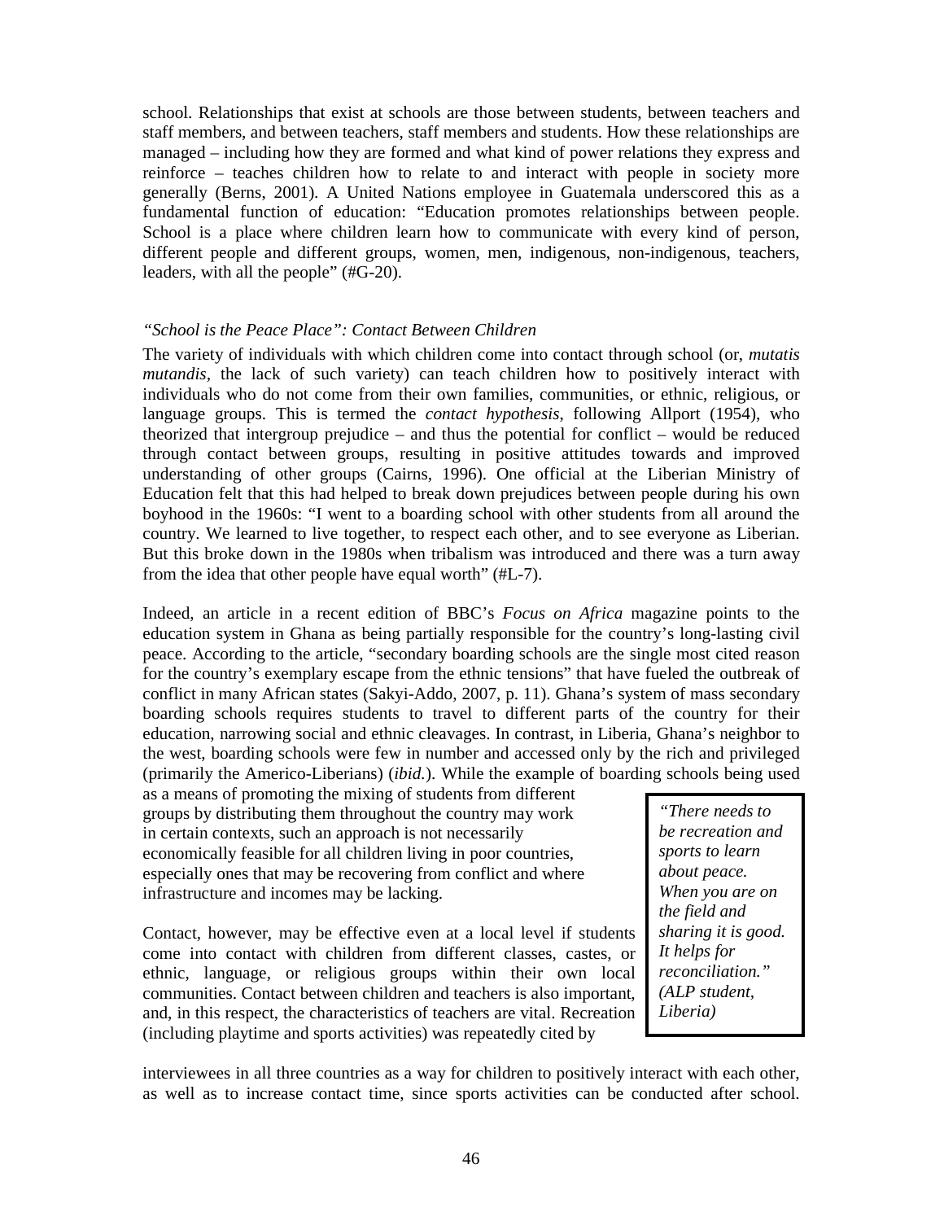school. Relationships that exist at schools are those between students, between teachers and staff members, and between teachers, staff members and students. How these relationships are managed – including how they are formed and what kind of power relations they express and reinforce – teaches children how to relate to and interact with people in society more generally (Berns, 2001). A United Nations employee in Guatemala underscored this as a fundamental function of education: "Education promotes relationships between people. School is a place where children learn how to communicate with every kind of person, different people and different groups, women, men, indigenous, non-indigenous, teachers, leaders, with all the people" (#G-20).

### *"School is the Peace Place": Contact Between Children*

The variety of individuals with which children come into contact through school (or, *mutatis mutandis*, the lack of such variety) can teach children how to positively interact with individuals who do not come from their own families, communities, or ethnic, religious, or language groups. This is termed the *contact hypothesis*, following Allport (1954), who theorized that intergroup prejudice – and thus the potential for conflict – would be reduced through contact between groups, resulting in positive attitudes towards and improved understanding of other groups (Cairns, 1996). One official at the Liberian Ministry of Education felt that this had helped to break down prejudices between people during his own boyhood in the 1960s: "I went to a boarding school with other students from all around the country. We learned to live together, to respect each other, and to see everyone as Liberian. But this broke down in the 1980s when tribalism was introduced and there was a turn away from the idea that other people have equal worth" (#L-7).

Indeed, an article in a recent edition of BBC's *Focus on Africa* magazine points to the education system in Ghana as being partially responsible for the country's long-lasting civil peace. According to the article, "secondary boarding schools are the single most cited reason for the country's exemplary escape from the ethnic tensions" that have fueled the outbreak of conflict in many African states (Sakyi-Addo, 2007, p. 11). Ghana's system of mass secondary boarding schools requires students to travel to different parts of the country for their education, narrowing social and ethnic cleavages. In contrast, in Liberia, Ghana's neighbor to the west, boarding schools were few in number and accessed only by the rich and privileged (primarily the Americo-Liberians) (*ibid.*). While the example of boarding schools being used as a means of promoting the mixing of students from different groups by distributing them throughout the country may work in certain contexts, such an approach is not necessarily economically feasible for all children living in poor countries, especially ones that may be recovering from conflict and where infrastructure and incomes may be lacking.

> *"There needs to be recreation and sports to learn about peace. When you are on the field and sharing it is good. It helps for reconciliation." (ALP student, Liberia)*

Contact, however, may be effective even at a local level if students come into contact with children from different classes, castes, or ethnic, language, or religious groups within their own local communities. Contact between children and teachers is also important, and, in this respect, the characteristics of teachers are vital. Recreation (including playtime and sports activities) was repeatedly cited by interviewees in all three countries as a way for children to positively interact with each other, as well as to increase contact time, since sports activities can be conducted after school.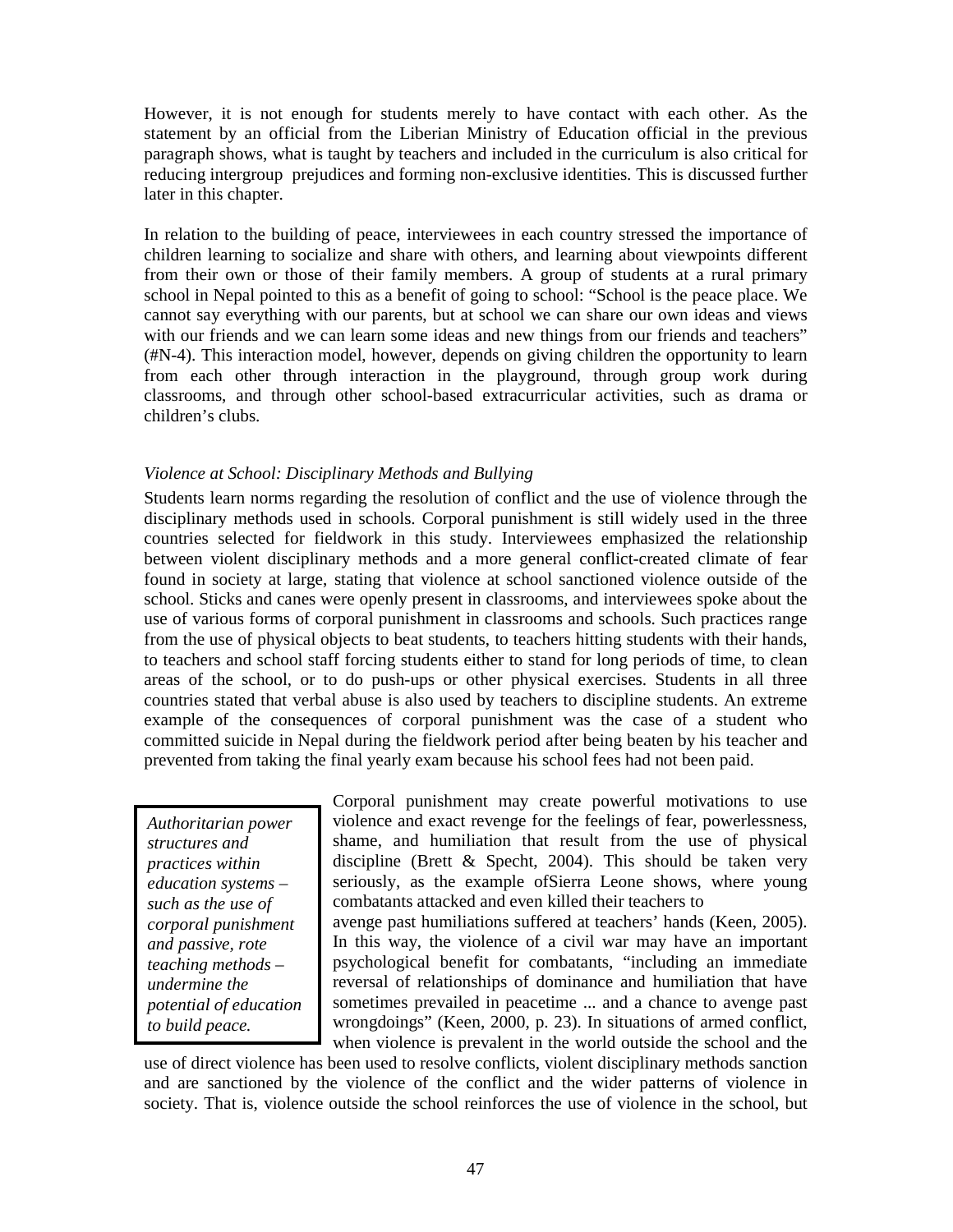However, it is not enough for students merely to have contact with each other. As the statement by an official from the Liberian Ministry of Education official in the previous paragraph shows, what is taught by teachers and included in the curriculum is also critical for reducing intergroup prejudices and forming non-exclusive identities. This is discussed further later in this chapter.

In relation to the building of peace, interviewees in each country stressed the importance of children learning to socialize and share with others, and learning about viewpoints different from their own or those of their family members. A group of students at a rural primary school in Nepal pointed to this as a benefit of going to school: "School is the peace place. We cannot say everything with our parents, but at school we can share our own ideas and views with our friends and we can learn some ideas and new things from our friends and teachers" (#N-4). This interaction model, however, depends on giving children the opportunity to learn from each other through interaction in the playground, through group work during classrooms, and through other school-based extracurricular activities, such as drama or children's clubs.

*Violence at School: Disciplinary Methods and Bullying*

Students learn norms regarding the resolution of conflict and the use of violence through the disciplinary methods used in schools. Corporal punishment is still widely used in the three countries selected for fieldwork in this study. Interviewees emphasized the relationship between violent disciplinary methods and a more general conflict-created climate of fear found in society at large, stating that violence at school sanctioned violence outside of the school. Sticks and canes were openly present in classrooms, and interviewees spoke about the use of various forms of corporal punishment in classrooms and schools. Such practices range from the use of physical objects to beat students, to teachers hitting students with their hands, to teachers and school staff forcing students either to stand for long periods of time, to clean areas of the school, or to do push-ups or other physical exercises. Students in all three countries stated that verbal abuse is also used by teachers to discipline students. An extreme example of the consequences of corporal punishment was the case of a student who committed suicide in Nepal during the fieldwork period after being beaten by his teacher and prevented from taking the final yearly exam because his school fees had not been paid.

> *Authoritarian power structures and practices within education systems – such as the use of corporal punishment and passive, rote teaching methods – undermine the potential of education to build peace.*

Corporal punishment may create powerful motivations to use violence and exact revenge for the feelings of fear, powerlessness, shame, and humiliation that result from the use of physical discipline (Brett & Specht, 2004). This should be taken very seriously, as the example ofSierra Leone shows, where young combatants attacked and even killed their teachers to avenge past humiliations suffered at teachers' hands (Keen, 2005). In this way, the violence of a civil war may have an important psychological benefit for combatants, "including an immediate reversal of relationships of dominance and humiliation that have sometimes prevailed in peacetime ... and a chance to avenge past wrongdoings" (Keen, 2000, p. 23). In situations of armed conflict, when violence is prevalent in the world outside the school and the use of direct violence has been used to resolve conflicts, violent disciplinary methods sanction and are sanctioned by the violence of the conflict and the wider patterns of violence in society. That is, violence outside the school reinforces the use of violence in the school, but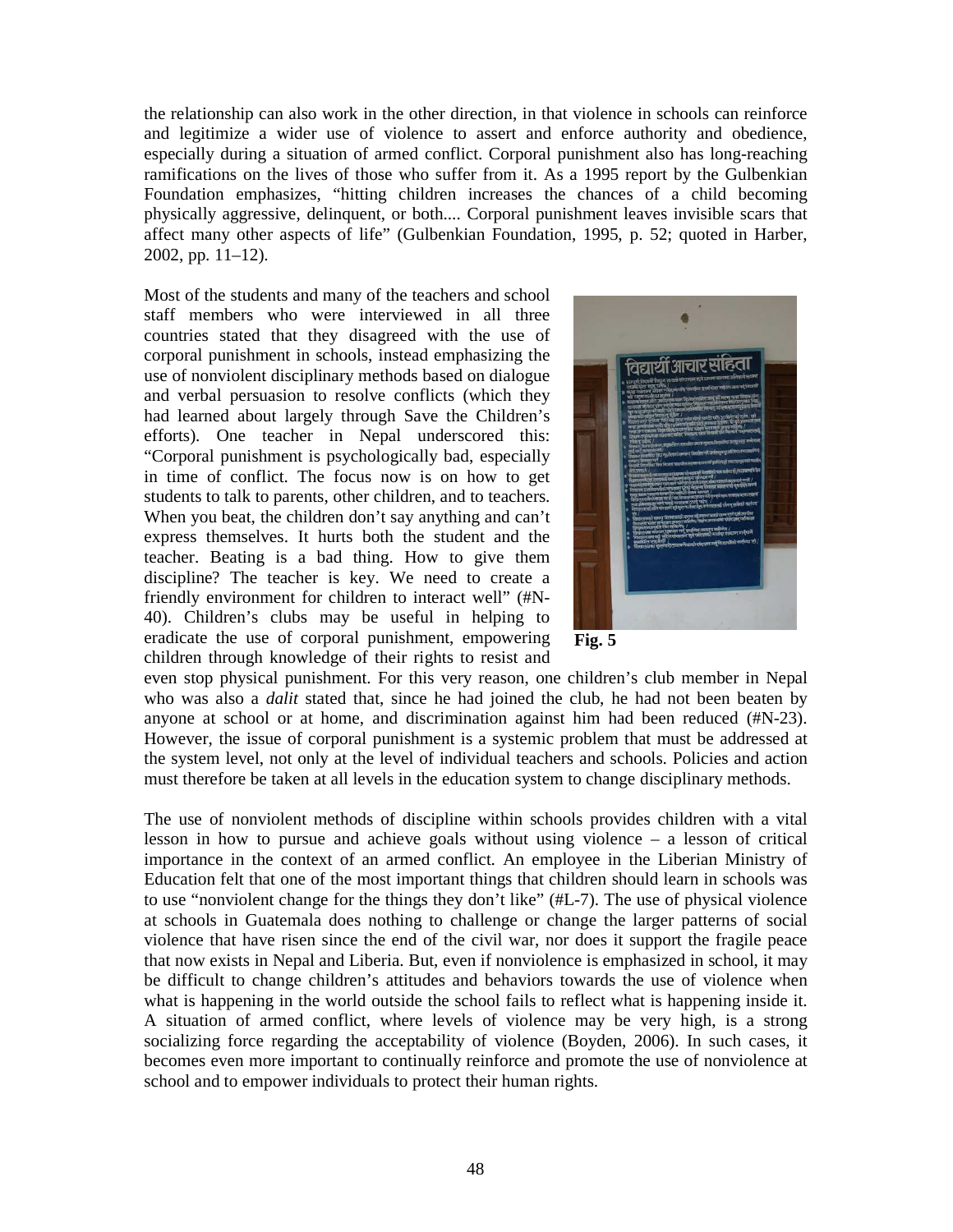the relationship can also work in the other direction, in that violence in schools can reinforce and legitimize a wider use of violence to assert and enforce authority and obedience, especially during a situation of armed conflict. Corporal punishment also has long-reaching ramifications on the lives of those who suffer from it. As a 1995 report by the Gulbenkian Foundation emphasizes, "hitting children increases the chances of a child becoming physically aggressive, delinquent, or both.... Corporal punishment leaves invisible scars that affect many other aspects of life" (Gulbenkian Foundation, 1995, p. 52; quoted in Harber, 2002, pp. 11–12).

Most of the students and many of the teachers and school staff members who were interviewed in all three countries stated that they disagreed with the use of corporal punishment in schools, instead emphasizing the use of nonviolent disciplinary methods based on dialogue and verbal persuasion to resolve conflicts (which they had learned about largely through Save the Children's efforts). One teacher in Nepal underscored this: "Corporal punishment is psychologically bad, especially in time of conflict. The focus now is on how to get students to talk to parents, other children, and to teachers. When you beat, the children don't say anything and can't express themselves. It hurts both the student and the teacher. Beating is a bad thing. How to give them discipline? The teacher is key. We need to create a friendly environment for children to interact well" (#N-40). Children's clubs may be useful in helping to eradicate the use of corporal punishment, empowering children through knowledge of their rights to resist and even stop physical punishment. For this very reason, one children's club member in Nepal who was also a *dalit* stated that, since he had joined the club, he had not been beaten by anyone at school or at home, and discrimination against him had been reduced (#N-23). However, the issue of corporal punishment is a systemic problem that must be addressed at the system level, not only at the level of individual teachers and schools. Policies and action must therefore be taken at all levels in the education system to change disciplinary methods.

**Fig. 5**

The use of nonviolent methods of discipline within schools provides children with a vital lesson in how to pursue and achieve goals without using violence – a lesson of critical importance in the context of an armed conflict. An employee in the Liberian Ministry of Education felt that one of the most important things that children should learn in schools was to use "nonviolent change for the things they don't like" (#L-7). The use of physical violence at schools in Guatemala does nothing to challenge or change the larger patterns of social violence that have risen since the end of the civil war, nor does it support the fragile peace that now exists in Nepal and Liberia. But, even if nonviolence is emphasized in school, it may be difficult to change children's attitudes and behaviors towards the use of violence when what is happening in the world outside the school fails to reflect what is happening inside it. A situation of armed conflict, where levels of violence may be very high, is a strong socializing force regarding the acceptability of violence (Boyden, 2006). In such cases, it becomes even more important to continually reinforce and promote the use of nonviolence at school and to empower individuals to protect their human rights.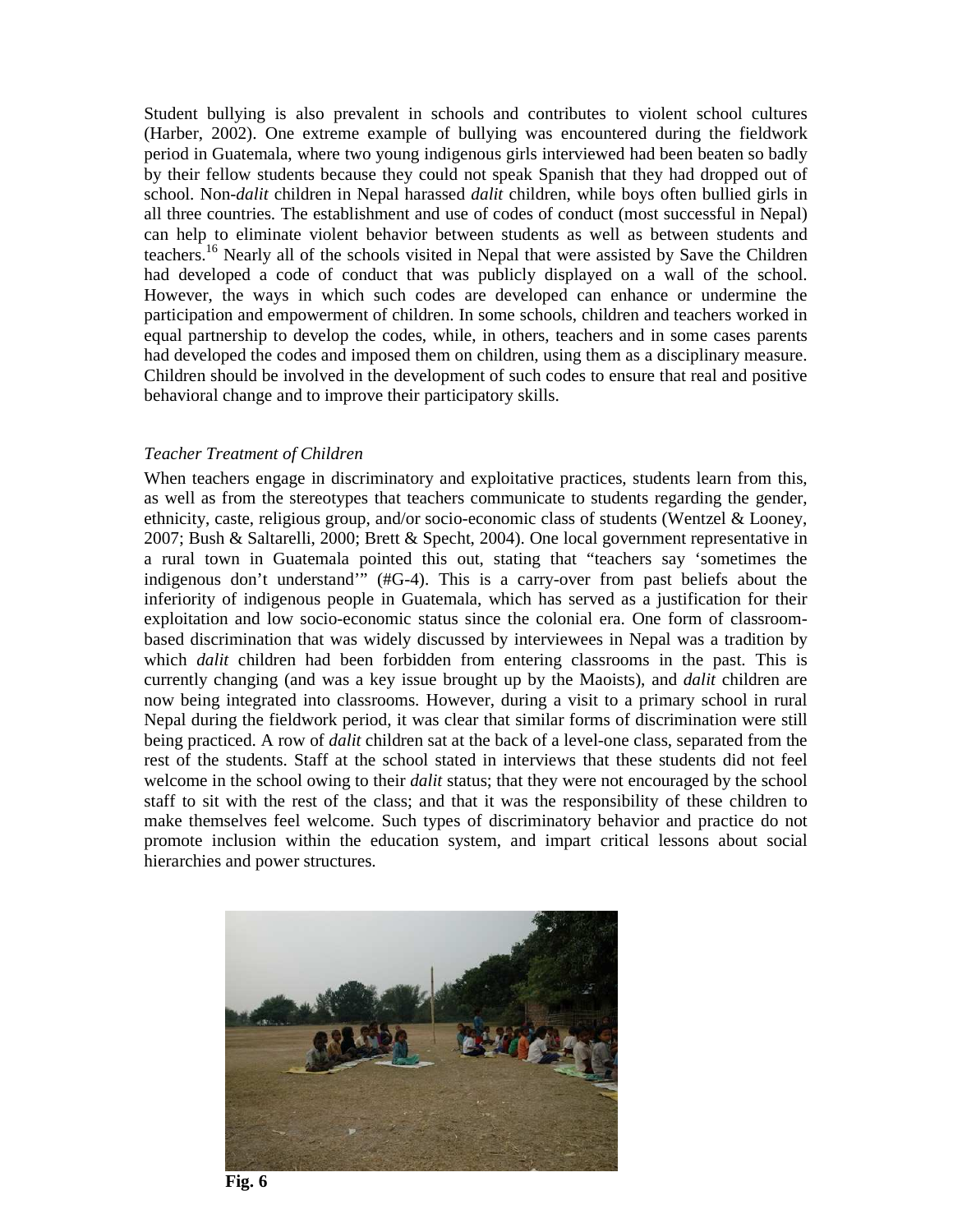Student bullying is also prevalent in schools and contributes to violent school cultures (Harber, 2002). One extreme example of bullying was encountered during the fieldwork period in Guatemala, where two young indigenous girls interviewed had been beaten so badly by their fellow students because they could not speak Spanish that they had dropped out of school. Non-*dalit* children in Nepal harassed *dalit* children, while boys often bullied girls in all three countries. The establishment and use of codes of conduct (most successful in Nepal) can help to eliminate violent behavior between students as well as between students and teachers.[16] Nearly all of the schools visited in Nepal that were assisted by Save the Children had developed a code of conduct that was publicly displayed on a wall of the school. However, the ways in which such codes are developed can enhance or undermine the participation and empowerment of children. In some schools, children and teachers worked in equal partnership to develop the codes, while, in others, teachers and in some cases parents had developed the codes and imposed them on children, using them as a disciplinary measure. Children should be involved in the development of such codes to ensure that real and positive behavioral change and to improve their participatory skills.

*Teacher Treatment of Children*

When teachers engage in discriminatory and exploitative practices, students learn from this, as well as from the stereotypes that teachers communicate to students regarding the gender, ethnicity, caste, religious group, and/or socio-economic class of students (Wentzel & Looney, 2007; Bush & Saltarelli, 2000; Brett & Specht, 2004). One local government representative in a rural town in Guatemala pointed this out, stating that "teachers say 'sometimes the indigenous don't understand'" (#G-4). This is a carry-over from past beliefs about the inferiority of indigenous people in Guatemala, which has served as a justification for their exploitation and low socio-economic status since the colonial era. One form of classroom-based discrimination that was widely discussed by interviewees in Nepal was a tradition by which *dalit* children had been forbidden from entering classrooms in the past. This is currently changing (and was a key issue brought up by the Maoists), and *dalit* children are now being integrated into classrooms. However, during a visit to a primary school in rural Nepal during the fieldwork period, it was clear that similar forms of discrimination were still being practiced. A row of *dalit* children sat at the back of a level-one class, separated from the rest of the students. Staff at the school stated in interviews that these students did not feel welcome in the school owing to their *dalit* status; that they were not encouraged by the school staff to sit with the rest of the class; and that it was the responsibility of these children to make themselves feel welcome. Such types of discriminatory behavior and practice do not promote inclusion within the education system, and impart critical lessons about social hierarchies and power structures.

**Fig. 6**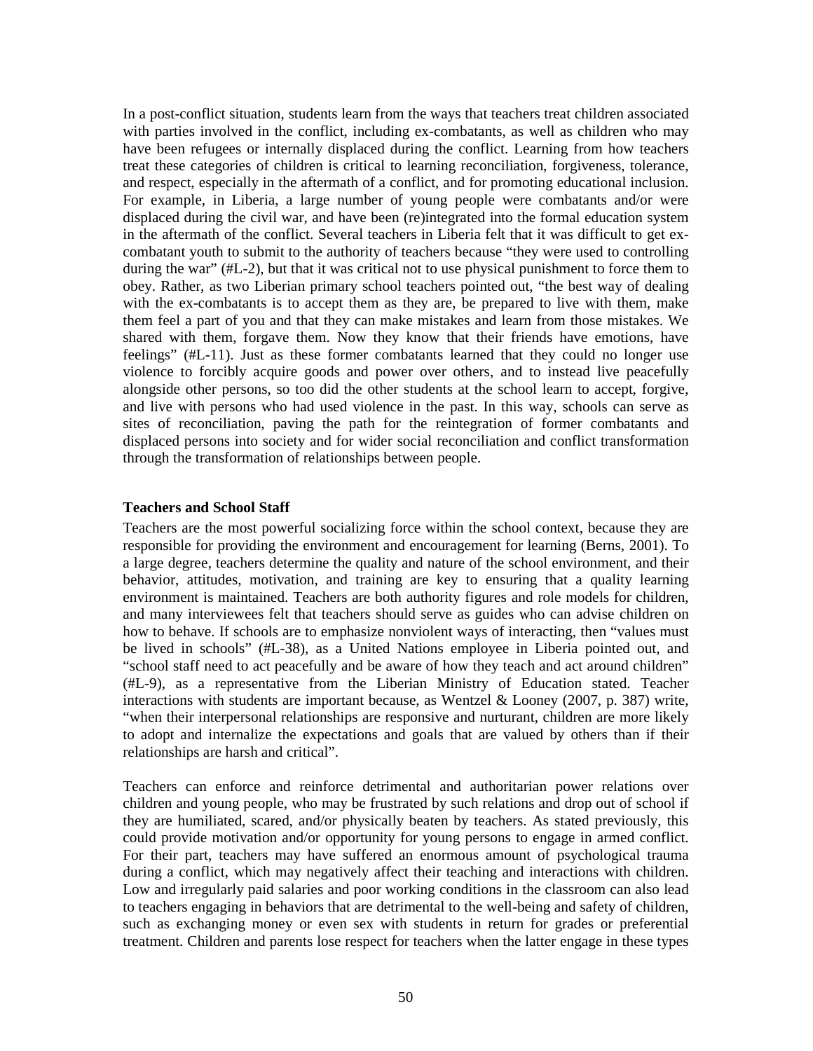In a post-conflict situation, students learn from the ways that teachers treat children associated with parties involved in the conflict, including ex-combatants, as well as children who may have been refugees or internally displaced during the conflict. Learning from how teachers treat these categories of children is critical to learning reconciliation, forgiveness, tolerance, and respect, especially in the aftermath of a conflict, and for promoting educational inclusion. For example, in Liberia, a large number of young people were combatants and/or were displaced during the civil war, and have been (re)integrated into the formal education system in the aftermath of the conflict. Several teachers in Liberia felt that it was difficult to get ex-combatant youth to submit to the authority of teachers because "they were used to controlling during the war" (#L-2), but that it was critical not to use physical punishment to force them to obey. Rather, as two Liberian primary school teachers pointed out, "the best way of dealing with the ex-combatants is to accept them as they are, be prepared to live with them, make them feel a part of you and that they can make mistakes and learn from those mistakes. We shared with them, forgave them. Now they know that their friends have emotions, have feelings" (#L-11). Just as these former combatants learned that they could no longer use violence to forcibly acquire goods and power over others, and to instead live peacefully alongside other persons, so too did the other students at the school learn to accept, forgive, and live with persons who had used violence in the past. In this way, schools can serve as sites of reconciliation, paving the path for the reintegration of former combatants and displaced persons into society and for wider social reconciliation and conflict transformation through the transformation of relationships between people.

**Teachers and School Staff**

Teachers are the most powerful socializing force within the school context, because they are responsible for providing the environment and encouragement for learning (Berns, 2001). To a large degree, teachers determine the quality and nature of the school environment, and their behavior, attitudes, motivation, and training are key to ensuring that a quality learning environment is maintained. Teachers are both authority figures and role models for children, and many interviewees felt that teachers should serve as guides who can advise children on how to behave. If schools are to emphasize nonviolent ways of interacting, then "values must be lived in schools" (#L-38), as a United Nations employee in Liberia pointed out, and "school staff need to act peacefully and be aware of how they teach and act around children" (#L-9), as a representative from the Liberian Ministry of Education stated. Teacher interactions with students are important because, as Wentzel & Looney (2007, p. 387) write, "when their interpersonal relationships are responsive and nurturant, children are more likely to adopt and internalize the expectations and goals that are valued by others than if their relationships are harsh and critical".

Teachers can enforce and reinforce detrimental and authoritarian power relations over children and young people, who may be frustrated by such relations and drop out of school if they are humiliated, scared, and/or physically beaten by teachers. As stated previously, this could provide motivation and/or opportunity for young persons to engage in armed conflict. For their part, teachers may have suffered an enormous amount of psychological trauma during a conflict, which may negatively affect their teaching and interactions with children. Low and irregularly paid salaries and poor working conditions in the classroom can also lead to teachers engaging in behaviors that are detrimental to the well-being and safety of children, such as exchanging money or even sex with students in return for grades or preferential treatment. Children and parents lose respect for teachers when the latter engage in these types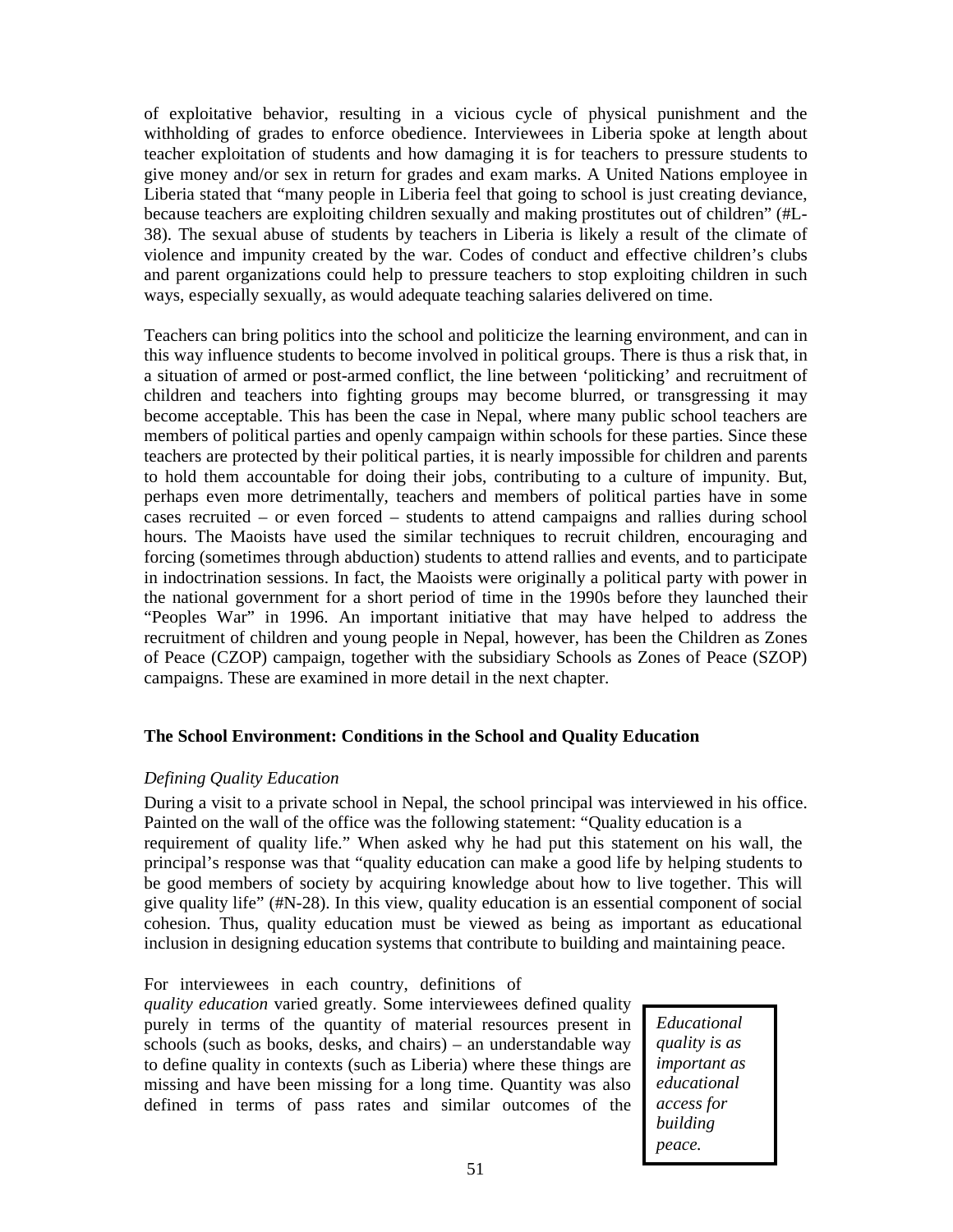of exploitative behavior, resulting in a vicious cycle of physical punishment and the withholding of grades to enforce obedience. Interviewees in Liberia spoke at length about teacher exploitation of students and how damaging it is for teachers to pressure students to give money and/or sex in return for grades and exam marks. A United Nations employee in Liberia stated that "many people in Liberia feel that going to school is just creating deviance, because teachers are exploiting children sexually and making prostitutes out of children" (#L-38). The sexual abuse of students by teachers in Liberia is likely a result of the climate of violence and impunity created by the war. Codes of conduct and effective children's clubs and parent organizations could help to pressure teachers to stop exploiting children in such ways, especially sexually, as would adequate teaching salaries delivered on time.

Teachers can bring politics into the school and politicize the learning environment, and can in this way influence students to become involved in political groups. There is thus a risk that, in a situation of armed or post-armed conflict, the line between 'politicking' and recruitment of children and teachers into fighting groups may become blurred, or transgressing it may become acceptable. This has been the case in Nepal, where many public school teachers are members of political parties and openly campaign within schools for these parties. Since these teachers are protected by their political parties, it is nearly impossible for children and parents to hold them accountable for doing their jobs, contributing to a culture of impunity. But, perhaps even more detrimentally, teachers and members of political parties have in some cases recruited – or even forced – students to attend campaigns and rallies during school hours. The Maoists have used the similar techniques to recruit children, encouraging and forcing (sometimes through abduction) students to attend rallies and events, and to participate in indoctrination sessions. In fact, the Maoists were originally a political party with power in the national government for a short period of time in the 1990s before they launched their "Peoples War" in 1996. An important initiative that may have helped to address the recruitment of children and young people in Nepal, however, has been the Children as Zones of Peace (CZOP) campaign, together with the subsidiary Schools as Zones of Peace (SZOP) campaigns. These are examined in more detail in the next chapter.

### The School Environment: Conditions in the School and Quality Education

#### *Defining Quality Education*

During a visit to a private school in Nepal, the school principal was interviewed in his office. Painted on the wall of the office was the following statement: "Quality education is a requirement of quality life." When asked why he had put this statement on his wall, the principal's response was that "quality education can make a good life by helping students to be good members of society by acquiring knowledge about how to live together. This will give quality life" (#N-28). In this view, quality education is an essential component of social cohesion. Thus, quality education must be viewed as being as important as educational inclusion in designing education systems that contribute to building and maintaining peace.

For interviewees in each country, definitions of *quality education* varied greatly. Some interviewees defined quality purely in terms of the quantity of material resources present in schools (such as books, desks, and chairs) – an understandable way to define quality in contexts (such as Liberia) where these things are missing and have been missing for a long time. Quantity was also defined in terms of pass rates and similar outcomes of the

> *Educational quality is as important as educational access for building peace.*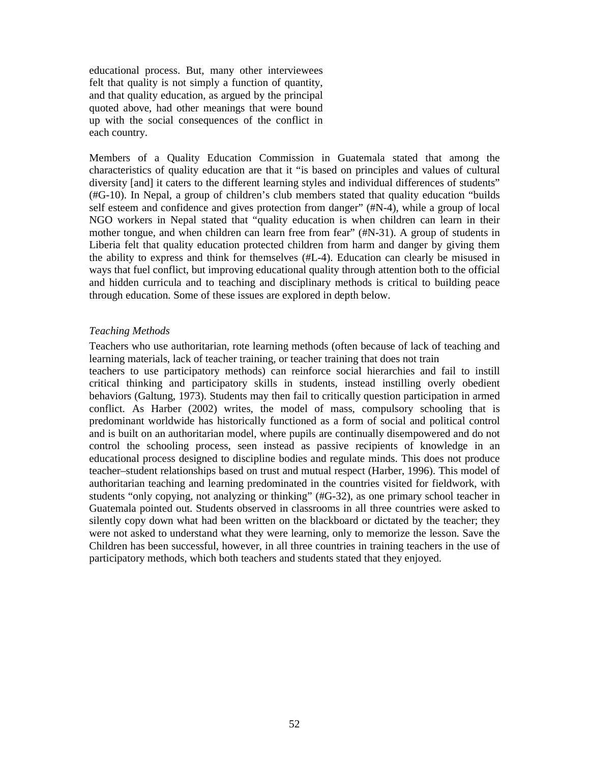educational process. But, many other interviewees felt that quality is not simply a function of quantity, and that quality education, as argued by the principal quoted above, had other meanings that were bound up with the social consequences of the conflict in each country.

Members of a Quality Education Commission in Guatemala stated that among the characteristics of quality education are that it "is based on principles and values of cultural diversity [and] it caters to the different learning styles and individual differences of students" (#G-10). In Nepal, a group of children's club members stated that quality education "builds self esteem and confidence and gives protection from danger" (#N-4), while a group of local NGO workers in Nepal stated that "quality education is when children can learn in their mother tongue, and when children can learn free from fear" (#N-31). A group of students in Liberia felt that quality education protected children from harm and danger by giving them the ability to express and think for themselves (#L-4). Education can clearly be misused in ways that fuel conflict, but improving educational quality through attention both to the official and hidden curricula and to teaching and disciplinary methods is critical to building peace through education. Some of these issues are explored in depth below.

*Teaching Methods*

Teachers who use authoritarian, rote learning methods (often because of lack of teaching and learning materials, lack of teacher training, or teacher training that does not train teachers to use participatory methods) can reinforce social hierarchies and fail to instill critical thinking and participatory skills in students, instead instilling overly obedient behaviors (Galtung, 1973). Students may then fail to critically question participation in armed conflict. As Harber (2002) writes, the model of mass, compulsory schooling that is predominant worldwide has historically functioned as a form of social and political control and is built on an authoritarian model, where pupils are continually disempowered and do not control the schooling process, seen instead as passive recipients of knowledge in an educational process designed to discipline bodies and regulate minds. This does not produce teacher–student relationships based on trust and mutual respect (Harber, 1996). This model of authoritarian teaching and learning predominated in the countries visited for fieldwork, with students "only copying, not analyzing or thinking" (#G-32), as one primary school teacher in Guatemala pointed out. Students observed in classrooms in all three countries were asked to silently copy down what had been written on the blackboard or dictated by the teacher; they were not asked to understand what they were learning, only to memorize the lesson. Save the Children has been successful, however, in all three countries in training teachers in the use of participatory methods, which both teachers and students stated that they enjoyed.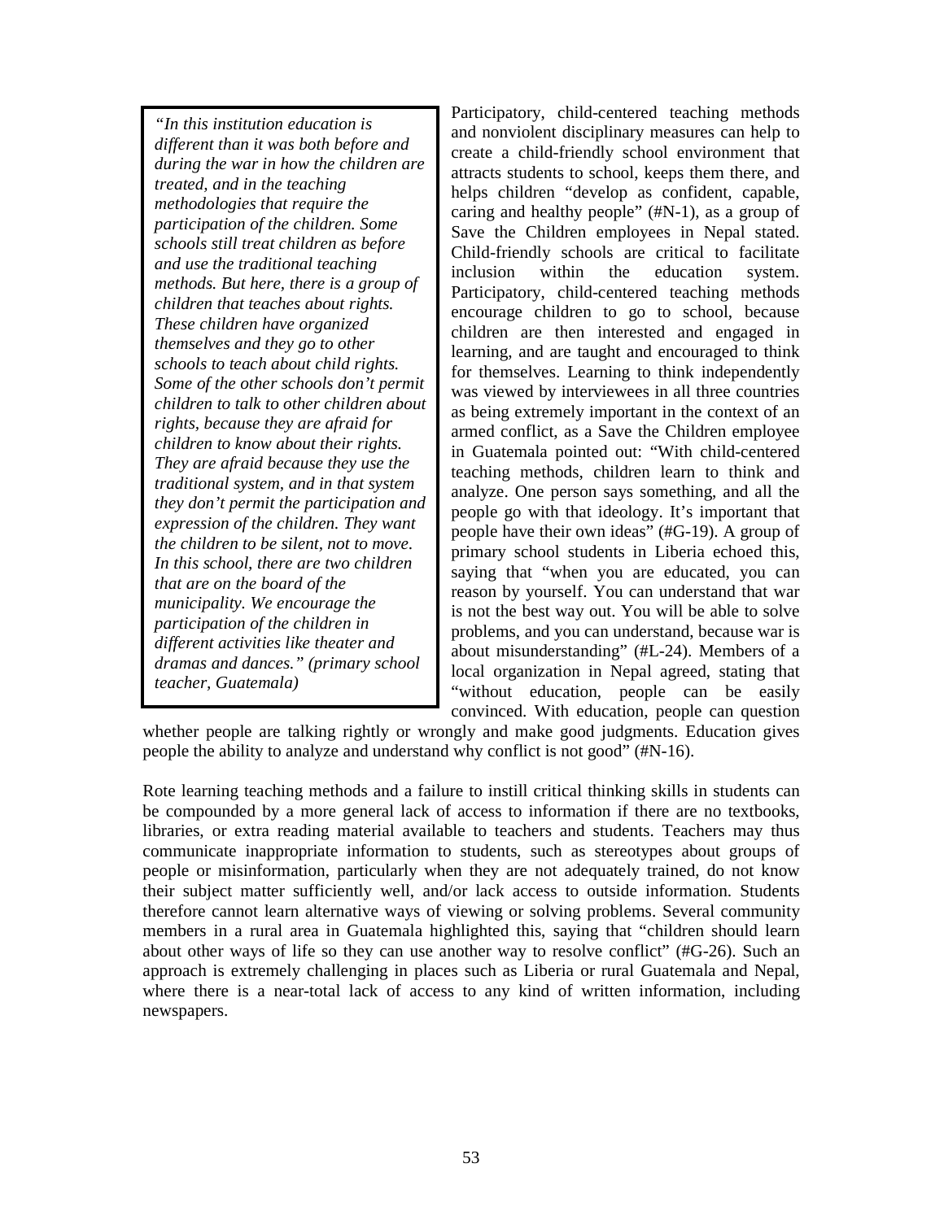> *"In this institution education is different than it was both before and during the war in how the children are treated, and in the teaching methodologies that require the participation of the children. Some schools still treat children as before and use the traditional teaching methods. But here, there is a group of children that teaches about rights. These children have organized themselves and they go to other schools to teach about child rights. Some of the other schools don't permit children to talk to other children about rights, because they are afraid for children to know about their rights. They are afraid because they use the traditional system, and in that system they don't permit the participation and expression of the children. They want the children to be silent, not to move. In this school, there are two children that are on the board of the municipality. We encourage the participation of the children in different activities like theater and dramas and dances." (primary school teacher, Guatemala)*

Participatory, child-centered teaching methods and nonviolent disciplinary measures can help to create a child-friendly school environment that attracts students to school, keeps them there, and helps children "develop as confident, capable, caring and healthy people" (#N-1), as a group of Save the Children employees in Nepal stated. Child-friendly schools are critical to facilitate inclusion within the education system. Participatory, child-centered teaching methods encourage children to go to school, because children are then interested and engaged in learning, and are taught and encouraged to think for themselves. Learning to think independently was viewed by interviewees in all three countries as being extremely important in the context of an armed conflict, as a Save the Children employee in Guatemala pointed out: "With child-centered teaching methods, children learn to think and analyze. One person says something, and all the people go with that ideology. It's important that people have their own ideas" (#G-19). A group of primary school students in Liberia echoed this, saying that "when you are educated, you can reason by yourself. You can understand that war is not the best way out. You will be able to solve problems, and you can understand, because war is about misunderstanding" (#L-24). Members of a local organization in Nepal agreed, stating that "without education, people can be easily convinced. With education, people can question whether people are talking rightly or wrongly and make good judgments. Education gives people the ability to analyze and understand why conflict is not good" (#N-16).

Rote learning teaching methods and a failure to instill critical thinking skills in students can be compounded by a more general lack of access to information if there are no textbooks, libraries, or extra reading material available to teachers and students. Teachers may thus communicate inappropriate information to students, such as stereotypes about groups of people or misinformation, particularly when they are not adequately trained, do not know their subject matter sufficiently well, and/or lack access to outside information. Students therefore cannot learn alternative ways of viewing or solving problems. Several community members in a rural area in Guatemala highlighted this, saying that "children should learn about other ways of life so they can use another way to resolve conflict" (#G-26). Such an approach is extremely challenging in places such as Liberia or rural Guatemala and Nepal, where there is a near-total lack of access to any kind of written information, including newspapers.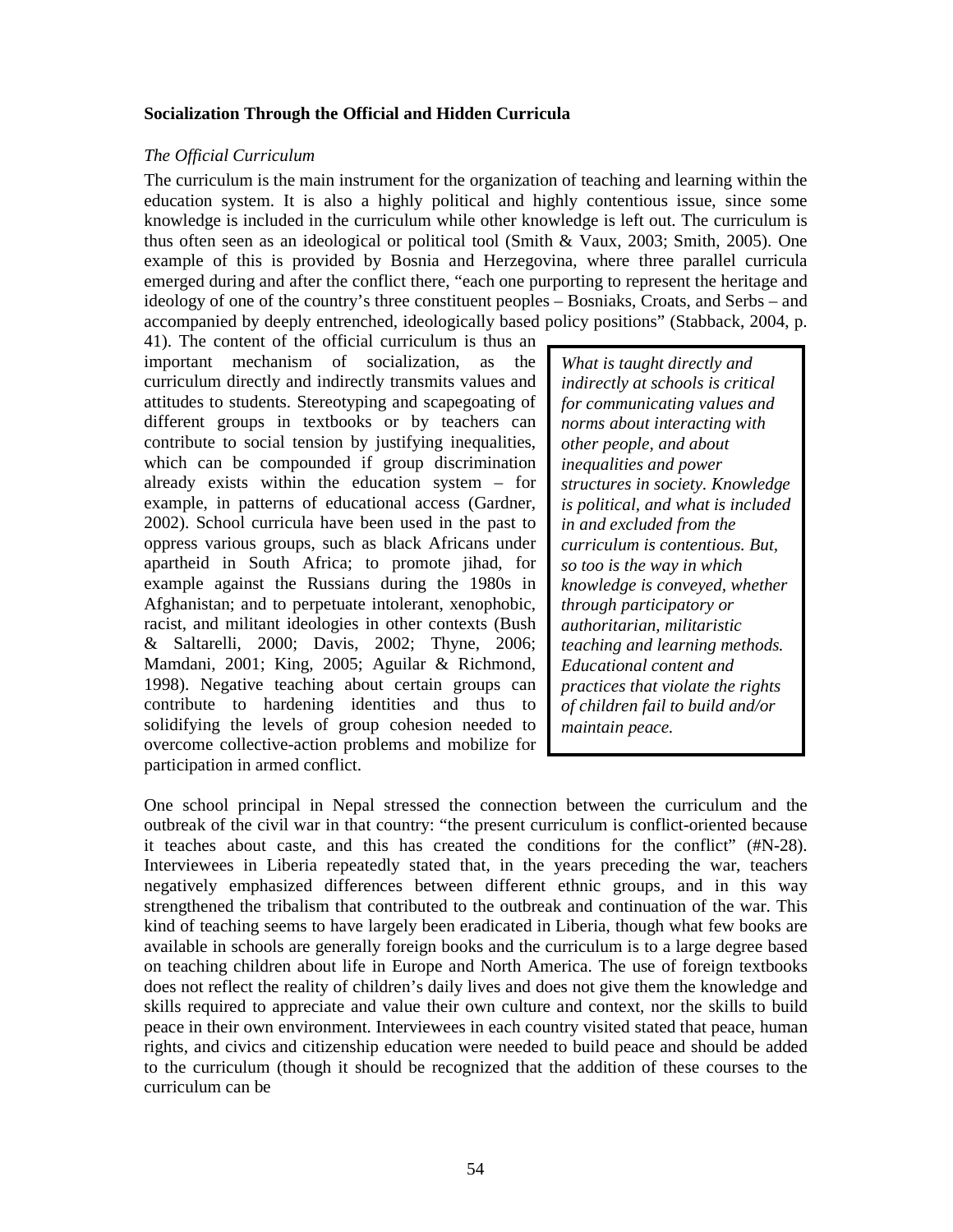**Socialization Through the Official and Hidden Curricula**

*The Official Curriculum*

The curriculum is the main instrument for the organization of teaching and learning within the education system. It is also a highly political and highly contentious issue, since some knowledge is included in the curriculum while other knowledge is left out. The curriculum is thus often seen as an ideological or political tool (Smith & Vaux, 2003; Smith, 2005). One example of this is provided by Bosnia and Herzegovina, where three parallel curricula emerged during and after the conflict there, "each one purporting to represent the heritage and ideology of one of the country's three constituent peoples – Bosniaks, Croats, and Serbs – and accompanied by deeply entrenched, ideologically based policy positions" (Stabback, 2004, p. 41). The content of the official curriculum is thus an important mechanism of socialization, as the curriculum directly and indirectly transmits values and attitudes to students. Stereotyping and scapegoating of different groups in textbooks or by teachers can contribute to social tension by justifying inequalities, which can be compounded if group discrimination already exists within the education system – for example, in patterns of educational access (Gardner, 2002). School curricula have been used in the past to oppress various groups, such as black Africans under apartheid in South Africa; to promote jihad, for example against the Russians during the 1980s in Afghanistan; and to perpetuate intolerant, xenophobic, racist, and militant ideologies in other contexts (Bush & Saltarelli, 2000; Davis, 2002; Thyne, 2006; Mamdani, 2001; King, 2005; Aguilar & Richmond, 1998). Negative teaching about certain groups can contribute to hardening identities and thus to solidifying the levels of group cohesion needed to overcome collective-action problems and mobilize for participation in armed conflict.

> *What is taught directly and indirectly at schools is critical for communicating values and norms about interacting with other people, and about inequalities and power structures in society. Knowledge is political, and what is included in and excluded from the curriculum is contentious. But, so too is the way in which knowledge is conveyed, whether through participatory or authoritarian, militaristic teaching and learning methods. Educational content and practices that violate the rights of children fail to build and/or maintain peace.*

One school principal in Nepal stressed the connection between the curriculum and the outbreak of the civil war in that country: "the present curriculum is conflict-oriented because it teaches about caste, and this has created the conditions for the conflict" (#N-28). Interviewees in Liberia repeatedly stated that, in the years preceding the war, teachers negatively emphasized differences between different ethnic groups, and in this way strengthened the tribalism that contributed to the outbreak and continuation of the war. This kind of teaching seems to have largely been eradicated in Liberia, though what few books are available in schools are generally foreign books and the curriculum is to a large degree based on teaching children about life in Europe and North America. The use of foreign textbooks does not reflect the reality of children's daily lives and does not give them the knowledge and skills required to appreciate and value their own culture and context, nor the skills to build peace in their own environment. Interviewees in each country visited stated that peace, human rights, and civics and citizenship education were needed to build peace and should be added to the curriculum (though it should be recognized that the addition of these courses to the curriculum can be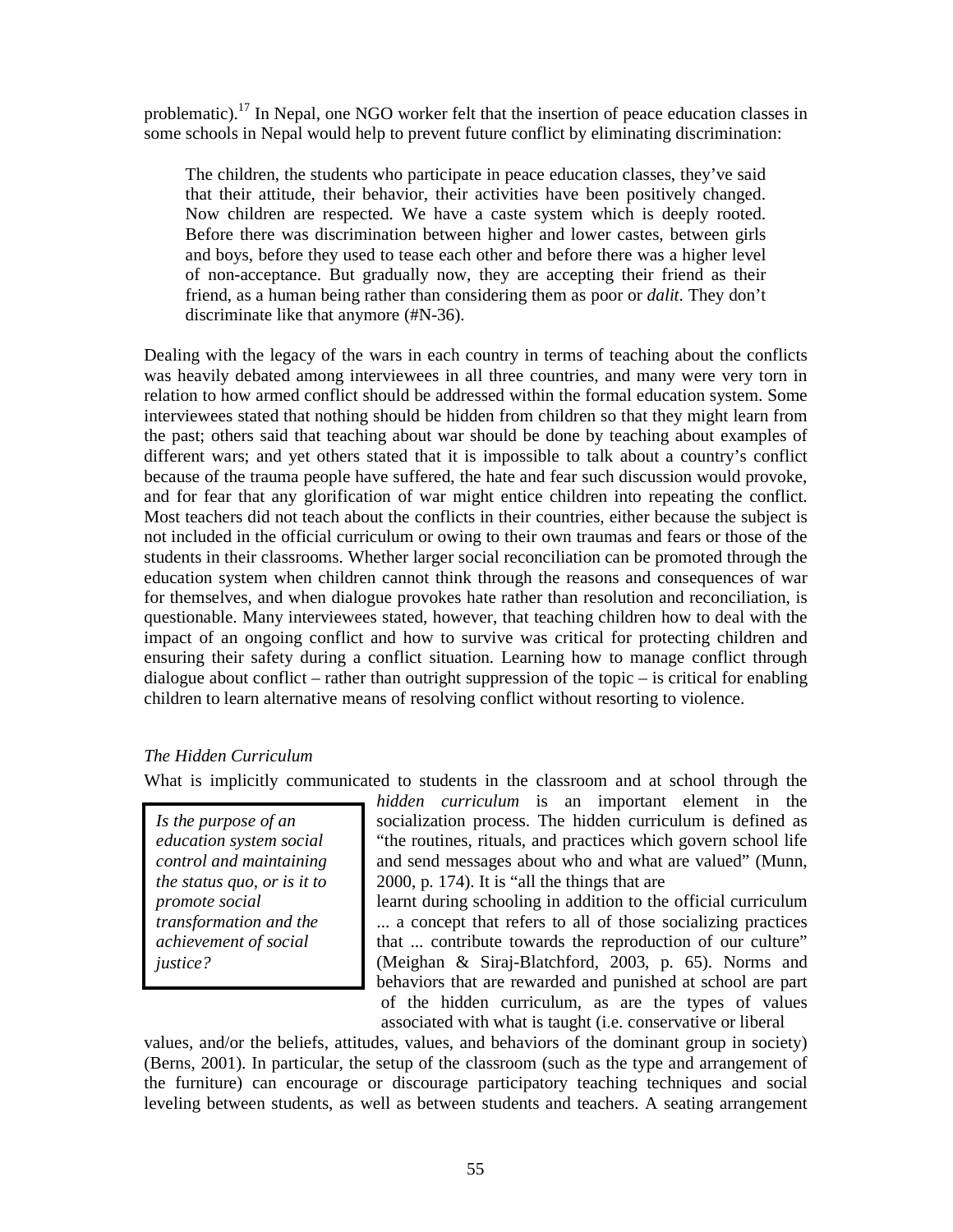problematic).[17] In Nepal, one NGO worker felt that the insertion of peace education classes in some schools in Nepal would help to prevent future conflict by eliminating discrimination:

> The children, the students who participate in peace education classes, they've said that their attitude, their behavior, their activities have been positively changed. Now children are respected. We have a caste system which is deeply rooted. Before there was discrimination between higher and lower castes, between girls and boys, before they used to tease each other and before there was a higher level of non-acceptance. But gradually now, they are accepting their friend as their friend, as a human being rather than considering them as poor or *dalit*. They don't discriminate like that anymore (#N-36).

Dealing with the legacy of the wars in each country in terms of teaching about the conflicts was heavily debated among interviewees in all three countries, and many were very torn in relation to how armed conflict should be addressed within the formal education system. Some interviewees stated that nothing should be hidden from children so that they might learn from the past; others said that teaching about war should be done by teaching about examples of different wars; and yet others stated that it is impossible to talk about a country's conflict because of the trauma people have suffered, the hate and fear such discussion would provoke, and for fear that any glorification of war might entice children into repeating the conflict. Most teachers did not teach about the conflicts in their countries, either because the subject is not included in the official curriculum or owing to their own traumas and fears or those of the students in their classrooms. Whether larger social reconciliation can be promoted through the education system when children cannot think through the reasons and consequences of war for themselves, and when dialogue provokes hate rather than resolution and reconciliation, is questionable. Many interviewees stated, however, that teaching children how to deal with the impact of an ongoing conflict and how to survive was critical for protecting children and ensuring their safety during a conflict situation. Learning how to manage conflict through dialogue about conflict – rather than outright suppression of the topic – is critical for enabling children to learn alternative means of resolving conflict without resorting to violence.

### *The Hidden Curriculum*

> *Is the purpose of an education system social control and maintaining the status quo, or is it to promote social transformation and the achievement of social justice?*

What is implicitly communicated to students in the classroom and at school through the *hidden curriculum* is an important element in the socialization process. The hidden curriculum is defined as "the routines, rituals, and practices which govern school life and send messages about who and what are valued" (Munn, 2000, p. 174). It is "all the things that are learnt during schooling in addition to the official curriculum ... a concept that refers to all of those socializing practices that ... contribute towards the reproduction of our culture" (Meighan & Siraj-Blatchford, 2003, p. 65). Norms and behaviors that are rewarded and punished at school are part of the hidden curriculum, as are the types of values associated with what is taught (i.e. conservative or liberal values, and/or the beliefs, attitudes, values, and behaviors of the dominant group in society) (Berns, 2001). In particular, the setup of the classroom (such as the type and arrangement of the furniture) can encourage or discourage participatory teaching techniques and social leveling between students, as well as between students and teachers. A seating arrangement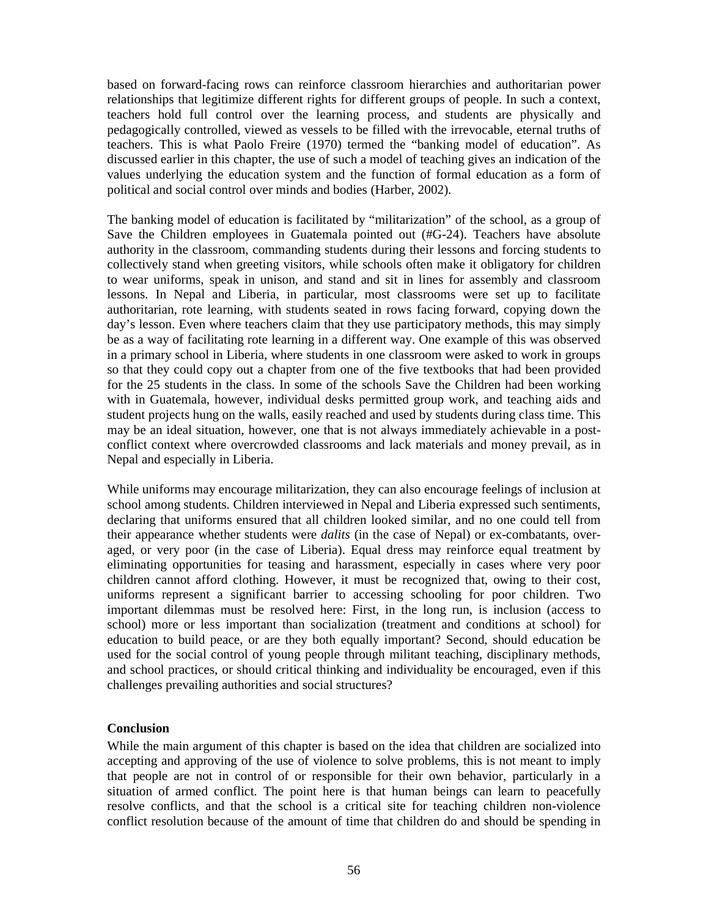based on forward-facing rows can reinforce classroom hierarchies and authoritarian power relationships that legitimize different rights for different groups of people. In such a context, teachers hold full control over the learning process, and students are physically and pedagogically controlled, viewed as vessels to be filled with the irrevocable, eternal truths of teachers. This is what Paolo Freire (1970) termed the "banking model of education". As discussed earlier in this chapter, the use of such a model of teaching gives an indication of the values underlying the education system and the function of formal education as a form of political and social control over minds and bodies (Harber, 2002).

The banking model of education is facilitated by "militarization" of the school, as a group of Save the Children employees in Guatemala pointed out (#G-24). Teachers have absolute authority in the classroom, commanding students during their lessons and forcing students to collectively stand when greeting visitors, while schools often make it obligatory for children to wear uniforms, speak in unison, and stand and sit in lines for assembly and classroom lessons. In Nepal and Liberia, in particular, most classrooms were set up to facilitate authoritarian, rote learning, with students seated in rows facing forward, copying down the day's lesson. Even where teachers claim that they use participatory methods, this may simply be as a way of facilitating rote learning in a different way. One example of this was observed in a primary school in Liberia, where students in one classroom were asked to work in groups so that they could copy out a chapter from one of the five textbooks that had been provided for the 25 students in the class. In some of the schools Save the Children had been working with in Guatemala, however, individual desks permitted group work, and teaching aids and student projects hung on the walls, easily reached and used by students during class time. This may be an ideal situation, however, one that is not always immediately achievable in a post-conflict context where overcrowded classrooms and lack materials and money prevail, as in Nepal and especially in Liberia.

While uniforms may encourage militarization, they can also encourage feelings of inclusion at school among students. Children interviewed in Nepal and Liberia expressed such sentiments, declaring that uniforms ensured that all children looked similar, and no one could tell from their appearance whether students were *dalits* (in the case of Nepal) or ex-combatants, over-aged, or very poor (in the case of Liberia). Equal dress may reinforce equal treatment by eliminating opportunities for teasing and harassment, especially in cases where very poor children cannot afford clothing. However, it must be recognized that, owing to their cost, uniforms represent a significant barrier to accessing schooling for poor children. Two important dilemmas must be resolved here: First, in the long run, is inclusion (access to school) more or less important than socialization (treatment and conditions at school) for education to build peace, or are they both equally important? Second, should education be used for the social control of young people through militant teaching, disciplinary methods, and school practices, or should critical thinking and individuality be encouraged, even if this challenges prevailing authorities and social structures?

**Conclusion**

While the main argument of this chapter is based on the idea that children are socialized into accepting and approving of the use of violence to solve problems, this is not meant to imply that people are not in control of or responsible for their own behavior, particularly in a situation of armed conflict. The point here is that human beings can learn to peacefully resolve conflicts, and that the school is a critical site for teaching children non-violence conflict resolution because of the amount of time that children do and should be spending in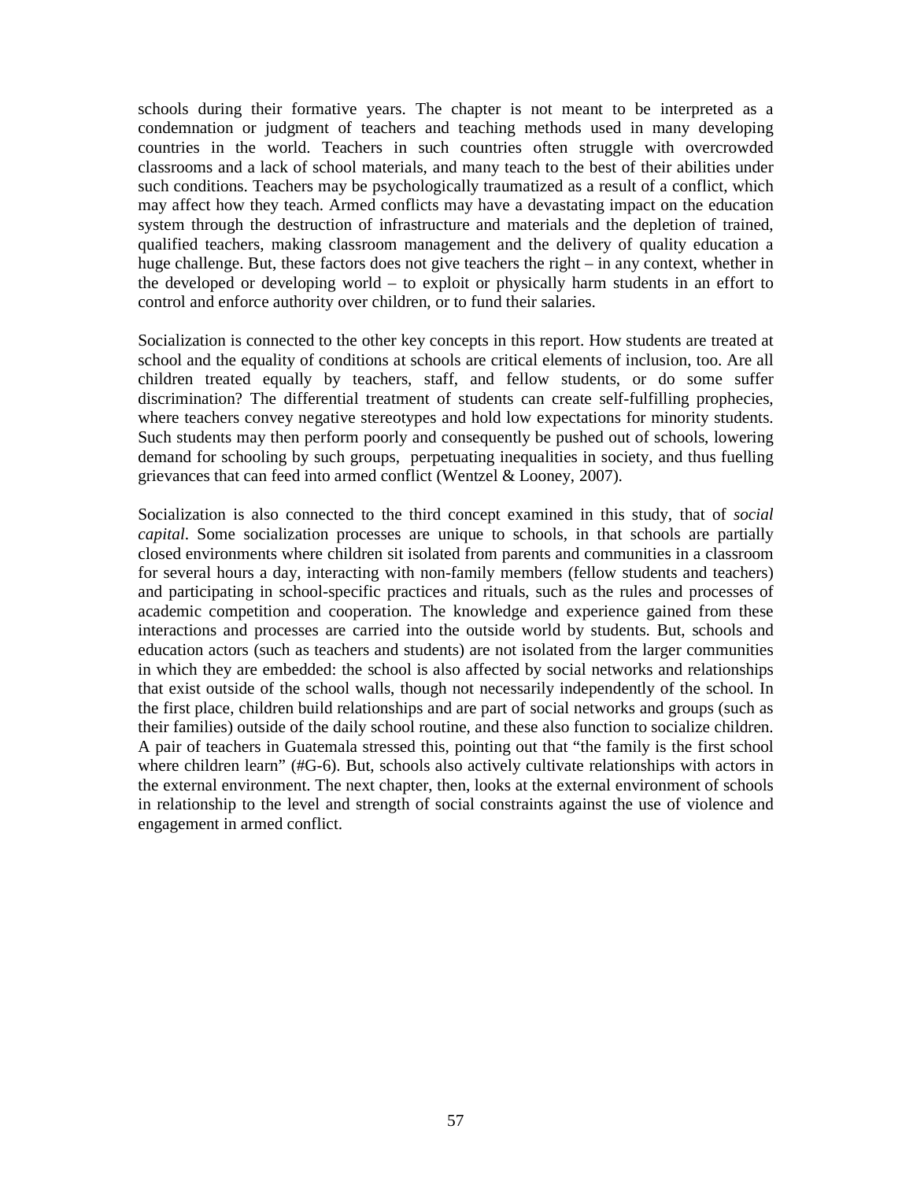schools during their formative years. The chapter is not meant to be interpreted as a condemnation or judgment of teachers and teaching methods used in many developing countries in the world. Teachers in such countries often struggle with overcrowded classrooms and a lack of school materials, and many teach to the best of their abilities under such conditions. Teachers may be psychologically traumatized as a result of a conflict, which may affect how they teach. Armed conflicts may have a devastating impact on the education system through the destruction of infrastructure and materials and the depletion of trained, qualified teachers, making classroom management and the delivery of quality education a huge challenge. But, these factors does not give teachers the right – in any context, whether in the developed or developing world – to exploit or physically harm students in an effort to control and enforce authority over children, or to fund their salaries.

Socialization is connected to the other key concepts in this report. How students are treated at school and the equality of conditions at schools are critical elements of inclusion, too. Are all children treated equally by teachers, staff, and fellow students, or do some suffer discrimination? The differential treatment of students can create self-fulfilling prophecies, where teachers convey negative stereotypes and hold low expectations for minority students. Such students may then perform poorly and consequently be pushed out of schools, lowering demand for schooling by such groups, perpetuating inequalities in society, and thus fuelling grievances that can feed into armed conflict (Wentzel & Looney, 2007).

Socialization is also connected to the third concept examined in this study, that of *social capital*. Some socialization processes are unique to schools, in that schools are partially closed environments where children sit isolated from parents and communities in a classroom for several hours a day, interacting with non-family members (fellow students and teachers) and participating in school-specific practices and rituals, such as the rules and processes of academic competition and cooperation. The knowledge and experience gained from these interactions and processes are carried into the outside world by students. But, schools and education actors (such as teachers and students) are not isolated from the larger communities in which they are embedded: the school is also affected by social networks and relationships that exist outside of the school walls, though not necessarily independently of the school. In the first place, children build relationships and are part of social networks and groups (such as their families) outside of the daily school routine, and these also function to socialize children. A pair of teachers in Guatemala stressed this, pointing out that “the family is the first school where children learn” (#G-6). But, schools also actively cultivate relationships with actors in the external environment. The next chapter, then, looks at the external environment of schools in relationship to the level and strength of social constraints against the use of violence and engagement in armed conflict.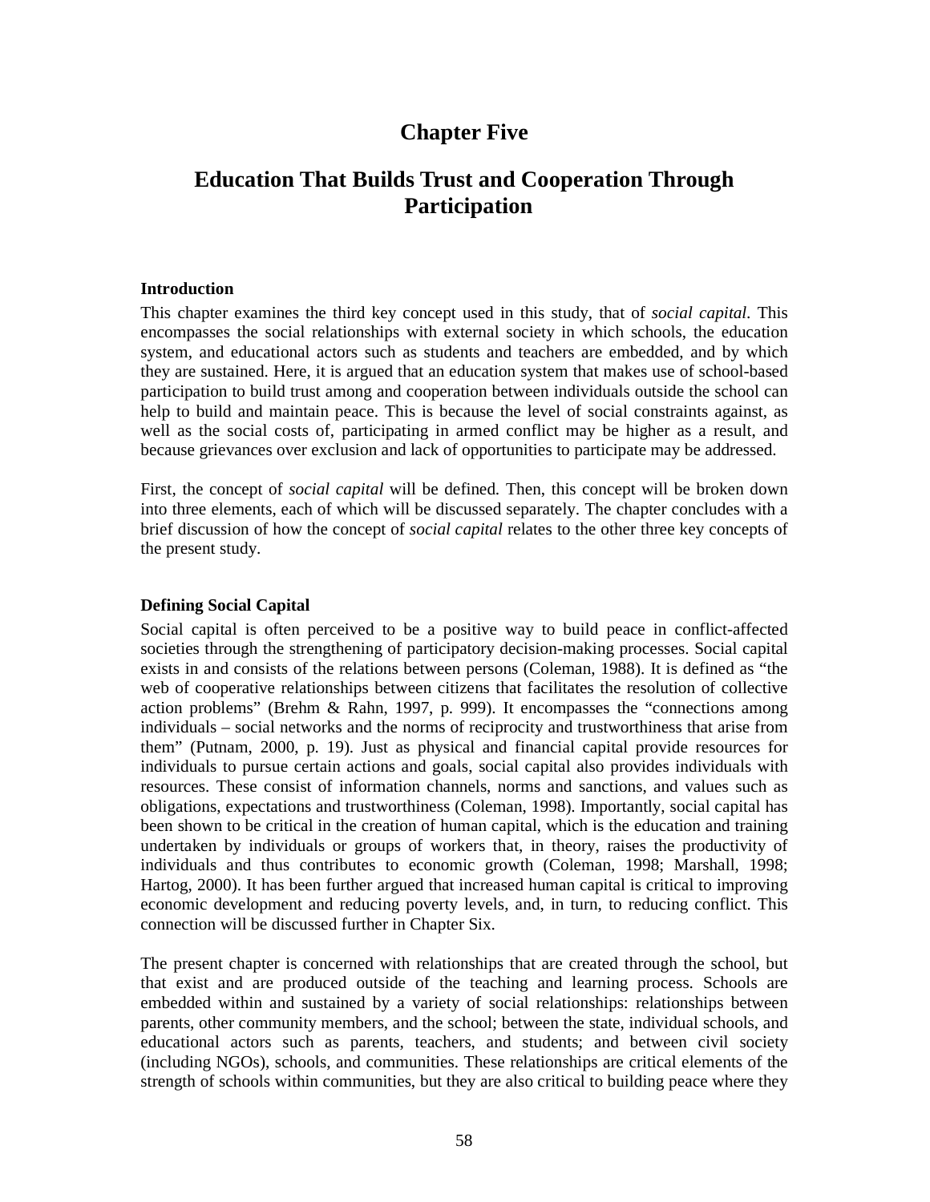# Chapter Five

# Education That Builds Trust and Cooperation Through Participation

### Introduction

This chapter examines the third key concept used in this study, that of *social capital*. This encompasses the social relationships with external society in which schools, the education system, and educational actors such as students and teachers are embedded, and by which they are sustained. Here, it is argued that an education system that makes use of school-based participation to build trust among and cooperation between individuals outside the school can help to build and maintain peace. This is because the level of social constraints against, as well as the social costs of, participating in armed conflict may be higher as a result, and because grievances over exclusion and lack of opportunities to participate may be addressed.

First, the concept of *social capital* will be defined. Then, this concept will be broken down into three elements, each of which will be discussed separately. The chapter concludes with a brief discussion of how the concept of *social capital* relates to the other three key concepts of the present study.

### Defining Social Capital

Social capital is often perceived to be a positive way to build peace in conflict-affected societies through the strengthening of participatory decision-making processes. Social capital exists in and consists of the relations between persons (Coleman, 1988). It is defined as "the web of cooperative relationships between citizens that facilitates the resolution of collective action problems" (Brehm & Rahn, 1997, p. 999). It encompasses the "connections among individuals – social networks and the norms of reciprocity and trustworthiness that arise from them" (Putnam, 2000, p. 19). Just as physical and financial capital provide resources for individuals to pursue certain actions and goals, social capital also provides individuals with resources. These consist of information channels, norms and sanctions, and values such as obligations, expectations and trustworthiness (Coleman, 1998). Importantly, social capital has been shown to be critical in the creation of human capital, which is the education and training undertaken by individuals or groups of workers that, in theory, raises the productivity of individuals and thus contributes to economic growth (Coleman, 1998; Marshall, 1998; Hartog, 2000). It has been further argued that increased human capital is critical to improving economic development and reducing poverty levels, and, in turn, to reducing conflict. This connection will be discussed further in Chapter Six.

The present chapter is concerned with relationships that are created through the school, but that exist and are produced outside of the teaching and learning process. Schools are embedded within and sustained by a variety of social relationships: relationships between parents, other community members, and the school; between the state, individual schools, and educational actors such as parents, teachers, and students; and between civil society (including NGOs), schools, and communities. These relationships are critical elements of the strength of schools within communities, but they are also critical to building peace where they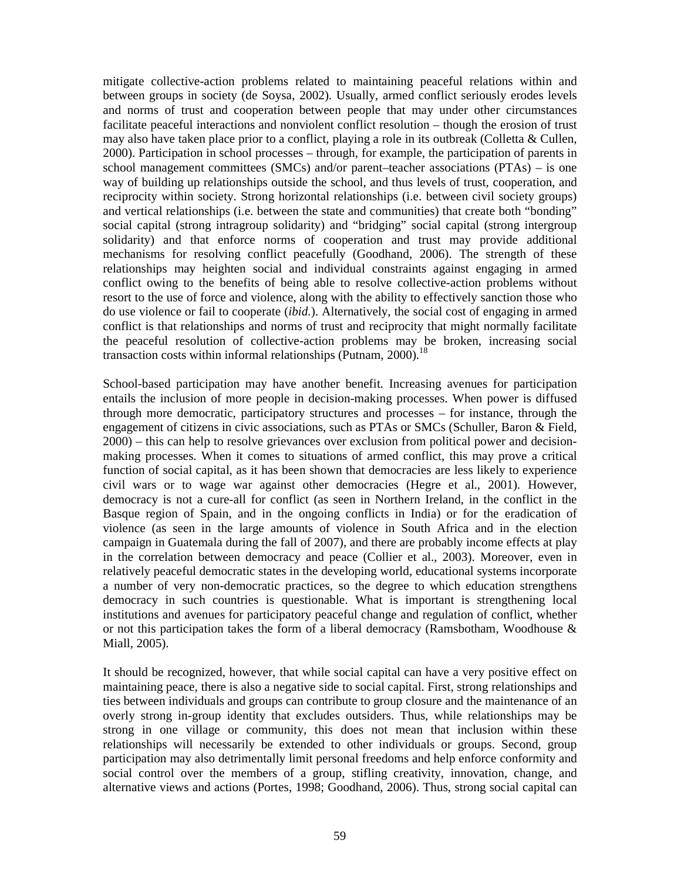mitigate collective-action problems related to maintaining peaceful relations within and between groups in society (de Soysa, 2002). Usually, armed conflict seriously erodes levels and norms of trust and cooperation between people that may under other circumstances facilitate peaceful interactions and nonviolent conflict resolution – though the erosion of trust may also have taken place prior to a conflict, playing a role in its outbreak (Colletta & Cullen, 2000). Participation in school processes – through, for example, the participation of parents in school management committees (SMCs) and/or parent–teacher associations (PTAs) – is one way of building up relationships outside the school, and thus levels of trust, cooperation, and reciprocity within society. Strong horizontal relationships (i.e. between civil society groups) and vertical relationships (i.e. between the state and communities) that create both "bonding" social capital (strong intragroup solidarity) and "bridging" social capital (strong intergroup solidarity) and that enforce norms of cooperation and trust may provide additional mechanisms for resolving conflict peacefully (Goodhand, 2006). The strength of these relationships may heighten social and individual constraints against engaging in armed conflict owing to the benefits of being able to resolve collective-action problems without resort to the use of force and violence, along with the ability to effectively sanction those who do use violence or fail to cooperate (*ibid.*). Alternatively, the social cost of engaging in armed conflict is that relationships and norms of trust and reciprocity that might normally facilitate the peaceful resolution of collective-action problems may be broken, increasing social transaction costs within informal relationships (Putnam, 2000).[18]

School-based participation may have another benefit. Increasing avenues for participation entails the inclusion of more people in decision-making processes. When power is diffused through more democratic, participatory structures and processes – for instance, through the engagement of citizens in civic associations, such as PTAs or SMCs (Schuller, Baron & Field, 2000) – this can help to resolve grievances over exclusion from political power and decision-making processes. When it comes to situations of armed conflict, this may prove a critical function of social capital, as it has been shown that democracies are less likely to experience civil wars or to wage war against other democracies (Hegre et al., 2001). However, democracy is not a cure-all for conflict (as seen in Northern Ireland, in the conflict in the Basque region of Spain, and in the ongoing conflicts in India) or for the eradication of violence (as seen in the large amounts of violence in South Africa and in the election campaign in Guatemala during the fall of 2007), and there are probably income effects at play in the correlation between democracy and peace (Collier et al., 2003). Moreover, even in relatively peaceful democratic states in the developing world, educational systems incorporate a number of very non-democratic practices, so the degree to which education strengthens democracy in such countries is questionable. What is important is strengthening local institutions and avenues for participatory peaceful change and regulation of conflict, whether or not this participation takes the form of a liberal democracy (Ramsbotham, Woodhouse & Miall, 2005).

It should be recognized, however, that while social capital can have a very positive effect on maintaining peace, there is also a negative side to social capital. First, strong relationships and ties between individuals and groups can contribute to group closure and the maintenance of an overly strong in-group identity that excludes outsiders. Thus, while relationships may be strong in one village or community, this does not mean that inclusion within these relationships will necessarily be extended to other individuals or groups. Second, group participation may also detrimentally limit personal freedoms and help enforce conformity and social control over the members of a group, stifling creativity, innovation, change, and alternative views and actions (Portes, 1998; Goodhand, 2006). Thus, strong social capital can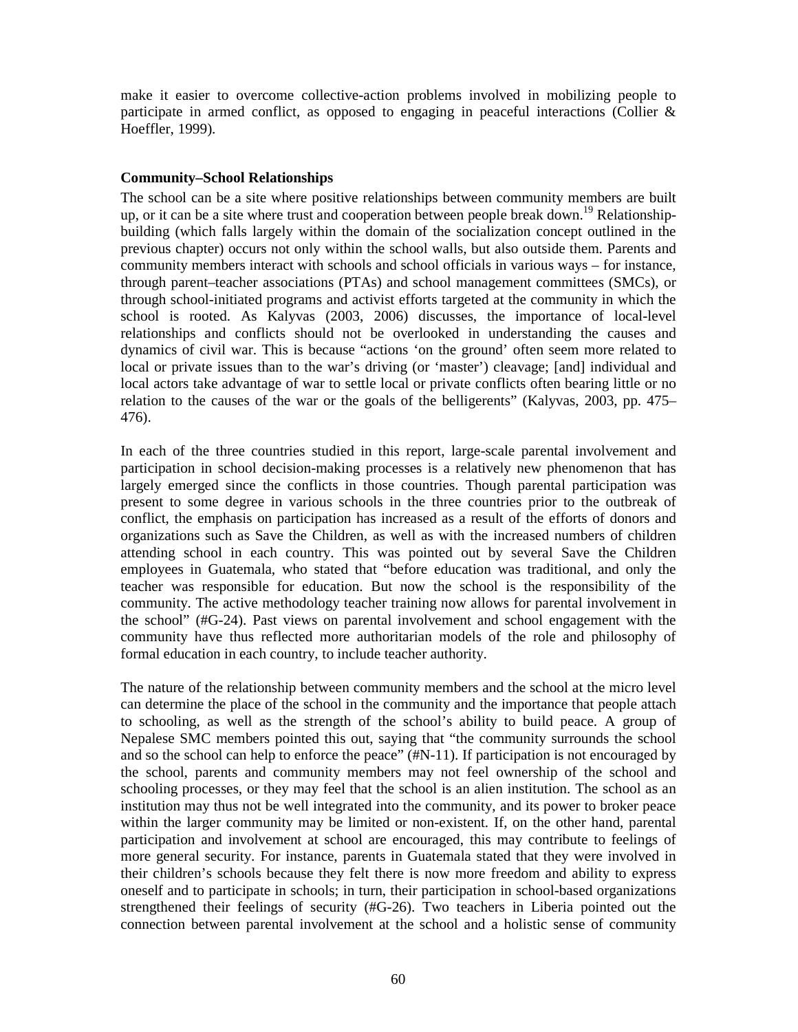make it easier to overcome collective-action problems involved in mobilizing people to participate in armed conflict, as opposed to engaging in peaceful interactions (Collier & Hoeffler, 1999).

### Community–School Relationships

The school can be a site where positive relationships between community members are built up, or it can be a site where trust and cooperation between people break down.[19] Relationship-building (which falls largely within the domain of the socialization concept outlined in the previous chapter) occurs not only within the school walls, but also outside them. Parents and community members interact with schools and school officials in various ways – for instance, through parent–teacher associations (PTAs) and school management committees (SMCs), or through school-initiated programs and activist efforts targeted at the community in which the school is rooted. As Kalyvas (2003, 2006) discusses, the importance of local-level relationships and conflicts should not be overlooked in understanding the causes and dynamics of civil war. This is because "actions 'on the ground' often seem more related to local or private issues than to the war's driving (or 'master') cleavage; [and] individual and local actors take advantage of war to settle local or private conflicts often bearing little or no relation to the causes of the war or the goals of the belligerents" (Kalyvas, 2003, pp. 475–476).

In each of the three countries studied in this report, large-scale parental involvement and participation in school decision-making processes is a relatively new phenomenon that has largely emerged since the conflicts in those countries. Though parental participation was present to some degree in various schools in the three countries prior to the outbreak of conflict, the emphasis on participation has increased as a result of the efforts of donors and organizations such as Save the Children, as well as with the increased numbers of children attending school in each country. This was pointed out by several Save the Children employees in Guatemala, who stated that "before education was traditional, and only the teacher was responsible for education. But now the school is the responsibility of the community. The active methodology teacher training now allows for parental involvement in the school" (#G-24). Past views on parental involvement and school engagement with the community have thus reflected more authoritarian models of the role and philosophy of formal education in each country, to include teacher authority.

The nature of the relationship between community members and the school at the micro level can determine the place of the school in the community and the importance that people attach to schooling, as well as the strength of the school's ability to build peace. A group of Nepalese SMC members pointed this out, saying that "the community surrounds the school and so the school can help to enforce the peace" (#N-11). If participation is not encouraged by the school, parents and community members may not feel ownership of the school and schooling processes, or they may feel that the school is an alien institution. The school as an institution may thus not be well integrated into the community, and its power to broker peace within the larger community may be limited or non-existent. If, on the other hand, parental participation and involvement at school are encouraged, this may contribute to feelings of more general security. For instance, parents in Guatemala stated that they were involved in their children's schools because they felt there is now more freedom and ability to express oneself and to participate in schools; in turn, their participation in school-based organizations strengthened their feelings of security (#G-26). Two teachers in Liberia pointed out the connection between parental involvement at the school and a holistic sense of community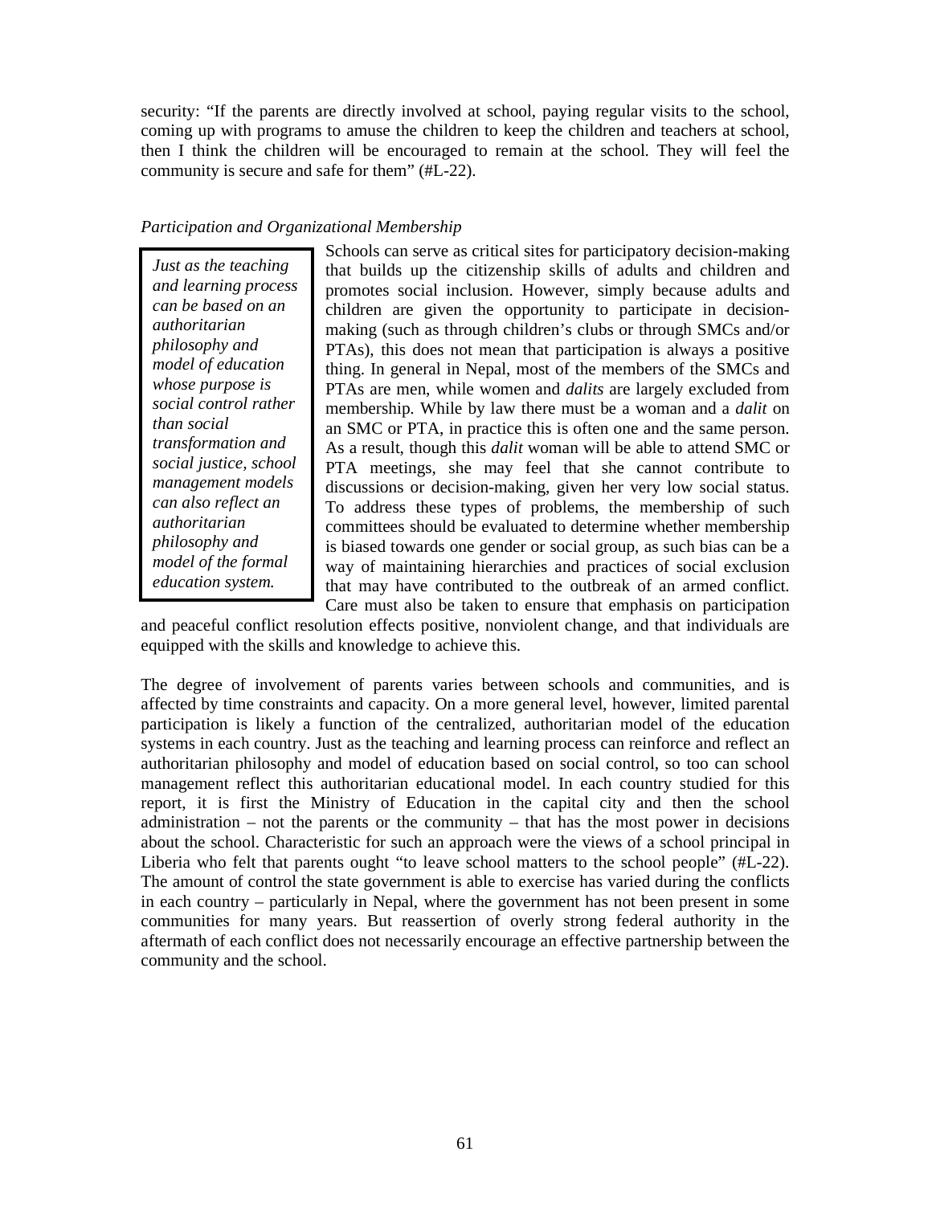security: "If the parents are directly involved at school, paying regular visits to the school, coming up with programs to amuse the children to keep the children and teachers at school, then I think the children will be encouraged to remain at the school. They will feel the community is secure and safe for them" (#L-22).

*Participation and Organizational Membership*

> *Just as the teaching and learning process can be based on an authoritarian philosophy and model of education whose purpose is social control rather than social transformation and social justice, school management models can also reflect an authoritarian philosophy and model of the formal education system.*

Schools can serve as critical sites for participatory decision-making that builds up the citizenship skills of adults and children and promotes social inclusion. However, simply because adults and children are given the opportunity to participate in decision-making (such as through children's clubs or through SMCs and/or PTAs), this does not mean that participation is always a positive thing. In general in Nepal, most of the members of the SMCs and PTAs are men, while women and *dalits* are largely excluded from membership. While by law there must be a woman and a *dalit* on an SMC or PTA, in practice this is often one and the same person. As a result, though this *dalit* woman will be able to attend SMC or PTA meetings, she may feel that she cannot contribute to discussions or decision-making, given her very low social status. To address these types of problems, the membership of such committees should be evaluated to determine whether membership is biased towards one gender or social group, as such bias can be a way of maintaining hierarchies and practices of social exclusion that may have contributed to the outbreak of an armed conflict. Care must also be taken to ensure that emphasis on participation and peaceful conflict resolution effects positive, nonviolent change, and that individuals are equipped with the skills and knowledge to achieve this.

The degree of involvement of parents varies between schools and communities, and is affected by time constraints and capacity. On a more general level, however, limited parental participation is likely a function of the centralized, authoritarian model of the education systems in each country. Just as the teaching and learning process can reinforce and reflect an authoritarian philosophy and model of education based on social control, so too can school management reflect this authoritarian educational model. In each country studied for this report, it is first the Ministry of Education in the capital city and then the school administration – not the parents or the community – that has the most power in decisions about the school. Characteristic for such an approach were the views of a school principal in Liberia who felt that parents ought "to leave school matters to the school people" (#L-22). The amount of control the state government is able to exercise has varied during the conflicts in each country – particularly in Nepal, where the government has not been present in some communities for many years. But reassertion of overly strong federal authority in the aftermath of each conflict does not necessarily encourage an effective partnership between the community and the school.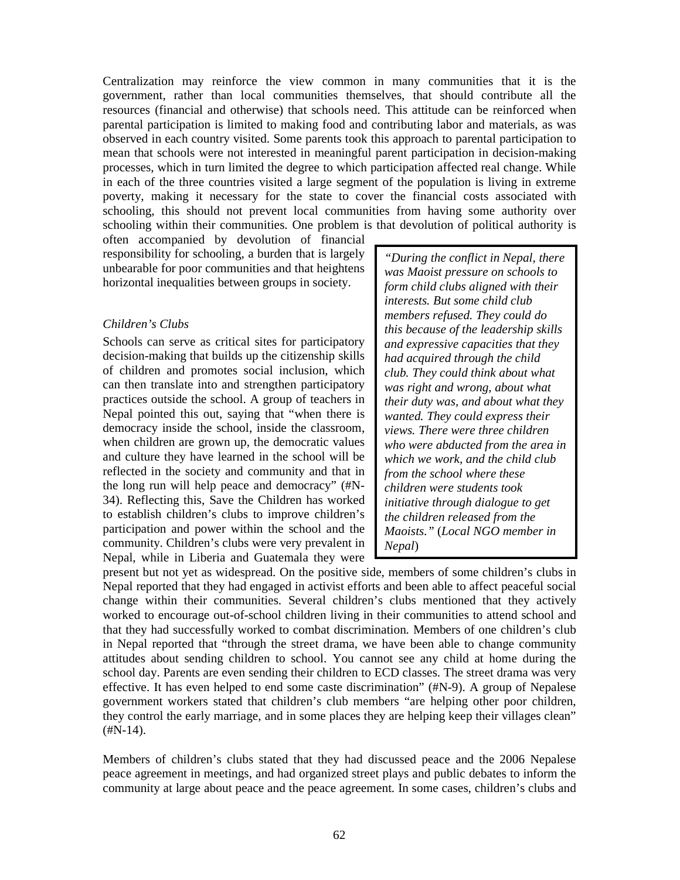Centralization may reinforce the view common in many communities that it is the government, rather than local communities themselves, that should contribute all the resources (financial and otherwise) that schools need. This attitude can be reinforced when parental participation is limited to making food and contributing labor and materials, as was observed in each country visited. Some parents took this approach to parental participation to mean that schools were not interested in meaningful parent participation in decision-making processes, which in turn limited the degree to which participation affected real change. While in each of the three countries visited a large segment of the population is living in extreme poverty, making it necessary for the state to cover the financial costs associated with schooling, this should not prevent local communities from having some authority over schooling within their communities. One problem is that devolution of political authority is often accompanied by devolution of financial responsibility for schooling, a burden that is largely unbearable for poor communities and that heightens horizontal inequalities between groups in society.

> *"During the conflict in Nepal, there was Maoist pressure on schools to form child clubs aligned with their interests. But some child club members refused. They could do this because of the leadership skills and expressive capacities that they had acquired through the child club. They could think about what was right and wrong, about what their duty was, and about what they wanted. They could express their views. There were three children who were abducted from the area in which we work, and the child club from the school where these children were students took initiative through dialogue to get the children released from the Maoists."* (*Local NGO member in Nepal*)

*Children's Clubs*

Schools can serve as critical sites for participatory decision-making that builds up the citizenship skills of children and promotes social inclusion, which can then translate into and strengthen participatory practices outside the school. A group of teachers in Nepal pointed this out, saying that "when there is democracy inside the school, inside the classroom, when children are grown up, the democratic values and culture they have learned in the school will be reflected in the society and community and that in the long run will help peace and democracy" (#N-34). Reflecting this, Save the Children has worked to establish children's clubs to improve children's participation and power within the school and the community. Children's clubs were very prevalent in Nepal, while in Liberia and Guatemala they were present but not yet as widespread. On the positive side, members of some children's clubs in Nepal reported that they had engaged in activist efforts and been able to affect peaceful social change within their communities. Several children's clubs mentioned that they actively worked to encourage out-of-school children living in their communities to attend school and that they had successfully worked to combat discrimination. Members of one children's club in Nepal reported that "through the street drama, we have been able to change community attitudes about sending children to school. You cannot see any child at home during the school day. Parents are even sending their children to ECD classes. The street drama was very effective. It has even helped to end some caste discrimination" (#N-9). A group of Nepalese government workers stated that children's club members "are helping other poor children, they control the early marriage, and in some places they are helping keep their villages clean" (#N-14).

Members of children's clubs stated that they had discussed peace and the 2006 Nepalese peace agreement in meetings, and had organized street plays and public debates to inform the community at large about peace and the peace agreement. In some cases, children's clubs and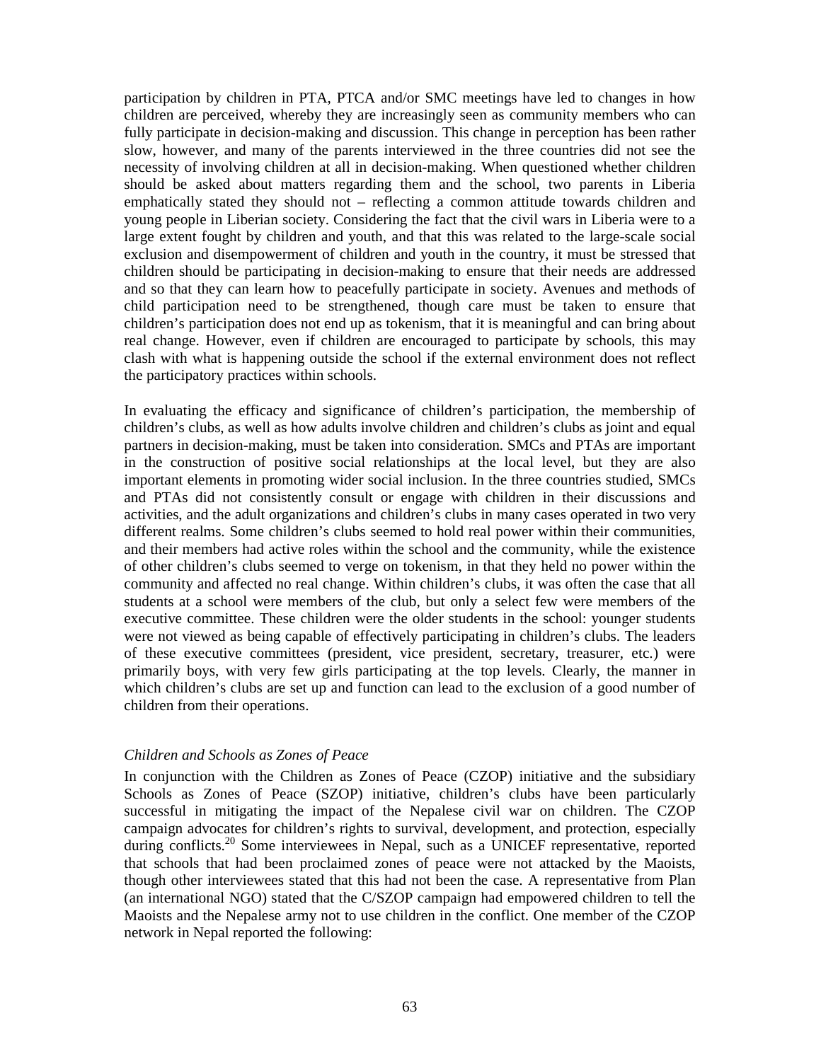participation by children in PTA, PTCA and/or SMC meetings have led to changes in how children are perceived, whereby they are increasingly seen as community members who can fully participate in decision-making and discussion. This change in perception has been rather slow, however, and many of the parents interviewed in the three countries did not see the necessity of involving children at all in decision-making. When questioned whether children should be asked about matters regarding them and the school, two parents in Liberia emphatically stated they should not – reflecting a common attitude towards children and young people in Liberian society. Considering the fact that the civil wars in Liberia were to a large extent fought by children and youth, and that this was related to the large-scale social exclusion and disempowerment of children and youth in the country, it must be stressed that children should be participating in decision-making to ensure that their needs are addressed and so that they can learn how to peacefully participate in society. Avenues and methods of child participation need to be strengthened, though care must be taken to ensure that children's participation does not end up as tokenism, that it is meaningful and can bring about real change. However, even if children are encouraged to participate by schools, this may clash with what is happening outside the school if the external environment does not reflect the participatory practices within schools.

In evaluating the efficacy and significance of children's participation, the membership of children's clubs, as well as how adults involve children and children's clubs as joint and equal partners in decision-making, must be taken into consideration. SMCs and PTAs are important in the construction of positive social relationships at the local level, but they are also important elements in promoting wider social inclusion. In the three countries studied, SMCs and PTAs did not consistently consult or engage with children in their discussions and activities, and the adult organizations and children's clubs in many cases operated in two very different realms. Some children's clubs seemed to hold real power within their communities, and their members had active roles within the school and the community, while the existence of other children's clubs seemed to verge on tokenism, in that they held no power within the community and affected no real change. Within children's clubs, it was often the case that all students at a school were members of the club, but only a select few were members of the executive committee. These children were the older students in the school: younger students were not viewed as being capable of effectively participating in children's clubs. The leaders of these executive committees (president, vice president, secretary, treasurer, etc.) were primarily boys, with very few girls participating at the top levels. Clearly, the manner in which children's clubs are set up and function can lead to the exclusion of a good number of children from their operations.

*Children and Schools as Zones of Peace*

In conjunction with the Children as Zones of Peace (CZOP) initiative and the subsidiary Schools as Zones of Peace (SZOP) initiative, children's clubs have been particularly successful in mitigating the impact of the Nepalese civil war on children. The CZOP campaign advocates for children's rights to survival, development, and protection, especially during conflicts.[20] Some interviewees in Nepal, such as a UNICEF representative, reported that schools that had been proclaimed zones of peace were not attacked by the Maoists, though other interviewees stated that this had not been the case. A representative from Plan (an international NGO) stated that the C/SZOP campaign had empowered children to tell the Maoists and the Nepalese army not to use children in the conflict. One member of the CZOP network in Nepal reported the following: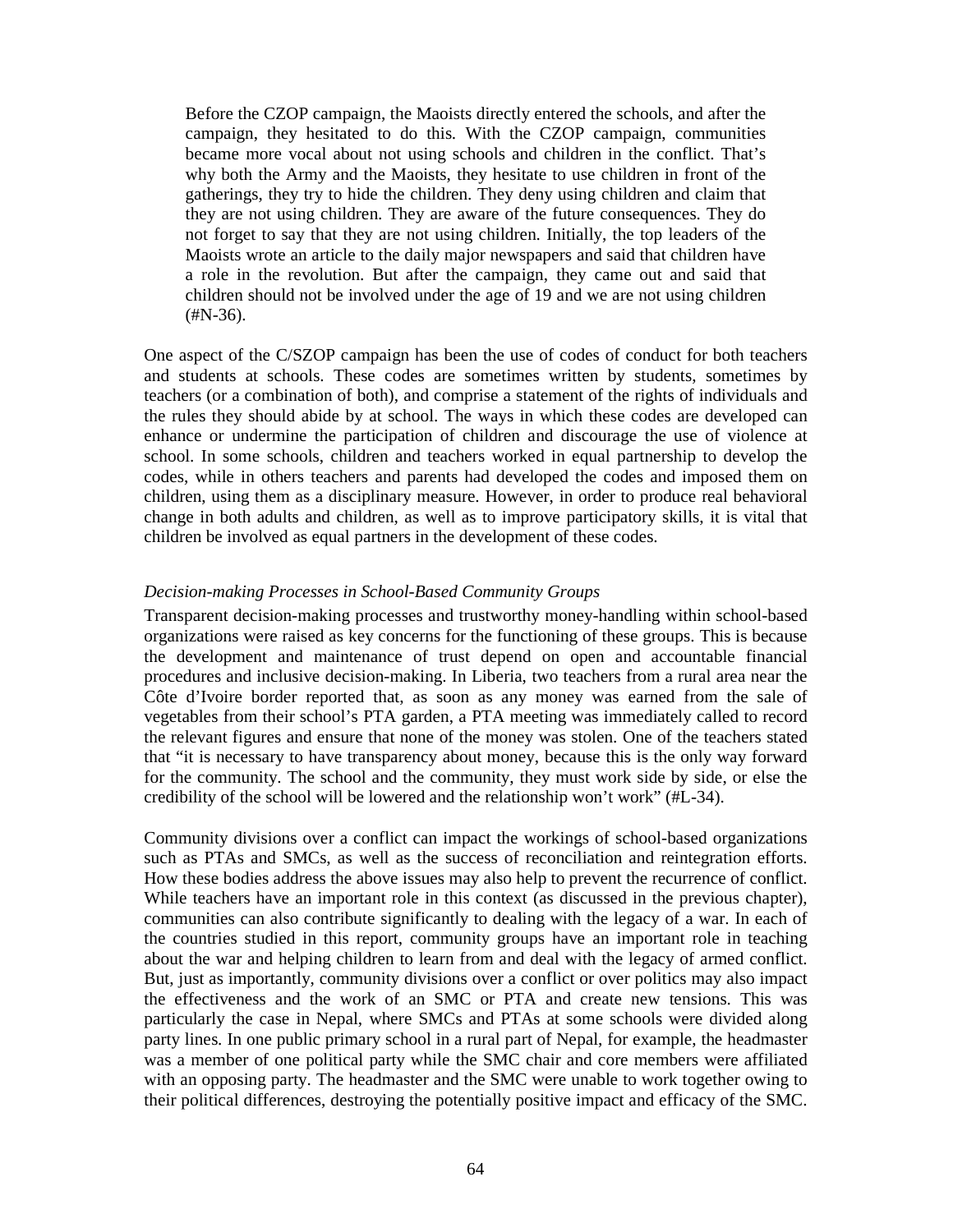> Before the CZOP campaign, the Maoists directly entered the schools, and after the campaign, they hesitated to do this. With the CZOP campaign, communities became more vocal about not using schools and children in the conflict. That's why both the Army and the Maoists, they hesitate to use children in front of the gatherings, they try to hide the children. They deny using children and claim that they are not using children. They are aware of the future consequences. They do not forget to say that they are not using children. Initially, the top leaders of the Maoists wrote an article to the daily major newspapers and said that children have a role in the revolution. But after the campaign, they came out and said that children should not be involved under the age of 19 and we are not using children (#N-36).

One aspect of the C/SZOP campaign has been the use of codes of conduct for both teachers and students at schools. These codes are sometimes written by students, sometimes by teachers (or a combination of both), and comprise a statement of the rights of individuals and the rules they should abide by at school. The ways in which these codes are developed can enhance or undermine the participation of children and discourage the use of violence at school. In some schools, children and teachers worked in equal partnership to develop the codes, while in others teachers and parents had developed the codes and imposed them on children, using them as a disciplinary measure. However, in order to produce real behavioral change in both adults and children, as well as to improve participatory skills, it is vital that children be involved as equal partners in the development of these codes.

*Decision-making Processes in School-Based Community Groups*

Transparent decision-making processes and trustworthy money-handling within school-based organizations were raised as key concerns for the functioning of these groups. This is because the development and maintenance of trust depend on open and accountable financial procedures and inclusive decision-making. In Liberia, two teachers from a rural area near the Côte d'Ivoire border reported that, as soon as any money was earned from the sale of vegetables from their school's PTA garden, a PTA meeting was immediately called to record the relevant figures and ensure that none of the money was stolen. One of the teachers stated that "it is necessary to have transparency about money, because this is the only way forward for the community. The school and the community, they must work side by side, or else the credibility of the school will be lowered and the relationship won't work" (#L-34).

Community divisions over a conflict can impact the workings of school-based organizations such as PTAs and SMCs, as well as the success of reconciliation and reintegration efforts. How these bodies address the above issues may also help to prevent the recurrence of conflict. While teachers have an important role in this context (as discussed in the previous chapter), communities can also contribute significantly to dealing with the legacy of a war. In each of the countries studied in this report, community groups have an important role in teaching about the war and helping children to learn from and deal with the legacy of armed conflict. But, just as importantly, community divisions over a conflict or over politics may also impact the effectiveness and the work of an SMC or PTA and create new tensions. This was particularly the case in Nepal, where SMCs and PTAs at some schools were divided along party lines. In one public primary school in a rural part of Nepal, for example, the headmaster was a member of one political party while the SMC chair and core members were affiliated with an opposing party. The headmaster and the SMC were unable to work together owing to their political differences, destroying the potentially positive impact and efficacy of the SMC.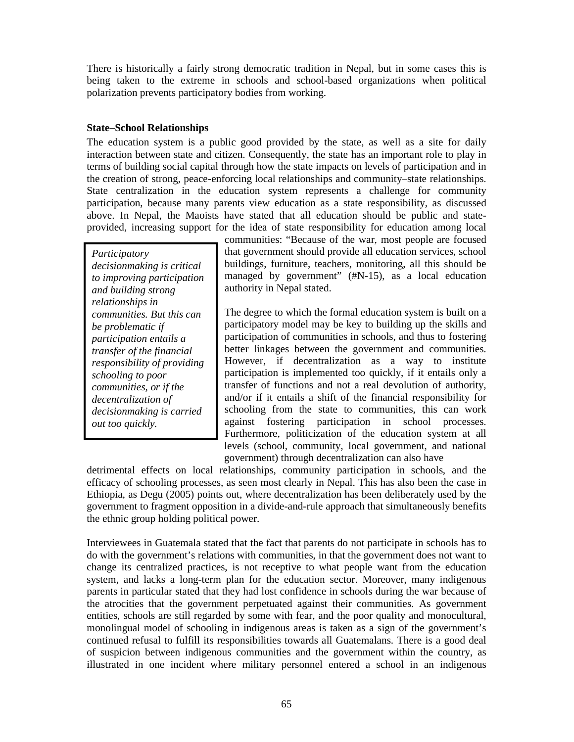There is historically a fairly strong democratic tradition in Nepal, but in some cases this is being taken to the extreme in schools and school-based organizations when political polarization prevents participatory bodies from working.

**State–School Relationships**

The education system is a public good provided by the state, as well as a site for daily interaction between state and citizen. Consequently, the state has an important role to play in terms of building social capital through how the state impacts on levels of participation and in the creation of strong, peace-enforcing local relationships and community–state relationships. State centralization in the education system represents a challenge for community participation, because many parents view education as a state responsibility, as discussed above. In Nepal, the Maoists have stated that all education should be public and state-provided, increasing support for the idea of state responsibility for education among local communities: "Because of the war, most people are focused that government should provide all education services, school buildings, furniture, teachers, monitoring, all this should be managed by government" (#N-15), as a local education authority in Nepal stated.

> *Participatory decisionmaking is critical to improving participation and building strong relationships in communities. But this can be problematic if participation entails a transfer of the financial responsibility of providing schooling to poor communities, or if the decentralization of decisionmaking is carried out too quickly.*

The degree to which the formal education system is built on a participatory model may be key to building up the skills and participation of communities in schools, and thus to fostering better linkages between the government and communities. However, if decentralization as a way to institute participation is implemented too quickly, if it entails only a transfer of functions and not a real devolution of authority, and/or if it entails a shift of the financial responsibility for schooling from the state to communities, this can work against fostering participation in school processes. Furthermore, politicization of the education system at all levels (school, community, local government, and national government) through decentralization can also have detrimental effects on local relationships, community participation in schools, and the efficacy of schooling processes, as seen most clearly in Nepal. This has also been the case in Ethiopia, as Degu (2005) points out, where decentralization has been deliberately used by the government to fragment opposition in a divide-and-rule approach that simultaneously benefits the ethnic group holding political power.

Interviewees in Guatemala stated that the fact that parents do not participate in schools has to do with the government's relations with communities, in that the government does not want to change its centralized practices, is not receptive to what people want from the education system, and lacks a long-term plan for the education sector. Moreover, many indigenous parents in particular stated that they had lost confidence in schools during the war because of the atrocities that the government perpetuated against their communities. As government entities, schools are still regarded by some with fear, and the poor quality and monocultural, monolingual model of schooling in indigenous areas is taken as a sign of the government's continued refusal to fulfill its responsibilities towards all Guatemalans. There is a good deal of suspicion between indigenous communities and the government within the country, as illustrated in one incident where military personnel entered a school in an indigenous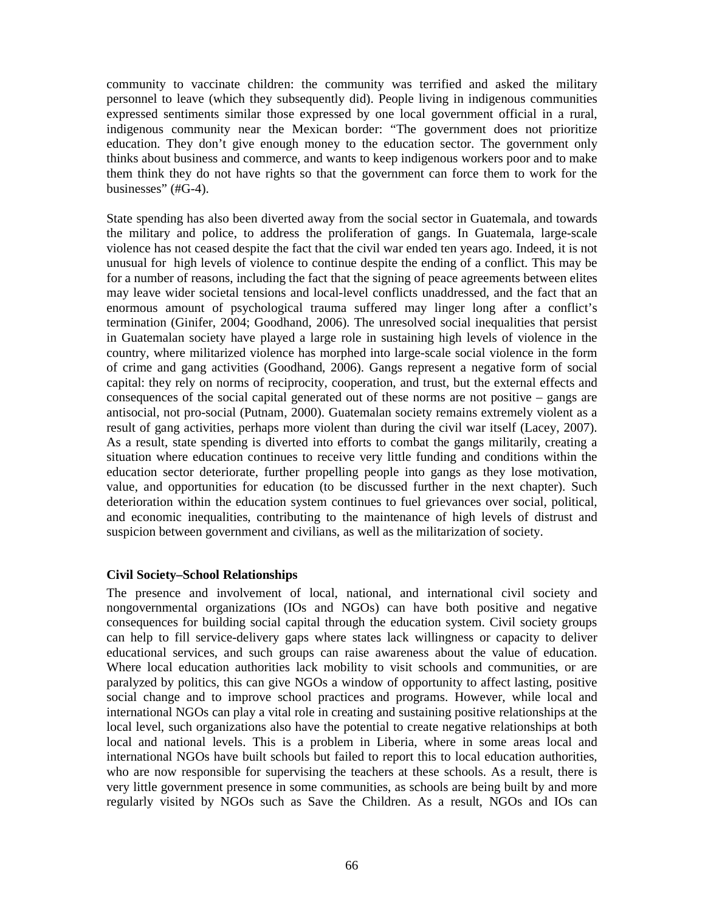community to vaccinate children: the community was terrified and asked the military personnel to leave (which they subsequently did). People living in indigenous communities expressed sentiments similar those expressed by one local government official in a rural, indigenous community near the Mexican border: "The government does not prioritize education. They don't give enough money to the education sector. The government only thinks about business and commerce, and wants to keep indigenous workers poor and to make them think they do not have rights so that the government can force them to work for the businesses" (#G-4).

State spending has also been diverted away from the social sector in Guatemala, and towards the military and police, to address the proliferation of gangs. In Guatemala, large-scale violence has not ceased despite the fact that the civil war ended ten years ago. Indeed, it is not unusual for high levels of violence to continue despite the ending of a conflict. This may be for a number of reasons, including the fact that the signing of peace agreements between elites may leave wider societal tensions and local-level conflicts unaddressed, and the fact that an enormous amount of psychological trauma suffered may linger long after a conflict's termination (Ginifer, 2004; Goodhand, 2006). The unresolved social inequalities that persist in Guatemalan society have played a large role in sustaining high levels of violence in the country, where militarized violence has morphed into large-scale social violence in the form of crime and gang activities (Goodhand, 2006). Gangs represent a negative form of social capital: they rely on norms of reciprocity, cooperation, and trust, but the external effects and consequences of the social capital generated out of these norms are not positive – gangs are antisocial, not pro-social (Putnam, 2000). Guatemalan society remains extremely violent as a result of gang activities, perhaps more violent than during the civil war itself (Lacey, 2007). As a result, state spending is diverted into efforts to combat the gangs militarily, creating a situation where education continues to receive very little funding and conditions within the education sector deteriorate, further propelling people into gangs as they lose motivation, value, and opportunities for education (to be discussed further in the next chapter). Such deterioration within the education system continues to fuel grievances over social, political, and economic inequalities, contributing to the maintenance of high levels of distrust and suspicion between government and civilians, as well as the militarization of society.

**Civil Society–School Relationships**

The presence and involvement of local, national, and international civil society and nongovernmental organizations (IOs and NGOs) can have both positive and negative consequences for building social capital through the education system. Civil society groups can help to fill service-delivery gaps where states lack willingness or capacity to deliver educational services, and such groups can raise awareness about the value of education. Where local education authorities lack mobility to visit schools and communities, or are paralyzed by politics, this can give NGOs a window of opportunity to affect lasting, positive social change and to improve school practices and programs. However, while local and international NGOs can play a vital role in creating and sustaining positive relationships at the local level, such organizations also have the potential to create negative relationships at both local and national levels. This is a problem in Liberia, where in some areas local and international NGOs have built schools but failed to report this to local education authorities, who are now responsible for supervising the teachers at these schools. As a result, there is very little government presence in some communities, as schools are being built by and more regularly visited by NGOs such as Save the Children. As a result, NGOs and IOs can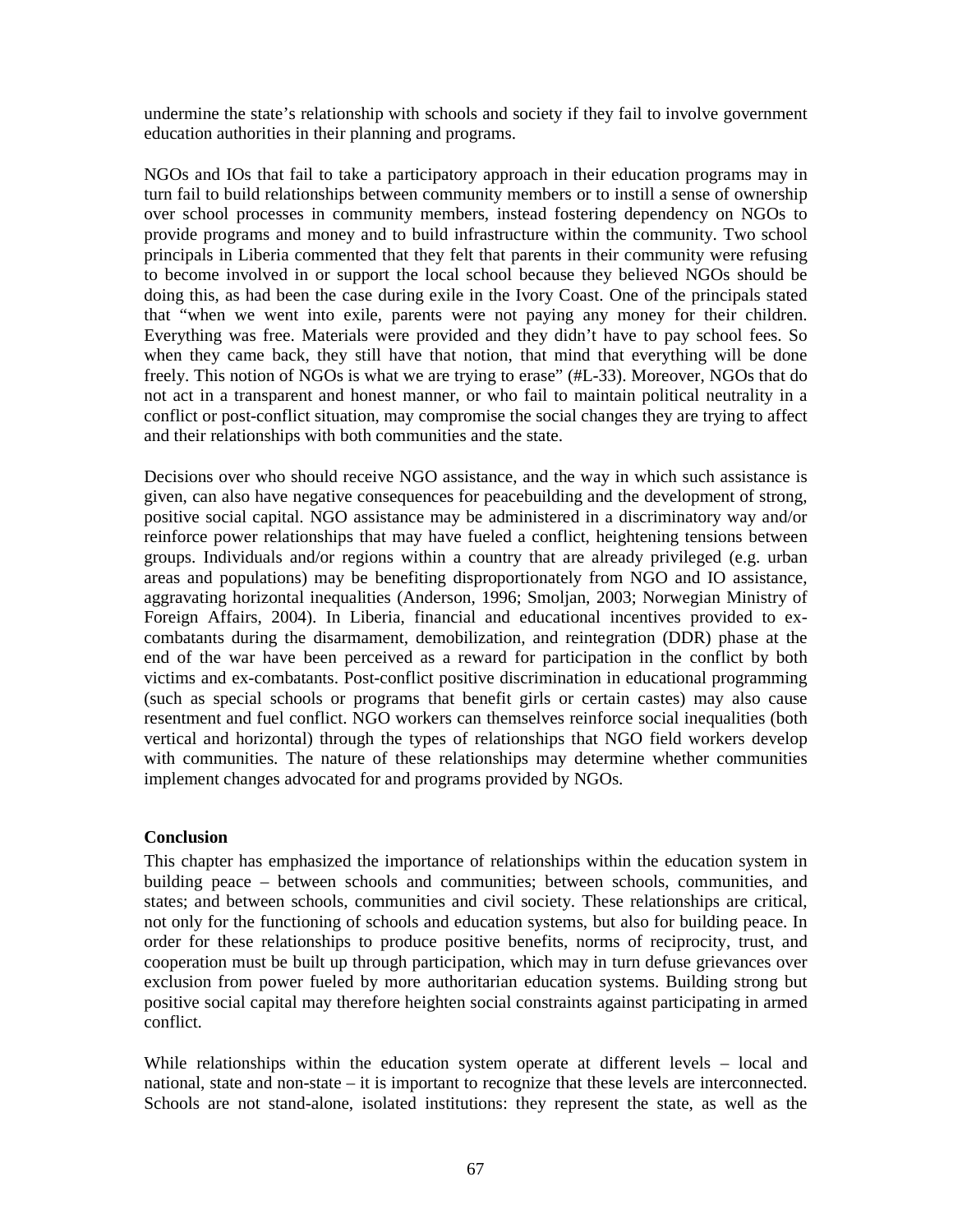undermine the state's relationship with schools and society if they fail to involve government education authorities in their planning and programs.

NGOs and IOs that fail to take a participatory approach in their education programs may in turn fail to build relationships between community members or to instill a sense of ownership over school processes in community members, instead fostering dependency on NGOs to provide programs and money and to build infrastructure within the community. Two school principals in Liberia commented that they felt that parents in their community were refusing to become involved in or support the local school because they believed NGOs should be doing this, as had been the case during exile in the Ivory Coast. One of the principals stated that "when we went into exile, parents were not paying any money for their children. Everything was free. Materials were provided and they didn't have to pay school fees. So when they came back, they still have that notion, that mind that everything will be done freely. This notion of NGOs is what we are trying to erase" (#L-33). Moreover, NGOs that do not act in a transparent and honest manner, or who fail to maintain political neutrality in a conflict or post-conflict situation, may compromise the social changes they are trying to affect and their relationships with both communities and the state.

Decisions over who should receive NGO assistance, and the way in which such assistance is given, can also have negative consequences for peacebuilding and the development of strong, positive social capital. NGO assistance may be administered in a discriminatory way and/or reinforce power relationships that may have fueled a conflict, heightening tensions between groups. Individuals and/or regions within a country that are already privileged (e.g. urban areas and populations) may be benefiting disproportionately from NGO and IO assistance, aggravating horizontal inequalities (Anderson, 1996; Smoljan, 2003; Norwegian Ministry of Foreign Affairs, 2004). In Liberia, financial and educational incentives provided to ex-combatants during the disarmament, demobilization, and reintegration (DDR) phase at the end of the war have been perceived as a reward for participation in the conflict by both victims and ex-combatants. Post-conflict positive discrimination in educational programming (such as special schools or programs that benefit girls or certain castes) may also cause resentment and fuel conflict. NGO workers can themselves reinforce social inequalities (both vertical and horizontal) through the types of relationships that NGO field workers develop with communities. The nature of these relationships may determine whether communities implement changes advocated for and programs provided by NGOs.

**Conclusion**

This chapter has emphasized the importance of relationships within the education system in building peace – between schools and communities; between schools, communities, and states; and between schools, communities and civil society. These relationships are critical, not only for the functioning of schools and education systems, but also for building peace. In order for these relationships to produce positive benefits, norms of reciprocity, trust, and cooperation must be built up through participation, which may in turn defuse grievances over exclusion from power fueled by more authoritarian education systems. Building strong but positive social capital may therefore heighten social constraints against participating in armed conflict.

While relationships within the education system operate at different levels – local and national, state and non-state – it is important to recognize that these levels are interconnected. Schools are not stand-alone, isolated institutions: they represent the state, as well as the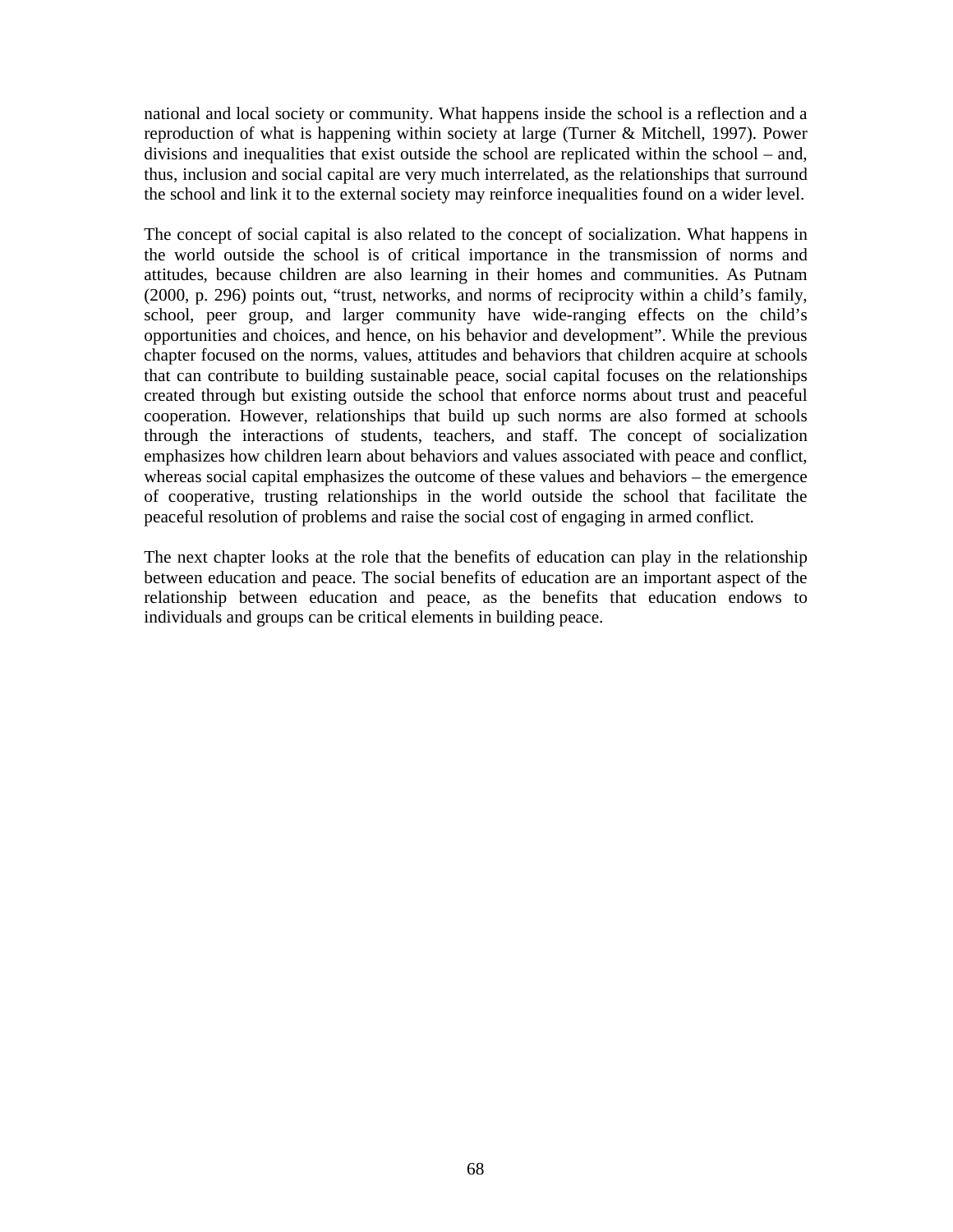national and local society or community. What happens inside the school is a reflection and a reproduction of what is happening within society at large (Turner & Mitchell, 1997). Power divisions and inequalities that exist outside the school are replicated within the school – and, thus, inclusion and social capital are very much interrelated, as the relationships that surround the school and link it to the external society may reinforce inequalities found on a wider level.

The concept of social capital is also related to the concept of socialization. What happens in the world outside the school is of critical importance in the transmission of norms and attitudes, because children are also learning in their homes and communities. As Putnam (2000, p. 296) points out, "trust, networks, and norms of reciprocity within a child's family, school, peer group, and larger community have wide-ranging effects on the child's opportunities and choices, and hence, on his behavior and development". While the previous chapter focused on the norms, values, attitudes and behaviors that children acquire at schools that can contribute to building sustainable peace, social capital focuses on the relationships created through but existing outside the school that enforce norms about trust and peaceful cooperation. However, relationships that build up such norms are also formed at schools through the interactions of students, teachers, and staff. The concept of socialization emphasizes how children learn about behaviors and values associated with peace and conflict, whereas social capital emphasizes the outcome of these values and behaviors – the emergence of cooperative, trusting relationships in the world outside the school that facilitate the peaceful resolution of problems and raise the social cost of engaging in armed conflict.

The next chapter looks at the role that the benefits of education can play in the relationship between education and peace. The social benefits of education are an important aspect of the relationship between education and peace, as the benefits that education endows to individuals and groups can be critical elements in building peace.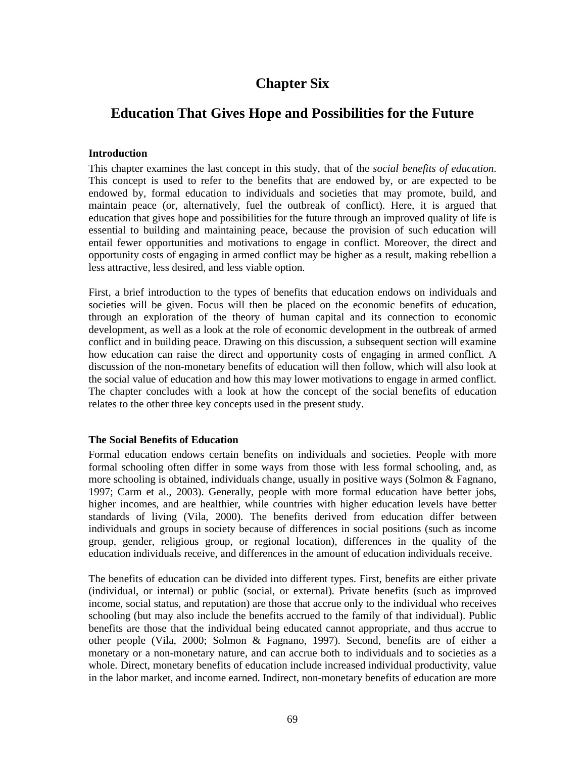# Chapter Six

## Education That Gives Hope and Possibilities for the Future

### Introduction

This chapter examines the last concept in this study, that of the *social benefits of education*. This concept is used to refer to the benefits that are endowed by, or are expected to be endowed by, formal education to individuals and societies that may promote, build, and maintain peace (or, alternatively, fuel the outbreak of conflict). Here, it is argued that education that gives hope and possibilities for the future through an improved quality of life is essential to building and maintaining peace, because the provision of such education will entail fewer opportunities and motivations to engage in conflict. Moreover, the direct and opportunity costs of engaging in armed conflict may be higher as a result, making rebellion a less attractive, less desired, and less viable option.

First, a brief introduction to the types of benefits that education endows on individuals and societies will be given. Focus will then be placed on the economic benefits of education, through an exploration of the theory of human capital and its connection to economic development, as well as a look at the role of economic development in the outbreak of armed conflict and in building peace. Drawing on this discussion, a subsequent section will examine how education can raise the direct and opportunity costs of engaging in armed conflict. A discussion of the non-monetary benefits of education will then follow, which will also look at the social value of education and how this may lower motivations to engage in armed conflict. The chapter concludes with a look at how the concept of the social benefits of education relates to the other three key concepts used in the present study.

### The Social Benefits of Education

Formal education endows certain benefits on individuals and societies. People with more formal schooling often differ in some ways from those with less formal schooling, and, as more schooling is obtained, individuals change, usually in positive ways (Solmon & Fagnano, 1997; Carm et al., 2003). Generally, people with more formal education have better jobs, higher incomes, and are healthier, while countries with higher education levels have better standards of living (Vila, 2000). The benefits derived from education differ between individuals and groups in society because of differences in social positions (such as income group, gender, religious group, or regional location), differences in the quality of the education individuals receive, and differences in the amount of education individuals receive.

The benefits of education can be divided into different types. First, benefits are either private (individual, or internal) or public (social, or external). Private benefits (such as improved income, social status, and reputation) are those that accrue only to the individual who receives schooling (but may also include the benefits accrued to the family of that individual). Public benefits are those that the individual being educated cannot appropriate, and thus accrue to other people (Vila, 2000; Solmon & Fagnano, 1997). Second, benefits are of either a monetary or a non-monetary nature, and can accrue both to individuals and to societies as a whole. Direct, monetary benefits of education include increased individual productivity, value in the labor market, and income earned. Indirect, non-monetary benefits of education are more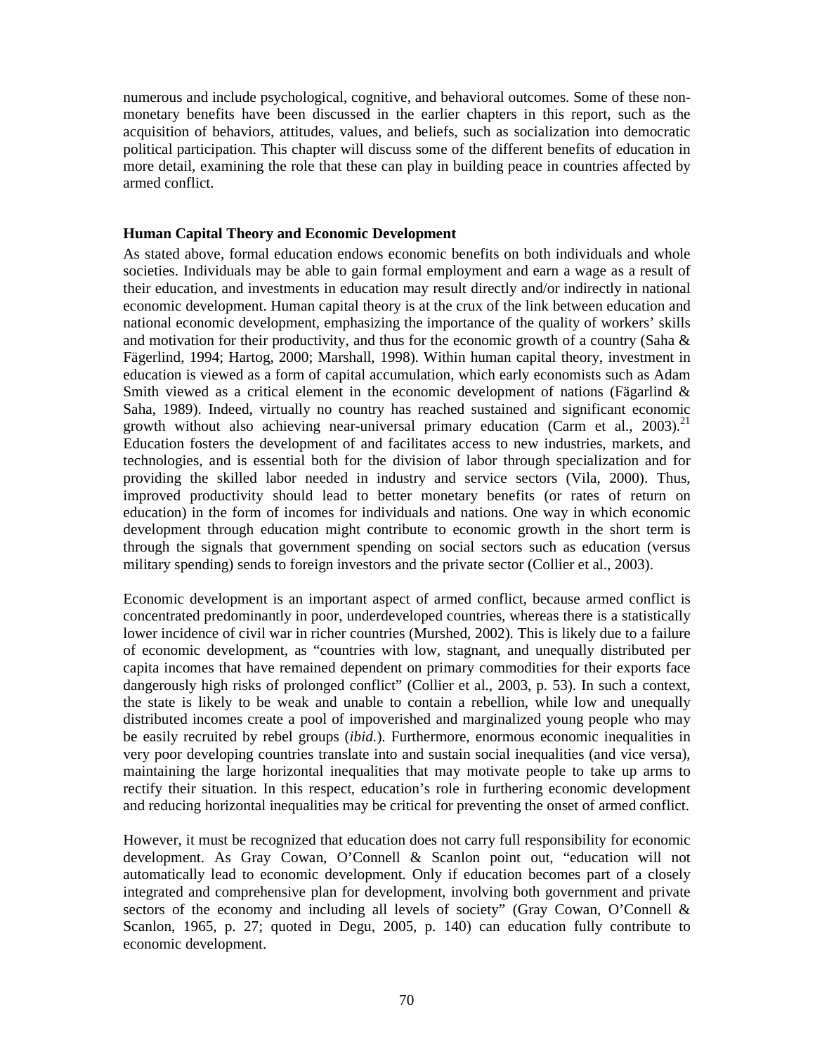numerous and include psychological, cognitive, and behavioral outcomes. Some of these non-monetary benefits have been discussed in the earlier chapters in this report, such as the acquisition of behaviors, attitudes, values, and beliefs, such as socialization into democratic political participation. This chapter will discuss some of the different benefits of education in more detail, examining the role that these can play in building peace in countries affected by armed conflict.

**Human Capital Theory and Economic Development**

As stated above, formal education endows economic benefits on both individuals and whole societies. Individuals may be able to gain formal employment and earn a wage as a result of their education, and investments in education may result directly and/or indirectly in national economic development. Human capital theory is at the crux of the link between education and national economic development, emphasizing the importance of the quality of workers' skills and motivation for their productivity, and thus for the economic growth of a country (Saha & Fägerlind, 1994; Hartog, 2000; Marshall, 1998). Within human capital theory, investment in education is viewed as a form of capital accumulation, which early economists such as Adam Smith viewed as a critical element in the economic development of nations (Fägarlind & Saha, 1989). Indeed, virtually no country has reached sustained and significant economic growth without also achieving near-universal primary education (Carm et al., 2003).[21] Education fosters the development of and facilitates access to new industries, markets, and technologies, and is essential both for the division of labor through specialization and for providing the skilled labor needed in industry and service sectors (Vila, 2000). Thus, improved productivity should lead to better monetary benefits (or rates of return on education) in the form of incomes for individuals and nations. One way in which economic development through education might contribute to economic growth in the short term is through the signals that government spending on social sectors such as education (versus military spending) sends to foreign investors and the private sector (Collier et al., 2003).

Economic development is an important aspect of armed conflict, because armed conflict is concentrated predominantly in poor, underdeveloped countries, whereas there is a statistically lower incidence of civil war in richer countries (Murshed, 2002). This is likely due to a failure of economic development, as "countries with low, stagnant, and unequally distributed per capita incomes that have remained dependent on primary commodities for their exports face dangerously high risks of prolonged conflict" (Collier et al., 2003, p. 53). In such a context, the state is likely to be weak and unable to contain a rebellion, while low and unequally distributed incomes create a pool of impoverished and marginalized young people who may be easily recruited by rebel groups (*ibid.*). Furthermore, enormous economic inequalities in very poor developing countries translate into and sustain social inequalities (and vice versa), maintaining the large horizontal inequalities that may motivate people to take up arms to rectify their situation. In this respect, education's role in furthering economic development and reducing horizontal inequalities may be critical for preventing the onset of armed conflict.

However, it must be recognized that education does not carry full responsibility for economic development. As Gray Cowan, O'Connell & Scanlon point out, "education will not automatically lead to economic development. Only if education becomes part of a closely integrated and comprehensive plan for development, involving both government and private sectors of the economy and including all levels of society" (Gray Cowan, O'Connell & Scanlon, 1965, p. 27; quoted in Degu, 2005, p. 140) can education fully contribute to economic development.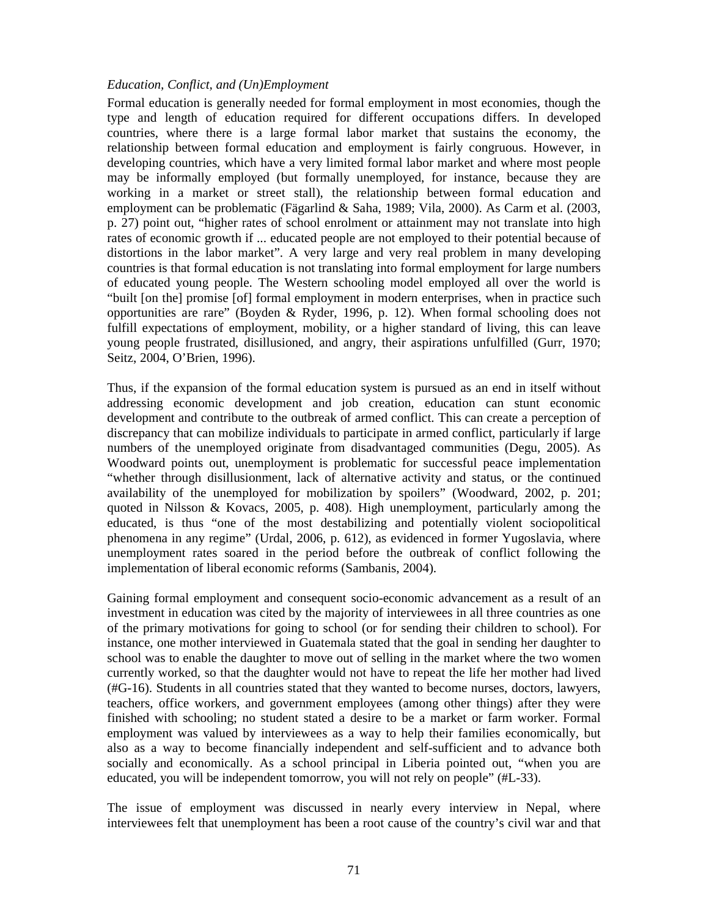*Education, Conflict, and (Un)Employment*

Formal education is generally needed for formal employment in most economies, though the type and length of education required for different occupations differs. In developed countries, where there is a large formal labor market that sustains the economy, the relationship between formal education and employment is fairly congruous. However, in developing countries, which have a very limited formal labor market and where most people may be informally employed (but formally unemployed, for instance, because they are working in a market or street stall), the relationship between formal education and employment can be problematic (Fägarlind & Saha, 1989; Vila, 2000). As Carm et al. (2003, p. 27) point out, "higher rates of school enrolment or attainment may not translate into high rates of economic growth if ... educated people are not employed to their potential because of distortions in the labor market". A very large and very real problem in many developing countries is that formal education is not translating into formal employment for large numbers of educated young people. The Western schooling model employed all over the world is "built [on the] promise [of] formal employment in modern enterprises, when in practice such opportunities are rare" (Boyden & Ryder, 1996, p. 12). When formal schooling does not fulfill expectations of employment, mobility, or a higher standard of living, this can leave young people frustrated, disillusioned, and angry, their aspirations unfulfilled (Gurr, 1970; Seitz, 2004, O'Brien, 1996).

Thus, if the expansion of the formal education system is pursued as an end in itself without addressing economic development and job creation, education can stunt economic development and contribute to the outbreak of armed conflict. This can create a perception of discrepancy that can mobilize individuals to participate in armed conflict, particularly if large numbers of the unemployed originate from disadvantaged communities (Degu, 2005). As Woodward points out, unemployment is problematic for successful peace implementation "whether through disillusionment, lack of alternative activity and status, or the continued availability of the unemployed for mobilization by spoilers" (Woodward, 2002, p. 201; quoted in Nilsson & Kovacs, 2005, p. 408). High unemployment, particularly among the educated, is thus "one of the most destabilizing and potentially violent sociopolitical phenomena in any regime" (Urdal, 2006, p. 612), as evidenced in former Yugoslavia, where unemployment rates soared in the period before the outbreak of conflict following the implementation of liberal economic reforms (Sambanis, 2004).

Gaining formal employment and consequent socio-economic advancement as a result of an investment in education was cited by the majority of interviewees in all three countries as one of the primary motivations for going to school (or for sending their children to school). For instance, one mother interviewed in Guatemala stated that the goal in sending her daughter to school was to enable the daughter to move out of selling in the market where the two women currently worked, so that the daughter would not have to repeat the life her mother had lived (#G-16). Students in all countries stated that they wanted to become nurses, doctors, lawyers, teachers, office workers, and government employees (among other things) after they were finished with schooling; no student stated a desire to be a market or farm worker. Formal employment was valued by interviewees as a way to help their families economically, but also as a way to become financially independent and self-sufficient and to advance both socially and economically. As a school principal in Liberia pointed out, "when you are educated, you will be independent tomorrow, you will not rely on people" (#L-33).

The issue of employment was discussed in nearly every interview in Nepal, where interviewees felt that unemployment has been a root cause of the country's civil war and that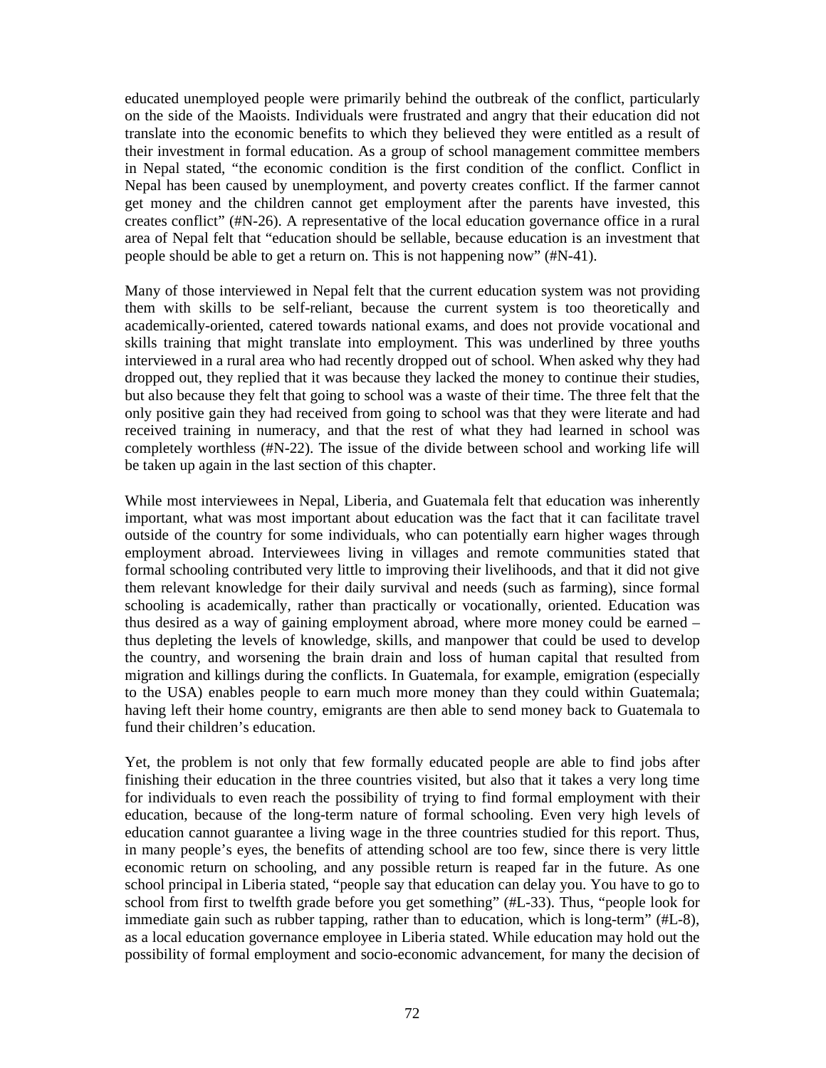educated unemployed people were primarily behind the outbreak of the conflict, particularly on the side of the Maoists. Individuals were frustrated and angry that their education did not translate into the economic benefits to which they believed they were entitled as a result of their investment in formal education. As a group of school management committee members in Nepal stated, "the economic condition is the first condition of the conflict. Conflict in Nepal has been caused by unemployment, and poverty creates conflict. If the farmer cannot get money and the children cannot get employment after the parents have invested, this creates conflict" (#N-26). A representative of the local education governance office in a rural area of Nepal felt that "education should be sellable, because education is an investment that people should be able to get a return on. This is not happening now" (#N-41).

Many of those interviewed in Nepal felt that the current education system was not providing them with skills to be self-reliant, because the current system is too theoretically and academically-oriented, catered towards national exams, and does not provide vocational and skills training that might translate into employment. This was underlined by three youths interviewed in a rural area who had recently dropped out of school. When asked why they had dropped out, they replied that it was because they lacked the money to continue their studies, but also because they felt that going to school was a waste of their time. The three felt that the only positive gain they had received from going to school was that they were literate and had received training in numeracy, and that the rest of what they had learned in school was completely worthless (#N-22). The issue of the divide between school and working life will be taken up again in the last section of this chapter.

While most interviewees in Nepal, Liberia, and Guatemala felt that education was inherently important, what was most important about education was the fact that it can facilitate travel outside of the country for some individuals, who can potentially earn higher wages through employment abroad. Interviewees living in villages and remote communities stated that formal schooling contributed very little to improving their livelihoods, and that it did not give them relevant knowledge for their daily survival and needs (such as farming), since formal schooling is academically, rather than practically or vocationally, oriented. Education was thus desired as a way of gaining employment abroad, where more money could be earned – thus depleting the levels of knowledge, skills, and manpower that could be used to develop the country, and worsening the brain drain and loss of human capital that resulted from migration and killings during the conflicts. In Guatemala, for example, emigration (especially to the USA) enables people to earn much more money than they could within Guatemala; having left their home country, emigrants are then able to send money back to Guatemala to fund their children's education.

Yet, the problem is not only that few formally educated people are able to find jobs after finishing their education in the three countries visited, but also that it takes a very long time for individuals to even reach the possibility of trying to find formal employment with their education, because of the long-term nature of formal schooling. Even very high levels of education cannot guarantee a living wage in the three countries studied for this report. Thus, in many people's eyes, the benefits of attending school are too few, since there is very little economic return on schooling, and any possible return is reaped far in the future. As one school principal in Liberia stated, "people say that education can delay you. You have to go to school from first to twelfth grade before you get something" (#L-33). Thus, "people look for immediate gain such as rubber tapping, rather than to education, which is long-term" (#L-8), as a local education governance employee in Liberia stated. While education may hold out the possibility of formal employment and socio-economic advancement, for many the decision of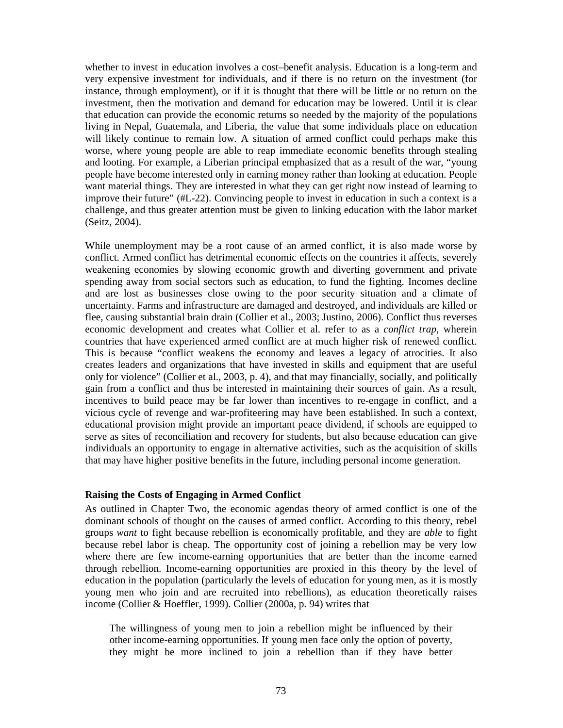whether to invest in education involves a cost–benefit analysis. Education is a long-term and very expensive investment for individuals, and if there is no return on the investment (for instance, through employment), or if it is thought that there will be little or no return on the investment, then the motivation and demand for education may be lowered. Until it is clear that education can provide the economic returns so needed by the majority of the populations living in Nepal, Guatemala, and Liberia, the value that some individuals place on education will likely continue to remain low. A situation of armed conflict could perhaps make this worse, where young people are able to reap immediate economic benefits through stealing and looting. For example, a Liberian principal emphasized that as a result of the war, "young people have become interested only in earning money rather than looking at education. People want material things. They are interested in what they can get right now instead of learning to improve their future" (#L-22). Convincing people to invest in education in such a context is a challenge, and thus greater attention must be given to linking education with the labor market (Seitz, 2004).

While unemployment may be a root cause of an armed conflict, it is also made worse by conflict. Armed conflict has detrimental economic effects on the countries it affects, severely weakening economies by slowing economic growth and diverting government and private spending away from social sectors such as education, to fund the fighting. Incomes decline and are lost as businesses close owing to the poor security situation and a climate of uncertainty. Farms and infrastructure are damaged and destroyed, and individuals are killed or flee, causing substantial brain drain (Collier et al., 2003; Justino, 2006). Conflict thus reverses economic development and creates what Collier et al. refer to as a *conflict trap*, wherein countries that have experienced armed conflict are at much higher risk of renewed conflict. This is because "conflict weakens the economy and leaves a legacy of atrocities. It also creates leaders and organizations that have invested in skills and equipment that are useful only for violence" (Collier et al., 2003, p. 4), and that may financially, socially, and politically gain from a conflict and thus be interested in maintaining their sources of gain. As a result, incentives to build peace may be far lower than incentives to re-engage in conflict, and a vicious cycle of revenge and war-profiteering may have been established. In such a context, educational provision might provide an important peace dividend, if schools are equipped to serve as sites of reconciliation and recovery for students, but also because education can give individuals an opportunity to engage in alternative activities, such as the acquisition of skills that may have higher positive benefits in the future, including personal income generation.

### Raising the Costs of Engaging in Armed Conflict

As outlined in Chapter Two, the economic agendas theory of armed conflict is one of the dominant schools of thought on the causes of armed conflict. According to this theory, rebel groups *want* to fight because rebellion is economically profitable, and they are *able* to fight because rebel labor is cheap. The opportunity cost of joining a rebellion may be very low where there are few income-earning opportunities that are better than the income earned through rebellion. Income-earning opportunities are proxied in this theory by the level of education in the population (particularly the levels of education for young men, as it is mostly young men who join and are recruited into rebellions), as education theoretically raises income (Collier & Hoeffler, 1999). Collier (2000a, p. 94) writes that

> The willingness of young men to join a rebellion might be influenced by their other income-earning opportunities. If young men face only the option of poverty, they might be more inclined to join a rebellion than if they have better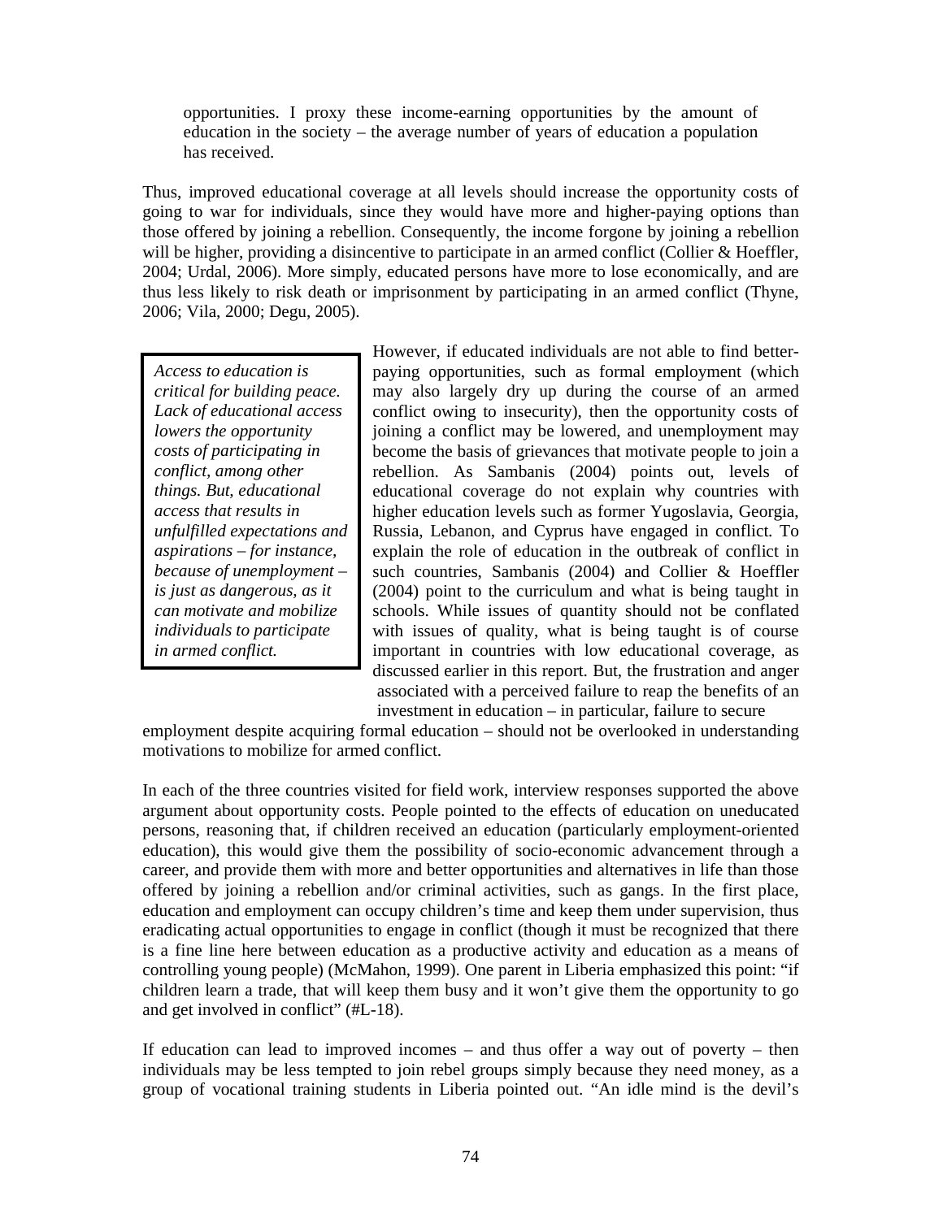opportunities. I proxy these income-earning opportunities by the amount of education in the society – the average number of years of education a population has received.

Thus, improved educational coverage at all levels should increase the opportunity costs of going to war for individuals, since they would have more and higher-paying options than those offered by joining a rebellion. Consequently, the income forgone by joining a rebellion will be higher, providing a disincentive to participate in an armed conflict (Collier & Hoeffler, 2004; Urdal, 2006). More simply, educated persons have more to lose economically, and are thus less likely to risk death or imprisonment by participating in an armed conflict (Thyne, 2006; Vila, 2000; Degu, 2005).

> *Access to education is critical for building peace. Lack of educational access lowers the opportunity costs of participating in conflict, among other things. But, educational access that results in unfulfilled expectations and aspirations – for instance, because of unemployment – is just as dangerous, as it can motivate and mobilize individuals to participate in armed conflict.*

However, if educated individuals are not able to find better-paying opportunities, such as formal employment (which may also largely dry up during the course of an armed conflict owing to insecurity), then the opportunity costs of joining a conflict may be lowered, and unemployment may become the basis of grievances that motivate people to join a rebellion. As Sambanis (2004) points out, levels of educational coverage do not explain why countries with higher education levels such as former Yugoslavia, Georgia, Russia, Lebanon, and Cyprus have engaged in conflict. To explain the role of education in the outbreak of conflict in such countries, Sambanis (2004) and Collier & Hoeffler (2004) point to the curriculum and what is being taught in schools. While issues of quantity should not be conflated with issues of quality, what is being taught is of course important in countries with low educational coverage, as discussed earlier in this report. But, the frustration and anger associated with a perceived failure to reap the benefits of an investment in education – in particular, failure to secure employment despite acquiring formal education – should not be overlooked in understanding motivations to mobilize for armed conflict.

In each of the three countries visited for field work, interview responses supported the above argument about opportunity costs. People pointed to the effects of education on uneducated persons, reasoning that, if children received an education (particularly employment-oriented education), this would give them the possibility of socio-economic advancement through a career, and provide them with more and better opportunities and alternatives in life than those offered by joining a rebellion and/or criminal activities, such as gangs. In the first place, education and employment can occupy children's time and keep them under supervision, thus eradicating actual opportunities to engage in conflict (though it must be recognized that there is a fine line here between education as a productive activity and education as a means of controlling young people) (McMahon, 1999). One parent in Liberia emphasized this point: "if children learn a trade, that will keep them busy and it won't give them the opportunity to go and get involved in conflict" (#L-18).

If education can lead to improved incomes – and thus offer a way out of poverty – then individuals may be less tempted to join rebel groups simply because they need money, as a group of vocational training students in Liberia pointed out. "An idle mind is the devil's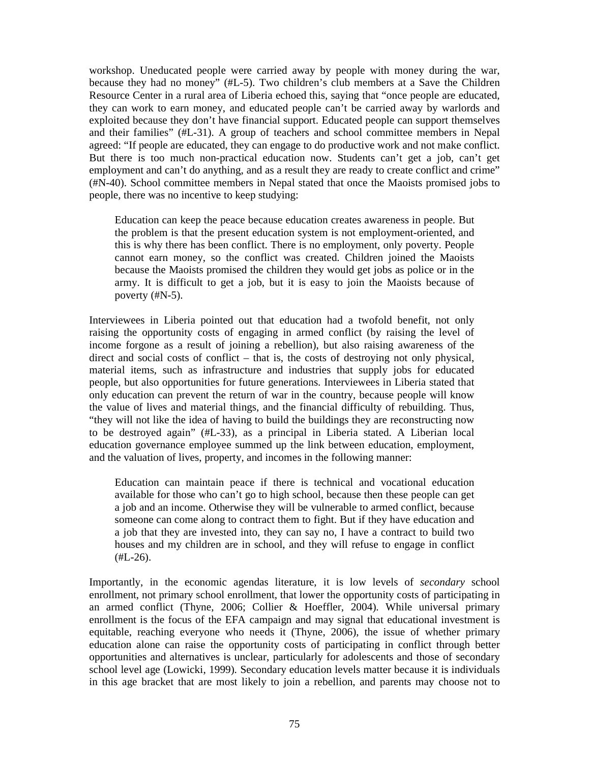workshop. Uneducated people were carried away by people with money during the war, because they had no money" (#L-5). Two children's club members at a Save the Children Resource Center in a rural area of Liberia echoed this, saying that "once people are educated, they can work to earn money, and educated people can't be carried away by warlords and exploited because they don't have financial support. Educated people can support themselves and their families" (#L-31). A group of teachers and school committee members in Nepal agreed: "If people are educated, they can engage to do productive work and not make conflict. But there is too much non-practical education now. Students can't get a job, can't get employment and can't do anything, and as a result they are ready to create conflict and crime" (#N-40). School committee members in Nepal stated that once the Maoists promised jobs to people, there was no incentive to keep studying:

> Education can keep the peace because education creates awareness in people. But the problem is that the present education system is not employment-oriented, and this is why there has been conflict. There is no employment, only poverty. People cannot earn money, so the conflict was created. Children joined the Maoists because the Maoists promised the children they would get jobs as police or in the army. It is difficult to get a job, but it is easy to join the Maoists because of poverty (#N-5).

Interviewees in Liberia pointed out that education had a twofold benefit, not only raising the opportunity costs of engaging in armed conflict (by raising the level of income forgone as a result of joining a rebellion), but also raising awareness of the direct and social costs of conflict – that is, the costs of destroying not only physical, material items, such as infrastructure and industries that supply jobs for educated people, but also opportunities for future generations. Interviewees in Liberia stated that only education can prevent the return of war in the country, because people will know the value of lives and material things, and the financial difficulty of rebuilding. Thus, "they will not like the idea of having to build the buildings they are reconstructing now to be destroyed again" (#L-33), as a principal in Liberia stated. A Liberian local education governance employee summed up the link between education, employment, and the valuation of lives, property, and incomes in the following manner:

> Education can maintain peace if there is technical and vocational education available for those who can't go to high school, because then these people can get a job and an income. Otherwise they will be vulnerable to armed conflict, because someone can come along to contract them to fight. But if they have education and a job that they are invested into, they can say no, I have a contract to build two houses and my children are in school, and they will refuse to engage in conflict (#L-26).

Importantly, in the economic agendas literature, it is low levels of *secondary* school enrollment, not primary school enrollment, that lower the opportunity costs of participating in an armed conflict (Thyne, 2006; Collier & Hoeffler, 2004). While universal primary enrollment is the focus of the EFA campaign and may signal that educational investment is equitable, reaching everyone who needs it (Thyne, 2006), the issue of whether primary education alone can raise the opportunity costs of participating in conflict through better opportunities and alternatives is unclear, particularly for adolescents and those of secondary school level age (Lowicki, 1999). Secondary education levels matter because it is individuals in this age bracket that are most likely to join a rebellion, and parents may choose not to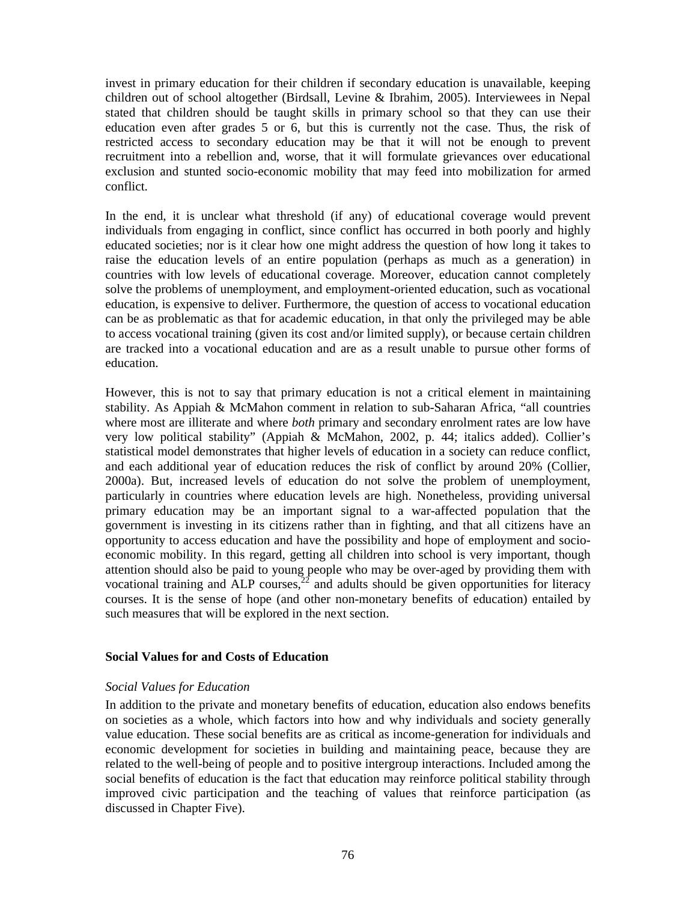invest in primary education for their children if secondary education is unavailable, keeping children out of school altogether (Birdsall, Levine & Ibrahim, 2005). Interviewees in Nepal stated that children should be taught skills in primary school so that they can use their education even after grades 5 or 6, but this is currently not the case. Thus, the risk of restricted access to secondary education may be that it will not be enough to prevent recruitment into a rebellion and, worse, that it will formulate grievances over educational exclusion and stunted socio-economic mobility that may feed into mobilization for armed conflict.

In the end, it is unclear what threshold (if any) of educational coverage would prevent individuals from engaging in conflict, since conflict has occurred in both poorly and highly educated societies; nor is it clear how one might address the question of how long it takes to raise the education levels of an entire population (perhaps as much as a generation) in countries with low levels of educational coverage. Moreover, education cannot completely solve the problems of unemployment, and employment-oriented education, such as vocational education, is expensive to deliver. Furthermore, the question of access to vocational education can be as problematic as that for academic education, in that only the privileged may be able to access vocational training (given its cost and/or limited supply), or because certain children are tracked into a vocational education and are as a result unable to pursue other forms of education.

However, this is not to say that primary education is not a critical element in maintaining stability. As Appiah & McMahon comment in relation to sub-Saharan Africa, "all countries where most are illiterate and where *both* primary and secondary enrolment rates are low have very low political stability" (Appiah & McMahon, 2002, p. 44; italics added). Collier's statistical model demonstrates that higher levels of education in a society can reduce conflict, and each additional year of education reduces the risk of conflict by around 20% (Collier, 2000a). But, increased levels of education do not solve the problem of unemployment, particularly in countries where education levels are high. Nonetheless, providing universal primary education may be an important signal to a war-affected population that the government is investing in its citizens rather than in fighting, and that all citizens have an opportunity to access education and have the possibility and hope of employment and socio-economic mobility. In this regard, getting all children into school is very important, though attention should also be paid to young people who may be over-aged by providing them with vocational training and ALP courses,[22] and adults should be given opportunities for literacy courses. It is the sense of hope (and other non-monetary benefits of education) entailed by such measures that will be explored in the next section.

## Social Values for and Costs of Education

### *Social Values for Education*

In addition to the private and monetary benefits of education, education also endows benefits on societies as a whole, which factors into how and why individuals and society generally value education. These social benefits are as critical as income-generation for individuals and economic development for societies in building and maintaining peace, because they are related to the well-being of people and to positive intergroup interactions. Included among the social benefits of education is the fact that education may reinforce political stability through improved civic participation and the teaching of values that reinforce participation (as discussed in Chapter Five).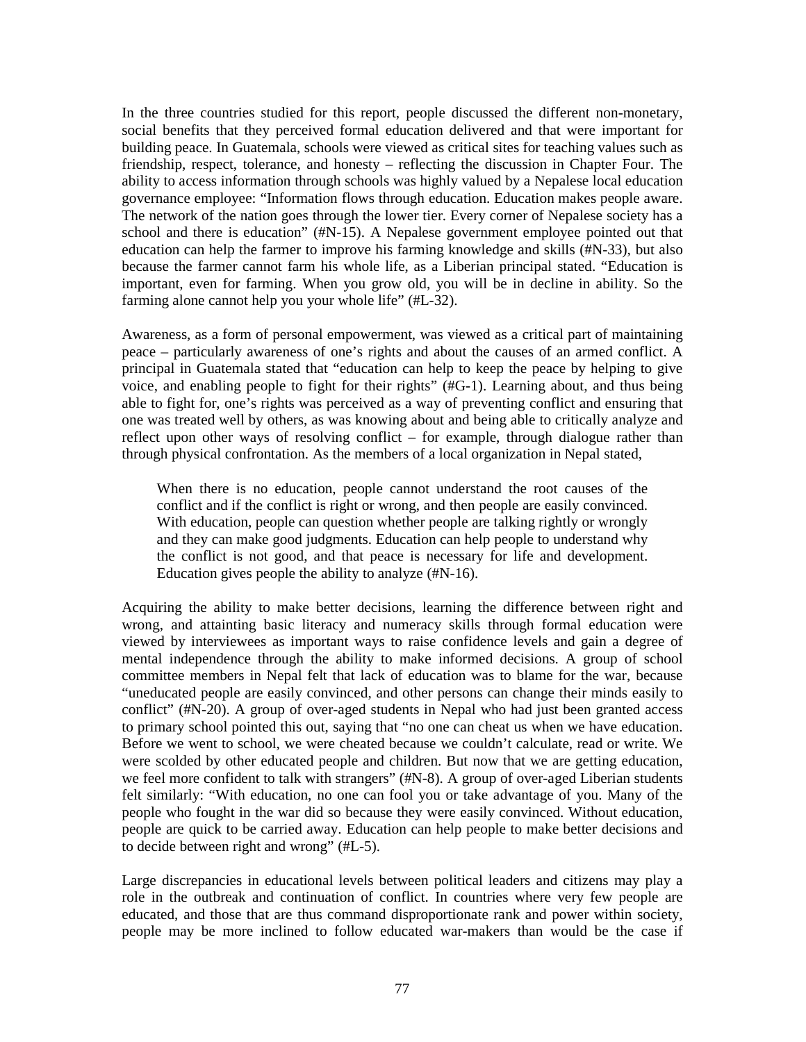In the three countries studied for this report, people discussed the different non-monetary, social benefits that they perceived formal education delivered and that were important for building peace. In Guatemala, schools were viewed as critical sites for teaching values such as friendship, respect, tolerance, and honesty – reflecting the discussion in Chapter Four. The ability to access information through schools was highly valued by a Nepalese local education governance employee: “Information flows through education. Education makes people aware. The network of the nation goes through the lower tier. Every corner of Nepalese society has a school and there is education” (#N-15). A Nepalese government employee pointed out that education can help the farmer to improve his farming knowledge and skills (#N-33), but also because the farmer cannot farm his whole life, as a Liberian principal stated. “Education is important, even for farming. When you grow old, you will be in decline in ability. So the farming alone cannot help you your whole life” (#L-32).

Awareness, as a form of personal empowerment, was viewed as a critical part of maintaining peace – particularly awareness of one’s rights and about the causes of an armed conflict. A principal in Guatemala stated that “education can help to keep the peace by helping to give voice, and enabling people to fight for their rights” (#G-1). Learning about, and thus being able to fight for, one’s rights was perceived as a way of preventing conflict and ensuring that one was treated well by others, as was knowing about and being able to critically analyze and reflect upon other ways of resolving conflict – for example, through dialogue rather than through physical confrontation. As the members of a local organization in Nepal stated,

> When there is no education, people cannot understand the root causes of the conflict and if the conflict is right or wrong, and then people are easily convinced. With education, people can question whether people are talking rightly or wrongly and they can make good judgments. Education can help people to understand why the conflict is not good, and that peace is necessary for life and development. Education gives people the ability to analyze (#N-16).

Acquiring the ability to make better decisions, learning the difference between right and wrong, and attainting basic literacy and numeracy skills through formal education were viewed by interviewees as important ways to raise confidence levels and gain a degree of mental independence through the ability to make informed decisions. A group of school committee members in Nepal felt that lack of education was to blame for the war, because “uneducated people are easily convinced, and other persons can change their minds easily to conflict” (#N-20). A group of over-aged students in Nepal who had just been granted access to primary school pointed this out, saying that “no one can cheat us when we have education. Before we went to school, we were cheated because we couldn’t calculate, read or write. We were scolded by other educated people and children. But now that we are getting education, we feel more confident to talk with strangers” (#N-8). A group of over-aged Liberian students felt similarly: “With education, no one can fool you or take advantage of you. Many of the people who fought in the war did so because they were easily convinced. Without education, people are quick to be carried away. Education can help people to make better decisions and to decide between right and wrong” (#L-5).

Large discrepancies in educational levels between political leaders and citizens may play a role in the outbreak and continuation of conflict. In countries where very few people are educated, and those that are thus command disproportionate rank and power within society, people may be more inclined to follow educated war-makers than would be the case if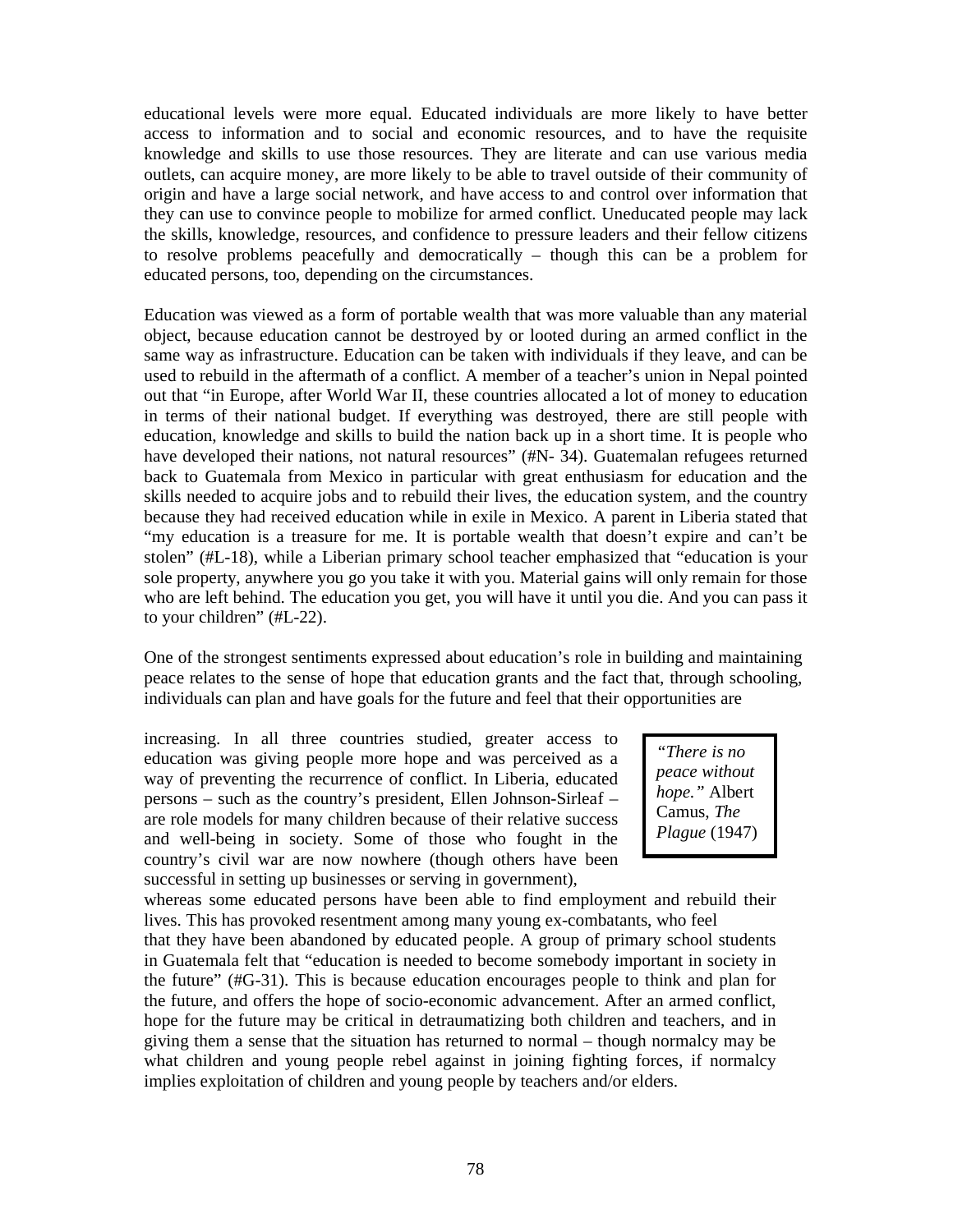educational levels were more equal. Educated individuals are more likely to have better access to information and to social and economic resources, and to have the requisite knowledge and skills to use those resources. They are literate and can use various media outlets, can acquire money, are more likely to be able to travel outside of their community of origin and have a large social network, and have access to and control over information that they can use to convince people to mobilize for armed conflict. Uneducated people may lack the skills, knowledge, resources, and confidence to pressure leaders and their fellow citizens to resolve problems peacefully and democratically – though this can be a problem for educated persons, too, depending on the circumstances.

Education was viewed as a form of portable wealth that was more valuable than any material object, because education cannot be destroyed by or looted during an armed conflict in the same way as infrastructure. Education can be taken with individuals if they leave, and can be used to rebuild in the aftermath of a conflict. A member of a teacher's union in Nepal pointed out that "in Europe, after World War II, these countries allocated a lot of money to education in terms of their national budget. If everything was destroyed, there are still people with education, knowledge and skills to build the nation back up in a short time. It is people who have developed their nations, not natural resources" (#N- 34). Guatemalan refugees returned back to Guatemala from Mexico in particular with great enthusiasm for education and the skills needed to acquire jobs and to rebuild their lives, the education system, and the country because they had received education while in exile in Mexico. A parent in Liberia stated that "my education is a treasure for me. It is portable wealth that doesn't expire and can't be stolen" (#L-18), while a Liberian primary school teacher emphasized that "education is your sole property, anywhere you go you take it with you. Material gains will only remain for those who are left behind. The education you get, you will have it until you die. And you can pass it to your children" (#L-22).

One of the strongest sentiments expressed about education's role in building and maintaining peace relates to the sense of hope that education grants and the fact that, through schooling, individuals can plan and have goals for the future and feel that their opportunities are increasing. In all three countries studied, greater access to education was giving people more hope and was perceived as a way of preventing the recurrence of conflict. In Liberia, educated persons – such as the country's president, Ellen Johnson-Sirleaf – are role models for many children because of their relative success and well-being in society. Some of those who fought in the country's civil war are now nowhere (though others have been successful in setting up businesses or serving in government), whereas some educated persons have been able to find employment and rebuild their lives. This has provoked resentment among many young ex-combatants, who feel that they have been abandoned by educated people. A group of primary school students in Guatemala felt that "education is needed to become somebody important in society in the future" (#G-31). This is because education encourages people to think and plan for the future, and offers the hope of socio-economic advancement. After an armed conflict, hope for the future may be critical in detraumatizing both children and teachers, and in giving them a sense that the situation has returned to normal – though normalcy may be what children and young people rebel against in joining fighting forces, if normalcy implies exploitation of children and young people by teachers and/or elders.

> *"There is no peace without hope."* Albert Camus, *The Plague* (1947)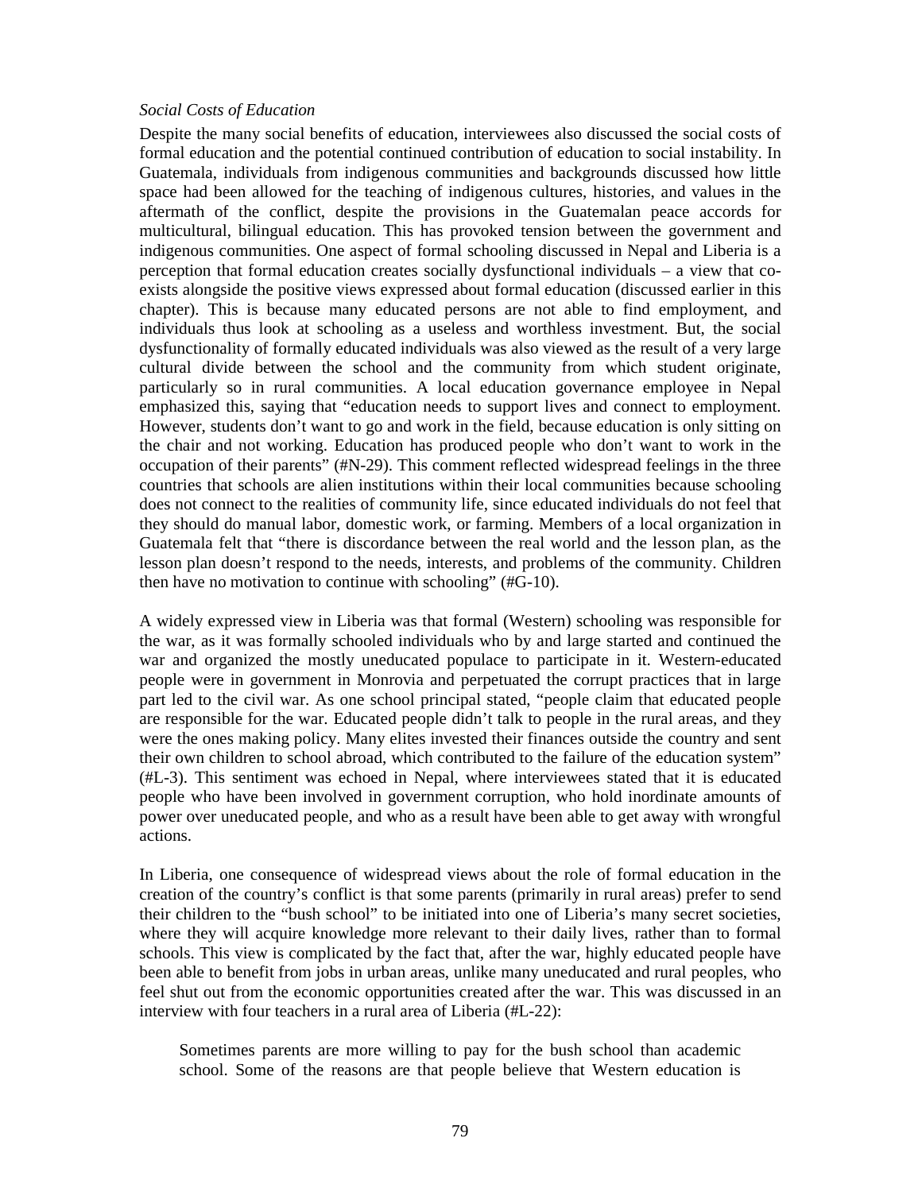*Social Costs of Education*

Despite the many social benefits of education, interviewees also discussed the social costs of formal education and the potential continued contribution of education to social instability. In Guatemala, individuals from indigenous communities and backgrounds discussed how little space had been allowed for the teaching of indigenous cultures, histories, and values in the aftermath of the conflict, despite the provisions in the Guatemalan peace accords for multicultural, bilingual education. This has provoked tension between the government and indigenous communities. One aspect of formal schooling discussed in Nepal and Liberia is a perception that formal education creates socially dysfunctional individuals – a view that co-exists alongside the positive views expressed about formal education (discussed earlier in this chapter). This is because many educated persons are not able to find employment, and individuals thus look at schooling as a useless and worthless investment. But, the social dysfunctionality of formally educated individuals was also viewed as the result of a very large cultural divide between the school and the community from which student originate, particularly so in rural communities. A local education governance employee in Nepal emphasized this, saying that "education needs to support lives and connect to employment. However, students don't want to go and work in the field, because education is only sitting on the chair and not working. Education has produced people who don't want to work in the occupation of their parents" (#N-29). This comment reflected widespread feelings in the three countries that schools are alien institutions within their local communities because schooling does not connect to the realities of community life, since educated individuals do not feel that they should do manual labor, domestic work, or farming. Members of a local organization in Guatemala felt that "there is discordance between the real world and the lesson plan, as the lesson plan doesn't respond to the needs, interests, and problems of the community. Children then have no motivation to continue with schooling" (#G-10).

A widely expressed view in Liberia was that formal (Western) schooling was responsible for the war, as it was formally schooled individuals who by and large started and continued the war and organized the mostly uneducated populace to participate in it. Western-educated people were in government in Monrovia and perpetuated the corrupt practices that in large part led to the civil war. As one school principal stated, "people claim that educated people are responsible for the war. Educated people didn't talk to people in the rural areas, and they were the ones making policy. Many elites invested their finances outside the country and sent their own children to school abroad, which contributed to the failure of the education system" (#L-3). This sentiment was echoed in Nepal, where interviewees stated that it is educated people who have been involved in government corruption, who hold inordinate amounts of power over uneducated people, and who as a result have been able to get away with wrongful actions.

In Liberia, one consequence of widespread views about the role of formal education in the creation of the country's conflict is that some parents (primarily in rural areas) prefer to send their children to the "bush school" to be initiated into one of Liberia's many secret societies, where they will acquire knowledge more relevant to their daily lives, rather than to formal schools. This view is complicated by the fact that, after the war, highly educated people have been able to benefit from jobs in urban areas, unlike many uneducated and rural peoples, who feel shut out from the economic opportunities created after the war. This was discussed in an interview with four teachers in a rural area of Liberia (#L-22):

> Sometimes parents are more willing to pay for the bush school than academic school. Some of the reasons are that people believe that Western education is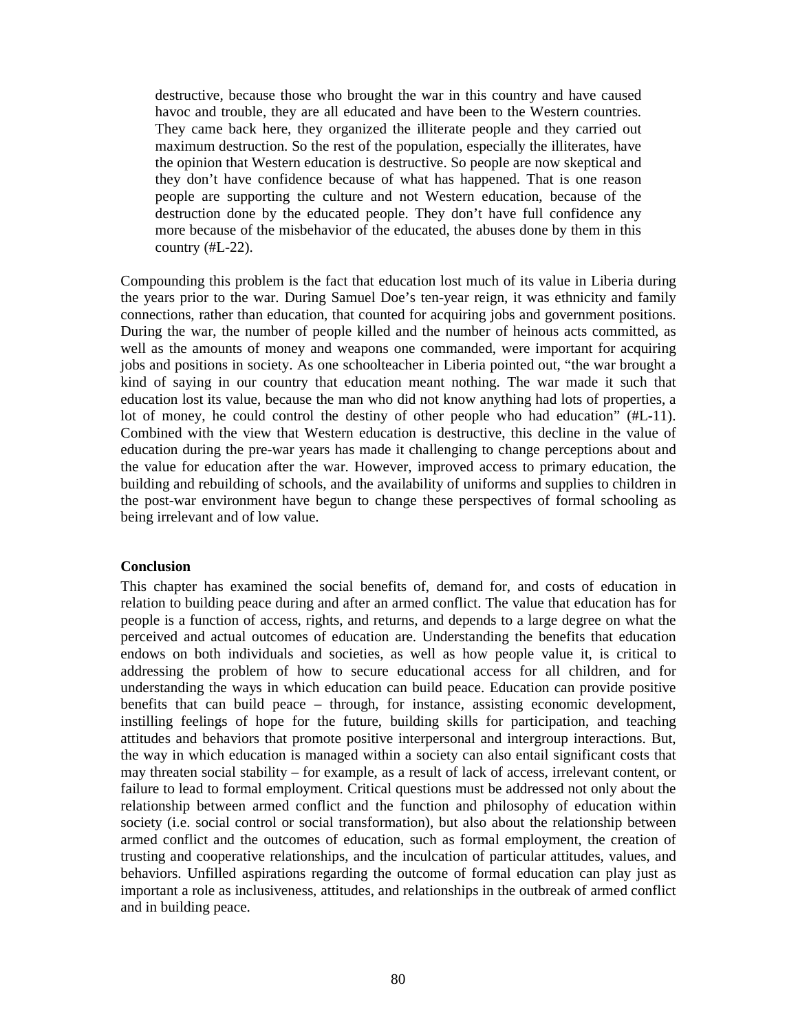> destructive, because those who brought the war in this country and have caused havoc and trouble, they are all educated and have been to the Western countries. They came back here, they organized the illiterate people and they carried out maximum destruction. So the rest of the population, especially the illiterates, have the opinion that Western education is destructive. So people are now skeptical and they don't have confidence because of what has happened. That is one reason people are supporting the culture and not Western education, because of the destruction done by the educated people. They don't have full confidence any more because of the misbehavior of the educated, the abuses done by them in this country (#L-22).

Compounding this problem is the fact that education lost much of its value in Liberia during the years prior to the war. During Samuel Doe's ten-year reign, it was ethnicity and family connections, rather than education, that counted for acquiring jobs and government positions. During the war, the number of people killed and the number of heinous acts committed, as well as the amounts of money and weapons one commanded, were important for acquiring jobs and positions in society. As one schoolteacher in Liberia pointed out, "the war brought a kind of saying in our country that education meant nothing. The war made it such that education lost its value, because the man who did not know anything had lots of properties, a lot of money, he could control the destiny of other people who had education" (#L-11). Combined with the view that Western education is destructive, this decline in the value of education during the pre-war years has made it challenging to change perceptions about and the value for education after the war. However, improved access to primary education, the building and rebuilding of schools, and the availability of uniforms and supplies to children in the post-war environment have begun to change these perspectives of formal schooling as being irrelevant and of low value.

**Conclusion**

This chapter has examined the social benefits of, demand for, and costs of education in relation to building peace during and after an armed conflict. The value that education has for people is a function of access, rights, and returns, and depends to a large degree on what the perceived and actual outcomes of education are. Understanding the benefits that education endows on both individuals and societies, as well as how people value it, is critical to addressing the problem of how to secure educational access for all children, and for understanding the ways in which education can build peace. Education can provide positive benefits that can build peace – through, for instance, assisting economic development, instilling feelings of hope for the future, building skills for participation, and teaching attitudes and behaviors that promote positive interpersonal and intergroup interactions. But, the way in which education is managed within a society can also entail significant costs that may threaten social stability – for example, as a result of lack of access, irrelevant content, or failure to lead to formal employment. Critical questions must be addressed not only about the relationship between armed conflict and the function and philosophy of education within society (i.e. social control or social transformation), but also about the relationship between armed conflict and the outcomes of education, such as formal employment, the creation of trusting and cooperative relationships, and the inculcation of particular attitudes, values, and behaviors. Unfilled aspirations regarding the outcome of formal education can play just as important a role as inclusiveness, attitudes, and relationships in the outbreak of armed conflict and in building peace.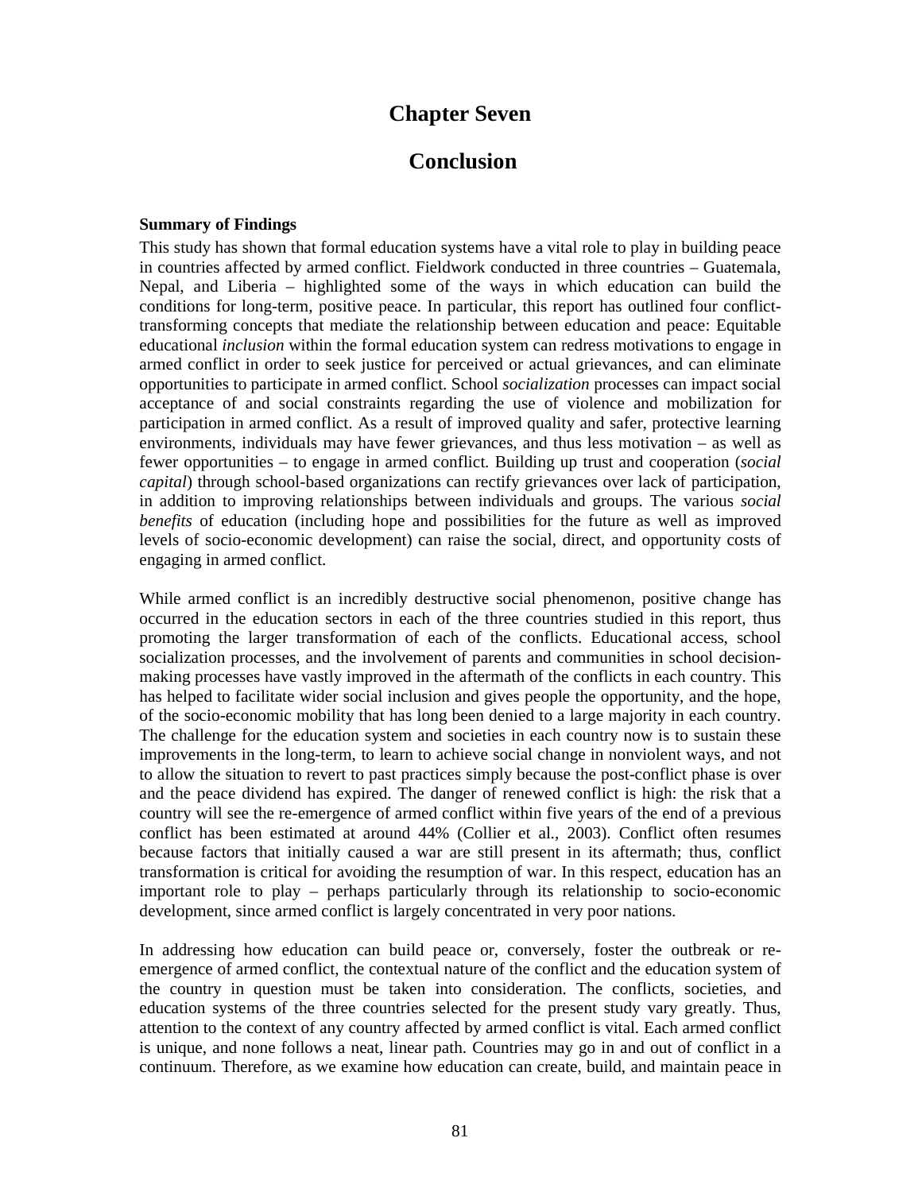# Chapter Seven

# Conclusion

**Summary of Findings**

This study has shown that formal education systems have a vital role to play in building peace in countries affected by armed conflict. Fieldwork conducted in three countries – Guatemala, Nepal, and Liberia – highlighted some of the ways in which education can build the conditions for long-term, positive peace. In particular, this report has outlined four conflict-transforming concepts that mediate the relationship between education and peace: Equitable educational *inclusion* within the formal education system can redress motivations to engage in armed conflict in order to seek justice for perceived or actual grievances, and can eliminate opportunities to participate in armed conflict. School *socialization* processes can impact social acceptance of and social constraints regarding the use of violence and mobilization for participation in armed conflict. As a result of improved quality and safer, protective learning environments, individuals may have fewer grievances, and thus less motivation – as well as fewer opportunities – to engage in armed conflict. Building up trust and cooperation (*social capital*) through school-based organizations can rectify grievances over lack of participation, in addition to improving relationships between individuals and groups. The various *social benefits* of education (including hope and possibilities for the future as well as improved levels of socio-economic development) can raise the social, direct, and opportunity costs of engaging in armed conflict.

While armed conflict is an incredibly destructive social phenomenon, positive change has occurred in the education sectors in each of the three countries studied in this report, thus promoting the larger transformation of each of the conflicts. Educational access, school socialization processes, and the involvement of parents and communities in school decision-making processes have vastly improved in the aftermath of the conflicts in each country. This has helped to facilitate wider social inclusion and gives people the opportunity, and the hope, of the socio-economic mobility that has long been denied to a large majority in each country. The challenge for the education system and societies in each country now is to sustain these improvements in the long-term, to learn to achieve social change in nonviolent ways, and not to allow the situation to revert to past practices simply because the post-conflict phase is over and the peace dividend has expired. The danger of renewed conflict is high: the risk that a country will see the re-emergence of armed conflict within five years of the end of a previous conflict has been estimated at around 44% (Collier et al., 2003). Conflict often resumes because factors that initially caused a war are still present in its aftermath; thus, conflict transformation is critical for avoiding the resumption of war. In this respect, education has an important role to play – perhaps particularly through its relationship to socio-economic development, since armed conflict is largely concentrated in very poor nations.

In addressing how education can build peace or, conversely, foster the outbreak or re-emergence of armed conflict, the contextual nature of the conflict and the education system of the country in question must be taken into consideration. The conflicts, societies, and education systems of the three countries selected for the present study vary greatly. Thus, attention to the context of any country affected by armed conflict is vital. Each armed conflict is unique, and none follows a neat, linear path. Countries may go in and out of conflict in a continuum. Therefore, as we examine how education can create, build, and maintain peace in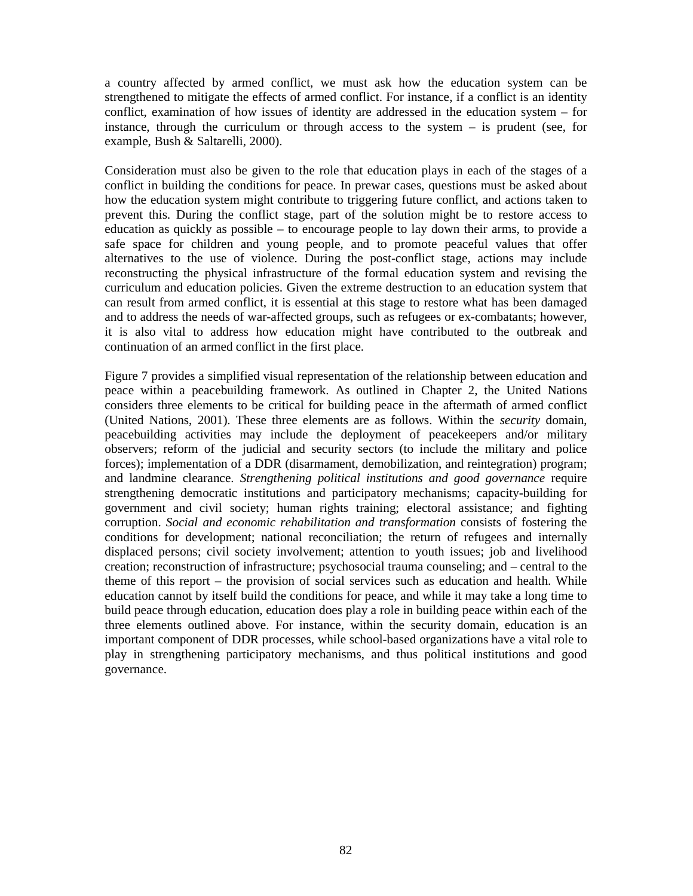a country affected by armed conflict, we must ask how the education system can be strengthened to mitigate the effects of armed conflict. For instance, if a conflict is an identity conflict, examination of how issues of identity are addressed in the education system – for instance, through the curriculum or through access to the system – is prudent (see, for example, Bush & Saltarelli, 2000).

Consideration must also be given to the role that education plays in each of the stages of a conflict in building the conditions for peace. In prewar cases, questions must be asked about how the education system might contribute to triggering future conflict, and actions taken to prevent this. During the conflict stage, part of the solution might be to restore access to education as quickly as possible – to encourage people to lay down their arms, to provide a safe space for children and young people, and to promote peaceful values that offer alternatives to the use of violence. During the post-conflict stage, actions may include reconstructing the physical infrastructure of the formal education system and revising the curriculum and education policies. Given the extreme destruction to an education system that can result from armed conflict, it is essential at this stage to restore what has been damaged and to address the needs of war-affected groups, such as refugees or ex-combatants; however, it is also vital to address how education might have contributed to the outbreak and continuation of an armed conflict in the first place.

Figure 7 provides a simplified visual representation of the relationship between education and peace within a peacebuilding framework. As outlined in Chapter 2, the United Nations considers three elements to be critical for building peace in the aftermath of armed conflict (United Nations, 2001). These three elements are as follows. Within the *security* domain, peacebuilding activities may include the deployment of peacekeepers and/or military observers; reform of the judicial and security sectors (to include the military and police forces); implementation of a DDR (disarmament, demobilization, and reintegration) program; and landmine clearance. *Strengthening political institutions and good governance* require strengthening democratic institutions and participatory mechanisms; capacity-building for government and civil society; human rights training; electoral assistance; and fighting corruption. *Social and economic rehabilitation and transformation* consists of fostering the conditions for development; national reconciliation; the return of refugees and internally displaced persons; civil society involvement; attention to youth issues; job and livelihood creation; reconstruction of infrastructure; psychosocial trauma counseling; and – central to the theme of this report – the provision of social services such as education and health. While education cannot by itself build the conditions for peace, and while it may take a long time to build peace through education, education does play a role in building peace within each of the three elements outlined above. For instance, within the security domain, education is an important component of DDR processes, while school-based organizations have a vital role to play in strengthening participatory mechanisms, and thus political institutions and good governance.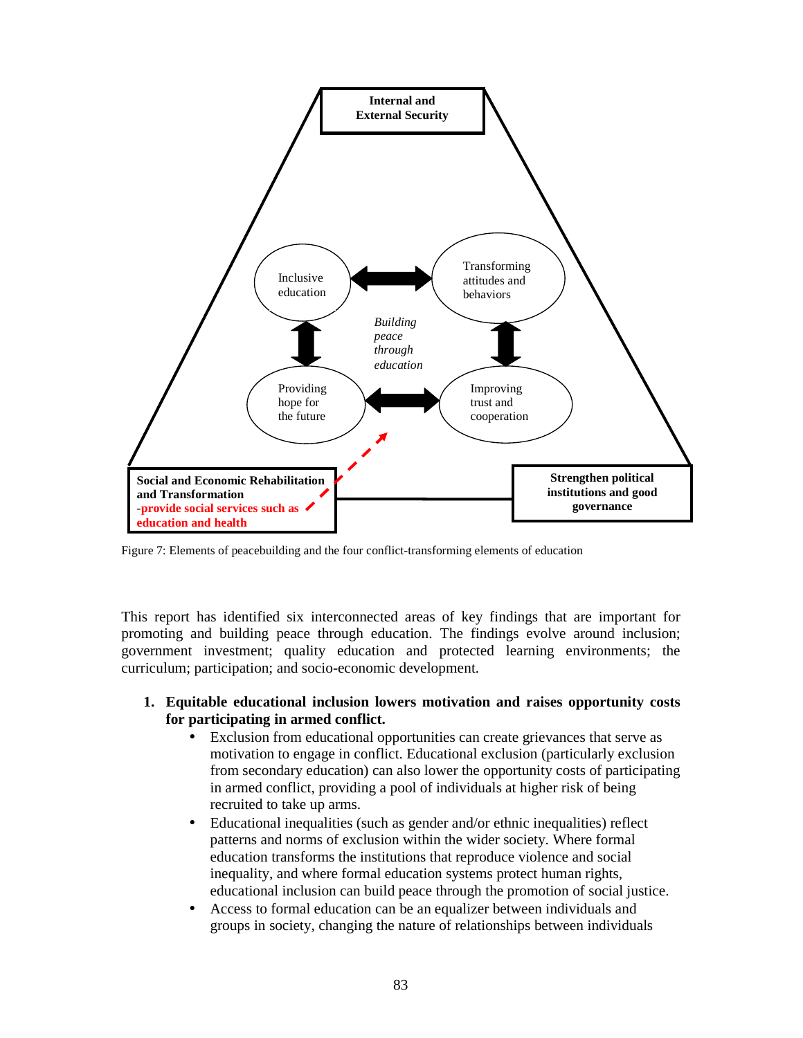Internal and External Security

Inclusive education

Transforming attitudes and behaviors

*Building peace through education*

Providing hope for the future

Improving trust and cooperation

**Social and Economic Rehabilitation and Transformation**
**-provide social services such as education and health**

**Strengthen political institutions and good governance**

Figure 7: Elements of peacebuilding and the four conflict-transforming elements of education

This report has identified six interconnected areas of key findings that are important for promoting and building peace through education. The findings evolve around inclusion; government investment; quality education and protected learning environments; the curriculum; participation; and socio-economic development.

1. **Equitable educational inclusion lowers motivation and raises opportunity costs for participating in armed conflict.**
   - Exclusion from educational opportunities can create grievances that serve as motivation to engage in conflict. Educational exclusion (particularly exclusion from secondary education) can also lower the opportunity costs of participating in armed conflict, providing a pool of individuals at higher risk of being recruited to take up arms.
   - Educational inequalities (such as gender and/or ethnic inequalities) reflect patterns and norms of exclusion within the wider society. Where formal education transforms the institutions that reproduce violence and social inequality, and where formal education systems protect human rights, educational inclusion can build peace through the promotion of social justice.
   - Access to formal education can be an equalizer between individuals and groups in society, changing the nature of relationships between individuals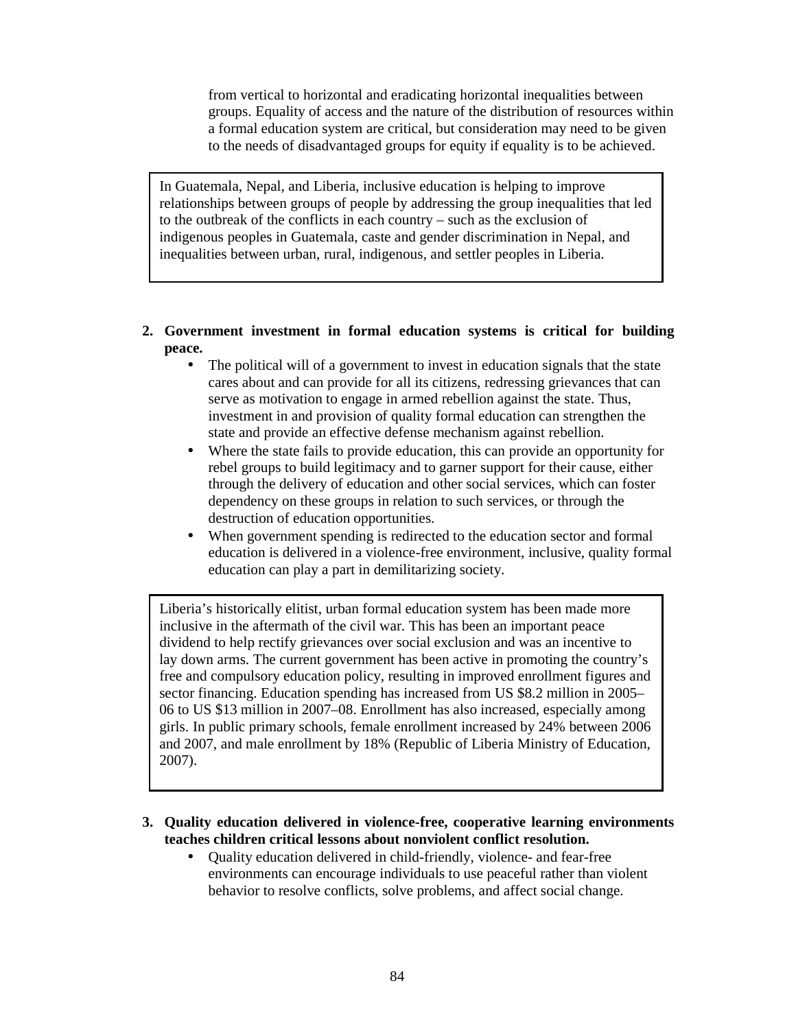from vertical to horizontal and eradicating horizontal inequalities between groups. Equality of access and the nature of the distribution of resources within a formal education system are critical, but consideration may need to be given to the needs of disadvantaged groups for equity if equality is to be achieved.

> In Guatemala, Nepal, and Liberia, inclusive education is helping to improve relationships between groups of people by addressing the group inequalities that led to the outbreak of the conflicts in each country – such as the exclusion of indigenous peoples in Guatemala, caste and gender discrimination in Nepal, and inequalities between urban, rural, indigenous, and settler peoples in Liberia.

2. **Government investment in formal education systems is critical for building peace.**
   - The political will of a government to invest in education signals that the state cares about and can provide for all its citizens, redressing grievances that can serve as motivation to engage in armed rebellion against the state. Thus, investment in and provision of quality formal education can strengthen the state and provide an effective defense mechanism against rebellion.
   - Where the state fails to provide education, this can provide an opportunity for rebel groups to build legitimacy and to garner support for their cause, either through the delivery of education and other social services, which can foster dependency on these groups in relation to such services, or through the destruction of education opportunities.
   - When government spending is redirected to the education sector and formal education is delivered in a violence-free environment, inclusive, quality formal education can play a part in demilitarizing society.

> Liberia's historically elitist, urban formal education system has been made more inclusive in the aftermath of the civil war. This has been an important peace dividend to help rectify grievances over social exclusion and was an incentive to lay down arms. The current government has been active in promoting the country's free and compulsory education policy, resulting in improved enrollment figures and sector financing. Education spending has increased from US $8.2 million in 2005–06 to US $13 million in 2007–08. Enrollment has also increased, especially among girls. In public primary schools, female enrollment increased by 24% between 2006 and 2007, and male enrollment by 18% (Republic of Liberia Ministry of Education, 2007).

3. **Quality education delivered in violence-free, cooperative learning environments teaches children critical lessons about nonviolent conflict resolution.**
   - Quality education delivered in child-friendly, violence- and fear-free environments can encourage individuals to use peaceful rather than violent behavior to resolve conflicts, solve problems, and affect social change.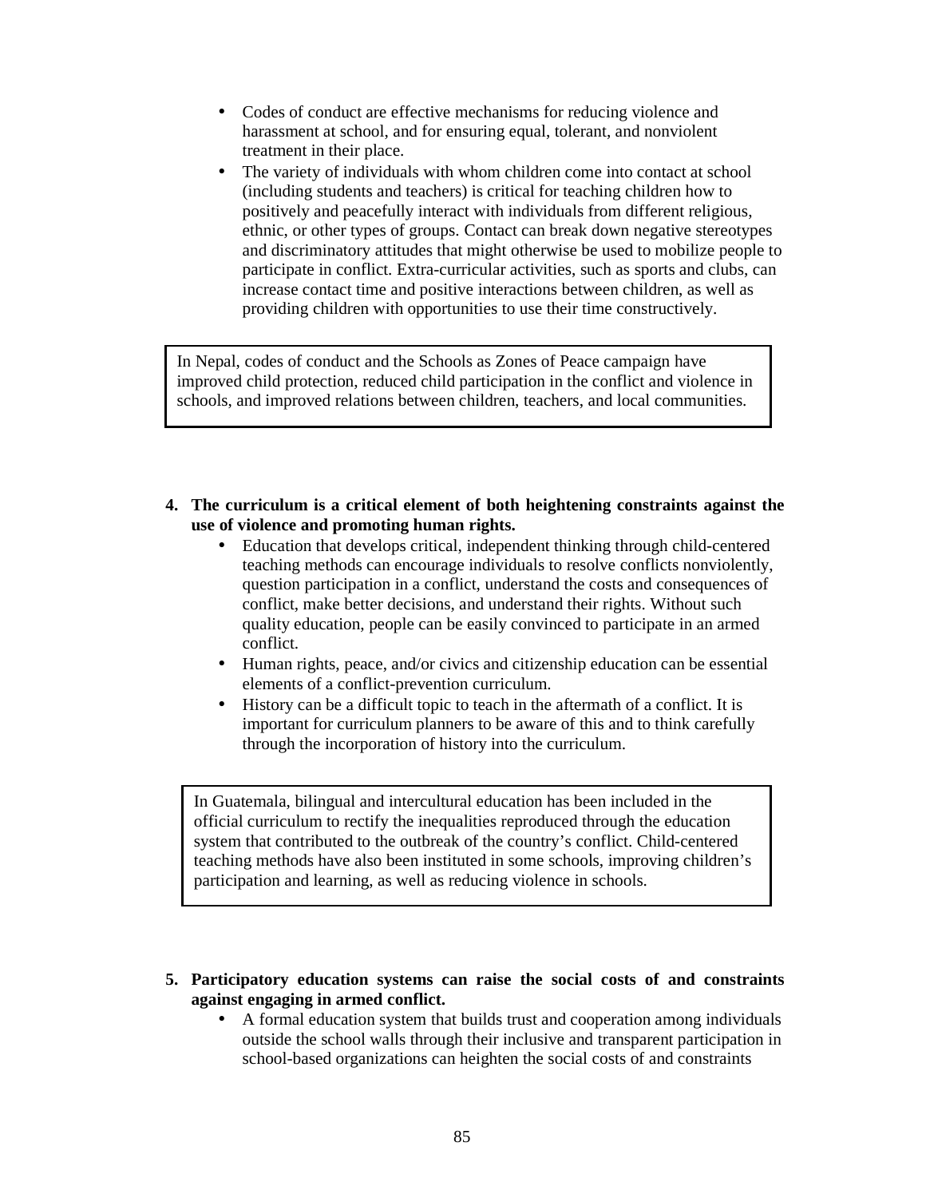- Codes of conduct are effective mechanisms for reducing violence and harassment at school, and for ensuring equal, tolerant, and nonviolent treatment in their place.
- The variety of individuals with whom children come into contact at school (including students and teachers) is critical for teaching children how to positively and peacefully interact with individuals from different religious, ethnic, or other types of groups. Contact can break down negative stereotypes and discriminatory attitudes that might otherwise be used to mobilize people to participate in conflict. Extra-curricular activities, such as sports and clubs, can increase contact time and positive interactions between children, as well as providing children with opportunities to use their time constructively.

> In Nepal, codes of conduct and the Schools as Zones of Peace campaign have improved child protection, reduced child participation in the conflict and violence in schools, and improved relations between children, teachers, and local communities.

4. **The curriculum is a critical element of both heightening constraints against the use of violence and promoting human rights.**
   - Education that develops critical, independent thinking through child-centered teaching methods can encourage individuals to resolve conflicts nonviolently, question participation in a conflict, understand the costs and consequences of conflict, make better decisions, and understand their rights. Without such quality education, people can be easily convinced to participate in an armed conflict.
   - Human rights, peace, and/or civics and citizenship education can be essential elements of a conflict-prevention curriculum.
   - History can be a difficult topic to teach in the aftermath of a conflict. It is important for curriculum planners to be aware of this and to think carefully through the incorporation of history into the curriculum.

> In Guatemala, bilingual and intercultural education has been included in the official curriculum to rectify the inequalities reproduced through the education system that contributed to the outbreak of the country's conflict. Child-centered teaching methods have also been instituted in some schools, improving children's participation and learning, as well as reducing violence in schools.

5. **Participatory education systems can raise the social costs of and constraints against engaging in armed conflict.**
   - A formal education system that builds trust and cooperation among individuals outside the school walls through their inclusive and transparent participation in school-based organizations can heighten the social costs of and constraints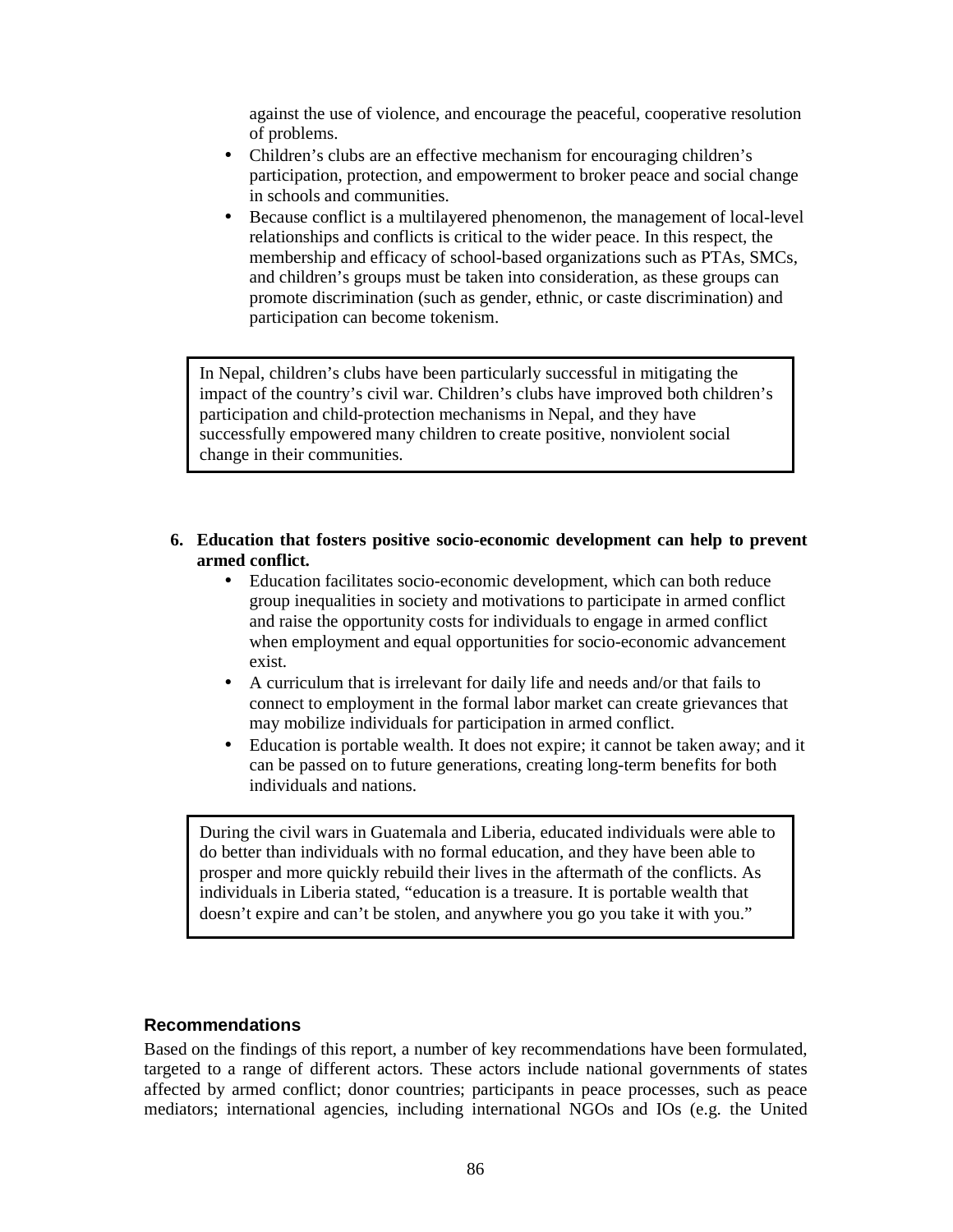against the use of violence, and encourage the peaceful, cooperative resolution of problems.

- Children's clubs are an effective mechanism for encouraging children's participation, protection, and empowerment to broker peace and social change in schools and communities.
- Because conflict is a multilayered phenomenon, the management of local-level relationships and conflicts is critical to the wider peace. In this respect, the membership and efficacy of school-based organizations such as PTAs, SMCs, and children's groups must be taken into consideration, as these groups can promote discrimination (such as gender, ethnic, or caste discrimination) and participation can become tokenism.

> In Nepal, children's clubs have been particularly successful in mitigating the impact of the country's civil war. Children's clubs have improved both children's participation and child-protection mechanisms in Nepal, and they have successfully empowered many children to create positive, nonviolent social change in their communities.

6. **Education that fosters positive socio-economic development can help to prevent armed conflict.**
   - Education facilitates socio-economic development, which can both reduce group inequalities in society and motivations to participate in armed conflict and raise the opportunity costs for individuals to engage in armed conflict when employment and equal opportunities for socio-economic advancement exist.
   - A curriculum that is irrelevant for daily life and needs and/or that fails to connect to employment in the formal labor market can create grievances that may mobilize individuals for participation in armed conflict.
   - Education is portable wealth. It does not expire; it cannot be taken away; and it can be passed on to future generations, creating long-term benefits for both individuals and nations.

> During the civil wars in Guatemala and Liberia, educated individuals were able to do better than individuals with no formal education, and they have been able to prosper and more quickly rebuild their lives in the aftermath of the conflicts. As individuals in Liberia stated, "education is a treasure. It is portable wealth that doesn't expire and can't be stolen, and anywhere you go you take it with you."

## Recommendations

Based on the findings of this report, a number of key recommendations have been formulated, targeted to a range of different actors. These actors include national governments of states affected by armed conflict; donor countries; participants in peace processes, such as peace mediators; international agencies, including international NGOs and IOs (e.g. the United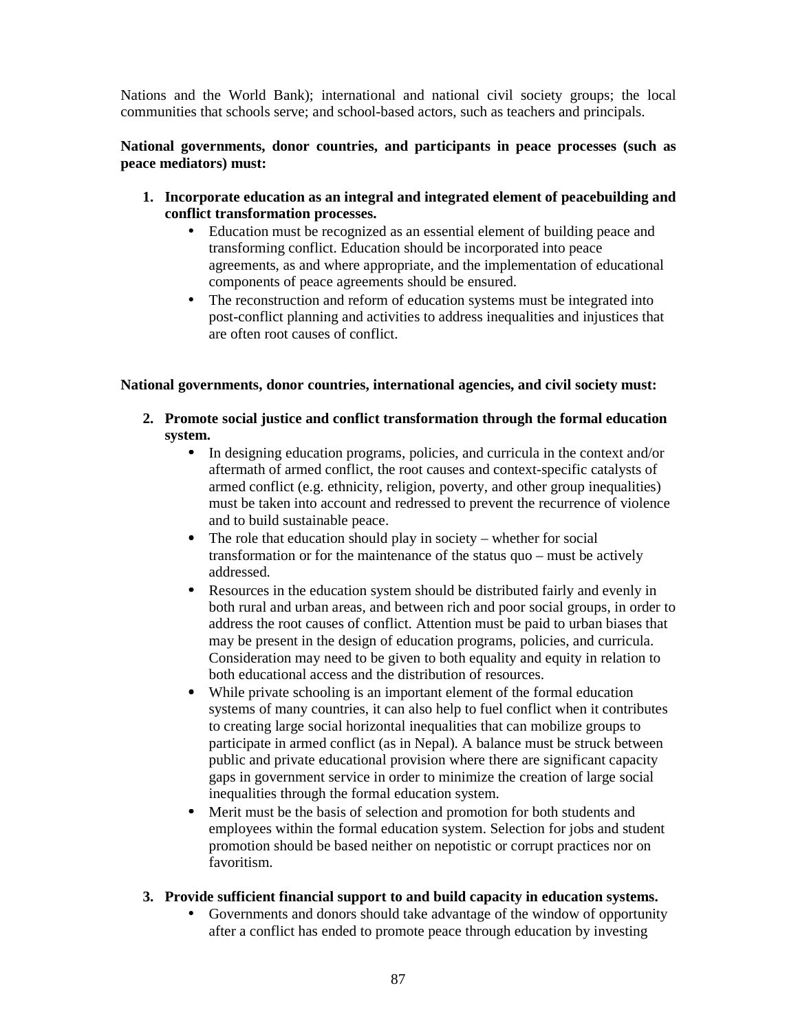Nations and the World Bank); international and national civil society groups; the local communities that schools serve; and school-based actors, such as teachers and principals.

**National governments, donor countries, and participants in peace processes (such as peace mediators) must:**

1. **Incorporate education as an integral and integrated element of peacebuilding and conflict transformation processes.**
   - Education must be recognized as an essential element of building peace and transforming conflict. Education should be incorporated into peace agreements, as and where appropriate, and the implementation of educational components of peace agreements should be ensured.
   - The reconstruction and reform of education systems must be integrated into post-conflict planning and activities to address inequalities and injustices that are often root causes of conflict.

**National governments, donor countries, international agencies, and civil society must:**

2. **Promote social justice and conflict transformation through the formal education system.**
   - In designing education programs, policies, and curricula in the context and/or aftermath of armed conflict, the root causes and context-specific catalysts of armed conflict (e.g. ethnicity, religion, poverty, and other group inequalities) must be taken into account and redressed to prevent the recurrence of violence and to build sustainable peace.
   - The role that education should play in society – whether for social transformation or for the maintenance of the status quo – must be actively addressed.
   - Resources in the education system should be distributed fairly and evenly in both rural and urban areas, and between rich and poor social groups, in order to address the root causes of conflict. Attention must be paid to urban biases that may be present in the design of education programs, policies, and curricula. Consideration may need to be given to both equality and equity in relation to both educational access and the distribution of resources.
   - While private schooling is an important element of the formal education systems of many countries, it can also help to fuel conflict when it contributes to creating large social horizontal inequalities that can mobilize groups to participate in armed conflict (as in Nepal). A balance must be struck between public and private educational provision where there are significant capacity gaps in government service in order to minimize the creation of large social inequalities through the formal education system.
   - Merit must be the basis of selection and promotion for both students and employees within the formal education system. Selection for jobs and student promotion should be based neither on nepotistic or corrupt practices nor on favoritism.

3. **Provide sufficient financial support to and build capacity in education systems.**
   - Governments and donors should take advantage of the window of opportunity after a conflict has ended to promote peace through education by investing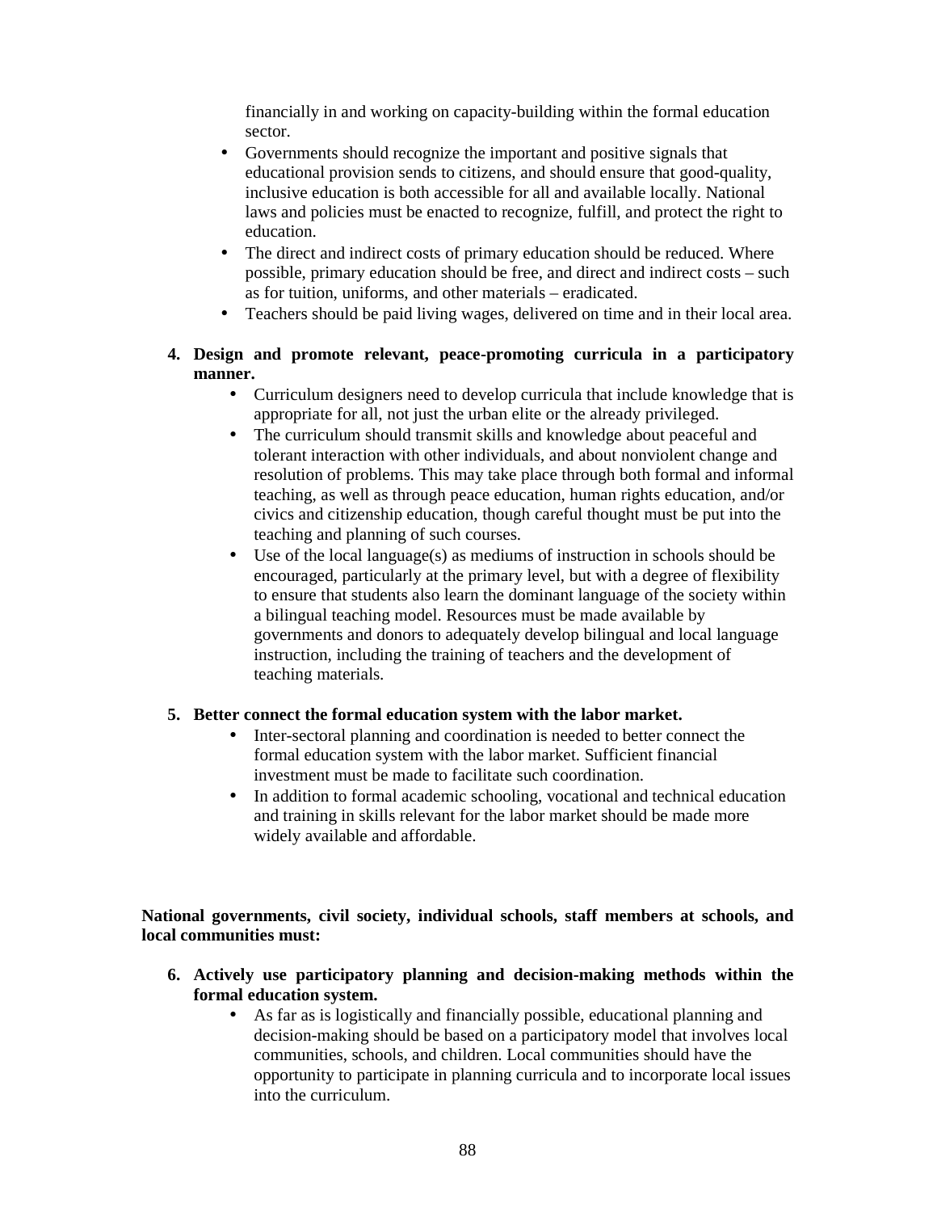financially in and working on capacity-building within the formal education sector.

- Governments should recognize the important and positive signals that educational provision sends to citizens, and should ensure that good-quality, inclusive education is both accessible for all and available locally. National laws and policies must be enacted to recognize, fulfill, and protect the right to education.
- The direct and indirect costs of primary education should be reduced. Where possible, primary education should be free, and direct and indirect costs – such as for tuition, uniforms, and other materials – eradicated.
- Teachers should be paid living wages, delivered on time and in their local area.

4. **Design and promote relevant, peace-promoting curricula in a participatory manner.**
   - Curriculum designers need to develop curricula that include knowledge that is appropriate for all, not just the urban elite or the already privileged.
   - The curriculum should transmit skills and knowledge about peaceful and tolerant interaction with other individuals, and about nonviolent change and resolution of problems. This may take place through both formal and informal teaching, as well as through peace education, human rights education, and/or civics and citizenship education, though careful thought must be put into the teaching and planning of such courses.
   - Use of the local language(s) as mediums of instruction in schools should be encouraged, particularly at the primary level, but with a degree of flexibility to ensure that students also learn the dominant language of the society within a bilingual teaching model. Resources must be made available by governments and donors to adequately develop bilingual and local language instruction, including the training of teachers and the development of teaching materials.

5. **Better connect the formal education system with the labor market.**
   - Inter-sectoral planning and coordination is needed to better connect the formal education system with the labor market. Sufficient financial investment must be made to facilitate such coordination.
   - In addition to formal academic schooling, vocational and technical education and training in skills relevant for the labor market should be made more widely available and affordable.

**National governments, civil society, individual schools, staff members at schools, and local communities must:**

6. **Actively use participatory planning and decision-making methods within the formal education system.**
   - As far as is logistically and financially possible, educational planning and decision-making should be based on a participatory model that involves local communities, schools, and children. Local communities should have the opportunity to participate in planning curricula and to incorporate local issues into the curriculum.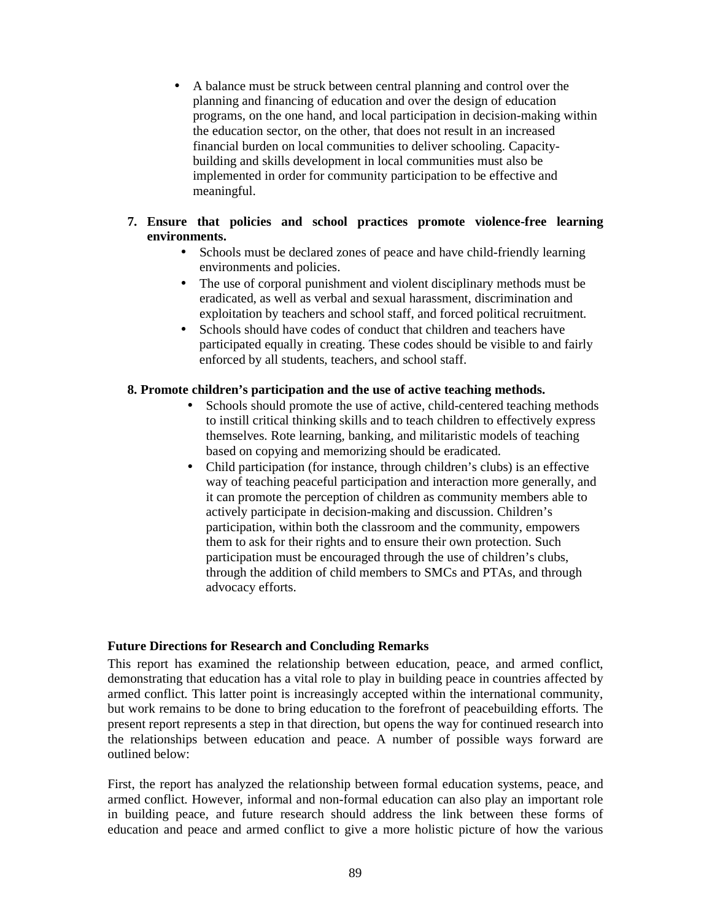- A balance must be struck between central planning and control over the planning and financing of education and over the design of education programs, on the one hand, and local participation in decision-making within the education sector, on the other, that does not result in an increased financial burden on local communities to deliver schooling. Capacity-building and skills development in local communities must also be implemented in order for community participation to be effective and meaningful.

7. **Ensure that policies and school practices promote violence-free learning environments.**
    - Schools must be declared zones of peace and have child-friendly learning environments and policies.
    - The use of corporal punishment and violent disciplinary methods must be eradicated, as well as verbal and sexual harassment, discrimination and exploitation by teachers and school staff, and forced political recruitment.
    - Schools should have codes of conduct that children and teachers have participated equally in creating. These codes should be visible to and fairly enforced by all students, teachers, and school staff.

8. **Promote children's participation and the use of active teaching methods.**
    - Schools should promote the use of active, child-centered teaching methods to instill critical thinking skills and to teach children to effectively express themselves. Rote learning, banking, and militaristic models of teaching based on copying and memorizing should be eradicated.
    - Child participation (for instance, through children's clubs) is an effective way of teaching peaceful participation and interaction more generally, and it can promote the perception of children as community members able to actively participate in decision-making and discussion. Children's participation, within both the classroom and the community, empowers them to ask for their rights and to ensure their own protection. Such participation must be encouraged through the use of children's clubs, through the addition of child members to SMCs and PTAs, and through advocacy efforts.

### Future Directions for Research and Concluding Remarks

This report has examined the relationship between education, peace, and armed conflict, demonstrating that education has a vital role to play in building peace in countries affected by armed conflict. This latter point is increasingly accepted within the international community, but work remains to be done to bring education to the forefront of peacebuilding efforts. The present report represents a step in that direction, but opens the way for continued research into the relationships between education and peace. A number of possible ways forward are outlined below:

First, the report has analyzed the relationship between formal education systems, peace, and armed conflict. However, informal and non-formal education can also play an important role in building peace, and future research should address the link between these forms of education and peace and armed conflict to give a more holistic picture of how the various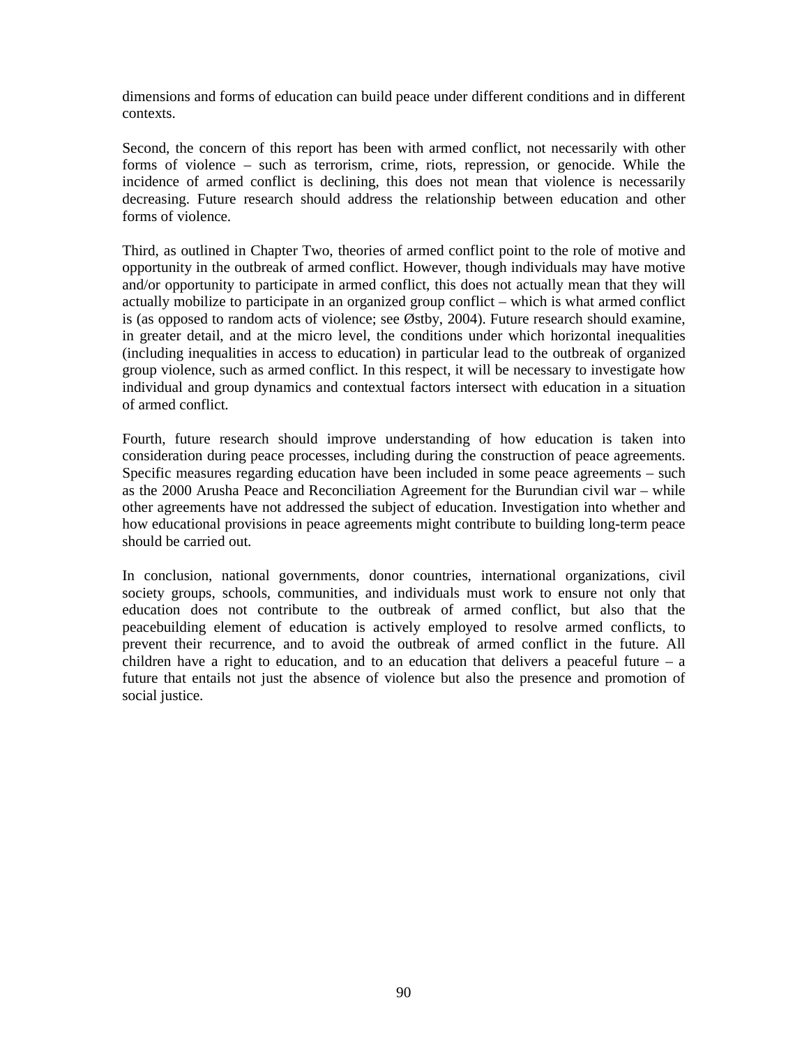dimensions and forms of education can build peace under different conditions and in different contexts.

Second, the concern of this report has been with armed conflict, not necessarily with other forms of violence – such as terrorism, crime, riots, repression, or genocide. While the incidence of armed conflict is declining, this does not mean that violence is necessarily decreasing. Future research should address the relationship between education and other forms of violence.

Third, as outlined in Chapter Two, theories of armed conflict point to the role of motive and opportunity in the outbreak of armed conflict. However, though individuals may have motive and/or opportunity to participate in armed conflict, this does not actually mean that they will actually mobilize to participate in an organized group conflict – which is what armed conflict is (as opposed to random acts of violence; see Østby, 2004). Future research should examine, in greater detail, and at the micro level, the conditions under which horizontal inequalities (including inequalities in access to education) in particular lead to the outbreak of organized group violence, such as armed conflict. In this respect, it will be necessary to investigate how individual and group dynamics and contextual factors intersect with education in a situation of armed conflict.

Fourth, future research should improve understanding of how education is taken into consideration during peace processes, including during the construction of peace agreements. Specific measures regarding education have been included in some peace agreements – such as the 2000 Arusha Peace and Reconciliation Agreement for the Burundian civil war – while other agreements have not addressed the subject of education. Investigation into whether and how educational provisions in peace agreements might contribute to building long-term peace should be carried out.

In conclusion, national governments, donor countries, international organizations, civil society groups, schools, communities, and individuals must work to ensure not only that education does not contribute to the outbreak of armed conflict, but also that the peacebuilding element of education is actively employed to resolve armed conflicts, to prevent their recurrence, and to avoid the outbreak of armed conflict in the future. All children have a right to education, and to an education that delivers a peaceful future – a future that entails not just the absence of violence but also the presence and promotion of social justice.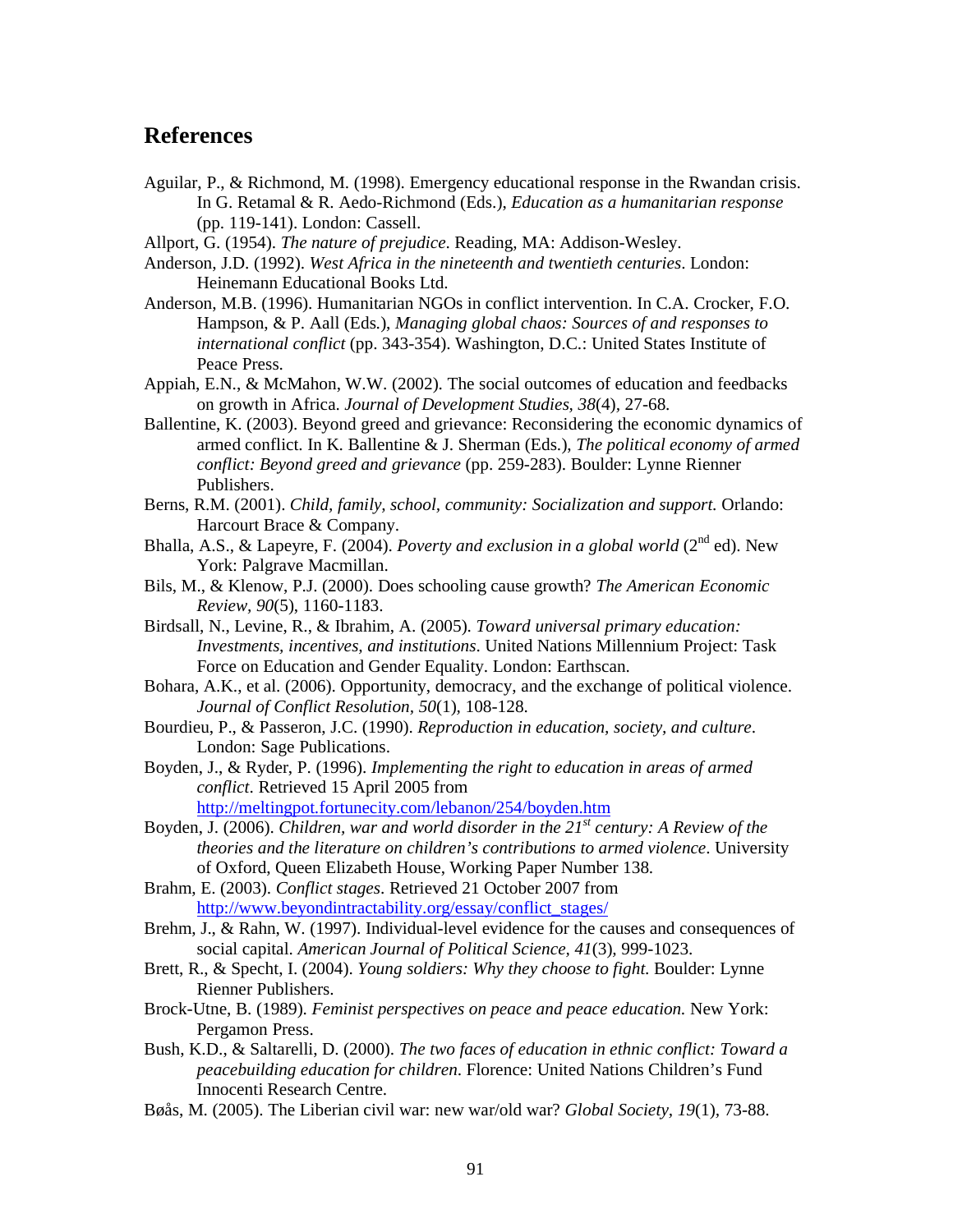# References

Aguilar, P., & Richmond, M. (1998). Emergency educational response in the Rwandan crisis. In G. Retamal & R. Aedo-Richmond (Eds.), *Education as a humanitarian response* (pp. 119-141). London: Cassell.

Allport, G. (1954). *The nature of prejudice*. Reading, MA: Addison-Wesley.

Anderson, J.D. (1992). *West Africa in the nineteenth and twentieth centuries*. London: Heinemann Educational Books Ltd.

Anderson, M.B. (1996). Humanitarian NGOs in conflict intervention. In C.A. Crocker, F.O. Hampson, & P. Aall (Eds.), *Managing global chaos: Sources of and responses to international conflict* (pp. 343-354). Washington, D.C.: United States Institute of Peace Press.

Appiah, E.N., & McMahon, W.W. (2002). The social outcomes of education and feedbacks on growth in Africa. *Journal of Development Studies, 38*(4), 27-68.

Ballentine, K. (2003). Beyond greed and grievance: Reconsidering the economic dynamics of armed conflict. In K. Ballentine & J. Sherman (Eds.), *The political economy of armed conflict: Beyond greed and grievance* (pp. 259-283). Boulder: Lynne Rienner Publishers.

Berns, R.M. (2001). *Child, family, school, community: Socialization and support.* Orlando: Harcourt Brace & Company.

Bhalla, A.S., & Lapeyre, F. (2004). *Poverty and exclusion in a global world* (2nd ed). New York: Palgrave Macmillan.

Bils, M., & Klenow, P.J. (2000). Does schooling cause growth? *The American Economic Review, 90*(5), 1160-1183.

Birdsall, N., Levine, R., & Ibrahim, A. (2005). *Toward universal primary education: Investments, incentives, and institutions*. United Nations Millennium Project: Task Force on Education and Gender Equality. London: Earthscan.

Bohara, A.K., et al. (2006). Opportunity, democracy, and the exchange of political violence. *Journal of Conflict Resolution, 50*(1), 108-128.

Bourdieu, P., & Passeron, J.C. (1990). *Reproduction in education, society, and culture*. London: Sage Publications.

Boyden, J., & Ryder, P. (1996). *Implementing the right to education in areas of armed conflict*. Retrieved 15 April 2005 from http://meltingpot.fortunecity.com/lebanon/254/boyden.htm

Boyden, J. (2006). *Children, war and world disorder in the 21st century: A Review of the theories and the literature on children's contributions to armed violence*. University of Oxford, Queen Elizabeth House, Working Paper Number 138.

Brahm, E. (2003). *Conflict stages*. Retrieved 21 October 2007 from http://www.beyondintractability.org/essay/conflict_stages/

Brehm, J., & Rahn, W. (1997). Individual-level evidence for the causes and consequences of social capital. *American Journal of Political Science, 41*(3), 999-1023.

Brett, R., & Specht, I. (2004). *Young soldiers: Why they choose to fight.* Boulder: Lynne Rienner Publishers.

Brock-Utne, B. (1989). *Feminist perspectives on peace and peace education.* New York: Pergamon Press.

Bush, K.D., & Saltarelli, D. (2000). *The two faces of education in ethnic conflict: Toward a peacebuilding education for children*. Florence: United Nations Children's Fund Innocenti Research Centre.

Bøås, M. (2005). The Liberian civil war: new war/old war? *Global Society, 19*(1), 73-88.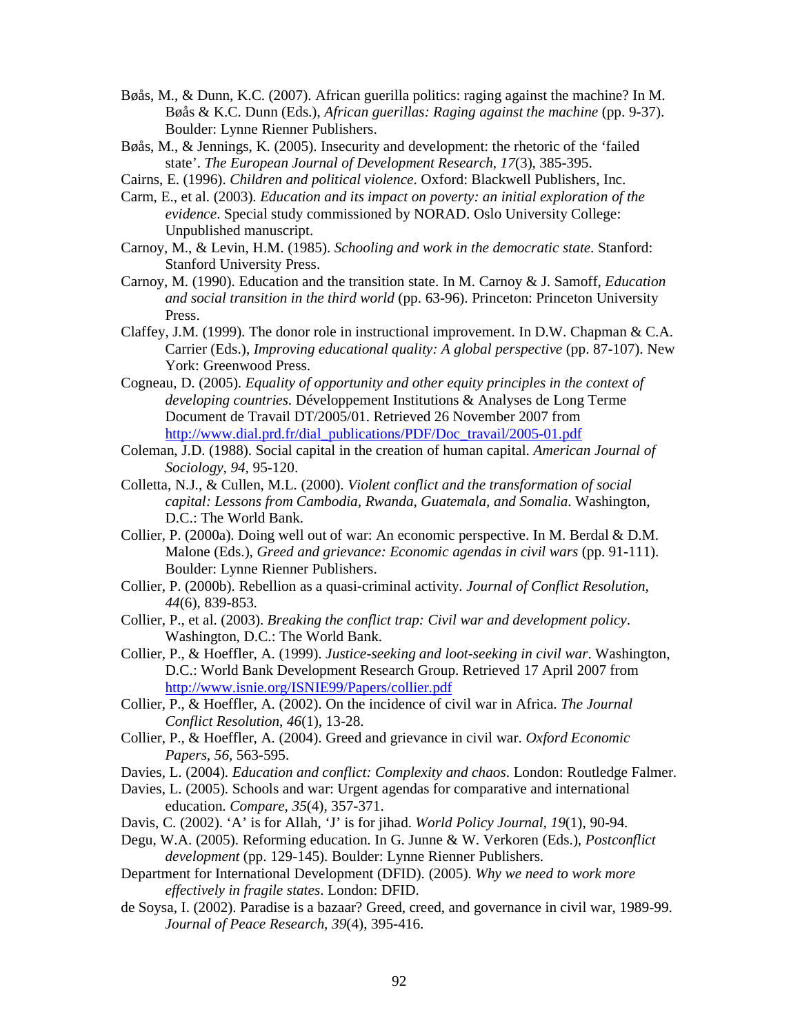Bøås, M., & Dunn, K.C. (2007). African guerilla politics: raging against the machine? In M. Bøås & K.C. Dunn (Eds.), *African guerillas: Raging against the machine* (pp. 9-37). Boulder: Lynne Rienner Publishers.

Bøås, M., & Jennings, K. (2005). Insecurity and development: the rhetoric of the 'failed state'. *The European Journal of Development Research*, *17*(3), 385-395.

Cairns, E. (1996). *Children and political violence*. Oxford: Blackwell Publishers, Inc.

Carm, E., et al. (2003). *Education and its impact on poverty: an initial exploration of the evidence*. Special study commissioned by NORAD. Oslo University College: Unpublished manuscript.

Carnoy, M., & Levin, H.M. (1985). *Schooling and work in the democratic state*. Stanford: Stanford University Press.

Carnoy, M. (1990). Education and the transition state. In M. Carnoy & J. Samoff, *Education and social transition in the third world* (pp. 63-96). Princeton: Princeton University Press.

Claffey, J.M. (1999). The donor role in instructional improvement. In D.W. Chapman & C.A. Carrier (Eds.), *Improving educational quality: A global perspective* (pp. 87-107). New York: Greenwood Press.

Cogneau, D. (2005). *Equality of opportunity and other equity principles in the context of developing countries*. Développement Institutions & Analyses de Long Terme Document de Travail DT/2005/01. Retrieved 26 November 2007 from http://www.dial.prd.fr/dial_publications/PDF/Doc_travail/2005-01.pdf

Coleman, J.D. (1988). Social capital in the creation of human capital. *American Journal of Sociology*, *94*, 95-120.

Colletta, N.J., & Cullen, M.L. (2000). *Violent conflict and the transformation of social capital: Lessons from Cambodia, Rwanda, Guatemala, and Somalia*. Washington, D.C.: The World Bank.

Collier, P. (2000a). Doing well out of war: An economic perspective. In M. Berdal & D.M. Malone (Eds.), *Greed and grievance: Economic agendas in civil wars* (pp. 91-111). Boulder: Lynne Rienner Publishers.

Collier, P. (2000b). Rebellion as a quasi-criminal activity. *Journal of Conflict Resolution*, *44*(6), 839-853.

Collier, P., et al. (2003). *Breaking the conflict trap: Civil war and development policy*. Washington, D.C.: The World Bank.

Collier, P., & Hoeffler, A. (1999). *Justice-seeking and loot-seeking in civil war*. Washington, D.C.: World Bank Development Research Group. Retrieved 17 April 2007 from http://www.isnie.org/ISNIE99/Papers/collier.pdf

Collier, P., & Hoeffler, A. (2002). On the incidence of civil war in Africa. *The Journal Conflict Resolution*, *46*(1), 13-28.

Collier, P., & Hoeffler, A. (2004). Greed and grievance in civil war. *Oxford Economic Papers*, *56*, 563-595.

Davies, L. (2004). *Education and conflict: Complexity and chaos*. London: Routledge Falmer.

Davies, L. (2005). Schools and war: Urgent agendas for comparative and international education. *Compare*, *35*(4), 357-371.

Davis, C. (2002). 'A' is for Allah, 'J' is for jihad. *World Policy Journal*, *19*(1), 90-94.

Degu, W.A. (2005). Reforming education. In G. Junne & W. Verkoren (Eds.), *Postconflict development* (pp. 129-145). Boulder: Lynne Rienner Publishers.

Department for International Development (DFID). (2005). *Why we need to work more effectively in fragile states*. London: DFID.

de Soysa, I. (2002). Paradise is a bazaar? Greed, creed, and governance in civil war, 1989-99. *Journal of Peace Research*, *39*(4), 395-416.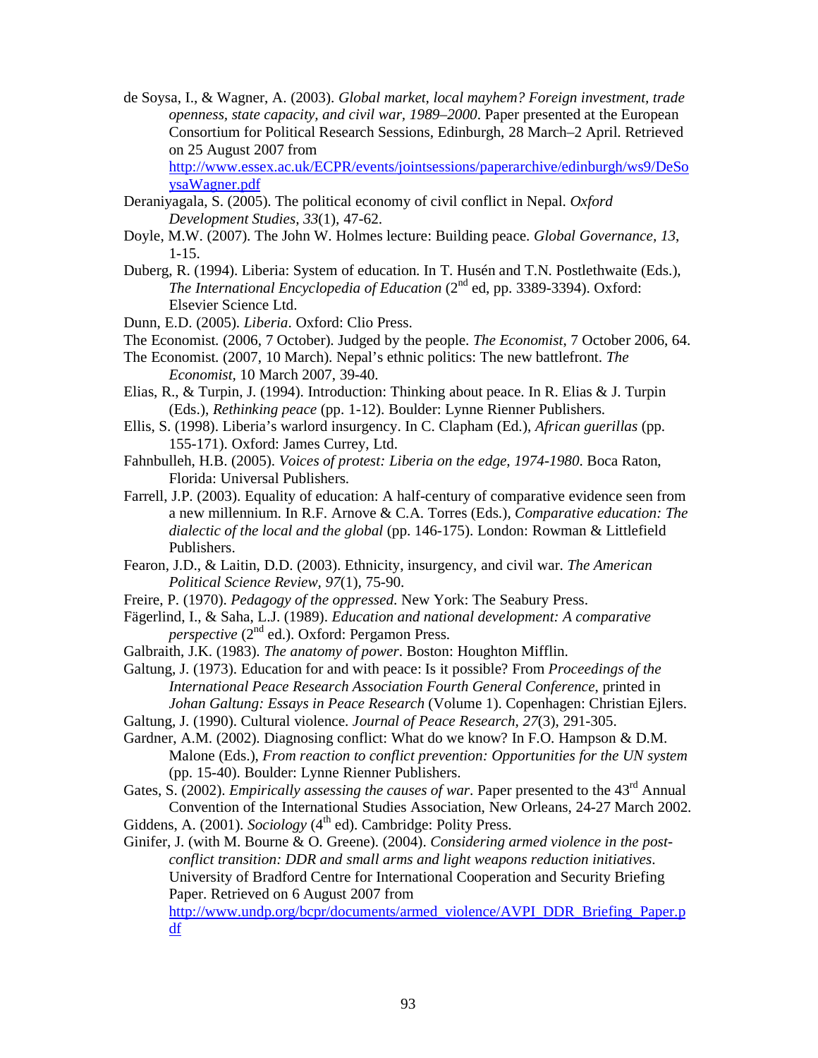de Soysa, I., & Wagner, A. (2003). *Global market, local mayhem? Foreign investment, trade openness, state capacity, and civil war, 1989–2000*. Paper presented at the European Consortium for Political Research Sessions, Edinburgh, 28 March–2 April. Retrieved on 25 August 2007 from http://www.essex.ac.uk/ECPR/events/jointsessions/paperarchive/edinburgh/ws9/DeSoysaWagner.pdf

Deraniyagala, S. (2005). The political economy of civil conflict in Nepal. *Oxford Development Studies, 33*(1), 47-62.

Doyle, M.W. (2007). The John W. Holmes lecture: Building peace. *Global Governance, 13*, 1-15.

Duberg, R. (1994). Liberia: System of education. In T. Husén and T.N. Postlethwaite (Eds.), *The International Encyclopedia of Education* (2nd ed, pp. 3389-3394). Oxford: Elsevier Science Ltd.

Dunn, E.D. (2005). *Liberia*. Oxford: Clio Press.

The Economist. (2006, 7 October). Judged by the people. *The Economist*, 7 October 2006, 64.

The Economist. (2007, 10 March). Nepal's ethnic politics: The new battlefront. *The Economist*, 10 March 2007, 39-40.

Elias, R., & Turpin, J. (1994). Introduction: Thinking about peace. In R. Elias & J. Turpin (Eds.), *Rethinking peace* (pp. 1-12). Boulder: Lynne Rienner Publishers.

Ellis, S. (1998). Liberia's warlord insurgency. In C. Clapham (Ed.), *African guerillas* (pp. 155-171). Oxford: James Currey, Ltd.

Fahnbulleh, H.B. (2005). *Voices of protest: Liberia on the edge, 1974-1980*. Boca Raton, Florida: Universal Publishers.

Farrell, J.P. (2003). Equality of education: A half-century of comparative evidence seen from a new millennium. In R.F. Arnove & C.A. Torres (Eds.), *Comparative education: The dialectic of the local and the global* (pp. 146-175). London: Rowman & Littlefield Publishers.

Fearon, J.D., & Laitin, D.D. (2003). Ethnicity, insurgency, and civil war. *The American Political Science Review, 97*(1), 75-90.

Freire, P. (1970). *Pedagogy of the oppressed*. New York: The Seabury Press.

Fägerlind, I., & Saha, L.J. (1989). *Education and national development: A comparative perspective* (2nd ed.). Oxford: Pergamon Press.

Galbraith, J.K. (1983). *The anatomy of power*. Boston: Houghton Mifflin.

Galtung, J. (1973). Education for and with peace: Is it possible? From *Proceedings of the International Peace Research Association Fourth General Conference*, printed in *Johan Galtung: Essays in Peace Research* (Volume 1). Copenhagen: Christian Ejlers.

Galtung, J. (1990). Cultural violence. *Journal of Peace Research, 27*(3), 291-305.

Gardner, A.M. (2002). Diagnosing conflict: What do we know? In F.O. Hampson & D.M. Malone (Eds.), *From reaction to conflict prevention: Opportunities for the UN system* (pp. 15-40). Boulder: Lynne Rienner Publishers.

Gates, S. (2002). *Empirically assessing the causes of war*. Paper presented to the 43rd Annual Convention of the International Studies Association, New Orleans, 24-27 March 2002.

Giddens, A. (2001). *Sociology* (4th ed). Cambridge: Polity Press.

Ginifer, J. (with M. Bourne & O. Greene). (2004). *Considering armed violence in the post-conflict transition: DDR and small arms and light weapons reduction initiatives*. University of Bradford Centre for International Cooperation and Security Briefing Paper. Retrieved on 6 August 2007 from http://www.undp.org/bcpr/documents/armed_violence/AVPI_DDR_Briefing_Paper.pdf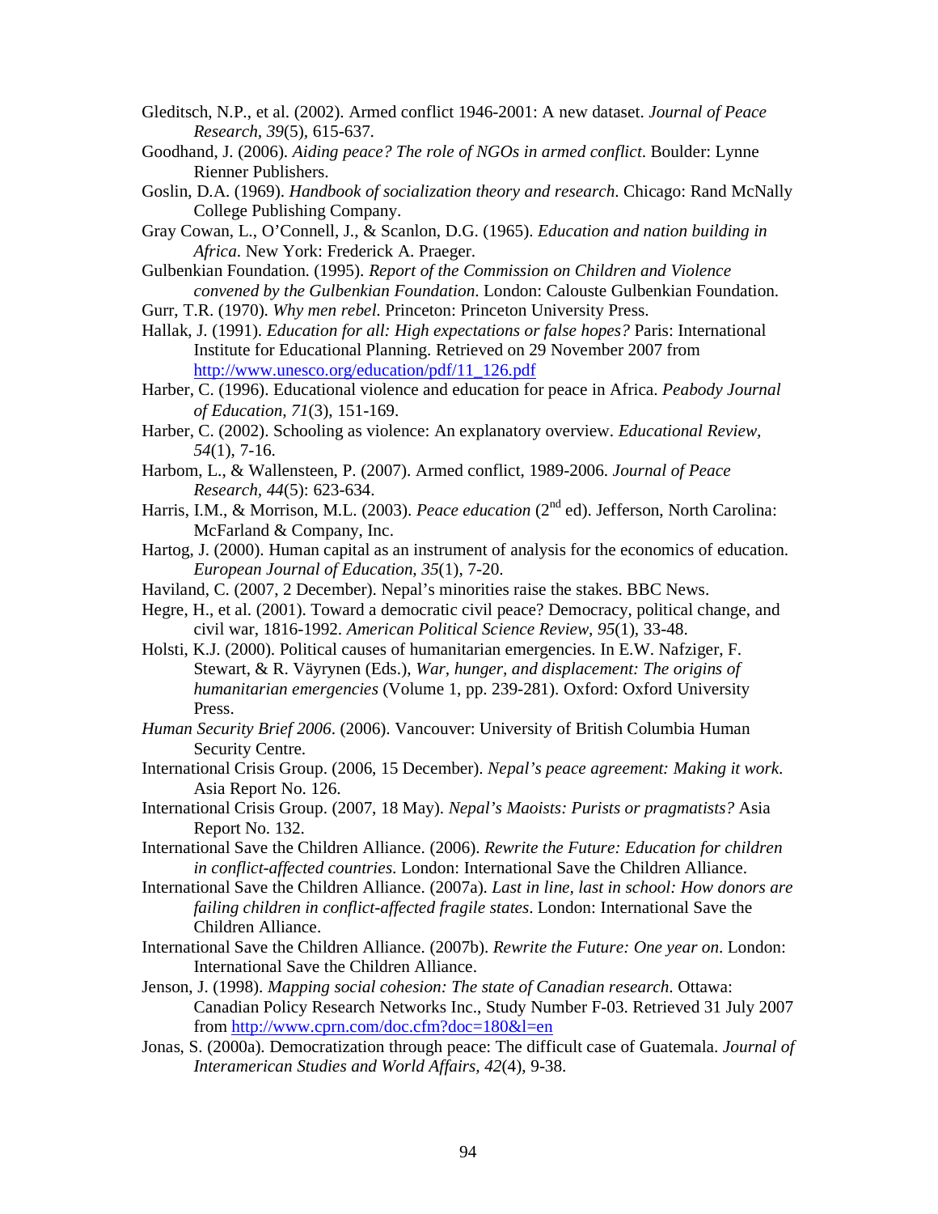Gleditsch, N.P., et al. (2002). Armed conflict 1946-2001: A new dataset. *Journal of Peace Research, 39*(5), 615-637.

Goodhand, J. (2006). *Aiding peace? The role of NGOs in armed conflict*. Boulder: Lynne Rienner Publishers.

Goslin, D.A. (1969). *Handbook of socialization theory and research*. Chicago: Rand McNally College Publishing Company.

Gray Cowan, L., O'Connell, J., & Scanlon, D.G. (1965). *Education and nation building in Africa*. New York: Frederick A. Praeger.

Gulbenkian Foundation. (1995). *Report of the Commission on Children and Violence convened by the Gulbenkian Foundation*. London: Calouste Gulbenkian Foundation.

Gurr, T.R. (1970). *Why men rebel*. Princeton: Princeton University Press.

Hallak, J. (1991). *Education for all: High expectations or false hopes?* Paris: International Institute for Educational Planning. Retrieved on 29 November 2007 from http://www.unesco.org/education/pdf/11_126.pdf

Harber, C. (1996). Educational violence and education for peace in Africa. *Peabody Journal of Education, 71*(3), 151-169.

Harber, C. (2002). Schooling as violence: An explanatory overview. *Educational Review, 54*(1), 7-16.

Harbom, L., & Wallensteen, P. (2007). Armed conflict, 1989-2006. *Journal of Peace Research, 44*(5): 623-634.

Harris, I.M., & Morrison, M.L. (2003). *Peace education* (2nd ed). Jefferson, North Carolina: McFarland & Company, Inc.

Hartog, J. (2000). Human capital as an instrument of analysis for the economics of education. *European Journal of Education, 35*(1), 7-20.

Haviland, C. (2007, 2 December). Nepal's minorities raise the stakes. BBC News.

Hegre, H., et al. (2001). Toward a democratic civil peace? Democracy, political change, and civil war, 1816-1992. *American Political Science Review, 95*(1), 33-48.

Holsti, K.J. (2000). Political causes of humanitarian emergencies. In E.W. Nafziger, F. Stewart, & R. Väyrynen (Eds.), *War, hunger, and displacement: The origins of humanitarian emergencies* (Volume 1, pp. 239-281). Oxford: Oxford University Press.

*Human Security Brief 2006*. (2006). Vancouver: University of British Columbia Human Security Centre.

International Crisis Group. (2006, 15 December). *Nepal's peace agreement: Making it work*. Asia Report No. 126.

International Crisis Group. (2007, 18 May). *Nepal's Maoists: Purists or pragmatists?* Asia Report No. 132.

International Save the Children Alliance. (2006). *Rewrite the Future: Education for children in conflict-affected countries*. London: International Save the Children Alliance.

International Save the Children Alliance. (2007a). *Last in line, last in school: How donors are failing children in conflict-affected fragile states*. London: International Save the Children Alliance.

International Save the Children Alliance. (2007b). *Rewrite the Future: One year on*. London: International Save the Children Alliance.

Jenson, J. (1998). *Mapping social cohesion: The state of Canadian research*. Ottawa: Canadian Policy Research Networks Inc., Study Number F-03. Retrieved 31 July 2007 from http://www.cprn.com/doc.cfm?doc=180&l=en

Jonas, S. (2000a). Democratization through peace: The difficult case of Guatemala. *Journal of Interamerican Studies and World Affairs, 42*(4), 9-38.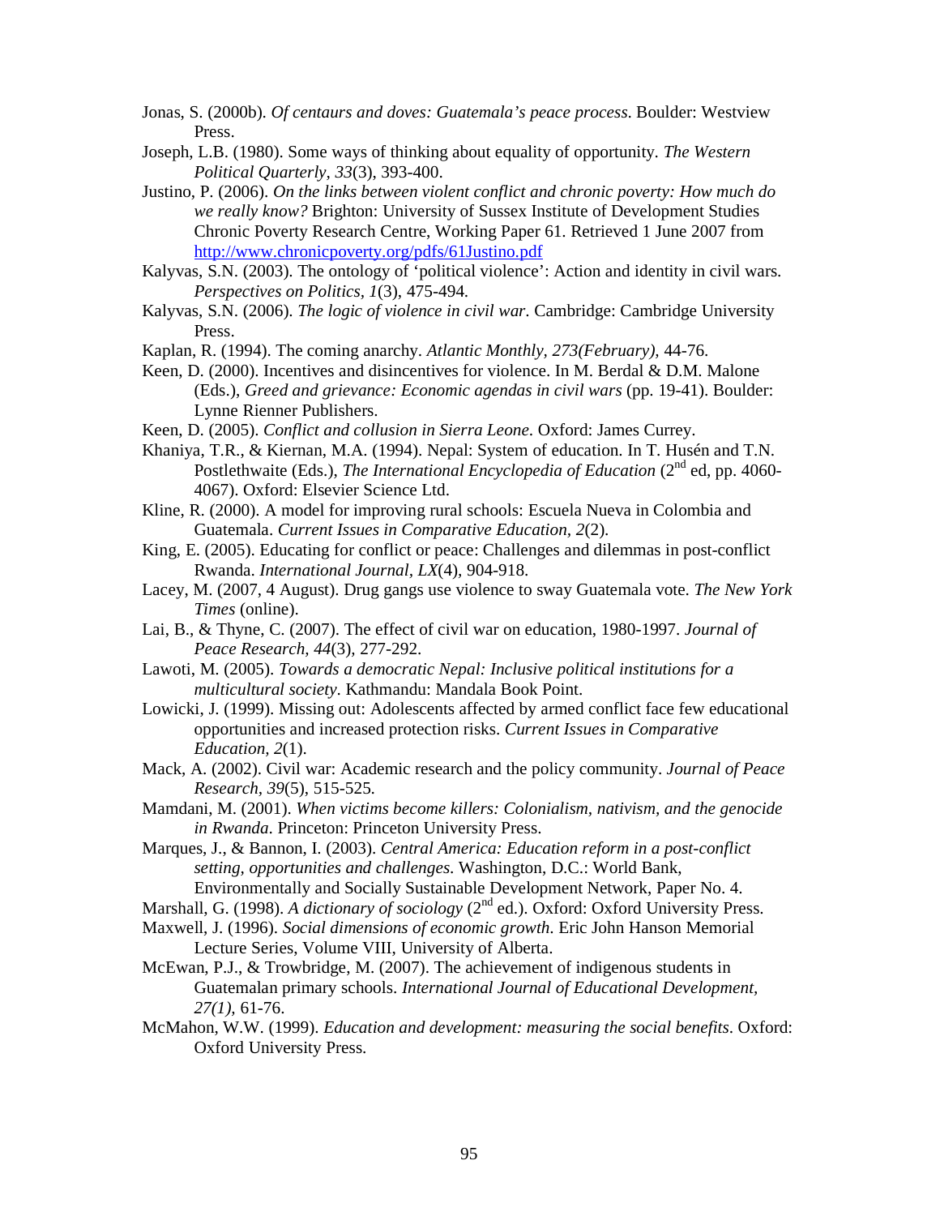Jonas, S. (2000b). *Of centaurs and doves: Guatemala's peace process*. Boulder: Westview Press.

Joseph, L.B. (1980). Some ways of thinking about equality of opportunity. *The Western Political Quarterly*, *33*(3), 393-400.

Justino, P. (2006). *On the links between violent conflict and chronic poverty: How much do we really know?* Brighton: University of Sussex Institute of Development Studies Chronic Poverty Research Centre, Working Paper 61. Retrieved 1 June 2007 from http://www.chronicpoverty.org/pdfs/61Justino.pdf

Kalyvas, S.N. (2003). The ontology of 'political violence': Action and identity in civil wars. *Perspectives on Politics, 1*(3), 475-494.

Kalyvas, S.N. (2006). *The logic of violence in civil war*. Cambridge: Cambridge University Press.

Kaplan, R. (1994). The coming anarchy. *Atlantic Monthly, 273(February),* 44-76.

Keen, D. (2000). Incentives and disincentives for violence. In M. Berdal & D.M. Malone (Eds.), *Greed and grievance: Economic agendas in civil wars* (pp. 19-41). Boulder: Lynne Rienner Publishers.

Keen, D. (2005). *Conflict and collusion in Sierra Leone*. Oxford: James Currey.

Khaniya, T.R., & Kiernan, M.A. (1994). Nepal: System of education. In T. Husén and T.N. Postlethwaite (Eds.), *The International Encyclopedia of Education* (2nd ed, pp. 4060-4067). Oxford: Elsevier Science Ltd.

Kline, R. (2000). A model for improving rural schools: Escuela Nueva in Colombia and Guatemala. *Current Issues in Comparative Education*, *2*(2).

King, E. (2005). Educating for conflict or peace: Challenges and dilemmas in post-conflict Rwanda. *International Journal, LX*(4)*,* 904-918.

Lacey, M. (2007, 4 August). Drug gangs use violence to sway Guatemala vote. *The New York Times* (online).

Lai, B., & Thyne, C. (2007). The effect of civil war on education, 1980-1997. *Journal of Peace Research, 44*(3)*,* 277-292.

Lawoti, M. (2005). *Towards a democratic Nepal: Inclusive political institutions for a multicultural society*. Kathmandu: Mandala Book Point.

Lowicki, J. (1999). Missing out: Adolescents affected by armed conflict face few educational opportunities and increased protection risks. *Current Issues in Comparative Education, 2*(1).

Mack, A. (2002). Civil war: Academic research and the policy community. *Journal of Peace Research, 39*(5)*,* 515-525*.*

Mamdani, M. (2001). *When victims become killers: Colonialism, nativism, and the genocide in Rwanda*. Princeton: Princeton University Press.

Marques, J., & Bannon, I. (2003). *Central America: Education reform in a post-conflict setting, opportunities and challenges*. Washington, D.C.: World Bank, Environmentally and Socially Sustainable Development Network, Paper No. 4.

Marshall, G. (1998). *A dictionary of sociology* (2nd ed.). Oxford: Oxford University Press.

Maxwell, J. (1996). *Social dimensions of economic growth*. Eric John Hanson Memorial Lecture Series, Volume VIII, University of Alberta.

McEwan, P.J., & Trowbridge, M. (2007). The achievement of indigenous students in Guatemalan primary schools. *International Journal of Educational Development, 27(1),* 61-76.

McMahon, W.W. (1999). *Education and development: measuring the social benefits*. Oxford: Oxford University Press.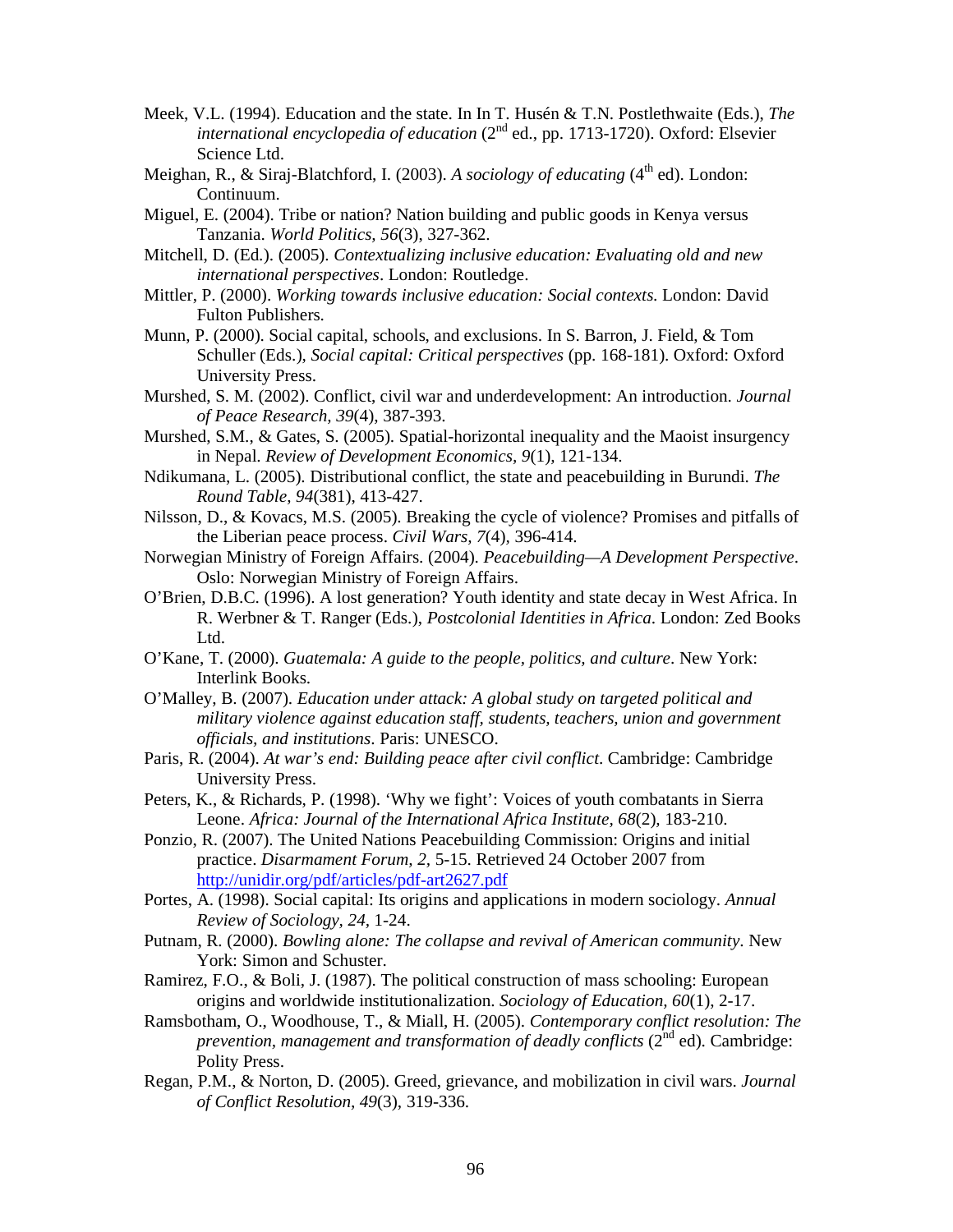Meek, V.L. (1994). Education and the state. In In T. Husén & T.N. Postlethwaite (Eds.), *The international encyclopedia of education* (2nd ed., pp. 1713-1720). Oxford: Elsevier Science Ltd.

Meighan, R., & Siraj-Blatchford, I. (2003). *A sociology of educating* (4th ed). London: Continuum.

Miguel, E. (2004). Tribe or nation? Nation building and public goods in Kenya versus Tanzania. *World Politics, 56*(3), 327-362.

Mitchell, D. (Ed.). (2005). *Contextualizing inclusive education: Evaluating old and new international perspectives*. London: Routledge.

Mittler, P. (2000). *Working towards inclusive education: Social contexts.* London: David Fulton Publishers.

Munn, P. (2000). Social capital, schools, and exclusions. In S. Barron, J. Field, & Tom Schuller (Eds.), *Social capital: Critical perspectives* (pp. 168-181). Oxford: Oxford University Press.

Murshed, S. M. (2002). Conflict, civil war and underdevelopment: An introduction. *Journal of Peace Research, 39*(4), 387-393.

Murshed, S.M., & Gates, S. (2005). Spatial-horizontal inequality and the Maoist insurgency in Nepal. *Review of Development Economics, 9*(1), 121-134.

Ndikumana, L. (2005). Distributional conflict, the state and peacebuilding in Burundi. *The Round Table, 94*(381), 413-427.

Nilsson, D., & Kovacs, M.S. (2005). Breaking the cycle of violence? Promises and pitfalls of the Liberian peace process. *Civil Wars, 7*(4), 396-414.

Norwegian Ministry of Foreign Affairs. (2004). *Peacebuilding—A Development Perspective*. Oslo: Norwegian Ministry of Foreign Affairs.

O'Brien, D.B.C. (1996). A lost generation? Youth identity and state decay in West Africa. In R. Werbner & T. Ranger (Eds.), *Postcolonial Identities in Africa*. London: Zed Books Ltd.

O'Kane, T. (2000). *Guatemala: A guide to the people, politics, and culture*. New York: Interlink Books.

O'Malley, B. (2007). *Education under attack: A global study on targeted political and military violence against education staff, students, teachers, union and government officials, and institutions*. Paris: UNESCO.

Paris, R. (2004). *At war's end: Building peace after civil conflict*. Cambridge: Cambridge University Press.

Peters, K., & Richards, P. (1998). 'Why we fight': Voices of youth combatants in Sierra Leone. *Africa: Journal of the International Africa Institute, 68*(2), 183-210.

Ponzio, R. (2007). The United Nations Peacebuilding Commission: Origins and initial practice. *Disarmament Forum, 2,* 5-15. Retrieved 24 October 2007 from http://unidir.org/pdf/articles/pdf-art2627.pdf

Portes, A. (1998). Social capital: Its origins and applications in modern sociology. *Annual Review of Sociology, 24,* 1-24.

Putnam, R. (2000). *Bowling alone: The collapse and revival of American community*. New York: Simon and Schuster.

Ramirez, F.O., & Boli, J. (1987). The political construction of mass schooling: European origins and worldwide institutionalization. *Sociology of Education, 60*(1), 2-17.

Ramsbotham, O., Woodhouse, T., & Miall, H. (2005). *Contemporary conflict resolution: The prevention, management and transformation of deadly conflicts* (2nd ed). Cambridge: Polity Press.

Regan, P.M., & Norton, D. (2005). Greed, grievance, and mobilization in civil wars. *Journal of Conflict Resolution, 49*(3), 319-336.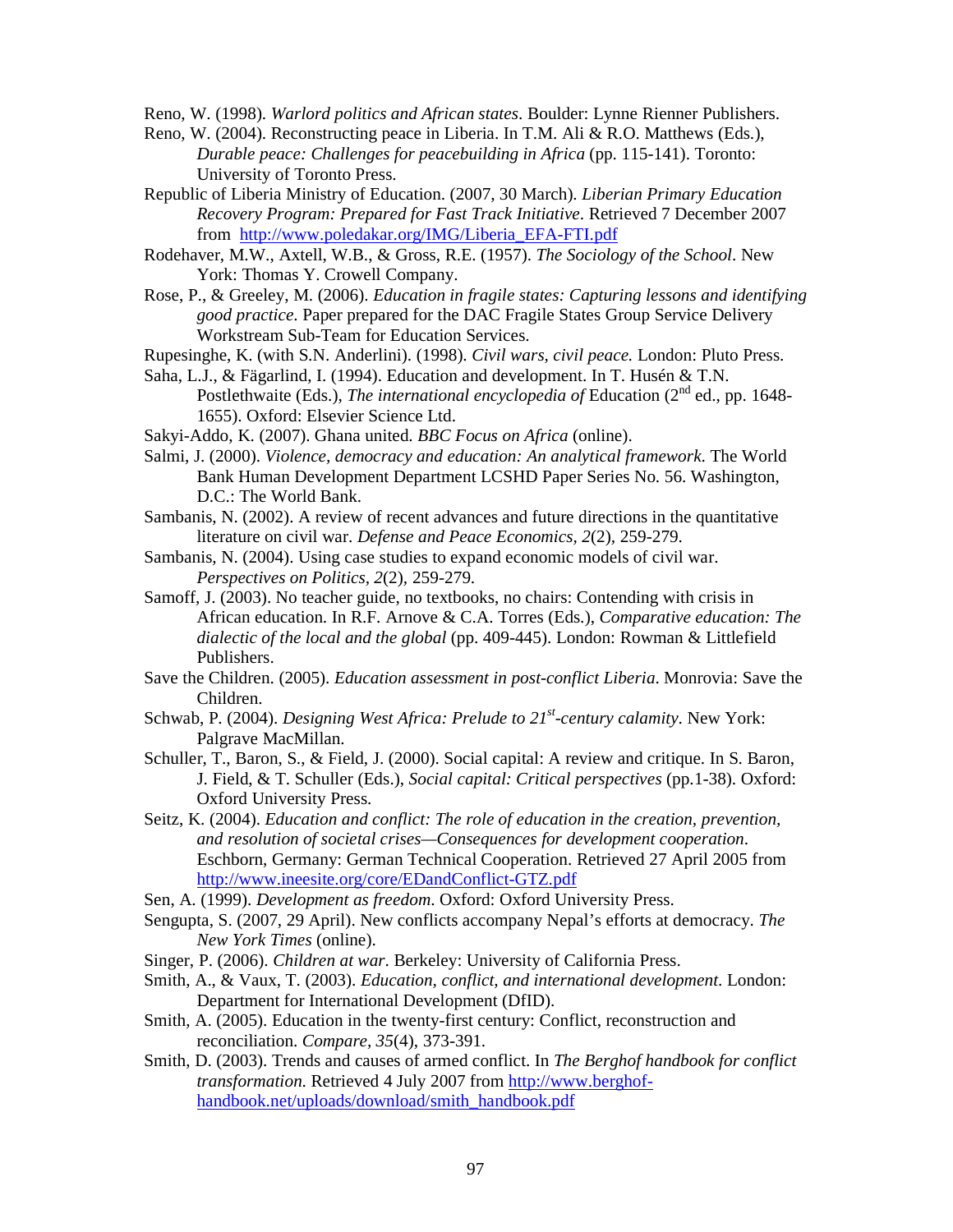Reno, W. (1998). *Warlord politics and African states*. Boulder: Lynne Rienner Publishers.

Reno, W. (2004). Reconstructing peace in Liberia. In T.M. Ali & R.O. Matthews (Eds.), *Durable peace: Challenges for peacebuilding in Africa* (pp. 115-141). Toronto: University of Toronto Press.

Republic of Liberia Ministry of Education. (2007, 30 March). *Liberian Primary Education Recovery Program: Prepared for Fast Track Initiative*. Retrieved 7 December 2007 from http://www.poledakar.org/IMG/Liberia_EFA-FTI.pdf

Rodehaver, M.W., Axtell, W.B., & Gross, R.E. (1957). *The Sociology of the School*. New York: Thomas Y. Crowell Company.

Rose, P., & Greeley, M. (2006). *Education in fragile states: Capturing lessons and identifying good practice*. Paper prepared for the DAC Fragile States Group Service Delivery Workstream Sub-Team for Education Services.

Rupesinghe, K. (with S.N. Anderlini). (1998). *Civil wars, civil peace.* London: Pluto Press.

Saha, L.J., & Fägarlind, I. (1994). Education and development. In T. Husén & T.N. Postlethwaite (Eds.), *The international encyclopedia of* Education (2nd ed., pp. 1648-1655). Oxford: Elsevier Science Ltd.

Sakyi-Addo, K. (2007). Ghana united. *BBC Focus on Africa* (online).

Salmi, J. (2000). *Violence, democracy and education: An analytical framework.* The World Bank Human Development Department LCSHD Paper Series No. 56. Washington, D.C.: The World Bank.

Sambanis, N. (2002). A review of recent advances and future directions in the quantitative literature on civil war. *Defense and Peace Economics, 2*(2), 259-279.

Sambanis, N. (2004). Using case studies to expand economic models of civil war. *Perspectives on Politics, 2*(2), 259-279.

Samoff, J. (2003). No teacher guide, no textbooks, no chairs: Contending with crisis in African education. In R.F. Arnove & C.A. Torres (Eds.), *Comparative education: The dialectic of the local and the global* (pp. 409-445). London: Rowman & Littlefield Publishers.

Save the Children. (2005). *Education assessment in post-conflict Liberia*. Monrovia: Save the Children.

Schwab, P. (2004). *Designing West Africa: Prelude to 21st-century calamity*. New York: Palgrave MacMillan.

Schuller, T., Baron, S., & Field, J. (2000). Social capital: A review and critique. In S. Baron, J. Field, & T. Schuller (Eds.), *Social capital: Critical perspectives* (pp.1-38). Oxford: Oxford University Press.

Seitz, K. (2004). *Education and conflict: The role of education in the creation, prevention, and resolution of societal crises—Consequences for development cooperation*. Eschborn, Germany: German Technical Cooperation. Retrieved 27 April 2005 from http://www.ineesite.org/core/EDandConflict-GTZ.pdf

Sen, A. (1999). *Development as freedom*. Oxford: Oxford University Press.

Sengupta, S. (2007, 29 April). New conflicts accompany Nepal's efforts at democracy. *The New York Times* (online).

Singer, P. (2006). *Children at war*. Berkeley: University of California Press.

Smith, A., & Vaux, T. (2003). *Education, conflict, and international development*. London: Department for International Development (DfID).

Smith, A. (2005). Education in the twenty-first century: Conflict, reconstruction and reconciliation. *Compare, 35*(4), 373-391.

Smith, D. (2003). Trends and causes of armed conflict. In *The Berghof handbook for conflict transformation.* Retrieved 4 July 2007 from http://www.berghof-handbook.net/uploads/download/smith_handbook.pdf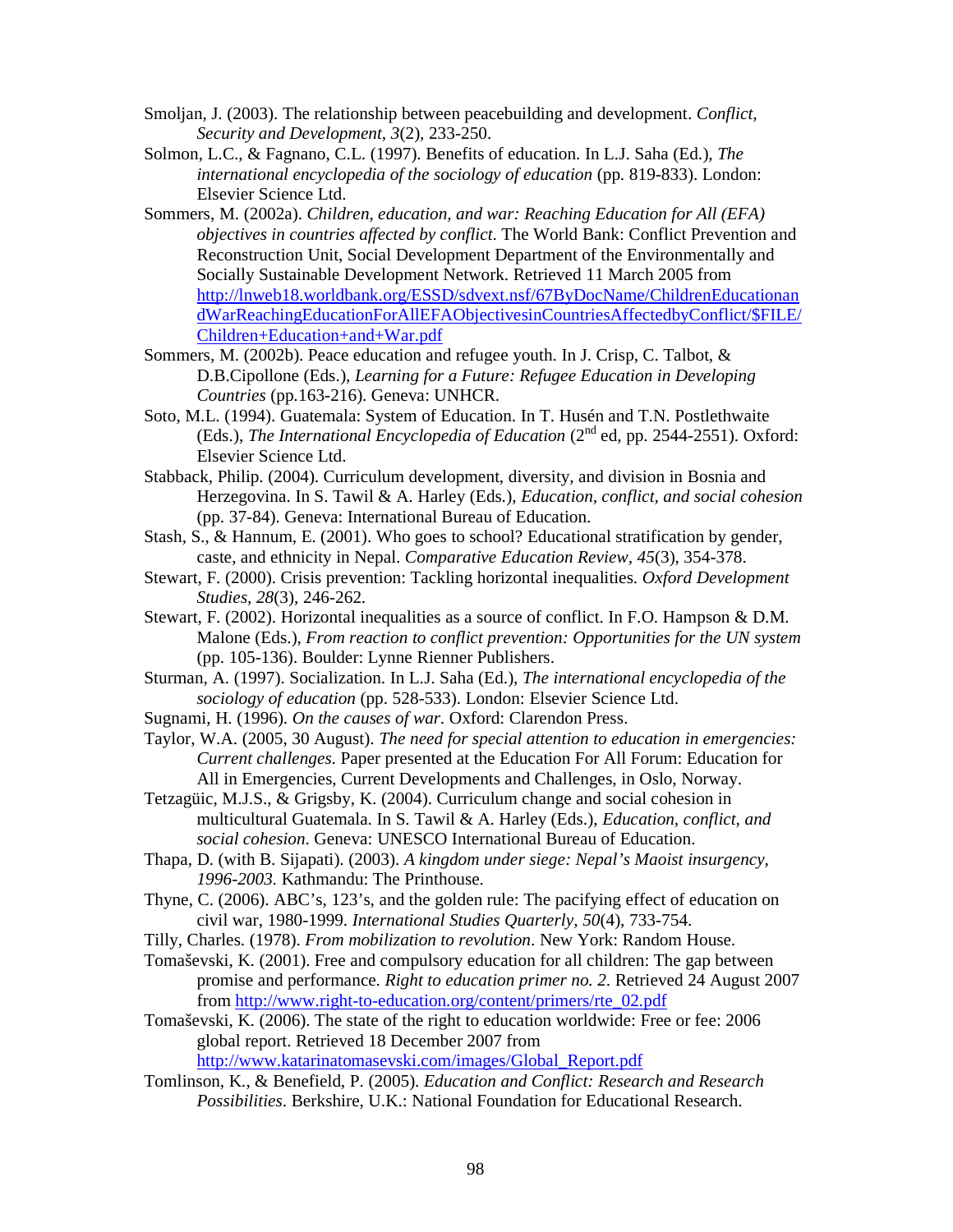Smoljan, J. (2003). The relationship between peacebuilding and development. *Conflict, Security and Development, 3*(2), 233-250.

Solmon, L.C., & Fagnano, C.L. (1997). Benefits of education. In L.J. Saha (Ed.), *The international encyclopedia of the sociology of education* (pp. 819-833). London: Elsevier Science Ltd.

Sommers, M. (2002a). *Children, education, and war: Reaching Education for All (EFA) objectives in countries affected by conflict.* The World Bank: Conflict Prevention and Reconstruction Unit, Social Development Department of the Environmentally and Socially Sustainable Development Network. Retrieved 11 March 2005 from http://lnweb18.worldbank.org/ESSD/sdvext.nsf/67ByDocName/ChildrenEducationandWarReachingEducationForAllEFAObjectivesinCountriesAffectedbyConflict/$FILE/Children+Education+and+War.pdf

Sommers, M. (2002b). Peace education and refugee youth. In J. Crisp, C. Talbot, & D.B.Cipollone (Eds.), *Learning for a Future: Refugee Education in Developing Countries* (pp.163-216). Geneva: UNHCR.

Soto, M.L. (1994). Guatemala: System of Education. In T. Husén and T.N. Postlethwaite (Eds.), *The International Encyclopedia of Education* (2nd ed, pp. 2544-2551). Oxford: Elsevier Science Ltd.

Stabback, Philip. (2004). Curriculum development, diversity, and division in Bosnia and Herzegovina. In S. Tawil & A. Harley (Eds.), *Education, conflict, and social cohesion* (pp. 37-84). Geneva: International Bureau of Education.

Stash, S., & Hannum, E. (2001). Who goes to school? Educational stratification by gender, caste, and ethnicity in Nepal. *Comparative Education Review, 45*(3), 354-378.

Stewart, F. (2000). Crisis prevention: Tackling horizontal inequalities. *Oxford Development Studies, 28*(3), 246-262.

Stewart, F. (2002). Horizontal inequalities as a source of conflict. In F.O. Hampson & D.M. Malone (Eds.), *From reaction to conflict prevention: Opportunities for the UN system* (pp. 105-136). Boulder: Lynne Rienner Publishers.

Sturman, A. (1997). Socialization. In L.J. Saha (Ed.), *The international encyclopedia of the sociology of education* (pp. 528-533). London: Elsevier Science Ltd.

Sugnami, H. (1996). *On the causes of war.* Oxford: Clarendon Press.

Taylor, W.A. (2005, 30 August). *The need for special attention to education in emergencies: Current challenges.* Paper presented at the Education For All Forum: Education for All in Emergencies, Current Developments and Challenges, in Oslo, Norway.

Tetzagüic, M.J.S., & Grigsby, K. (2004). Curriculum change and social cohesion in multicultural Guatemala. In S. Tawil & A. Harley (Eds.), *Education, conflict, and social cohesion*. Geneva: UNESCO International Bureau of Education.

Thapa, D. (with B. Sijapati). (2003). *A kingdom under siege: Nepal's Maoist insurgency, 1996-2003.* Kathmandu: The Printhouse.

Thyne, C. (2006). ABC's, 123's, and the golden rule: The pacifying effect of education on civil war, 1980-1999. *International Studies Quarterly, 50*(4), 733-754.

Tilly, Charles. (1978). *From mobilization to revolution*. New York: Random House.

Tomaševski, K. (2001). Free and compulsory education for all children: The gap between promise and performance. *Right to education primer no. 2*. Retrieved 24 August 2007 from http://www.right-to-education.org/content/primers/rte_02.pdf

Tomaševski, K. (2006). The state of the right to education worldwide: Free or fee: 2006 global report. Retrieved 18 December 2007 from http://www.katarinatomasevski.com/images/Global_Report.pdf

Tomlinson, K., & Benefield, P. (2005). *Education and Conflict: Research and Research Possibilities*. Berkshire, U.K.: National Foundation for Educational Research.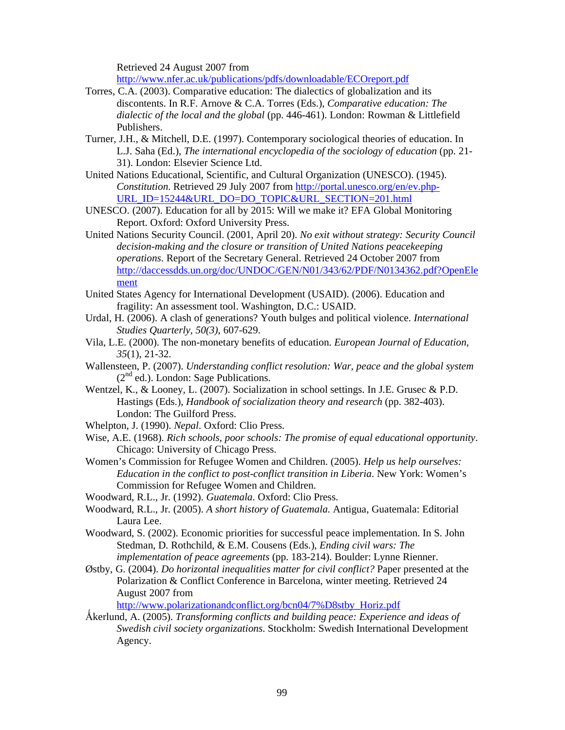Retrieved 24 August 2007 from http://www.nfer.ac.uk/publications/pdfs/downloadable/ECOreport.pdf

Torres, C.A. (2003). Comparative education: The dialectics of globalization and its discontents. In R.F. Arnove & C.A. Torres (Eds.), *Comparative education: The dialectic of the local and the global* (pp. 446-461). London: Rowman & Littlefield Publishers.

Turner, J.H., & Mitchell, D.E. (1997). Contemporary sociological theories of education. In L.J. Saha (Ed.), *The international encyclopedia of the sociology of education* (pp. 21-31). London: Elsevier Science Ltd.

United Nations Educational, Scientific, and Cultural Organization (UNESCO). (1945). *Constitution.* Retrieved 29 July 2007 from http://portal.unesco.org/en/ev.php-URL_ID=15244&URL_DO=DO_TOPIC&URL_SECTION=201.html

UNESCO. (2007). Education for all by 2015: Will we make it? EFA Global Monitoring Report. Oxford: Oxford University Press.

United Nations Security Council. (2001, April 20). *No exit without strategy: Security Council decision-making and the closure or transition of United Nations peacekeeping operations*. Report of the Secretary General. Retrieved 24 October 2007 from http://daccessdds.un.org/doc/UNDOC/GEN/N01/343/62/PDF/N0134362.pdf?OpenElement

United States Agency for International Development (USAID). (2006). Education and fragility: An assessment tool. Washington, D.C.: USAID.

Urdal, H. (2006). A clash of generations? Youth bulges and political violence. *International Studies Quarterly, 50(3),* 607-629.

Vila, L.E. (2000). The non-monetary benefits of education. *European Journal of Education, 35*(1), 21-32.

Wallensteen, P. (2007). *Understanding conflict resolution: War, peace and the global system* (2nd ed.). London: Sage Publications.

Wentzel, K., & Looney, L. (2007). Socialization in school settings. In J.E. Grusec & P.D. Hastings (Eds.), *Handbook of socialization theory and research* (pp. 382-403). London: The Guilford Press.

Whelpton, J. (1990). *Nepal.* Oxford: Clio Press.

Wise, A.E. (1968). *Rich schools, poor schools: The promise of equal educational opportunity*. Chicago: University of Chicago Press.

Women's Commission for Refugee Women and Children. (2005). *Help us help ourselves: Education in the conflict to post-conflict transition in Liberia*. New York: Women's Commission for Refugee Women and Children.

Woodward, R.L., Jr. (1992). *Guatemala*. Oxford: Clio Press.

Woodward, R.L., Jr. (2005). *A short history of Guatemala.* Antigua, Guatemala: Editorial Laura Lee.

Woodward, S. (2002). Economic priorities for successful peace implementation. In S. John Stedman, D. Rothchild, & E.M. Cousens (Eds.), *Ending civil wars: The implementation of peace agreements* (pp. 183-214). Boulder: Lynne Rienner.

Østby, G. (2004). *Do horizontal inequalities matter for civil conflict?* Paper presented at the Polarization & Conflict Conference in Barcelona, winter meeting. Retrieved 24 August 2007 from http://www.polarizationandconflict.org/bcn04/7%D8stby_Horiz.pdf

Åkerlund, A. (2005). *Transforming conflicts and building peace: Experience and ideas of Swedish civil society organizations*. Stockholm: Swedish International Development Agency.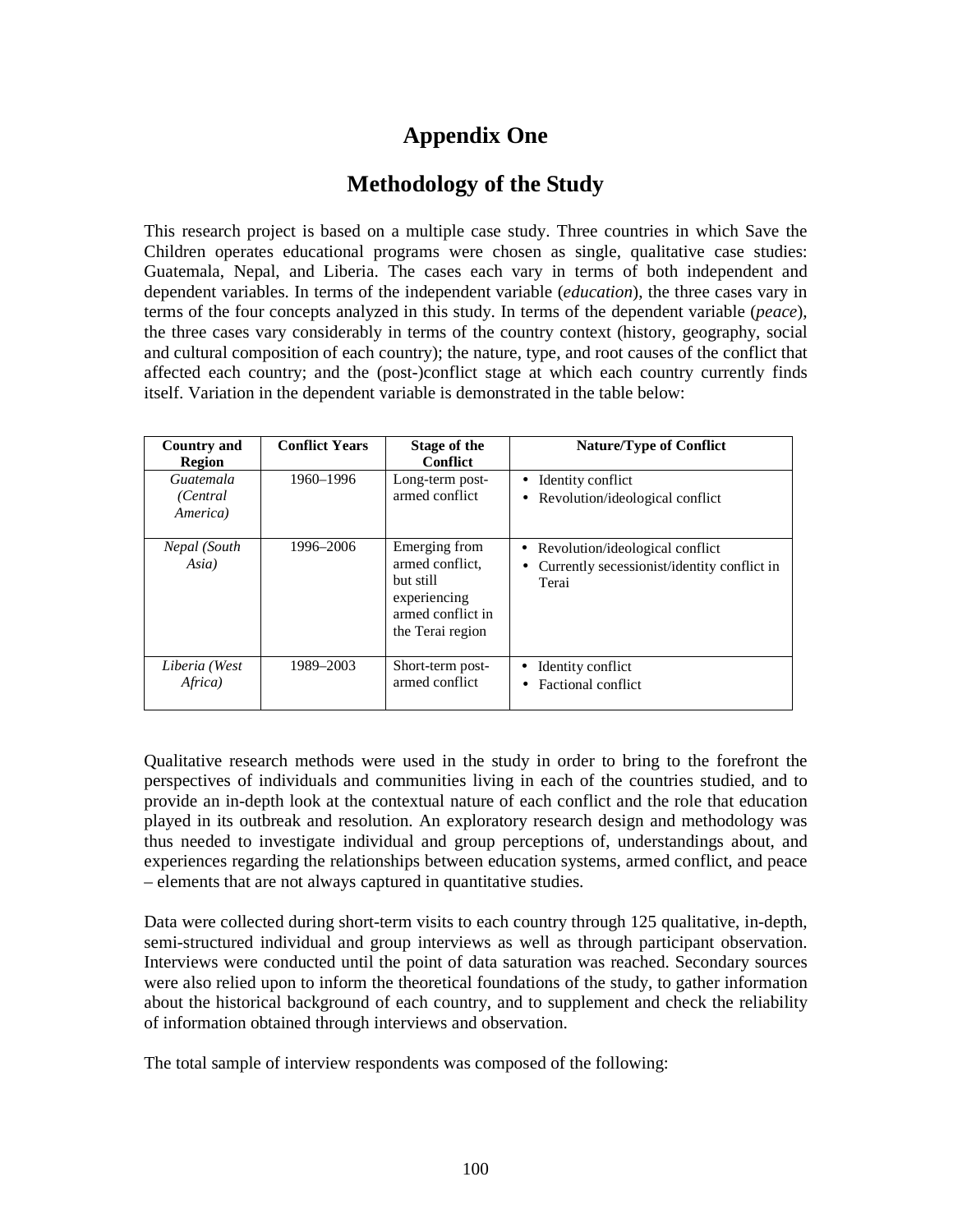# Appendix One

## Methodology of the Study

This research project is based on a multiple case study. Three countries in which Save the Children operates educational programs were chosen as single, qualitative case studies: Guatemala, Nepal, and Liberia. The cases each vary in terms of both independent and dependent variables. In terms of the independent variable (*education*), the three cases vary in terms of the four concepts analyzed in this study. In terms of the dependent variable (*peace*), the three cases vary considerably in terms of the country context (history, geography, social and cultural composition of each country); the nature, type, and root causes of the conflict that affected each country; and the (post-)conflict stage at which each country currently finds itself. Variation in the dependent variable is demonstrated in the table below:

| Country and Region | Conflict Years | Stage of the Conflict | Nature/Type of Conflict |
|---|---|---|---|
| *Guatemala (Central America)* | 1960–1996 | Long-term post-armed conflict | • Identity conflict<br>• Revolution/ideological conflict |
| *Nepal (South Asia)* | 1996–2006 | Emerging from armed conflict, but still experiencing armed conflict in the Terai region | • Revolution/ideological conflict<br>• Currently secessionist/identity conflict in Terai |
| *Liberia (West Africa)* | 1989–2003 | Short-term post-armed conflict | • Identity conflict<br>• Factional conflict |

Qualitative research methods were used in the study in order to bring to the forefront the perspectives of individuals and communities living in each of the countries studied, and to provide an in-depth look at the contextual nature of each conflict and the role that education played in its outbreak and resolution. An exploratory research design and methodology was thus needed to investigate individual and group perceptions of, understandings about, and experiences regarding the relationships between education systems, armed conflict, and peace – elements that are not always captured in quantitative studies.

Data were collected during short-term visits to each country through 125 qualitative, in-depth, semi-structured individual and group interviews as well as through participant observation. Interviews were conducted until the point of data saturation was reached. Secondary sources were also relied upon to inform the theoretical foundations of the study, to gather information about the historical background of each country, and to supplement and check the reliability of information obtained through interviews and observation.

The total sample of interview respondents was composed of the following: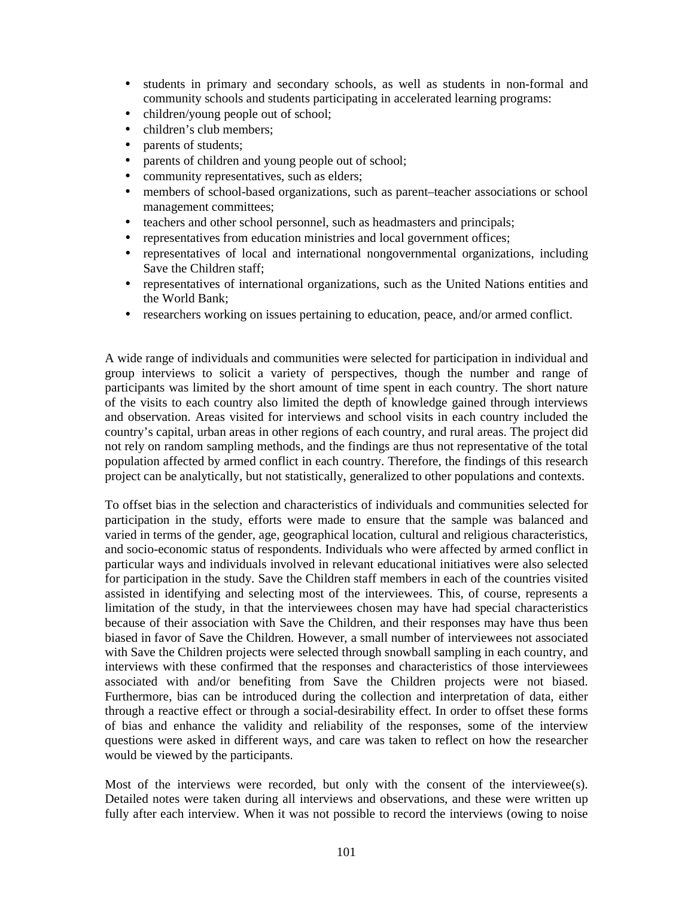- students in primary and secondary schools, as well as students in non-formal and community schools and students participating in accelerated learning programs:
- children/young people out of school;
- children's club members;
- parents of students;
- parents of children and young people out of school;
- community representatives, such as elders;
- members of school-based organizations, such as parent–teacher associations or school management committees;
- teachers and other school personnel, such as headmasters and principals;
- representatives from education ministries and local government offices;
- representatives of local and international nongovernmental organizations, including Save the Children staff;
- representatives of international organizations, such as the United Nations entities and the World Bank;
- researchers working on issues pertaining to education, peace, and/or armed conflict.

A wide range of individuals and communities were selected for participation in individual and group interviews to solicit a variety of perspectives, though the number and range of participants was limited by the short amount of time spent in each country. The short nature of the visits to each country also limited the depth of knowledge gained through interviews and observation. Areas visited for interviews and school visits in each country included the country's capital, urban areas in other regions of each country, and rural areas. The project did not rely on random sampling methods, and the findings are thus not representative of the total population affected by armed conflict in each country. Therefore, the findings of this research project can be analytically, but not statistically, generalized to other populations and contexts.

To offset bias in the selection and characteristics of individuals and communities selected for participation in the study, efforts were made to ensure that the sample was balanced and varied in terms of the gender, age, geographical location, cultural and religious characteristics, and socio-economic status of respondents. Individuals who were affected by armed conflict in particular ways and individuals involved in relevant educational initiatives were also selected for participation in the study. Save the Children staff members in each of the countries visited assisted in identifying and selecting most of the interviewees. This, of course, represents a limitation of the study, in that the interviewees chosen may have had special characteristics because of their association with Save the Children, and their responses may have thus been biased in favor of Save the Children. However, a small number of interviewees not associated with Save the Children projects were selected through snowball sampling in each country, and interviews with these confirmed that the responses and characteristics of those interviewees associated with and/or benefiting from Save the Children projects were not biased. Furthermore, bias can be introduced during the collection and interpretation of data, either through a reactive effect or through a social-desirability effect. In order to offset these forms of bias and enhance the validity and reliability of the responses, some of the interview questions were asked in different ways, and care was taken to reflect on how the researcher would be viewed by the participants.

Most of the interviews were recorded, but only with the consent of the interviewee(s). Detailed notes were taken during all interviews and observations, and these were written up fully after each interview. When it was not possible to record the interviews (owing to noise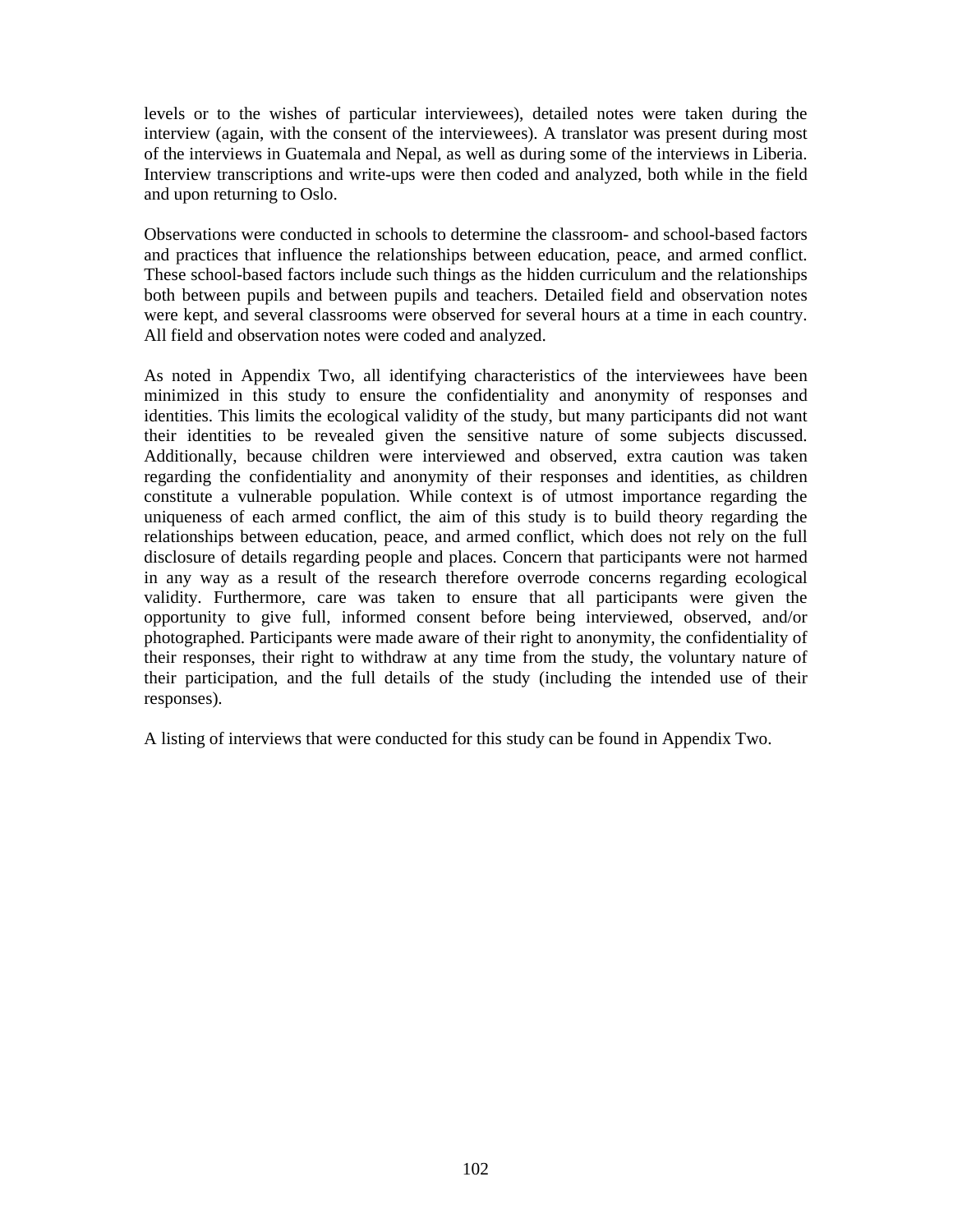levels or to the wishes of particular interviewees), detailed notes were taken during the interview (again, with the consent of the interviewees). A translator was present during most of the interviews in Guatemala and Nepal, as well as during some of the interviews in Liberia. Interview transcriptions and write-ups were then coded and analyzed, both while in the field and upon returning to Oslo.

Observations were conducted in schools to determine the classroom- and school-based factors and practices that influence the relationships between education, peace, and armed conflict. These school-based factors include such things as the hidden curriculum and the relationships both between pupils and between pupils and teachers. Detailed field and observation notes were kept, and several classrooms were observed for several hours at a time in each country. All field and observation notes were coded and analyzed.

As noted in Appendix Two, all identifying characteristics of the interviewees have been minimized in this study to ensure the confidentiality and anonymity of responses and identities. This limits the ecological validity of the study, but many participants did not want their identities to be revealed given the sensitive nature of some subjects discussed. Additionally, because children were interviewed and observed, extra caution was taken regarding the confidentiality and anonymity of their responses and identities, as children constitute a vulnerable population. While context is of utmost importance regarding the uniqueness of each armed conflict, the aim of this study is to build theory regarding the relationships between education, peace, and armed conflict, which does not rely on the full disclosure of details regarding people and places. Concern that participants were not harmed in any way as a result of the research therefore overrode concerns regarding ecological validity. Furthermore, care was taken to ensure that all participants were given the opportunity to give full, informed consent before being interviewed, observed, and/or photographed. Participants were made aware of their right to anonymity, the confidentiality of their responses, their right to withdraw at any time from the study, the voluntary nature of their participation, and the full details of the study (including the intended use of their responses).

A listing of interviews that were conducted for this study can be found in Appendix Two.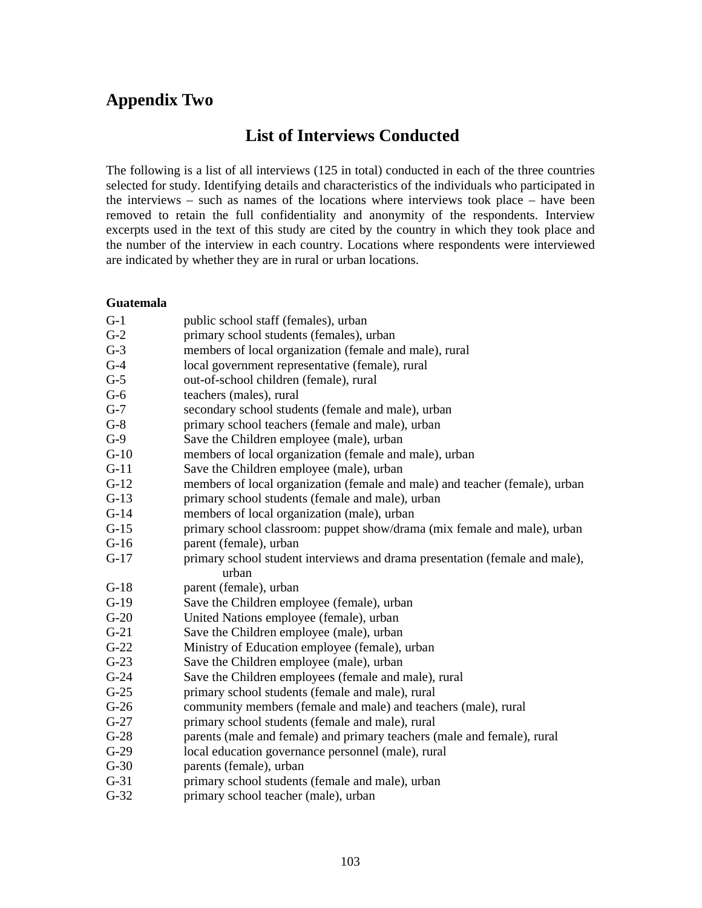# Appendix Two

## List of Interviews Conducted

The following is a list of all interviews (125 in total) conducted in each of the three countries selected for study. Identifying details and characteristics of the individuals who participated in the interviews – such as names of the locations where interviews took place – have been removed to retain the full confidentiality and anonymity of the respondents. Interview excerpts used in the text of this study are cited by the country in which they took place and the number of the interview in each country. Locations where respondents were interviewed are indicated by whether they are in rural or urban locations.

**Guatemala**

G-1 public school staff (females), urban
G-2 primary school students (females), urban
G-3 members of local organization (female and male), rural
G-4 local government representative (female), rural
G-5 out-of-school children (female), rural
G-6 teachers (males), rural
G-7 secondary school students (female and male), urban
G-8 primary school teachers (female and male), urban
G-9 Save the Children employee (male), urban
G-10 members of local organization (female and male), urban
G-11 Save the Children employee (male), urban
G-12 members of local organization (female and male) and teacher (female), urban
G-13 primary school students (female and male), urban
G-14 members of local organization (male), urban
G-15 primary school classroom: puppet show/drama (mix female and male), urban
G-16 parent (female), urban
G-17 primary school student interviews and drama presentation (female and male), urban
G-18 parent (female), urban
G-19 Save the Children employee (female), urban
G-20 United Nations employee (female), urban
G-21 Save the Children employee (male), urban
G-22 Ministry of Education employee (female), urban
G-23 Save the Children employee (male), urban
G-24 Save the Children employees (female and male), rural
G-25 primary school students (female and male), rural
G-26 community members (female and male) and teachers (male), rural
G-27 primary school students (female and male), rural
G-28 parents (male and female) and primary teachers (male and female), rural
G-29 local education governance personnel (male), rural
G-30 parents (female), urban
G-31 primary school students (female and male), urban
G-32 primary school teacher (male), urban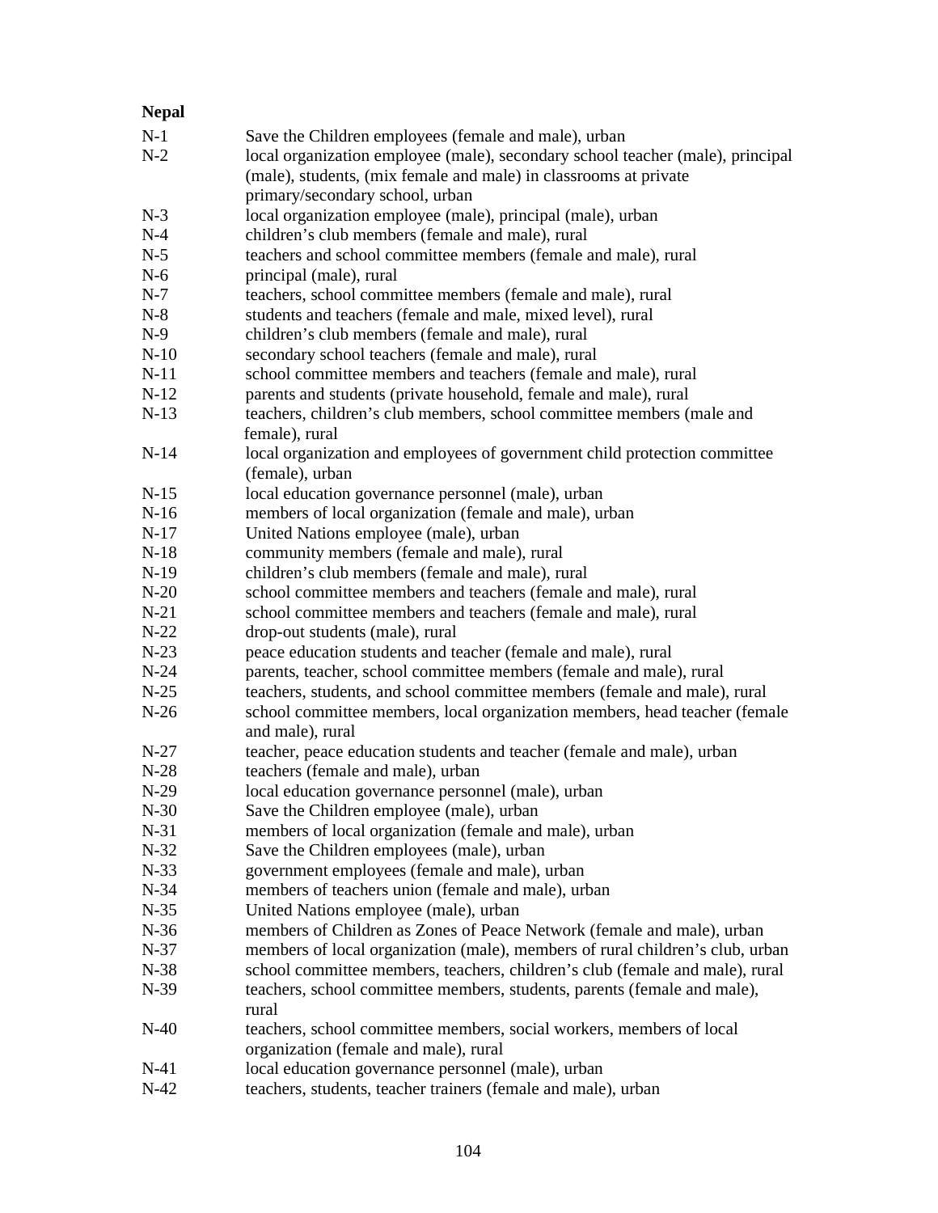**Nepal**

| | |
|---|---|
| N-1 | Save the Children employees (female and male), urban |
| N-2 | local organization employee (male), secondary school teacher (male), principal (male), students, (mix female and male) in classrooms at private primary/secondary school, urban |
| N-3 | local organization employee (male), principal (male), urban |
| N-4 | children's club members (female and male), rural |
| N-5 | teachers and school committee members (female and male), rural |
| N-6 | principal (male), rural |
| N-7 | teachers, school committee members (female and male), rural |
| N-8 | students and teachers (female and male, mixed level), rural |
| N-9 | children's club members (female and male), rural |
| N-10 | secondary school teachers (female and male), rural |
| N-11 | school committee members and teachers (female and male), rural |
| N-12 | parents and students (private household, female and male), rural |
| N-13 | teachers, children's club members, school committee members (male and female), rural |
| N-14 | local organization and employees of government child protection committee (female), urban |
| N-15 | local education governance personnel (male), urban |
| N-16 | members of local organization (female and male), urban |
| N-17 | United Nations employee (male), urban |
| N-18 | community members (female and male), rural |
| N-19 | children's club members (female and male), rural |
| N-20 | school committee members and teachers (female and male), rural |
| N-21 | school committee members and teachers (female and male), rural |
| N-22 | drop-out students (male), rural |
| N-23 | peace education students and teacher (female and male), rural |
| N-24 | parents, teacher, school committee members (female and male), rural |
| N-25 | teachers, students, and school committee members (female and male), rural |
| N-26 | school committee members, local organization members, head teacher (female and male), rural |
| N-27 | teacher, peace education students and teacher (female and male), urban |
| N-28 | teachers (female and male), urban |
| N-29 | local education governance personnel (male), urban |
| N-30 | Save the Children employee (male), urban |
| N-31 | members of local organization (female and male), urban |
| N-32 | Save the Children employees (male), urban |
| N-33 | government employees (female and male), urban |
| N-34 | members of teachers union (female and male), urban |
| N-35 | United Nations employee (male), urban |
| N-36 | members of Children as Zones of Peace Network (female and male), urban |
| N-37 | members of local organization (male), members of rural children's club, urban |
| N-38 | school committee members, teachers, children's club (female and male), rural |
| N-39 | teachers, school committee members, students, parents (female and male), rural |
| N-40 | teachers, school committee members, social workers, members of local organization (female and male), rural |
| N-41 | local education governance personnel (male), urban |
| N-42 | teachers, students, teacher trainers (female and male), urban |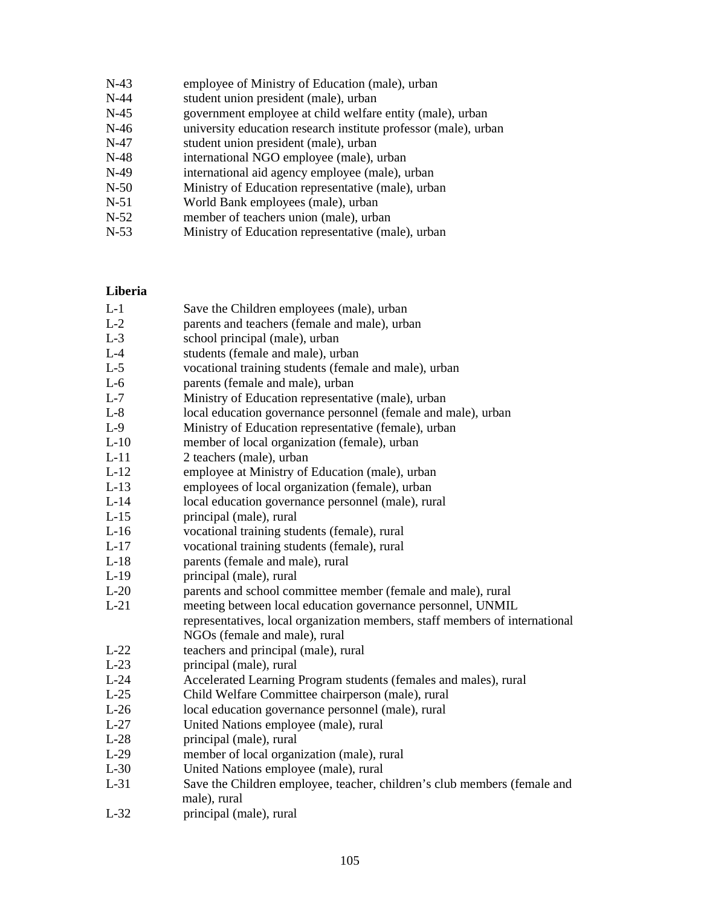N-43 employee of Ministry of Education (male), urban
N-44 student union president (male), urban
N-45 government employee at child welfare entity (male), urban
N-46 university education research institute professor (male), urban
N-47 student union president (male), urban
N-48 international NGO employee (male), urban
N-49 international aid agency employee (male), urban
N-50 Ministry of Education representative (male), urban
N-51 World Bank employees (male), urban
N-52 member of teachers union (male), urban
N-53 Ministry of Education representative (male), urban

**Liberia**

L-1 Save the Children employees (male), urban
L-2 parents and teachers (female and male), urban
L-3 school principal (male), urban
L-4 students (female and male), urban
L-5 vocational training students (female and male), urban
L-6 parents (female and male), urban
L-7 Ministry of Education representative (male), urban
L-8 local education governance personnel (female and male), urban
L-9 Ministry of Education representative (female), urban
L-10 member of local organization (female), urban
L-11 2 teachers (male), urban
L-12 employee at Ministry of Education (male), urban
L-13 employees of local organization (female), urban
L-14 local education governance personnel (male), rural
L-15 principal (male), rural
L-16 vocational training students (female), rural
L-17 vocational training students (female), rural
L-18 parents (female and male), rural
L-19 principal (male), rural
L-20 parents and school committee member (female and male), rural
L-21 meeting between local education governance personnel, UNMIL representatives, local organization members, staff members of international NGOs (female and male), rural
L-22 teachers and principal (male), rural
L-23 principal (male), rural
L-24 Accelerated Learning Program students (females and males), rural
L-25 Child Welfare Committee chairperson (male), rural
L-26 local education governance personnel (male), rural
L-27 United Nations employee (male), rural
L-28 principal (male), rural
L-29 member of local organization (male), rural
L-30 United Nations employee (male), rural
L-31 Save the Children employee, teacher, children's club members (female and male), rural
L-32 principal (male), rural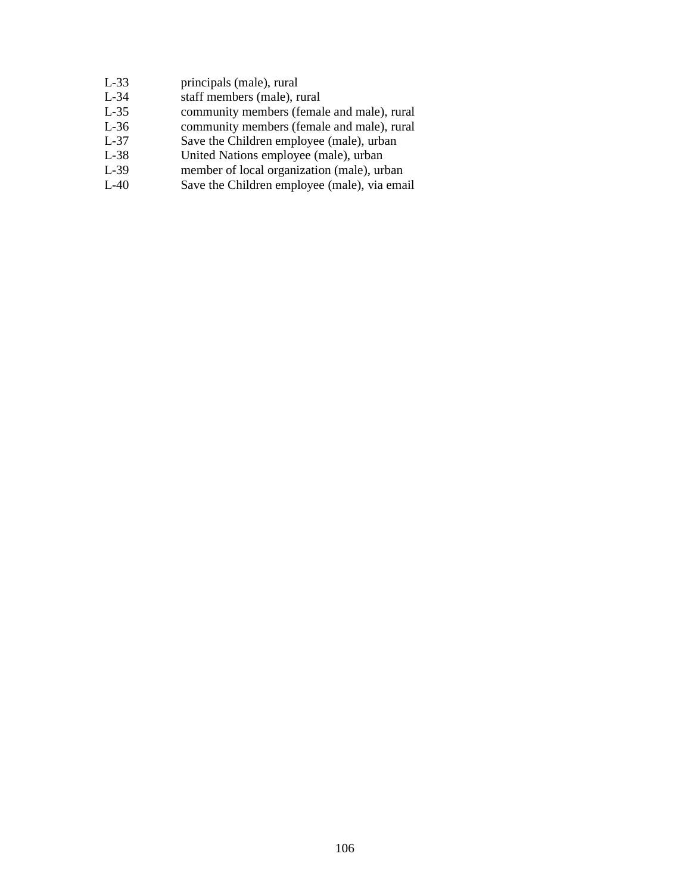L-33 principals (male), rural
L-34 staff members (male), rural
L-35 community members (female and male), rural
L-36 community members (female and male), rural
L-37 Save the Children employee (male), urban
L-38 United Nations employee (male), urban
L-39 member of local organization (male), urban
L-40 Save the Children employee (male), via email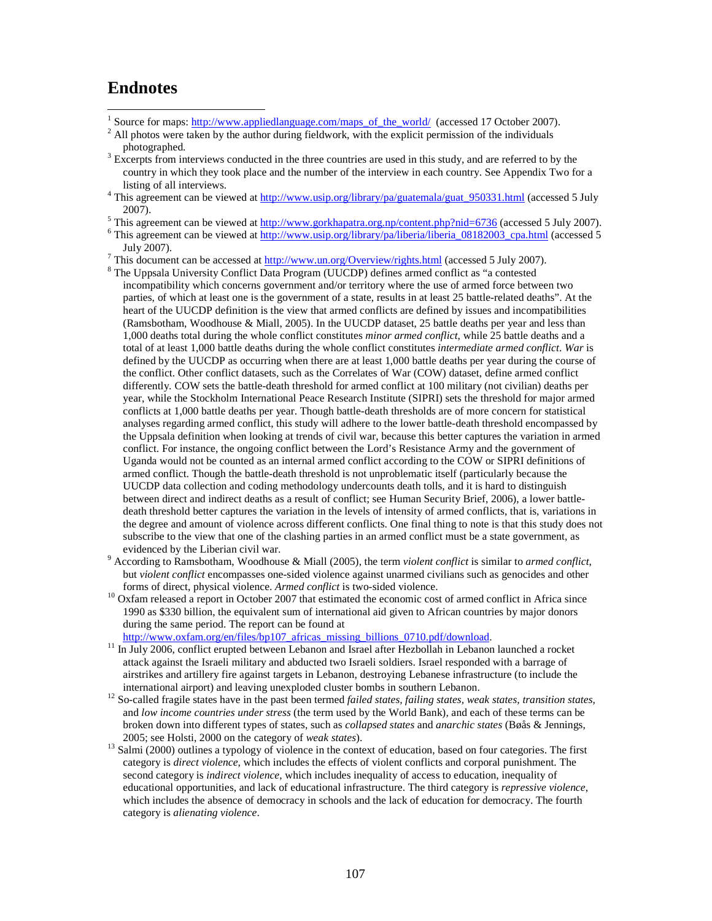# Endnotes

[1] Source for maps: http://www.appliedlanguage.com/maps_of_the_world/ (accessed 17 October 2007).

[2] All photos were taken by the author during fieldwork, with the explicit permission of the individuals photographed.

[3] Excerpts from interviews conducted in the three countries are used in this study, and are referred to by the country in which they took place and the number of the interview in each country. See Appendix Two for a listing of all interviews.

[4] This agreement can be viewed at http://www.usip.org/library/pa/guatemala/guat_950331.html (accessed 5 July 2007).

[5] This agreement can be viewed at http://www.gorkhapatra.org.np/content.php?nid=6736 (accessed 5 July 2007).

[6] This agreement can be viewed at http://www.usip.org/library/pa/liberia/liberia_08182003_cpa.html (accessed 5 July 2007).

[7] This document can be accessed at http://www.un.org/Overview/rights.html (accessed 5 July 2007).

[8] The Uppsala University Conflict Data Program (UUCDP) defines armed conflict as "a contested incompatibility which concerns government and/or territory where the use of armed force between two parties, of which at least one is the government of a state, results in at least 25 battle-related deaths". At the heart of the UUCDP definition is the view that armed conflicts are defined by issues and incompatibilities (Ramsbotham, Woodhouse & Miall, 2005). In the UUCDP dataset, 25 battle deaths per year and less than 1,000 deaths total during the whole conflict constitutes *minor armed conflict*, while 25 battle deaths and a total of at least 1,000 battle deaths during the whole conflict constitutes *intermediate armed conflict*. *War* is defined by the UUCDP as occurring when there are at least 1,000 battle deaths per year during the course of the conflict. Other conflict datasets, such as the Correlates of War (COW) dataset, define armed conflict differently. COW sets the battle-death threshold for armed conflict at 100 military (not civilian) deaths per year, while the Stockholm International Peace Research Institute (SIPRI) sets the threshold for major armed conflicts at 1,000 battle deaths per year. Though battle-death thresholds are of more concern for statistical analyses regarding armed conflict, this study will adhere to the lower battle-death threshold encompassed by the Uppsala definition when looking at trends of civil war, because this better captures the variation in armed conflict. For instance, the ongoing conflict between the Lord's Resistance Army and the government of Uganda would not be counted as an internal armed conflict according to the COW or SIPRI definitions of armed conflict. Though the battle-death threshold is not unproblematic itself (particularly because the UUCDP data collection and coding methodology undercounts death tolls, and it is hard to distinguish between direct and indirect deaths as a result of conflict; see Human Security Brief, 2006), a lower battle-death threshold better captures the variation in the levels of intensity of armed conflicts, that is, variations in the degree and amount of violence across different conflicts. One final thing to note is that this study does not subscribe to the view that one of the clashing parties in an armed conflict must be a state government, as evidenced by the Liberian civil war.

[9] According to Ramsbotham, Woodhouse & Miall (2005), the term *violent conflict* is similar to *armed conflict*, but *violent conflict* encompasses one-sided violence against unarmed civilians such as genocides and other forms of direct, physical violence. *Armed conflict* is two-sided violence.

[10] Oxfam released a report in October 2007 that estimated the economic cost of armed conflict in Africa since 1990 as $330 billion, the equivalent sum of international aid given to African countries by major donors during the same period. The report can be found at http://www.oxfam.org/en/files/bp107_africas_missing_billions_0710.pdf/download.

[11] In July 2006, conflict erupted between Lebanon and Israel after Hezbollah in Lebanon launched a rocket attack against the Israeli military and abducted two Israeli soldiers. Israel responded with a barrage of airstrikes and artillery fire against targets in Lebanon, destroying Lebanese infrastructure (to include the international airport) and leaving unexploded cluster bombs in southern Lebanon.

[12] So-called fragile states have in the past been termed *failed states*, *failing states*, *weak states*, *transition states*, and *low income countries under stress* (the term used by the World Bank), and each of these terms can be broken down into different types of states, such as *collapsed states* and *anarchic states* (Bøås & Jennings, 2005; see Holsti, 2000 on the category of *weak states*).

[13] Salmi (2000) outlines a typology of violence in the context of education, based on four categories. The first category is *direct violence*, which includes the effects of violent conflicts and corporal punishment. The second category is *indirect violence*, which includes inequality of access to education, inequality of educational opportunities, and lack of educational infrastructure. The third category is *repressive violence*, which includes the absence of democracy in schools and the lack of education for democracy. The fourth category is *alienating violence*.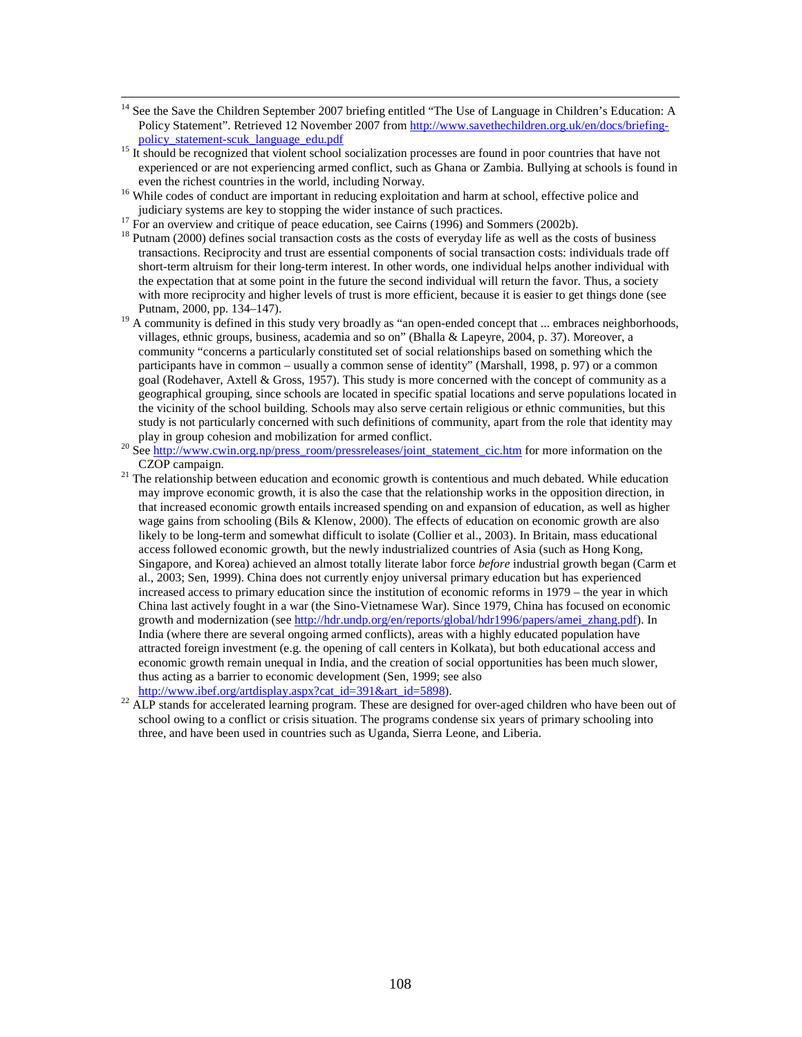[14] See the Save the Children September 2007 briefing entitled "The Use of Language in Children's Education: A Policy Statement". Retrieved 12 November 2007 from http://www.savethechildren.org.uk/en/docs/briefing-policy_statement-scuk_language_edu.pdf

[15] It should be recognized that violent school socialization processes are found in poor countries that have not experienced or are not experiencing armed conflict, such as Ghana or Zambia. Bullying at schools is found in even the richest countries in the world, including Norway.

[16] While codes of conduct are important in reducing exploitation and harm at school, effective police and judiciary systems are key to stopping the wider instance of such practices.

[17] For an overview and critique of peace education, see Cairns (1996) and Sommers (2002b).

[18] Putnam (2000) defines social transaction costs as the costs of everyday life as well as the costs of business transactions. Reciprocity and trust are essential components of social transaction costs: individuals trade off short-term altruism for their long-term interest. In other words, one individual helps another individual with the expectation that at some point in the future the second individual will return the favor. Thus, a society with more reciprocity and higher levels of trust is more efficient, because it is easier to get things done (see Putnam, 2000, pp. 134–147).

[19] A community is defined in this study very broadly as "an open-ended concept that ... embraces neighborhoods, villages, ethnic groups, business, academia and so on" (Bhalla & Lapeyre, 2004, p. 37). Moreover, a community "concerns a particularly constituted set of social relationships based on something which the participants have in common – usually a common sense of identity" (Marshall, 1998, p. 97) or a common goal (Rodehaver, Axtell & Gross, 1957). This study is more concerned with the concept of community as a geographical grouping, since schools are located in specific spatial locations and serve populations located in the vicinity of the school building. Schools may also serve certain religious or ethnic communities, but this study is not particularly concerned with such definitions of community, apart from the role that identity may play in group cohesion and mobilization for armed conflict.

[20] See http://www.cwin.org.np/press_room/pressreleases/joint_statement_cic.htm for more information on the CZOP campaign.

[21] The relationship between education and economic growth is contentious and much debated. While education may improve economic growth, it is also the case that the relationship works in the opposition direction, in that increased economic growth entails increased spending on and expansion of education, as well as higher wage gains from schooling (Bils & Klenow, 2000). The effects of education on economic growth are also likely to be long-term and somewhat difficult to isolate (Collier et al., 2003). In Britain, mass educational access followed economic growth, but the newly industrialized countries of Asia (such as Hong Kong, Singapore, and Korea) achieved an almost totally literate labor force *before* industrial growth began (Carm et al., 2003; Sen, 1999). China does not currently enjoy universal primary education but has experienced increased access to primary education since the institution of economic reforms in 1979 – the year in which China last actively fought in a war (the Sino-Vietnamese War). Since 1979, China has focused on economic growth and modernization (see http://hdr.undp.org/en/reports/global/hdr1996/papers/amei_zhang.pdf). In India (where there are several ongoing armed conflicts), areas with a highly educated population have attracted foreign investment (e.g. the opening of call centers in Kolkata), but both educational access and economic growth remain unequal in India, and the creation of social opportunities has been much slower, thus acting as a barrier to economic development (Sen, 1999; see also http://www.ibef.org/artdisplay.aspx?cat_id=391&art_id=5898).

[22] ALP stands for accelerated learning program. These are designed for over-aged children who have been out of school owing to a conflict or crisis situation. The programs condense six years of primary schooling into three, and have been used in countries such as Uganda, Sierra Leone, and Liberia.